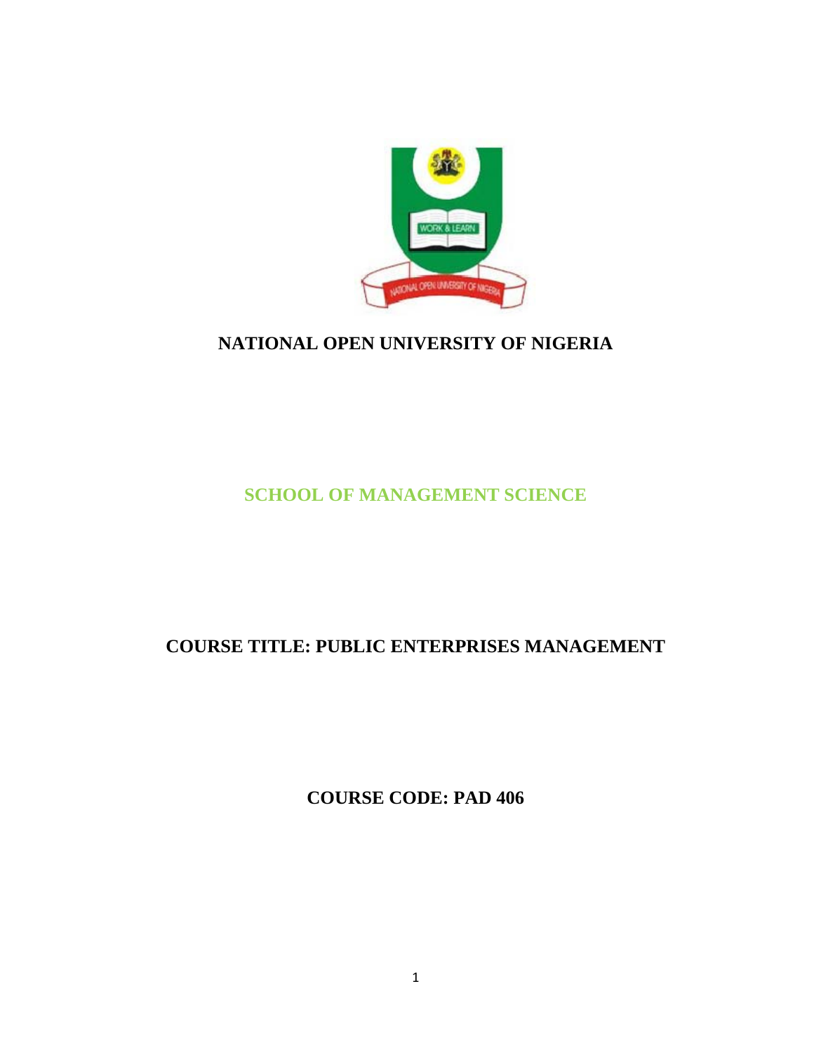# NATIONAL OPEN UNIVERSITY OF NIGERIA

## SCHOOL OF MANAGEMENT SCIENCE

## COURSE TITLE: PUBLIC ENTERPRISES MANAGEMENT

## COURSE CODE: PAD 406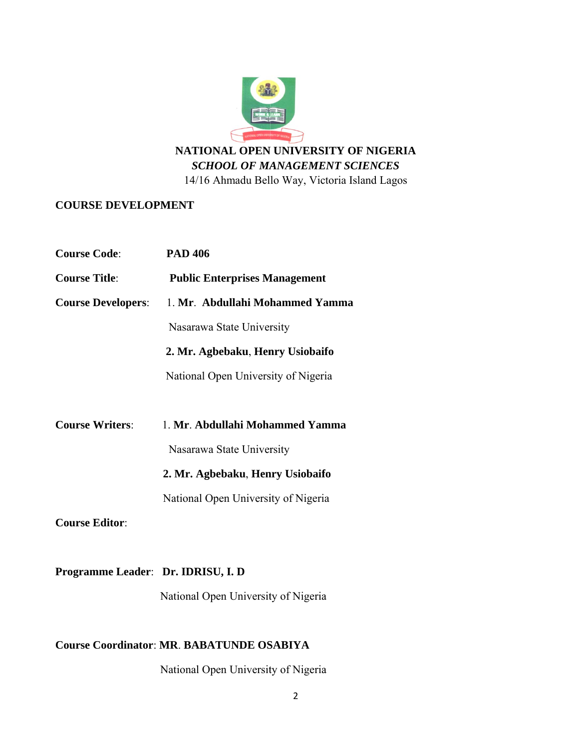**NATIONAL OPEN UNIVERSITY OF NIGERIA**

***SCHOOL OF MANAGEMENT SCIENCES***

14/16 Ahmadu Bello Way, Victoria Island Lagos

**COURSE DEVELOPMENT**

**Course Code**: **PAD 406**

**Course Title**: **Public Enterprises Management**

**Course Developers**: 1. **Mr**. **Abdullahi Mohammed Yamma**

Nasarawa State University

**2. Mr. Agbebaku**, **Henry Usiobaifo**

National Open University of Nigeria

**Course Writers**: 1. **Mr**. **Abdullahi Mohammed Yamma**

Nasarawa State University

**2. Mr. Agbebaku**, **Henry Usiobaifo**

National Open University of Nigeria

**Course Editor**:

**Programme Leader**: **Dr. IDRISU, I. D**

National Open University of Nigeria

**Course Coordinator**: **MR**. **BABATUNDE OSABIYA**

National Open University of Nigeria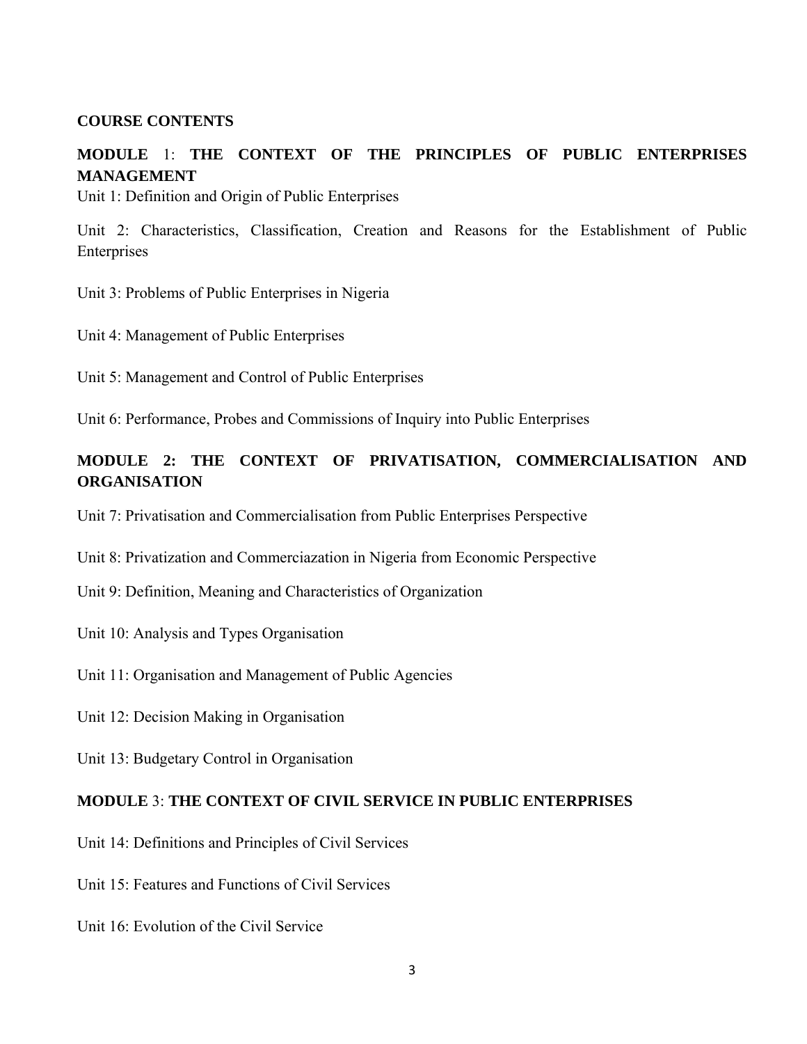## COURSE CONTENTS

### MODULE 1: THE CONTEXT OF THE PRINCIPLES OF PUBLIC ENTERPRISES MANAGEMENT

Unit 1: Definition and Origin of Public Enterprises

Unit 2: Characteristics, Classification, Creation and Reasons for the Establishment of Public Enterprises

Unit 3: Problems of Public Enterprises in Nigeria

Unit 4: Management of Public Enterprises

Unit 5: Management and Control of Public Enterprises

Unit 6: Performance, Probes and Commissions of Inquiry into Public Enterprises

### MODULE 2: THE CONTEXT OF PRIVATISATION, COMMERCIALISATION AND ORGANISATION

Unit 7: Privatisation and Commercialisation from Public Enterprises Perspective

Unit 8: Privatization and Commerciazation in Nigeria from Economic Perspective

Unit 9: Definition, Meaning and Characteristics of Organization

Unit 10: Analysis and Types Organisation

Unit 11: Organisation and Management of Public Agencies

Unit 12: Decision Making in Organisation

Unit 13: Budgetary Control in Organisation

### MODULE 3: THE CONTEXT OF CIVIL SERVICE IN PUBLIC ENTERPRISES

Unit 14: Definitions and Principles of Civil Services

Unit 15: Features and Functions of Civil Services

Unit 16: Evolution of the Civil Service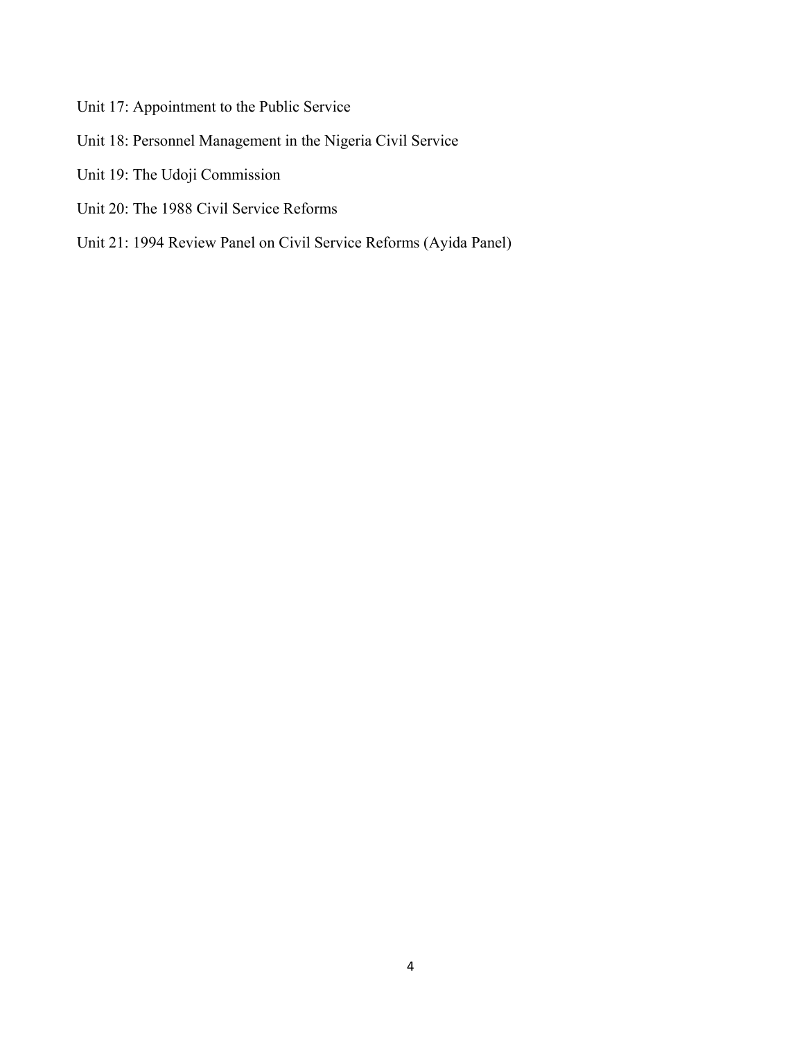Unit 17: Appointment to the Public Service

Unit 18: Personnel Management in the Nigeria Civil Service

Unit 19: The Udoji Commission

Unit 20: The 1988 Civil Service Reforms

Unit 21: 1994 Review Panel on Civil Service Reforms (Ayida Panel)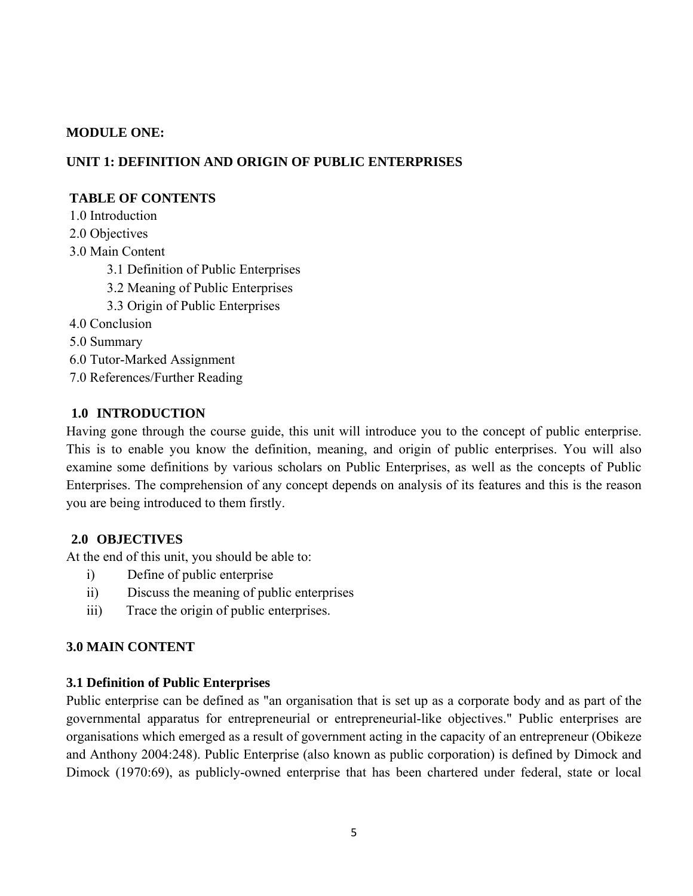**MODULE ONE:**

## UNIT 1: DEFINITION AND ORIGIN OF PUBLIC ENTERPRISES

**TABLE OF CONTENTS**

1.0 Introduction
2.0 Objectives
3.0 Main Content
  3.1 Definition of Public Enterprises
  3.2 Meaning of Public Enterprises
  3.3 Origin of Public Enterprises
4.0 Conclusion
5.0 Summary
6.0 Tutor-Marked Assignment
7.0 References/Further Reading

### 1.0 INTRODUCTION

Having gone through the course guide, this unit will introduce you to the concept of public enterprise. This is to enable you know the definition, meaning, and origin of public enterprises. You will also examine some definitions by various scholars on Public Enterprises, as well as the concepts of Public Enterprises. The comprehension of any concept depends on analysis of its features and this is the reason you are being introduced to them firstly.

### 2.0 OBJECTIVES

At the end of this unit, you should be able to:

i) Define of public enterprise
ii) Discuss the meaning of public enterprises
iii) Trace the origin of public enterprises.

### 3.0 MAIN CONTENT

#### 3.1 Definition of Public Enterprises

Public enterprise can be defined as "an organisation that is set up as a corporate body and as part of the governmental apparatus for entrepreneurial or entrepreneurial-like objectives." Public enterprises are organisations which emerged as a result of government acting in the capacity of an entrepreneur (Obikeze and Anthony 2004:248). Public Enterprise (also known as public corporation) is defined by Dimock and Dimock (1970:69), as publicly-owned enterprise that has been chartered under federal, state or local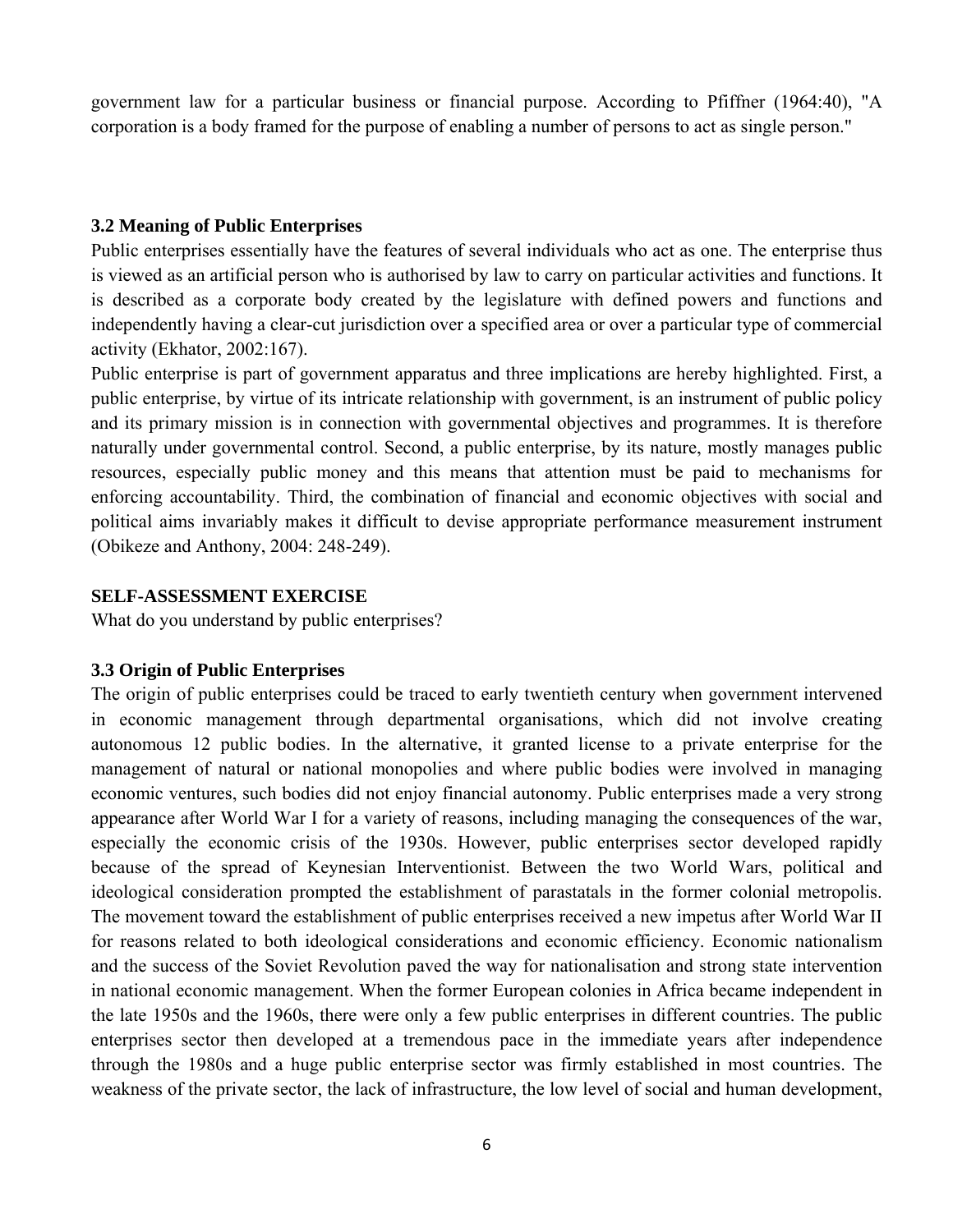government law for a particular business or financial purpose. According to Pfiffner (1964:40), "A corporation is a body framed for the purpose of enabling a number of persons to act as single person."

### 3.2 Meaning of Public Enterprises

Public enterprises essentially have the features of several individuals who act as one. The enterprise thus is viewed as an artificial person who is authorised by law to carry on particular activities and functions. It is described as a corporate body created by the legislature with defined powers and functions and independently having a clear-cut jurisdiction over a specified area or over a particular type of commercial activity (Ekhator, 2002:167).

Public enterprise is part of government apparatus and three implications are hereby highlighted. First, a public enterprise, by virtue of its intricate relationship with government, is an instrument of public policy and its primary mission is in connection with governmental objectives and programmes. It is therefore naturally under governmental control. Second, a public enterprise, by its nature, mostly manages public resources, especially public money and this means that attention must be paid to mechanisms for enforcing accountability. Third, the combination of financial and economic objectives with social and political aims invariably makes it difficult to devise appropriate performance measurement instrument (Obikeze and Anthony, 2004: 248-249).

**SELF-ASSESSMENT EXERCISE**

What do you understand by public enterprises?

### 3.3 Origin of Public Enterprises

The origin of public enterprises could be traced to early twentieth century when government intervened in economic management through departmental organisations, which did not involve creating autonomous 12 public bodies. In the alternative, it granted license to a private enterprise for the management of natural or national monopolies and where public bodies were involved in managing economic ventures, such bodies did not enjoy financial autonomy. Public enterprises made a very strong appearance after World War I for a variety of reasons, including managing the consequences of the war, especially the economic crisis of the 1930s. However, public enterprises sector developed rapidly because of the spread of Keynesian Interventionist. Between the two World Wars, political and ideological consideration prompted the establishment of parastatals in the former colonial metropolis. The movement toward the establishment of public enterprises received a new impetus after World War II for reasons related to both ideological considerations and economic efficiency. Economic nationalism and the success of the Soviet Revolution paved the way for nationalisation and strong state intervention in national economic management. When the former European colonies in Africa became independent in the late 1950s and the 1960s, there were only a few public enterprises in different countries. The public enterprises sector then developed at a tremendous pace in the immediate years after independence through the 1980s and a huge public enterprise sector was firmly established in most countries. The weakness of the private sector, the lack of infrastructure, the low level of social and human development,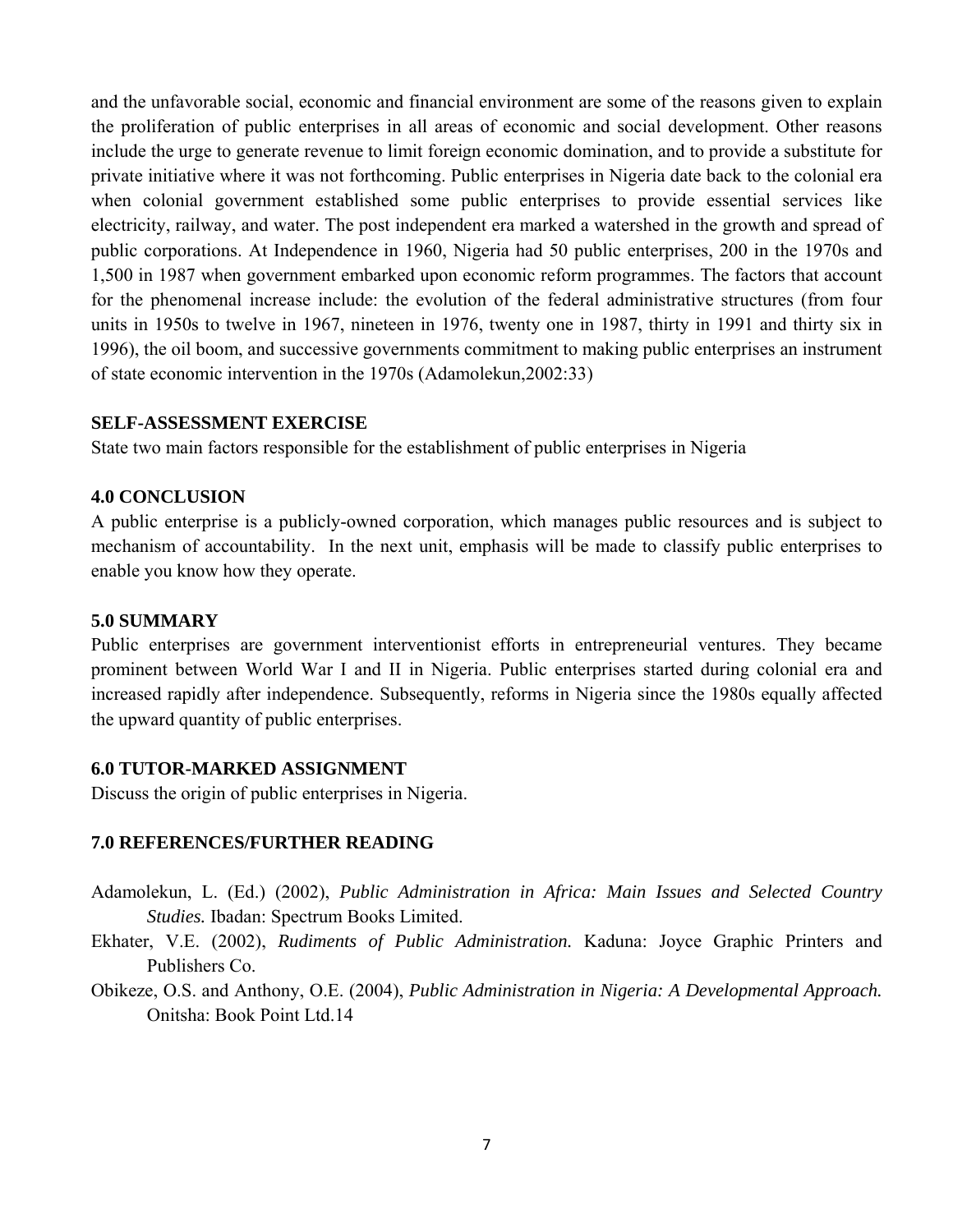and the unfavorable social, economic and financial environment are some of the reasons given to explain the proliferation of public enterprises in all areas of economic and social development. Other reasons include the urge to generate revenue to limit foreign economic domination, and to provide a substitute for private initiative where it was not forthcoming. Public enterprises in Nigeria date back to the colonial era when colonial government established some public enterprises to provide essential services like electricity, railway, and water. The post independent era marked a watershed in the growth and spread of public corporations. At Independence in 1960, Nigeria had 50 public enterprises, 200 in the 1970s and 1,500 in 1987 when government embarked upon economic reform programmes. The factors that account for the phenomenal increase include: the evolution of the federal administrative structures (from four units in 1950s to twelve in 1967, nineteen in 1976, twenty one in 1987, thirty in 1991 and thirty six in 1996), the oil boom, and successive governments commitment to making public enterprises an instrument of state economic intervention in the 1970s (Adamolekun,2002:33)

**SELF-ASSESSMENT EXERCISE**

State two main factors responsible for the establishment of public enterprises in Nigeria

## 4.0 CONCLUSION

A public enterprise is a publicly-owned corporation, which manages public resources and is subject to mechanism of accountability. In the next unit, emphasis will be made to classify public enterprises to enable you know how they operate.

## 5.0 SUMMARY

Public enterprises are government interventionist efforts in entrepreneurial ventures. They became prominent between World War I and II in Nigeria. Public enterprises started during colonial era and increased rapidly after independence. Subsequently, reforms in Nigeria since the 1980s equally affected the upward quantity of public enterprises.

## 6.0 TUTOR-MARKED ASSIGNMENT

Discuss the origin of public enterprises in Nigeria.

## 7.0 REFERENCES/FURTHER READING

Adamolekun, L. (Ed.) (2002), *Public Administration in Africa: Main Issues and Selected Country Studies.* Ibadan: Spectrum Books Limited.

Ekhater, V.E. (2002), *Rudiments of Public Administration.* Kaduna: Joyce Graphic Printers and Publishers Co.

Obikeze, O.S. and Anthony, O.E. (2004), *Public Administration in Nigeria: A Developmental Approach.* Onitsha: Book Point Ltd.14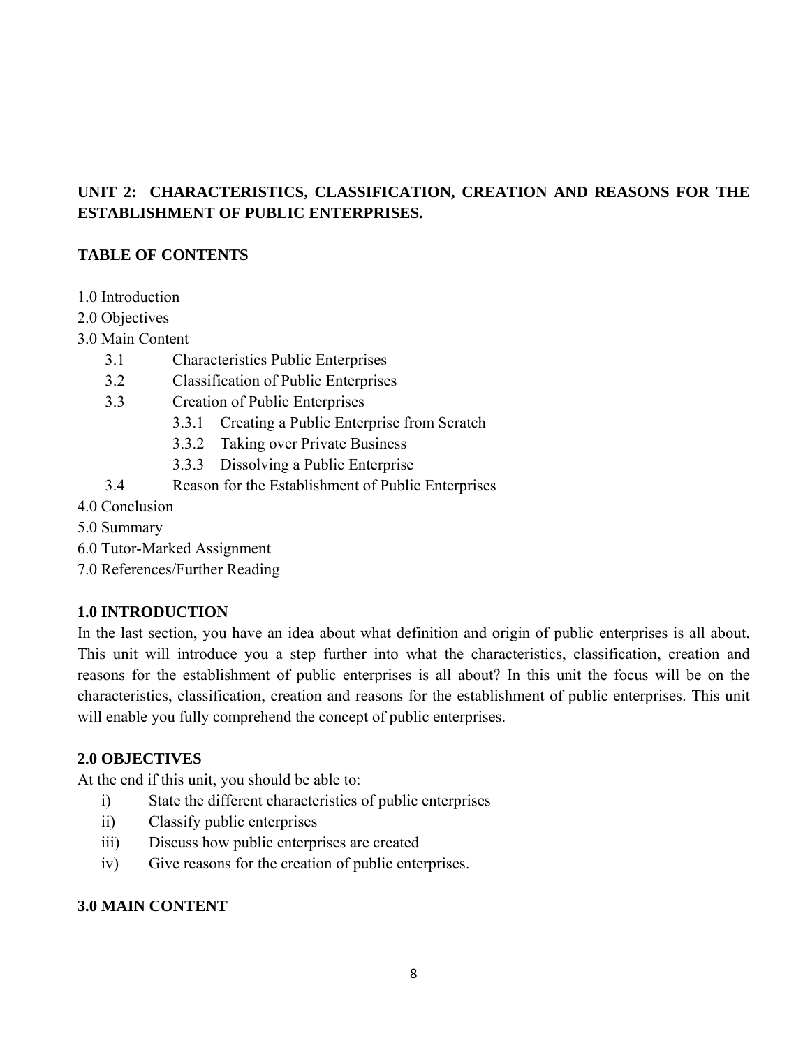## UNIT 2: CHARACTERISTICS, CLASSIFICATION, CREATION AND REASONS FOR THE ESTABLISHMENT OF PUBLIC ENTERPRISES.

### TABLE OF CONTENTS

1.0 Introduction
2.0 Objectives
3.0 Main Content
- 3.1 Characteristics Public Enterprises
- 3.2 Classification of Public Enterprises
- 3.3 Creation of Public Enterprises
  - 3.3.1 Creating a Public Enterprise from Scratch
  - 3.3.2 Taking over Private Business
  - 3.3.3 Dissolving a Public Enterprise
- 3.4 Reason for the Establishment of Public Enterprises

4.0 Conclusion
5.0 Summary
6.0 Tutor-Marked Assignment
7.0 References/Further Reading

### 1.0 INTRODUCTION

In the last section, you have an idea about what definition and origin of public enterprises is all about. This unit will introduce you a step further into what the characteristics, classification, creation and reasons for the establishment of public enterprises is all about? In this unit the focus will be on the characteristics, classification, creation and reasons for the establishment of public enterprises. This unit will enable you fully comprehend the concept of public enterprises.

### 2.0 OBJECTIVES

At the end if this unit, you should be able to:

- i) State the different characteristics of public enterprises
- ii) Classify public enterprises
- iii) Discuss how public enterprises are created
- iv) Give reasons for the creation of public enterprises.

### 3.0 MAIN CONTENT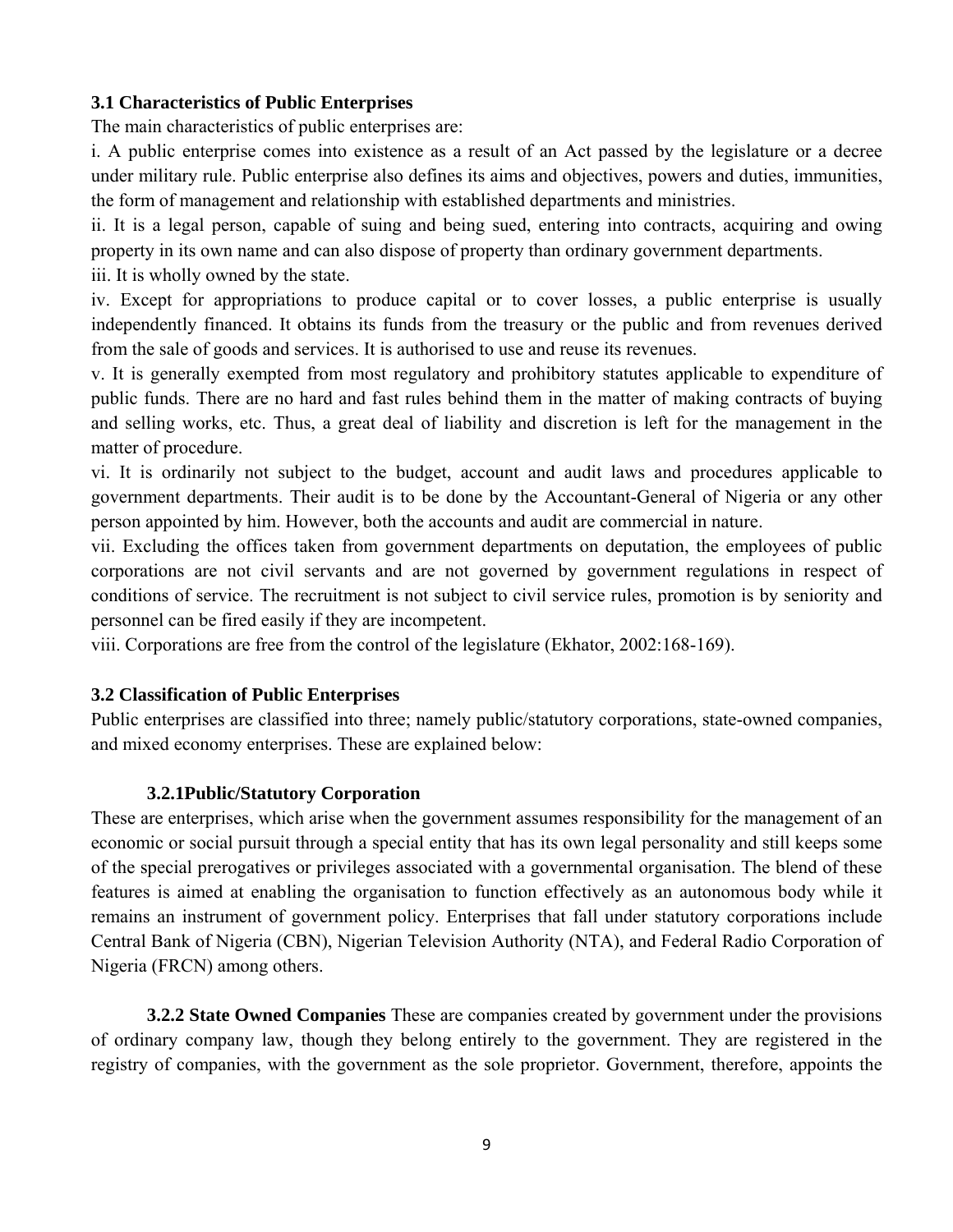### 3.1 Characteristics of Public Enterprises

The main characteristics of public enterprises are:

i. A public enterprise comes into existence as a result of an Act passed by the legislature or a decree under military rule. Public enterprise also defines its aims and objectives, powers and duties, immunities, the form of management and relationship with established departments and ministries.

ii. It is a legal person, capable of suing and being sued, entering into contracts, acquiring and owing property in its own name and can also dispose of property than ordinary government departments.

iii. It is wholly owned by the state.

iv. Except for appropriations to produce capital or to cover losses, a public enterprise is usually independently financed. It obtains its funds from the treasury or the public and from revenues derived from the sale of goods and services. It is authorised to use and reuse its revenues.

v. It is generally exempted from most regulatory and prohibitory statutes applicable to expenditure of public funds. There are no hard and fast rules behind them in the matter of making contracts of buying and selling works, etc. Thus, a great deal of liability and discretion is left for the management in the matter of procedure.

vi. It is ordinarily not subject to the budget, account and audit laws and procedures applicable to government departments. Their audit is to be done by the Accountant-General of Nigeria or any other person appointed by him. However, both the accounts and audit are commercial in nature.

vii. Excluding the offices taken from government departments on deputation, the employees of public corporations are not civil servants and are not governed by government regulations in respect of conditions of service. The recruitment is not subject to civil service rules, promotion is by seniority and personnel can be fired easily if they are incompetent.

viii. Corporations are free from the control of the legislature (Ekhator, 2002:168-169).

### 3.2 Classification of Public Enterprises

Public enterprises are classified into three; namely public/statutory corporations, state-owned companies, and mixed economy enterprises. These are explained below:

#### 3.2.1Public/Statutory Corporation

These are enterprises, which arise when the government assumes responsibility for the management of an economic or social pursuit through a special entity that has its own legal personality and still keeps some of the special prerogatives or privileges associated with a governmental organisation. The blend of these features is aimed at enabling the organisation to function effectively as an autonomous body while it remains an instrument of government policy. Enterprises that fall under statutory corporations include Central Bank of Nigeria (CBN), Nigerian Television Authority (NTA), and Federal Radio Corporation of Nigeria (FRCN) among others.

**3.2.2 State Owned Companies** These are companies created by government under the provisions of ordinary company law, though they belong entirely to the government. They are registered in the registry of companies, with the government as the sole proprietor. Government, therefore, appoints the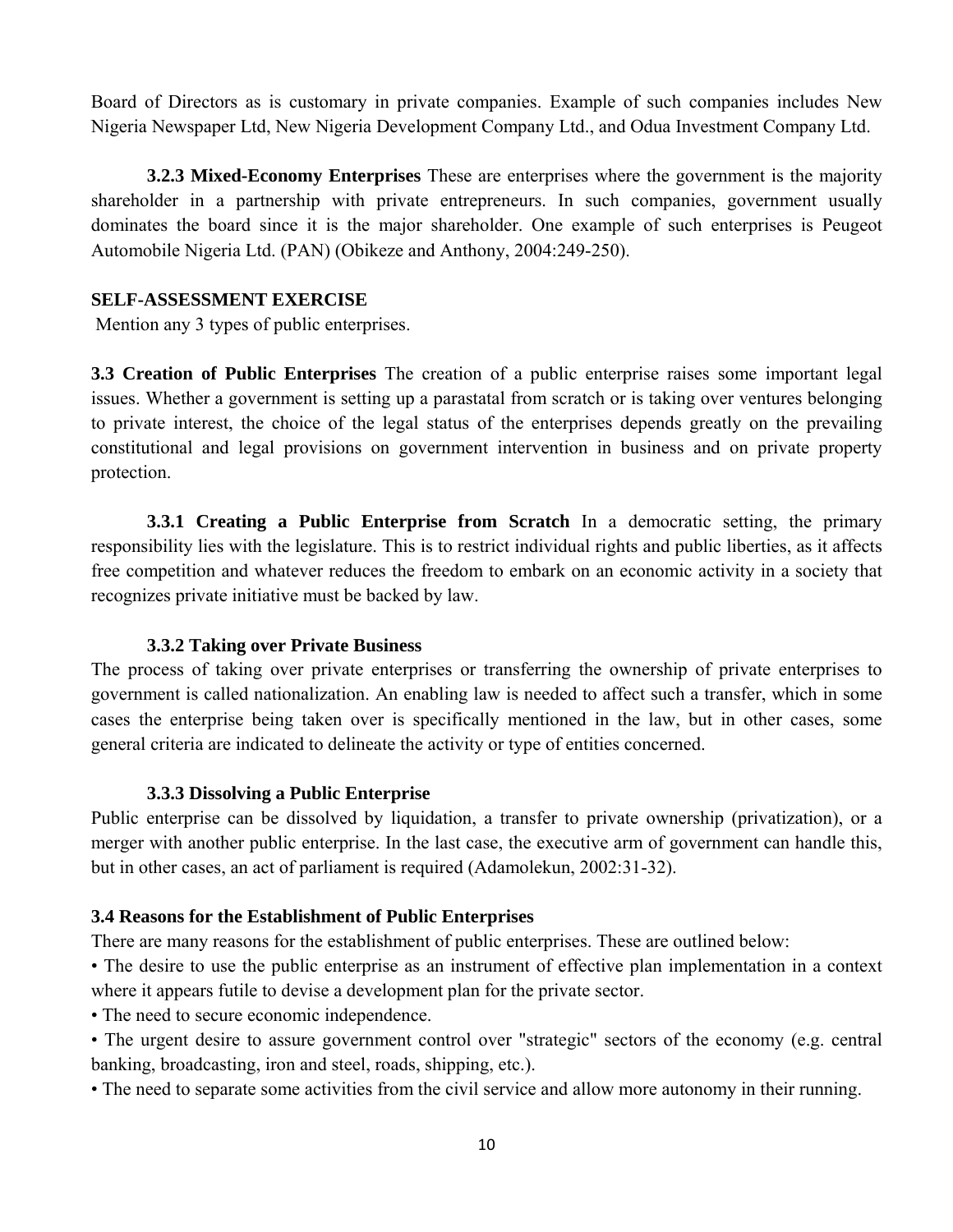Board of Directors as is customary in private companies. Example of such companies includes New Nigeria Newspaper Ltd, New Nigeria Development Company Ltd., and Odua Investment Company Ltd.

**3.2.3 Mixed-Economy Enterprises** These are enterprises where the government is the majority shareholder in a partnership with private entrepreneurs. In such companies, government usually dominates the board since it is the major shareholder. One example of such enterprises is Peugeot Automobile Nigeria Ltd. (PAN) (Obikeze and Anthony, 2004:249-250).

**SELF-ASSESSMENT EXERCISE**

Mention any 3 types of public enterprises.

**3.3 Creation of Public Enterprises** The creation of a public enterprise raises some important legal issues. Whether a government is setting up a parastatal from scratch or is taking over ventures belonging to private interest, the choice of the legal status of the enterprises depends greatly on the prevailing constitutional and legal provisions on government intervention in business and on private property protection.

**3.3.1 Creating a Public Enterprise from Scratch** In a democratic setting, the primary responsibility lies with the legislature. This is to restrict individual rights and public liberties, as it affects free competition and whatever reduces the freedom to embark on an economic activity in a society that recognizes private initiative must be backed by law.

**3.3.2 Taking over Private Business**

The process of taking over private enterprises or transferring the ownership of private enterprises to government is called nationalization. An enabling law is needed to affect such a transfer, which in some cases the enterprise being taken over is specifically mentioned in the law, but in other cases, some general criteria are indicated to delineate the activity or type of entities concerned.

**3.3.3 Dissolving a Public Enterprise**

Public enterprise can be dissolved by liquidation, a transfer to private ownership (privatization), or a merger with another public enterprise. In the last case, the executive arm of government can handle this, but in other cases, an act of parliament is required (Adamolekun, 2002:31-32).

**3.4 Reasons for the Establishment of Public Enterprises**

There are many reasons for the establishment of public enterprises. These are outlined below:

- The desire to use the public enterprise as an instrument of effective plan implementation in a context where it appears futile to devise a development plan for the private sector.
- The need to secure economic independence.
- The urgent desire to assure government control over "strategic" sectors of the economy (e.g. central banking, broadcasting, iron and steel, roads, shipping, etc.).
- The need to separate some activities from the civil service and allow more autonomy in their running.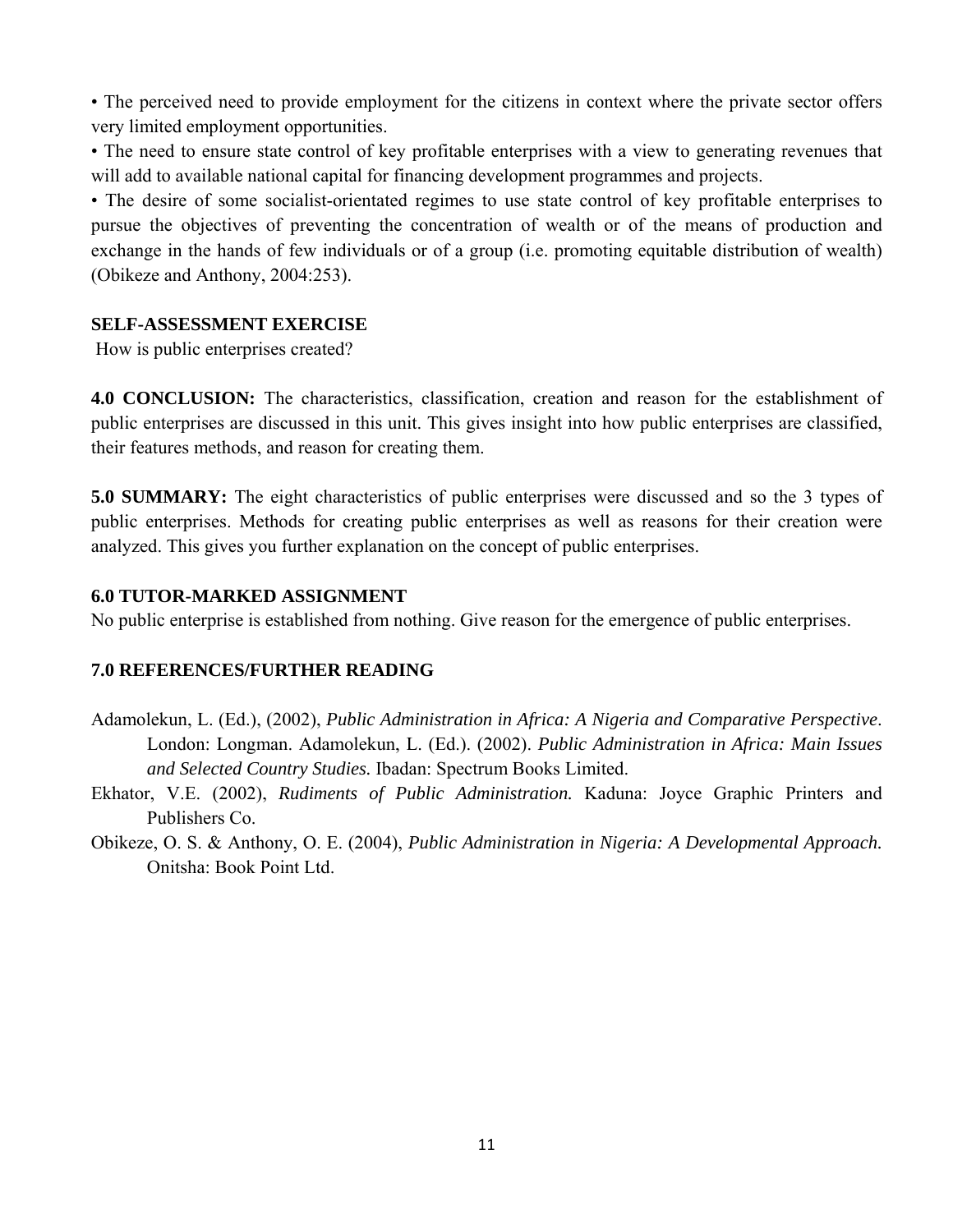- The perceived need to provide employment for the citizens in context where the private sector offers very limited employment opportunities.
- The need to ensure state control of key profitable enterprises with a view to generating revenues that will add to available national capital for financing development programmes and projects.
- The desire of some socialist-orientated regimes to use state control of key profitable enterprises to pursue the objectives of preventing the concentration of wealth or of the means of production and exchange in the hands of few individuals or of a group (i.e. promoting equitable distribution of wealth) (Obikeze and Anthony, 2004:253).

**SELF-ASSESSMENT EXERCISE**

How is public enterprises created?

**4.0 CONCLUSION:** The characteristics, classification, creation and reason for the establishment of public enterprises are discussed in this unit. This gives insight into how public enterprises are classified, their features methods, and reason for creating them.

**5.0 SUMMARY:** The eight characteristics of public enterprises were discussed and so the 3 types of public enterprises. Methods for creating public enterprises as well as reasons for their creation were analyzed. This gives you further explanation on the concept of public enterprises.

**6.0 TUTOR-MARKED ASSIGNMENT**

No public enterprise is established from nothing. Give reason for the emergence of public enterprises.

**7.0 REFERENCES/FURTHER READING**

Adamolekun, L. (Ed.), (2002), *Public Administration in Africa: A Nigeria and Comparative Perspective*. London: Longman. Adamolekun, L. (Ed.). (2002). *Public Administration in Africa: Main Issues and Selected Country Studies.* Ibadan: Spectrum Books Limited.

Ekhator, V.E. (2002), *Rudiments of Public Administration.* Kaduna: Joyce Graphic Printers and Publishers Co.

Obikeze, O. S. & Anthony, O. E. (2004), *Public Administration in Nigeria: A Developmental Approach.* Onitsha: Book Point Ltd.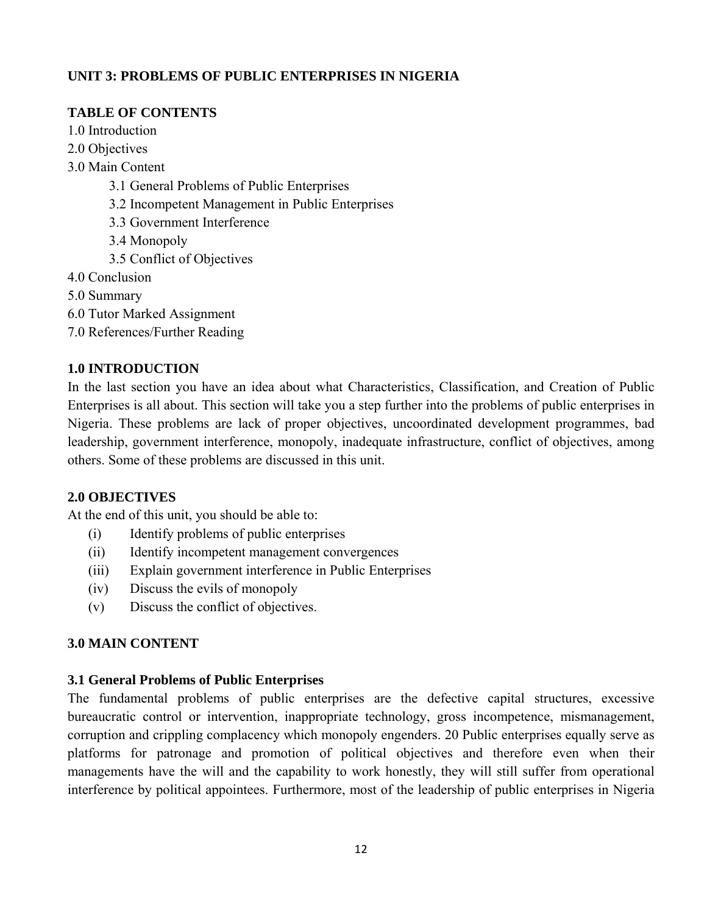## UNIT 3: PROBLEMS OF PUBLIC ENTERPRISES IN NIGERIA

### TABLE OF CONTENTS

1.0 Introduction
2.0 Objectives
3.0 Main Content
  3.1 General Problems of Public Enterprises
  3.2 Incompetent Management in Public Enterprises
  3.3 Government Interference
  3.4 Monopoly
  3.5 Conflict of Objectives
4.0 Conclusion
5.0 Summary
6.0 Tutor Marked Assignment
7.0 References/Further Reading

### 1.0 INTRODUCTION

In the last section you have an idea about what Characteristics, Classification, and Creation of Public Enterprises is all about. This section will take you a step further into the problems of public enterprises in Nigeria. These problems are lack of proper objectives, uncoordinated development programmes, bad leadership, government interference, monopoly, inadequate infrastructure, conflict of objectives, among others. Some of these problems are discussed in this unit.

### 2.0 OBJECTIVES

At the end of this unit, you should be able to:

(i) Identify problems of public enterprises
(ii) Identify incompetent management convergences
(iii) Explain government interference in Public Enterprises
(iv) Discuss the evils of monopoly
(v) Discuss the conflict of objectives.

### 3.0 MAIN CONTENT

#### 3.1 General Problems of Public Enterprises

The fundamental problems of public enterprises are the defective capital structures, excessive bureaucratic control or intervention, inappropriate technology, gross incompetence, mismanagement, corruption and crippling complacency which monopoly engenders. 20 Public enterprises equally serve as platforms for patronage and promotion of political objectives and therefore even when their managements have the will and the capability to work honestly, they will still suffer from operational interference by political appointees. Furthermore, most of the leadership of public enterprises in Nigeria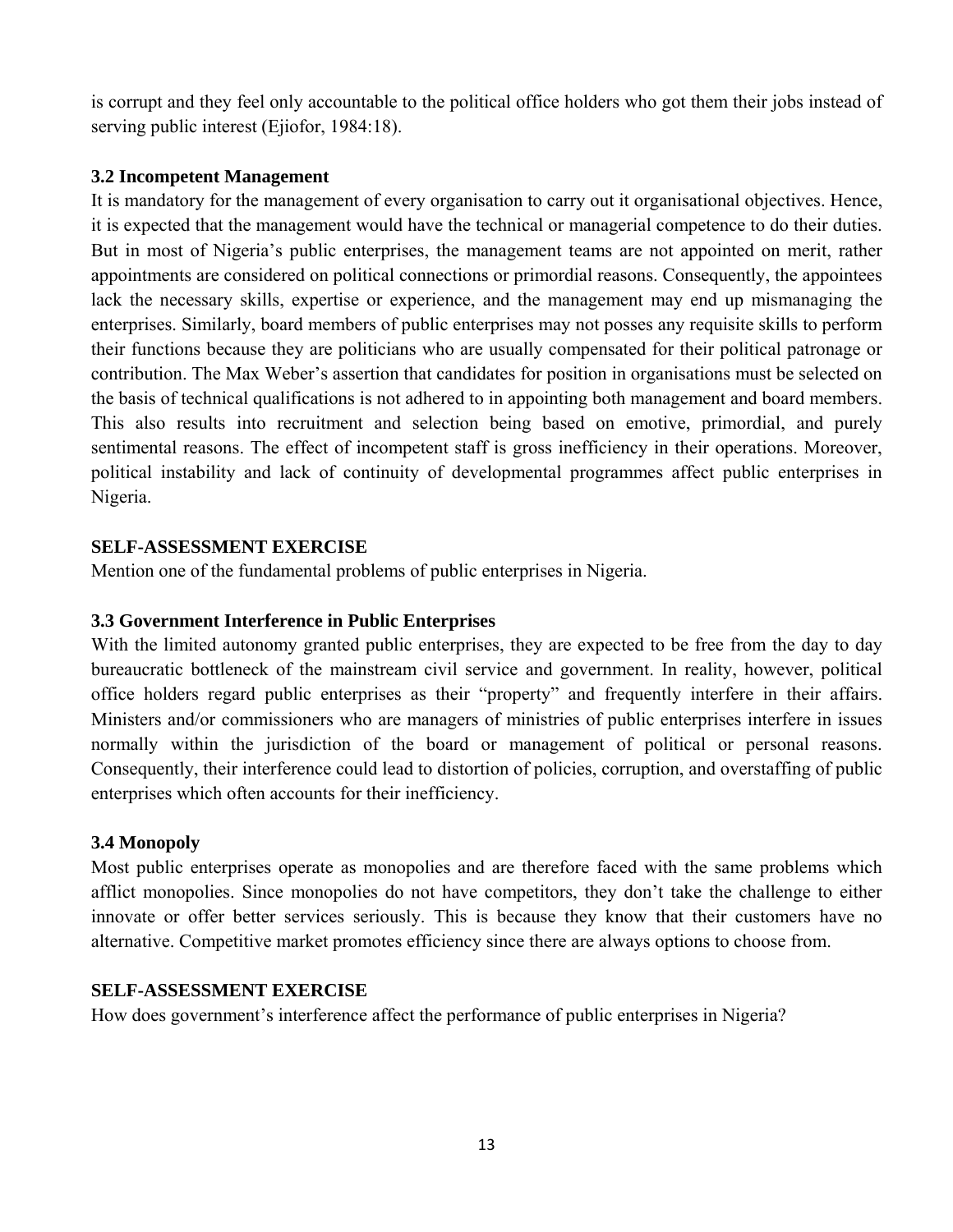is corrupt and they feel only accountable to the political office holders who got them their jobs instead of serving public interest (Ejiofor, 1984:18).

### 3.2 Incompetent Management

It is mandatory for the management of every organisation to carry out it organisational objectives. Hence, it is expected that the management would have the technical or managerial competence to do their duties. But in most of Nigeria's public enterprises, the management teams are not appointed on merit, rather appointments are considered on political connections or primordial reasons. Consequently, the appointees lack the necessary skills, expertise or experience, and the management may end up mismanaging the enterprises. Similarly, board members of public enterprises may not posses any requisite skills to perform their functions because they are politicians who are usually compensated for their political patronage or contribution. The Max Weber's assertion that candidates for position in organisations must be selected on the basis of technical qualifications is not adhered to in appointing both management and board members. This also results into recruitment and selection being based on emotive, primordial, and purely sentimental reasons. The effect of incompetent staff is gross inefficiency in their operations. Moreover, political instability and lack of continuity of developmental programmes affect public enterprises in Nigeria.

**SELF-ASSESSMENT EXERCISE**

Mention one of the fundamental problems of public enterprises in Nigeria.

### 3.3 Government Interference in Public Enterprises

With the limited autonomy granted public enterprises, they are expected to be free from the day to day bureaucratic bottleneck of the mainstream civil service and government. In reality, however, political office holders regard public enterprises as their "property" and frequently interfere in their affairs. Ministers and/or commissioners who are managers of ministries of public enterprises interfere in issues normally within the jurisdiction of the board or management of political or personal reasons. Consequently, their interference could lead to distortion of policies, corruption, and overstaffing of public enterprises which often accounts for their inefficiency.

### 3.4 Monopoly

Most public enterprises operate as monopolies and are therefore faced with the same problems which afflict monopolies. Since monopolies do not have competitors, they don't take the challenge to either innovate or offer better services seriously. This is because they know that their customers have no alternative. Competitive market promotes efficiency since there are always options to choose from.

**SELF-ASSESSMENT EXERCISE**

How does government's interference affect the performance of public enterprises in Nigeria?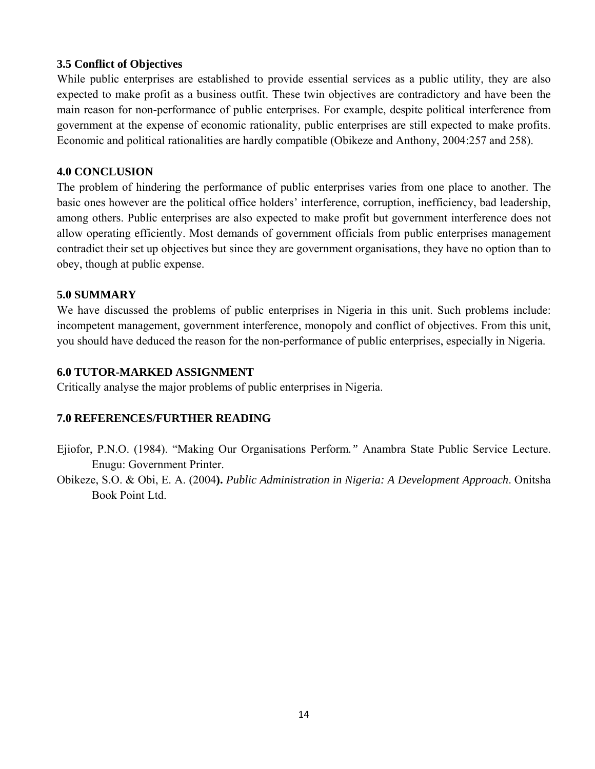### 3.5 Conflict of Objectives

While public enterprises are established to provide essential services as a public utility, they are also expected to make profit as a business outfit. These twin objectives are contradictory and have been the main reason for non-performance of public enterprises. For example, despite political interference from government at the expense of economic rationality, public enterprises are still expected to make profits. Economic and political rationalities are hardly compatible (Obikeze and Anthony, 2004:257 and 258).

## 4.0 CONCLUSION

The problem of hindering the performance of public enterprises varies from one place to another. The basic ones however are the political office holders' interference, corruption, inefficiency, bad leadership, among others. Public enterprises are also expected to make profit but government interference does not allow operating efficiently. Most demands of government officials from public enterprises management contradict their set up objectives but since they are government organisations, they have no option than to obey, though at public expense.

## 5.0 SUMMARY

We have discussed the problems of public enterprises in Nigeria in this unit. Such problems include: incompetent management, government interference, monopoly and conflict of objectives. From this unit, you should have deduced the reason for the non-performance of public enterprises, especially in Nigeria.

## 6.0 TUTOR-MARKED ASSIGNMENT

Critically analyse the major problems of public enterprises in Nigeria.

## 7.0 REFERENCES/FURTHER READING

Ejiofor, P.N.O. (1984). "Making Our Organisations Perform*."* Anambra State Public Service Lecture. Enugu: Government Printer.

Obikeze, S.O. & Obi, E. A. (2004**).** *Public Administration in Nigeria: A Development Approach*. Onitsha Book Point Ltd.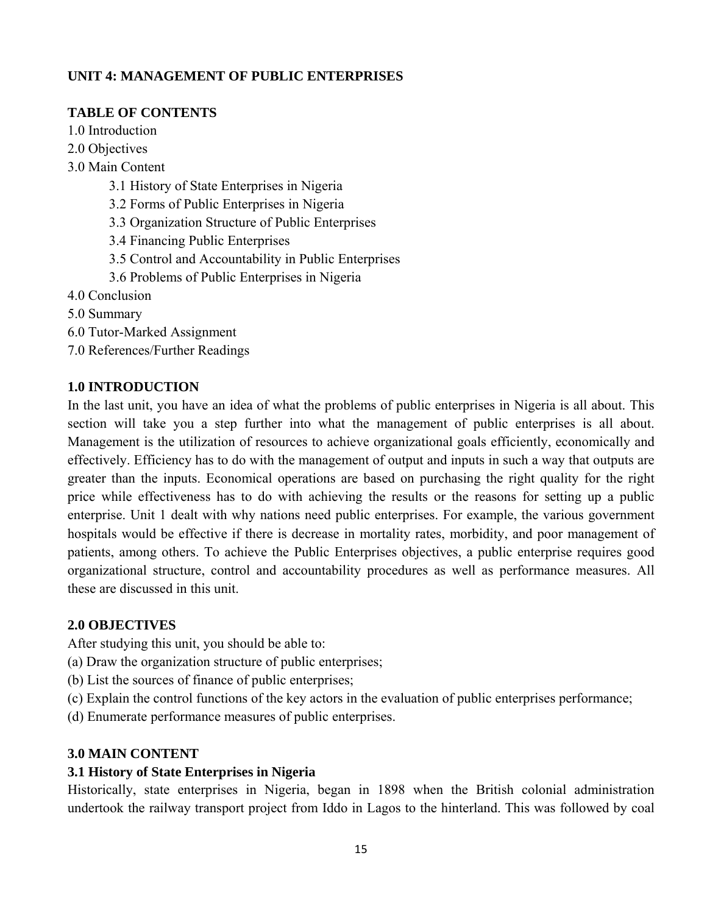## UNIT 4: MANAGEMENT OF PUBLIC ENTERPRISES

### TABLE OF CONTENTS

1.0 Introduction
2.0 Objectives
3.0 Main Content
- 3.1 History of State Enterprises in Nigeria
- 3.2 Forms of Public Enterprises in Nigeria
- 3.3 Organization Structure of Public Enterprises
- 3.4 Financing Public Enterprises
- 3.5 Control and Accountability in Public Enterprises
- 3.6 Problems of Public Enterprises in Nigeria

4.0 Conclusion
5.0 Summary
6.0 Tutor-Marked Assignment
7.0 References/Further Readings

### 1.0 INTRODUCTION

In the last unit, you have an idea of what the problems of public enterprises in Nigeria is all about. This section will take you a step further into what the management of public enterprises is all about. Management is the utilization of resources to achieve organizational goals efficiently, economically and effectively. Efficiency has to do with the management of output and inputs in such a way that outputs are greater than the inputs. Economical operations are based on purchasing the right quality for the right price while effectiveness has to do with achieving the results or the reasons for setting up a public enterprise. Unit 1 dealt with why nations need public enterprises. For example, the various government hospitals would be effective if there is decrease in mortality rates, morbidity, and poor management of patients, among others. To achieve the Public Enterprises objectives, a public enterprise requires good organizational structure, control and accountability procedures as well as performance measures. All these are discussed in this unit.

### 2.0 OBJECTIVES

After studying this unit, you should be able to:

(a) Draw the organization structure of public enterprises;
(b) List the sources of finance of public enterprises;
(c) Explain the control functions of the key actors in the evaluation of public enterprises performance;
(d) Enumerate performance measures of public enterprises.

### 3.0 MAIN CONTENT

#### 3.1 History of State Enterprises in Nigeria

Historically, state enterprises in Nigeria, began in 1898 when the British colonial administration undertook the railway transport project from Iddo in Lagos to the hinterland. This was followed by coal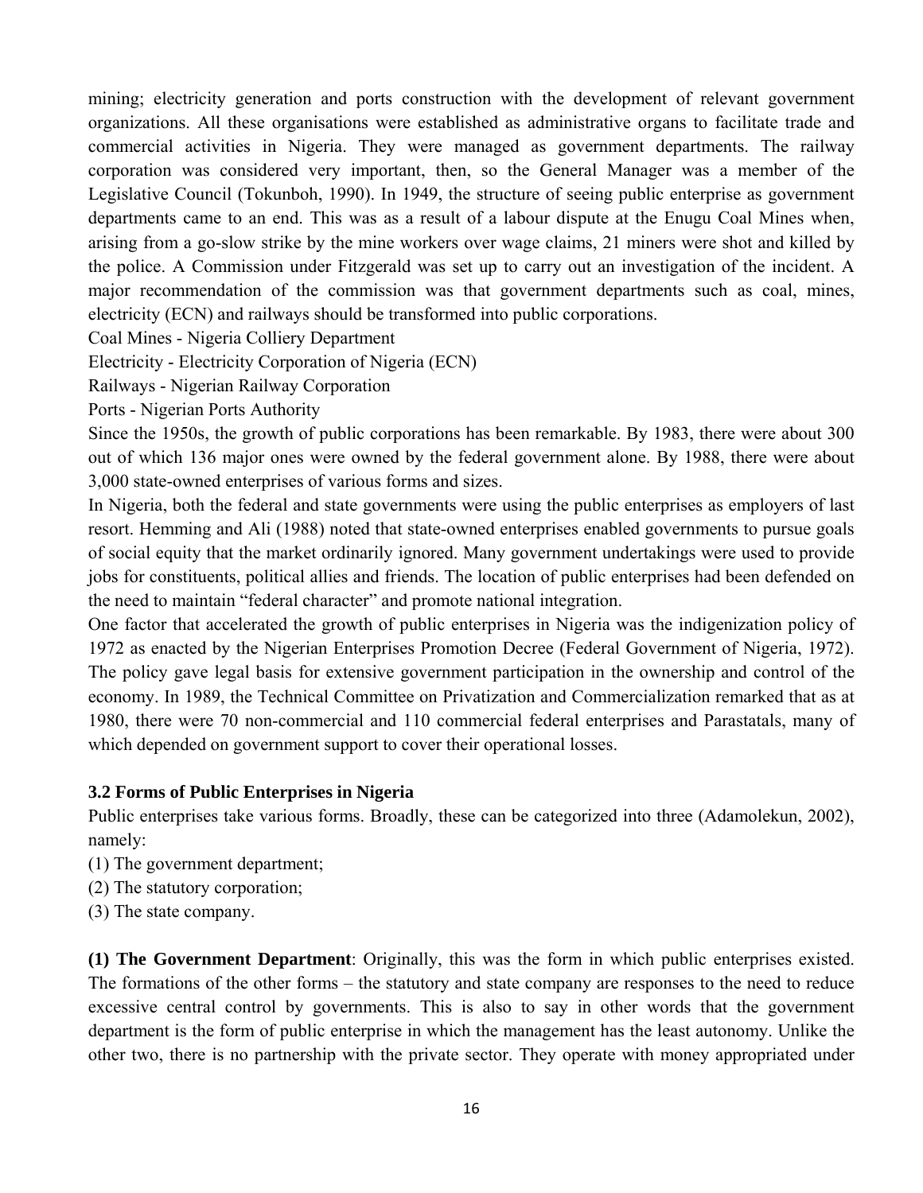mining; electricity generation and ports construction with the development of relevant government organizations. All these organisations were established as administrative organs to facilitate trade and commercial activities in Nigeria. They were managed as government departments. The railway corporation was considered very important, then, so the General Manager was a member of the Legislative Council (Tokunboh, 1990). In 1949, the structure of seeing public enterprise as government departments came to an end. This was as a result of a labour dispute at the Enugu Coal Mines when, arising from a go-slow strike by the mine workers over wage claims, 21 miners were shot and killed by the police. A Commission under Fitzgerald was set up to carry out an investigation of the incident. A major recommendation of the commission was that government departments such as coal, mines, electricity (ECN) and railways should be transformed into public corporations.

Coal Mines - Nigeria Colliery Department

Electricity - Electricity Corporation of Nigeria (ECN)

Railways - Nigerian Railway Corporation

Ports - Nigerian Ports Authority

Since the 1950s, the growth of public corporations has been remarkable. By 1983, there were about 300 out of which 136 major ones were owned by the federal government alone. By 1988, there were about 3,000 state-owned enterprises of various forms and sizes.

In Nigeria, both the federal and state governments were using the public enterprises as employers of last resort. Hemming and Ali (1988) noted that state-owned enterprises enabled governments to pursue goals of social equity that the market ordinarily ignored. Many government undertakings were used to provide jobs for constituents, political allies and friends. The location of public enterprises had been defended on the need to maintain "federal character" and promote national integration.

One factor that accelerated the growth of public enterprises in Nigeria was the indigenization policy of 1972 as enacted by the Nigerian Enterprises Promotion Decree (Federal Government of Nigeria, 1972). The policy gave legal basis for extensive government participation in the ownership and control of the economy. In 1989, the Technical Committee on Privatization and Commercialization remarked that as at 1980, there were 70 non-commercial and 110 commercial federal enterprises and Parastatals, many of which depended on government support to cover their operational losses.

### 3.2 Forms of Public Enterprises in Nigeria

Public enterprises take various forms. Broadly, these can be categorized into three (Adamolekun, 2002), namely:

(1) The government department;

(2) The statutory corporation;

(3) The state company.

**(1) The Government Department**: Originally, this was the form in which public enterprises existed. The formations of the other forms – the statutory and state company are responses to the need to reduce excessive central control by governments. This is also to say in other words that the government department is the form of public enterprise in which the management has the least autonomy. Unlike the other two, there is no partnership with the private sector. They operate with money appropriated under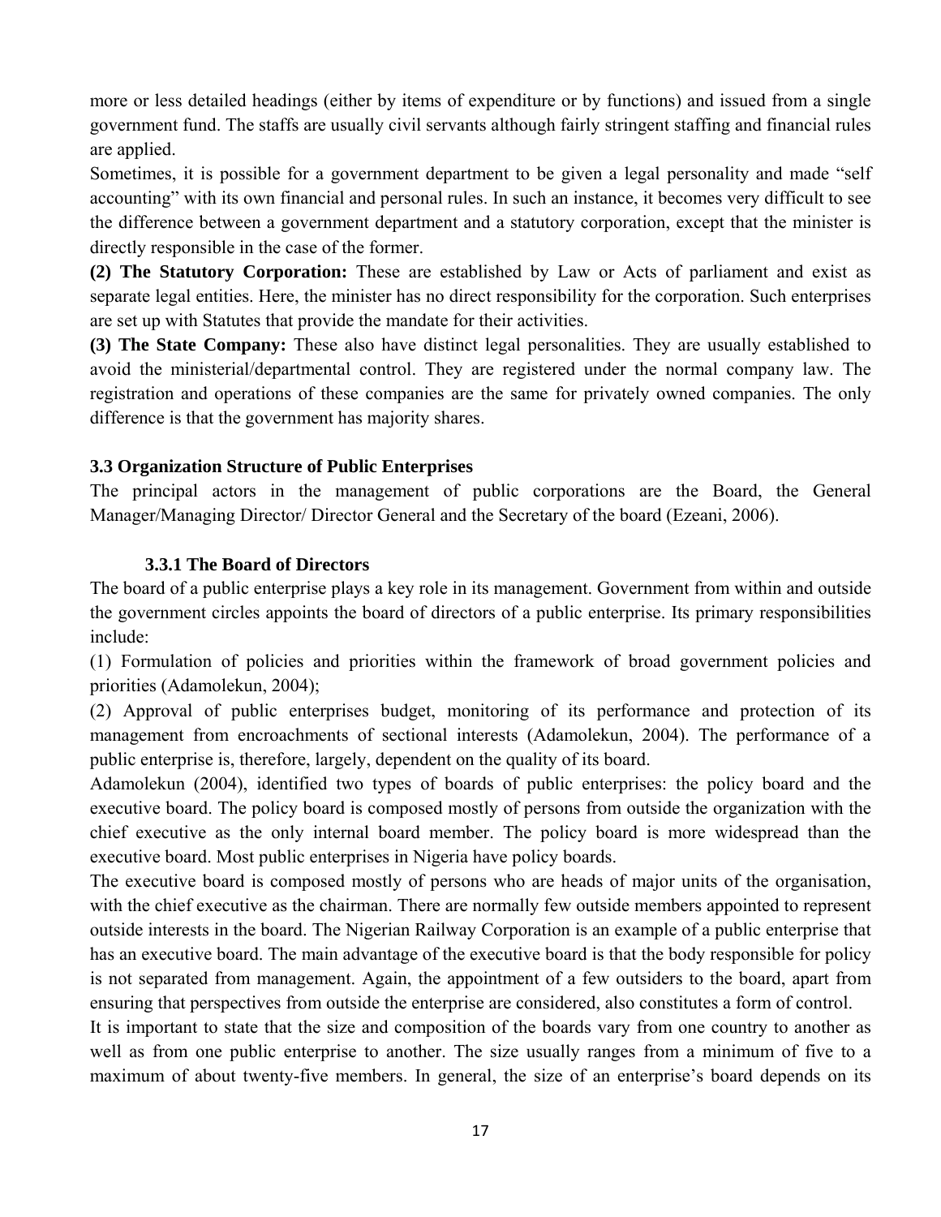more or less detailed headings (either by items of expenditure or by functions) and issued from a single government fund. The staffs are usually civil servants although fairly stringent staffing and financial rules are applied.

Sometimes, it is possible for a government department to be given a legal personality and made "self accounting" with its own financial and personal rules. In such an instance, it becomes very difficult to see the difference between a government department and a statutory corporation, except that the minister is directly responsible in the case of the former.

**(2) The Statutory Corporation:** These are established by Law or Acts of parliament and exist as separate legal entities. Here, the minister has no direct responsibility for the corporation. Such enterprises are set up with Statutes that provide the mandate for their activities.

**(3) The State Company:** These also have distinct legal personalities. They are usually established to avoid the ministerial/departmental control. They are registered under the normal company law. The registration and operations of these companies are the same for privately owned companies. The only difference is that the government has majority shares.

### 3.3 Organization Structure of Public Enterprises

The principal actors in the management of public corporations are the Board, the General Manager/Managing Director/ Director General and the Secretary of the board (Ezeani, 2006).

#### 3.3.1 The Board of Directors

The board of a public enterprise plays a key role in its management. Government from within and outside the government circles appoints the board of directors of a public enterprise. Its primary responsibilities include:

(1) Formulation of policies and priorities within the framework of broad government policies and priorities (Adamolekun, 2004);

(2) Approval of public enterprises budget, monitoring of its performance and protection of its management from encroachments of sectional interests (Adamolekun, 2004). The performance of a public enterprise is, therefore, largely, dependent on the quality of its board.

Adamolekun (2004), identified two types of boards of public enterprises: the policy board and the executive board. The policy board is composed mostly of persons from outside the organization with the chief executive as the only internal board member. The policy board is more widespread than the executive board. Most public enterprises in Nigeria have policy boards.

The executive board is composed mostly of persons who are heads of major units of the organisation, with the chief executive as the chairman. There are normally few outside members appointed to represent outside interests in the board. The Nigerian Railway Corporation is an example of a public enterprise that has an executive board. The main advantage of the executive board is that the body responsible for policy is not separated from management. Again, the appointment of a few outsiders to the board, apart from ensuring that perspectives from outside the enterprise are considered, also constitutes a form of control.

It is important to state that the size and composition of the boards vary from one country to another as well as from one public enterprise to another. The size usually ranges from a minimum of five to a maximum of about twenty-five members. In general, the size of an enterprise's board depends on its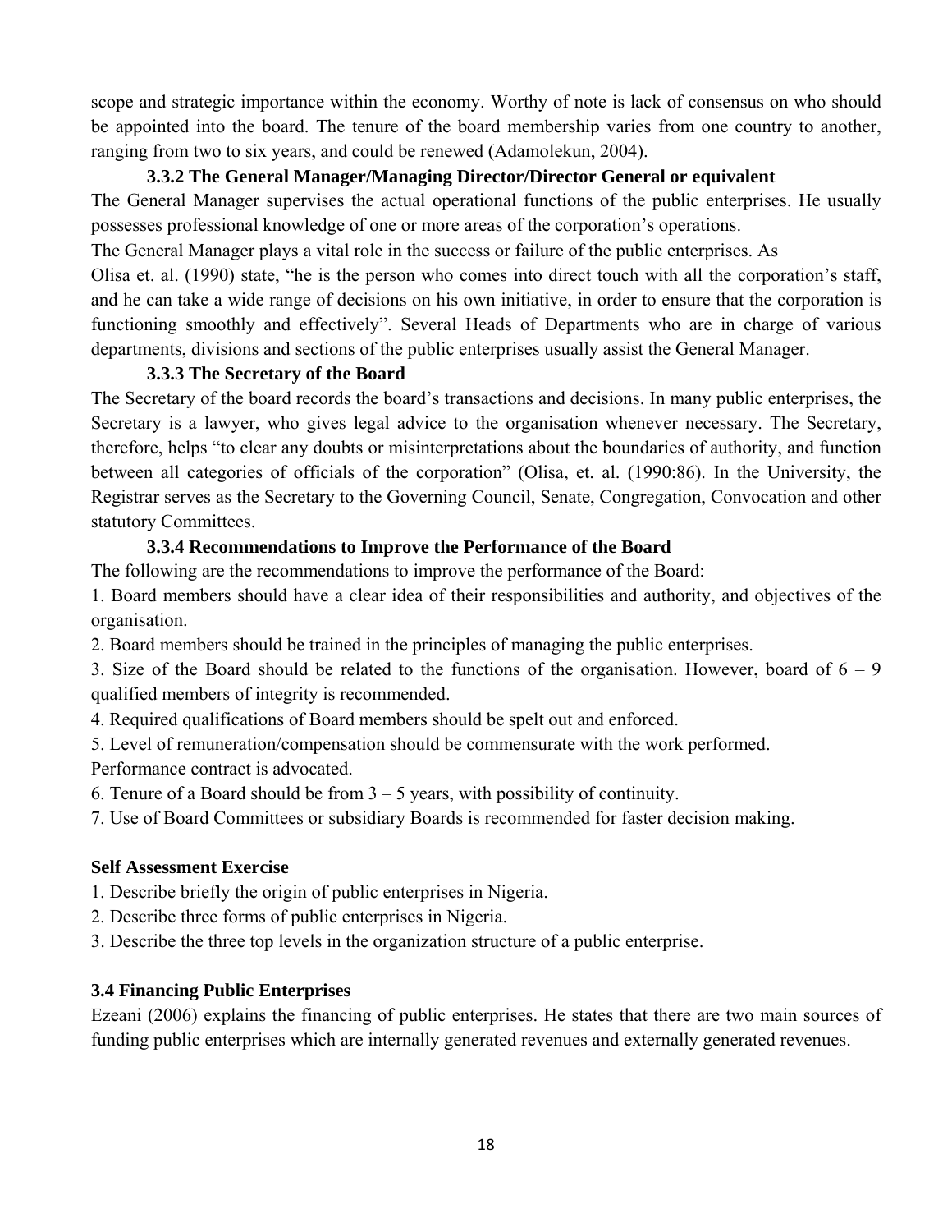scope and strategic importance within the economy. Worthy of note is lack of consensus on who should be appointed into the board. The tenure of the board membership varies from one country to another, ranging from two to six years, and could be renewed (Adamolekun, 2004).

### 3.3.2 The General Manager/Managing Director/Director General or equivalent

The General Manager supervises the actual operational functions of the public enterprises. He usually possesses professional knowledge of one or more areas of the corporation's operations.

The General Manager plays a vital role in the success or failure of the public enterprises. As

Olisa et. al. (1990) state, "he is the person who comes into direct touch with all the corporation's staff, and he can take a wide range of decisions on his own initiative, in order to ensure that the corporation is functioning smoothly and effectively". Several Heads of Departments who are in charge of various departments, divisions and sections of the public enterprises usually assist the General Manager.

### 3.3.3 The Secretary of the Board

The Secretary of the board records the board's transactions and decisions. In many public enterprises, the Secretary is a lawyer, who gives legal advice to the organisation whenever necessary. The Secretary, therefore, helps "to clear any doubts or misinterpretations about the boundaries of authority, and function between all categories of officials of the corporation" (Olisa, et. al. (1990:86). In the University, the Registrar serves as the Secretary to the Governing Council, Senate, Congregation, Convocation and other statutory Committees.

### 3.3.4 Recommendations to Improve the Performance of the Board

The following are the recommendations to improve the performance of the Board:

1. Board members should have a clear idea of their responsibilities and authority, and objectives of the organisation.
2. Board members should be trained in the principles of managing the public enterprises.
3. Size of the Board should be related to the functions of the organisation. However, board of 6 – 9 qualified members of integrity is recommended.
4. Required qualifications of Board members should be spelt out and enforced.
5. Level of remuneration/compensation should be commensurate with the work performed. Performance contract is advocated.
6. Tenure of a Board should be from 3 – 5 years, with possibility of continuity.
7. Use of Board Committees or subsidiary Boards is recommended for faster decision making.

**Self Assessment Exercise**

1. Describe briefly the origin of public enterprises in Nigeria.
2. Describe three forms of public enterprises in Nigeria.
3. Describe the three top levels in the organization structure of a public enterprise.

## 3.4 Financing Public Enterprises

Ezeani (2006) explains the financing of public enterprises. He states that there are two main sources of funding public enterprises which are internally generated revenues and externally generated revenues.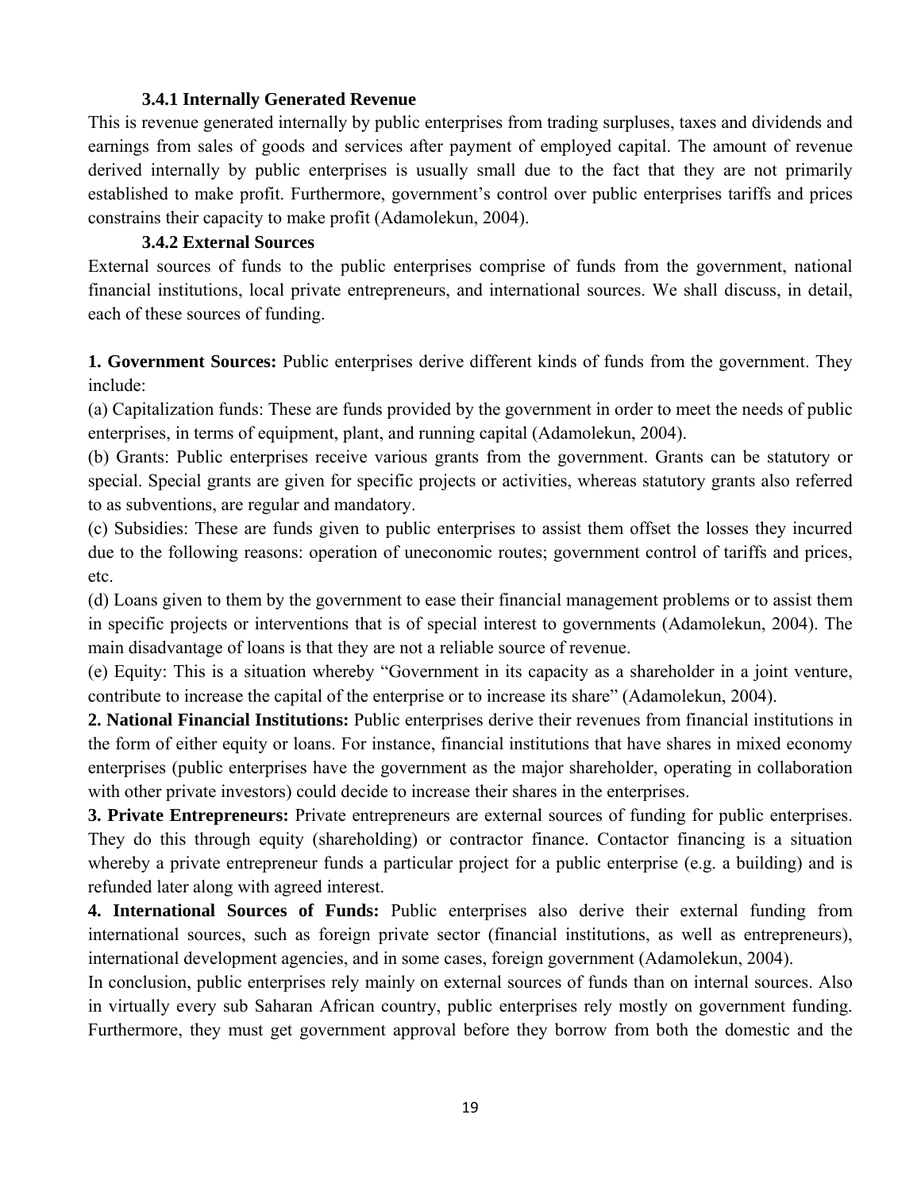### 3.4.1 Internally Generated Revenue

This is revenue generated internally by public enterprises from trading surpluses, taxes and dividends and earnings from sales of goods and services after payment of employed capital. The amount of revenue derived internally by public enterprises is usually small due to the fact that they are not primarily established to make profit. Furthermore, government's control over public enterprises tariffs and prices constrains their capacity to make profit (Adamolekun, 2004).

### 3.4.2 External Sources

External sources of funds to the public enterprises comprise of funds from the government, national financial institutions, local private entrepreneurs, and international sources. We shall discuss, in detail, each of these sources of funding.

**1. Government Sources:** Public enterprises derive different kinds of funds from the government. They include:

(a) Capitalization funds: These are funds provided by the government in order to meet the needs of public enterprises, in terms of equipment, plant, and running capital (Adamolekun, 2004).

(b) Grants: Public enterprises receive various grants from the government. Grants can be statutory or special. Special grants are given for specific projects or activities, whereas statutory grants also referred to as subventions, are regular and mandatory.

(c) Subsidies: These are funds given to public enterprises to assist them offset the losses they incurred due to the following reasons: operation of uneconomic routes; government control of tariffs and prices, etc.

(d) Loans given to them by the government to ease their financial management problems or to assist them in specific projects or interventions that is of special interest to governments (Adamolekun, 2004). The main disadvantage of loans is that they are not a reliable source of revenue.

(e) Equity: This is a situation whereby "Government in its capacity as a shareholder in a joint venture, contribute to increase the capital of the enterprise or to increase its share" (Adamolekun, 2004).

**2. National Financial Institutions:** Public enterprises derive their revenues from financial institutions in the form of either equity or loans. For instance, financial institutions that have shares in mixed economy enterprises (public enterprises have the government as the major shareholder, operating in collaboration with other private investors) could decide to increase their shares in the enterprises.

**3. Private Entrepreneurs:** Private entrepreneurs are external sources of funding for public enterprises. They do this through equity (shareholding) or contractor finance. Contactor financing is a situation whereby a private entrepreneur funds a particular project for a public enterprise (e.g. a building) and is refunded later along with agreed interest.

**4. International Sources of Funds:** Public enterprises also derive their external funding from international sources, such as foreign private sector (financial institutions, as well as entrepreneurs), international development agencies, and in some cases, foreign government (Adamolekun, 2004).

In conclusion, public enterprises rely mainly on external sources of funds than on internal sources. Also in virtually every sub Saharan African country, public enterprises rely mostly on government funding. Furthermore, they must get government approval before they borrow from both the domestic and the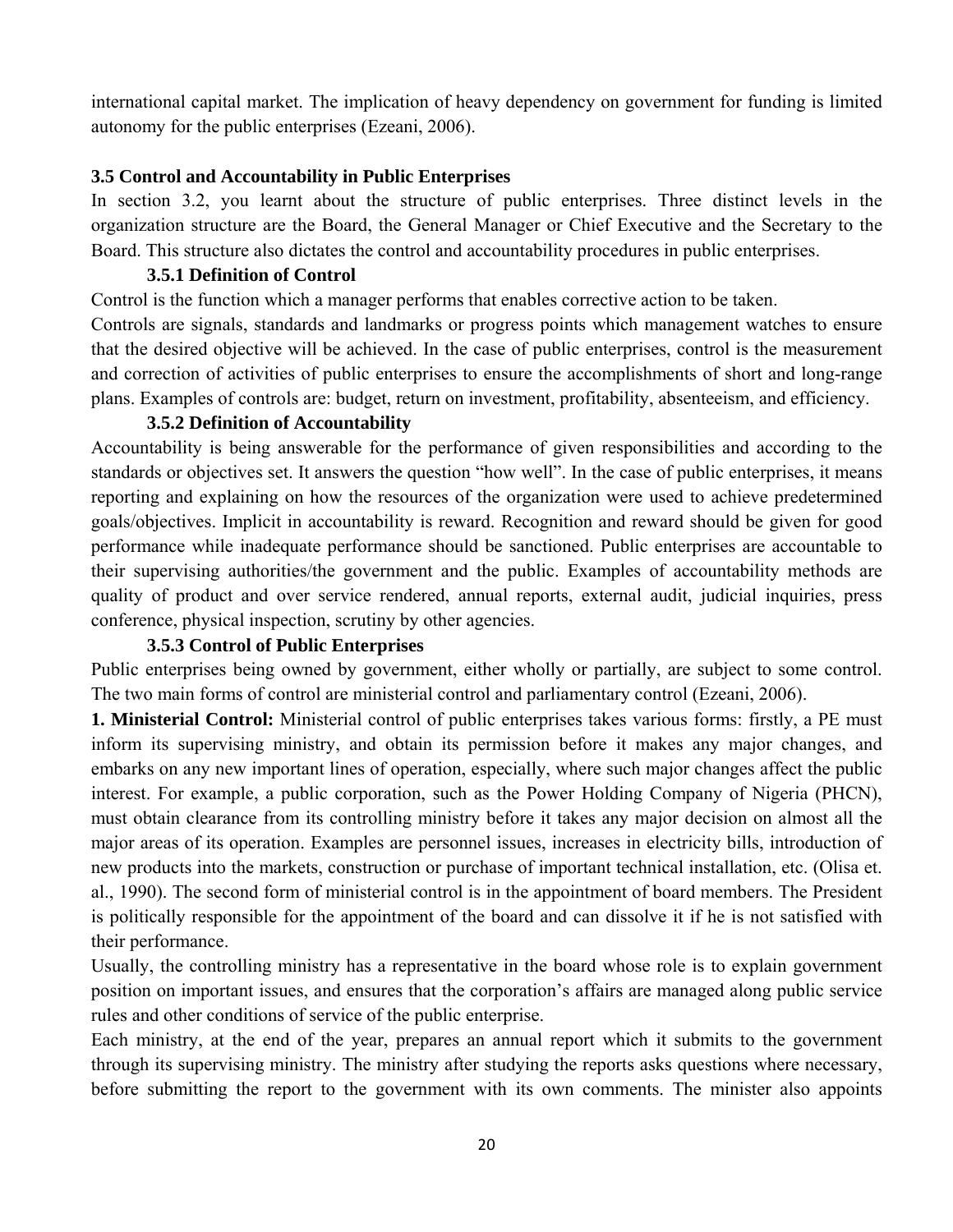international capital market. The implication of heavy dependency on government for funding is limited autonomy for the public enterprises (Ezeani, 2006).

## 3.5 Control and Accountability in Public Enterprises

In section 3.2, you learnt about the structure of public enterprises. Three distinct levels in the organization structure are the Board, the General Manager or Chief Executive and the Secretary to the Board. This structure also dictates the control and accountability procedures in public enterprises.

### 3.5.1 Definition of Control

Control is the function which a manager performs that enables corrective action to be taken.

Controls are signals, standards and landmarks or progress points which management watches to ensure that the desired objective will be achieved. In the case of public enterprises, control is the measurement and correction of activities of public enterprises to ensure the accomplishments of short and long-range plans. Examples of controls are: budget, return on investment, profitability, absenteeism, and efficiency.

### 3.5.2 Definition of Accountability

Accountability is being answerable for the performance of given responsibilities and according to the standards or objectives set. It answers the question "how well". In the case of public enterprises, it means reporting and explaining on how the resources of the organization were used to achieve predetermined goals/objectives. Implicit in accountability is reward. Recognition and reward should be given for good performance while inadequate performance should be sanctioned. Public enterprises are accountable to their supervising authorities/the government and the public. Examples of accountability methods are quality of product and over service rendered, annual reports, external audit, judicial inquiries, press conference, physical inspection, scrutiny by other agencies.

### 3.5.3 Control of Public Enterprises

Public enterprises being owned by government, either wholly or partially, are subject to some control. The two main forms of control are ministerial control and parliamentary control (Ezeani, 2006).

**1. Ministerial Control:** Ministerial control of public enterprises takes various forms: firstly, a PE must inform its supervising ministry, and obtain its permission before it makes any major changes, and embarks on any new important lines of operation, especially, where such major changes affect the public interest. For example, a public corporation, such as the Power Holding Company of Nigeria (PHCN), must obtain clearance from its controlling ministry before it takes any major decision on almost all the major areas of its operation. Examples are personnel issues, increases in electricity bills, introduction of new products into the markets, construction or purchase of important technical installation, etc. (Olisa et. al., 1990). The second form of ministerial control is in the appointment of board members. The President is politically responsible for the appointment of the board and can dissolve it if he is not satisfied with their performance.

Usually, the controlling ministry has a representative in the board whose role is to explain government position on important issues, and ensures that the corporation's affairs are managed along public service rules and other conditions of service of the public enterprise.

Each ministry, at the end of the year, prepares an annual report which it submits to the government through its supervising ministry. The ministry after studying the reports asks questions where necessary, before submitting the report to the government with its own comments. The minister also appoints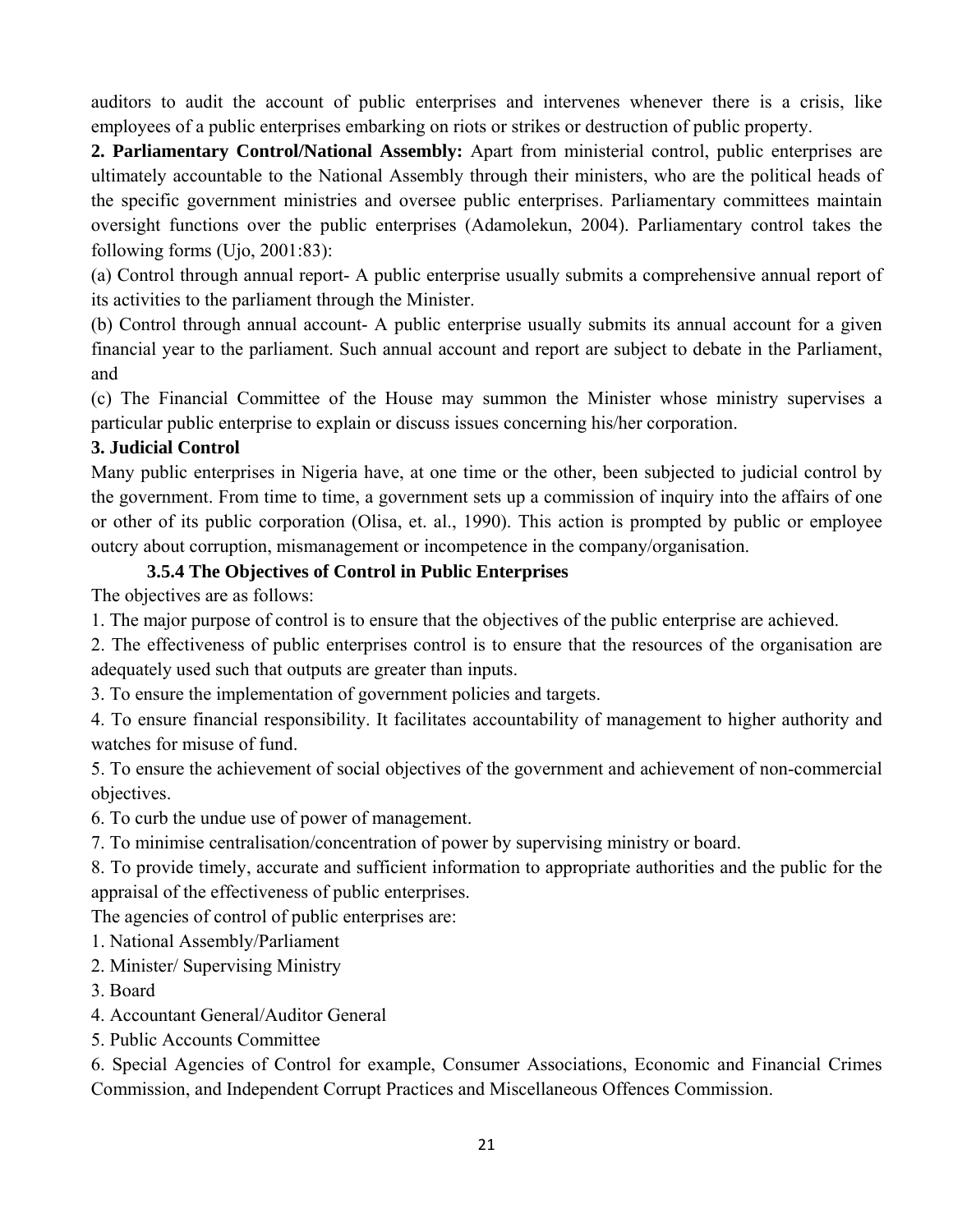auditors to audit the account of public enterprises and intervenes whenever there is a crisis, like employees of a public enterprises embarking on riots or strikes or destruction of public property.

**2. Parliamentary Control/National Assembly:** Apart from ministerial control, public enterprises are ultimately accountable to the National Assembly through their ministers, who are the political heads of the specific government ministries and oversee public enterprises. Parliamentary committees maintain oversight functions over the public enterprises (Adamolekun, 2004). Parliamentary control takes the following forms (Ujo, 2001:83):

(a) Control through annual report- A public enterprise usually submits a comprehensive annual report of its activities to the parliament through the Minister.

(b) Control through annual account- A public enterprise usually submits its annual account for a given financial year to the parliament. Such annual account and report are subject to debate in the Parliament, and

(c) The Financial Committee of the House may summon the Minister whose ministry supervises a particular public enterprise to explain or discuss issues concerning his/her corporation.

**3. Judicial Control**

Many public enterprises in Nigeria have, at one time or the other, been subjected to judicial control by the government. From time to time, a government sets up a commission of inquiry into the affairs of one or other of its public corporation (Olisa, et. al., 1990). This action is prompted by public or employee outcry about corruption, mismanagement or incompetence in the company/organisation.

### 3.5.4 The Objectives of Control in Public Enterprises

The objectives are as follows:

1. The major purpose of control is to ensure that the objectives of the public enterprise are achieved.
2. The effectiveness of public enterprises control is to ensure that the resources of the organisation are adequately used such that outputs are greater than inputs.
3. To ensure the implementation of government policies and targets.
4. To ensure financial responsibility. It facilitates accountability of management to higher authority and watches for misuse of fund.
5. To ensure the achievement of social objectives of the government and achievement of non-commercial objectives.
6. To curb the undue use of power of management.
7. To minimise centralisation/concentration of power by supervising ministry or board.
8. To provide timely, accurate and sufficient information to appropriate authorities and the public for the appraisal of the effectiveness of public enterprises.

The agencies of control of public enterprises are:

1. National Assembly/Parliament
2. Minister/ Supervising Ministry
3. Board
4. Accountant General/Auditor General
5. Public Accounts Committee
6. Special Agencies of Control for example, Consumer Associations, Economic and Financial Crimes Commission, and Independent Corrupt Practices and Miscellaneous Offences Commission.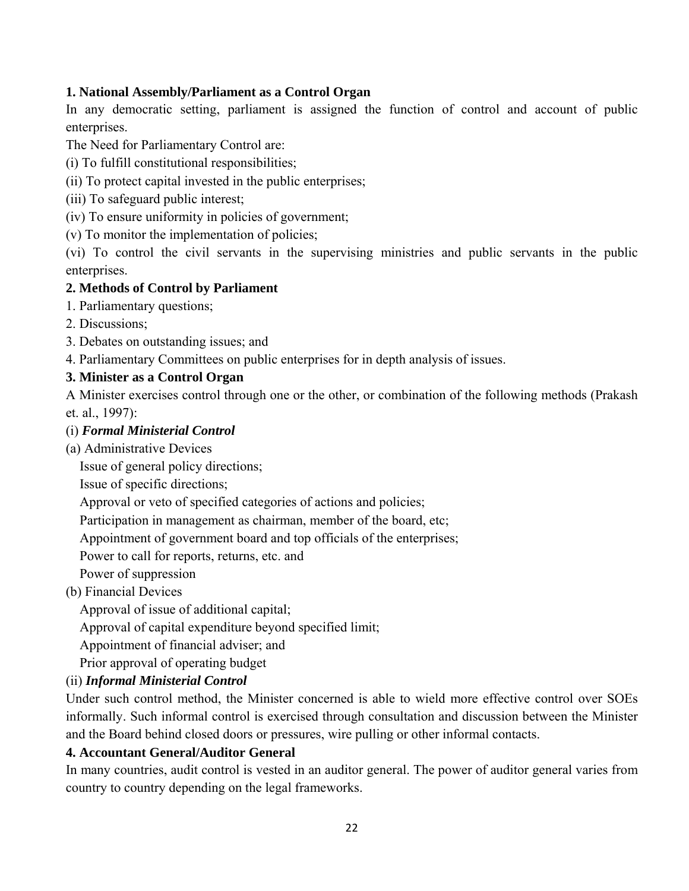**1. National Assembly/Parliament as a Control Organ**

In any democratic setting, parliament is assigned the function of control and account of public enterprises.

The Need for Parliamentary Control are:

(i) To fulfill constitutional responsibilities;

(ii) To protect capital invested in the public enterprises;

(iii) To safeguard public interest;

(iv) To ensure uniformity in policies of government;

(v) To monitor the implementation of policies;

(vi) To control the civil servants in the supervising ministries and public servants in the public enterprises.

**2. Methods of Control by Parliament**

1. Parliamentary questions;
2. Discussions;
3. Debates on outstanding issues; and
4. Parliamentary Committees on public enterprises for in depth analysis of issues.

**3. Minister as a Control Organ**

A Minister exercises control through one or the other, or combination of the following methods (Prakash et. al., 1997):

(i) ***Formal Ministerial Control***

(a) Administrative Devices

- Issue of general policy directions;
- Issue of specific directions;
- Approval or veto of specified categories of actions and policies;
- Participation in management as chairman, member of the board, etc;
- Appointment of government board and top officials of the enterprises;
- Power to call for reports, returns, etc. and
- Power of suppression

(b) Financial Devices

- Approval of issue of additional capital;
- Approval of capital expenditure beyond specified limit;
- Appointment of financial adviser; and
- Prior approval of operating budget

(ii) ***Informal Ministerial Control***

Under such control method, the Minister concerned is able to wield more effective control over SOEs informally. Such informal control is exercised through consultation and discussion between the Minister and the Board behind closed doors or pressures, wire pulling or other informal contacts.

**4. Accountant General/Auditor General**

In many countries, audit control is vested in an auditor general. The power of auditor general varies from country to country depending on the legal frameworks.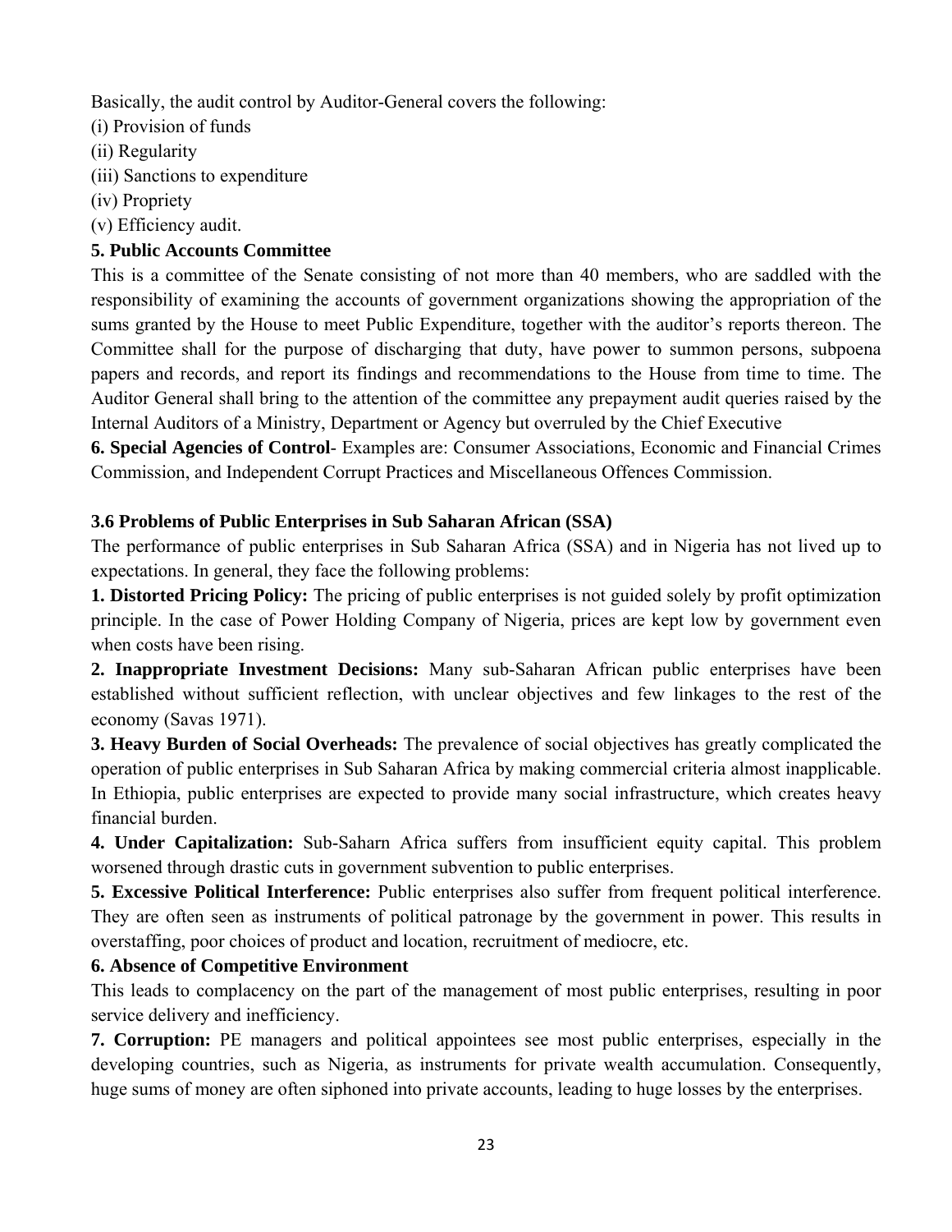Basically, the audit control by Auditor-General covers the following:

(i) Provision of funds

(ii) Regularity

(iii) Sanctions to expenditure

(iv) Propriety

(v) Efficiency audit.

**5. Public Accounts Committee**

This is a committee of the Senate consisting of not more than 40 members, who are saddled with the responsibility of examining the accounts of government organizations showing the appropriation of the sums granted by the House to meet Public Expenditure, together with the auditor's reports thereon. The Committee shall for the purpose of discharging that duty, have power to summon persons, subpoena papers and records, and report its findings and recommendations to the House from time to time. The Auditor General shall bring to the attention of the committee any prepayment audit queries raised by the Internal Auditors of a Ministry, Department or Agency but overruled by the Chief Executive

**6. Special Agencies of Control**- Examples are: Consumer Associations, Economic and Financial Crimes Commission, and Independent Corrupt Practices and Miscellaneous Offences Commission.

### 3.6 Problems of Public Enterprises in Sub Saharan African (SSA)

The performance of public enterprises in Sub Saharan Africa (SSA) and in Nigeria has not lived up to expectations. In general, they face the following problems:

**1. Distorted Pricing Policy:** The pricing of public enterprises is not guided solely by profit optimization principle. In the case of Power Holding Company of Nigeria, prices are kept low by government even when costs have been rising.

**2. Inappropriate Investment Decisions:** Many sub-Saharan African public enterprises have been established without sufficient reflection, with unclear objectives and few linkages to the rest of the economy (Savas 1971).

**3. Heavy Burden of Social Overheads:** The prevalence of social objectives has greatly complicated the operation of public enterprises in Sub Saharan Africa by making commercial criteria almost inapplicable. In Ethiopia, public enterprises are expected to provide many social infrastructure, which creates heavy financial burden.

**4. Under Capitalization:** Sub-Saharn Africa suffers from insufficient equity capital. This problem worsened through drastic cuts in government subvention to public enterprises.

**5. Excessive Political Interference:** Public enterprises also suffer from frequent political interference. They are often seen as instruments of political patronage by the government in power. This results in overstaffing, poor choices of product and location, recruitment of mediocre, etc.

**6. Absence of Competitive Environment**

This leads to complacency on the part of the management of most public enterprises, resulting in poor service delivery and inefficiency.

**7. Corruption:** PE managers and political appointees see most public enterprises, especially in the developing countries, such as Nigeria, as instruments for private wealth accumulation. Consequently, huge sums of money are often siphoned into private accounts, leading to huge losses by the enterprises.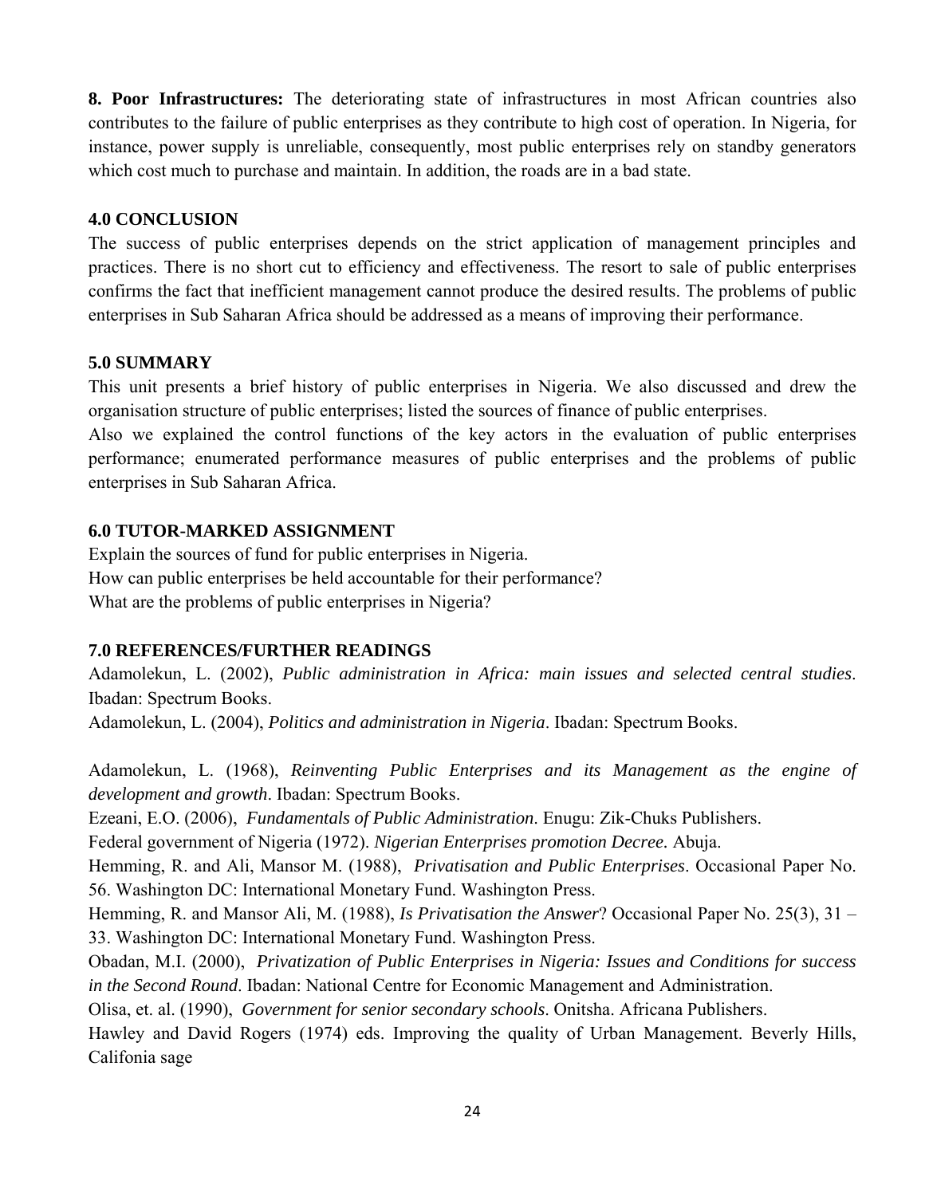**8. Poor Infrastructures:** The deteriorating state of infrastructures in most African countries also contributes to the failure of public enterprises as they contribute to high cost of operation. In Nigeria, for instance, power supply is unreliable, consequently, most public enterprises rely on standby generators which cost much to purchase and maintain. In addition, the roads are in a bad state.

## 4.0 CONCLUSION

The success of public enterprises depends on the strict application of management principles and practices. There is no short cut to efficiency and effectiveness. The resort to sale of public enterprises confirms the fact that inefficient management cannot produce the desired results. The problems of public enterprises in Sub Saharan Africa should be addressed as a means of improving their performance.

## 5.0 SUMMARY

This unit presents a brief history of public enterprises in Nigeria. We also discussed and drew the organisation structure of public enterprises; listed the sources of finance of public enterprises.

Also we explained the control functions of the key actors in the evaluation of public enterprises performance; enumerated performance measures of public enterprises and the problems of public enterprises in Sub Saharan Africa.

## 6.0 TUTOR-MARKED ASSIGNMENT

Explain the sources of fund for public enterprises in Nigeria.
How can public enterprises be held accountable for their performance?
What are the problems of public enterprises in Nigeria?

## 7.0 REFERENCES/FURTHER READINGS

Adamolekun, L. (2002), *Public administration in Africa: main issues and selected central studies*. Ibadan: Spectrum Books.

Adamolekun, L. (2004), *Politics and administration in Nigeria*. Ibadan: Spectrum Books.

Adamolekun, L. (1968), *Reinventing Public Enterprises and its Management as the engine of development and growth*. Ibadan: Spectrum Books.

Ezeani, E.O. (2006), *Fundamentals of Public Administration*. Enugu: Zik-Chuks Publishers.

Federal government of Nigeria (1972). *Nigerian Enterprises promotion Decree.* Abuja.

Hemming, R. and Ali, Mansor M. (1988), *Privatisation and Public Enterprises*. Occasional Paper No. 56. Washington DC: International Monetary Fund. Washington Press.

Hemming, R. and Mansor Ali, M. (1988), *Is Privatisation the Answer*? Occasional Paper No. 25(3), 31 – 33. Washington DC: International Monetary Fund. Washington Press.

Obadan, M.I. (2000), *Privatization of Public Enterprises in Nigeria: Issues and Conditions for success in the Second Round*. Ibadan: National Centre for Economic Management and Administration.

Olisa, et. al. (1990), *Government for senior secondary schools*. Onitsha. Africana Publishers.

Hawley and David Rogers (1974) eds. Improving the quality of Urban Management. Beverly Hills, Califonia sage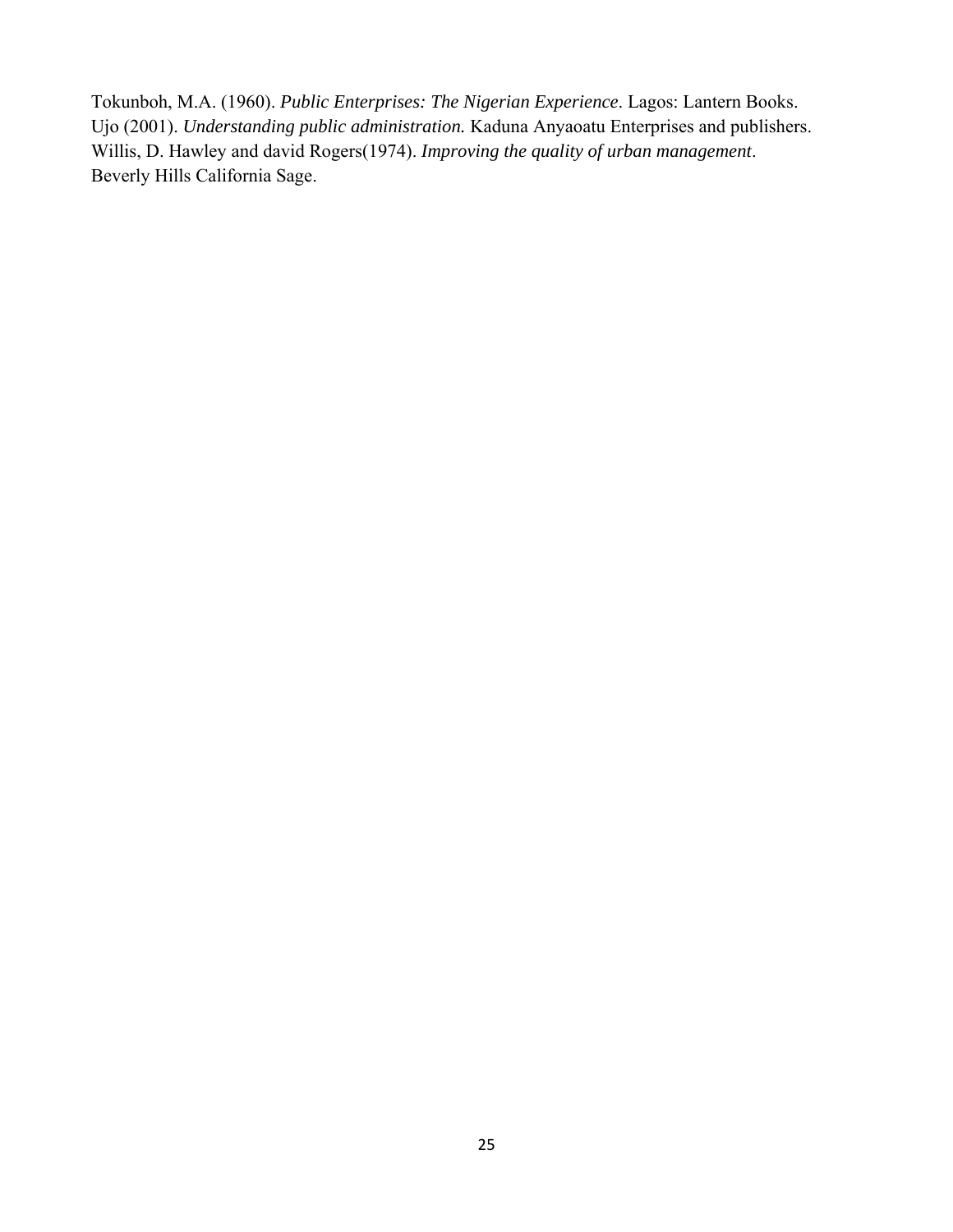Tokunboh, M.A. (1960). *Public Enterprises: The Nigerian Experience*. Lagos: Lantern Books.
Ujo (2001). *Understanding public administration.* Kaduna Anyaoatu Enterprises and publishers.
Willis, D. Hawley and david Rogers(1974). *Improving the quality of urban management*. Beverly Hills California Sage.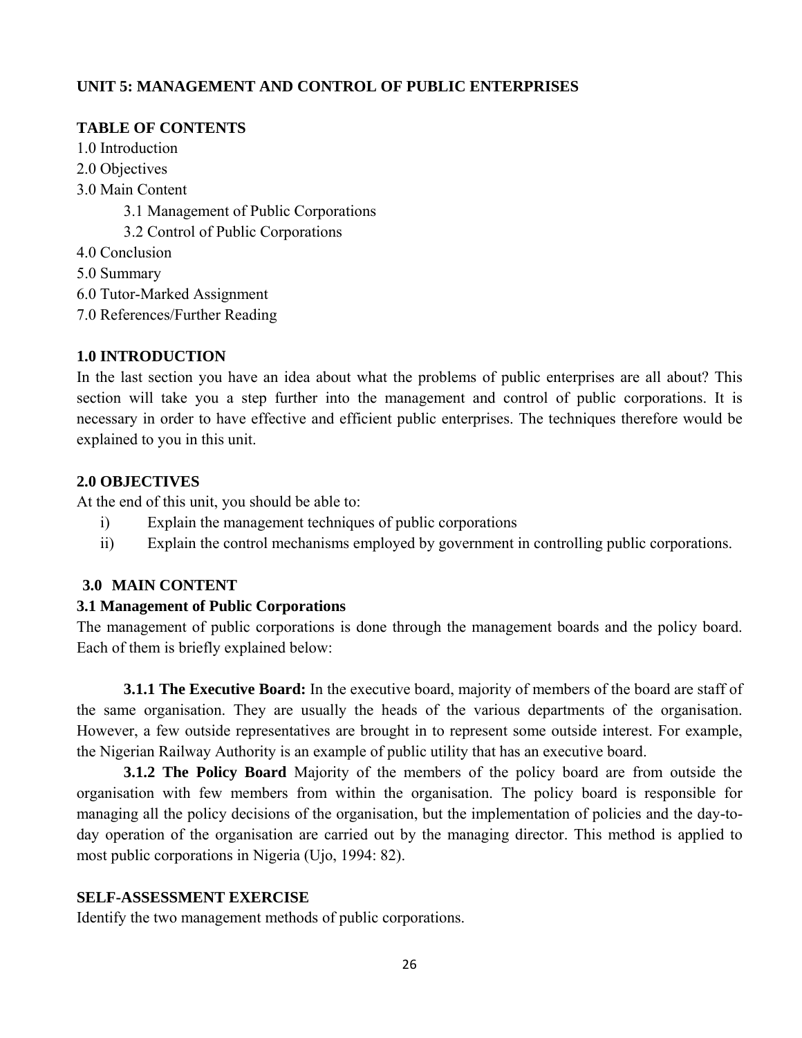## UNIT 5: MANAGEMENT AND CONTROL OF PUBLIC ENTERPRISES

### TABLE OF CONTENTS

1.0 Introduction
2.0 Objectives
3.0 Main Content
   3.1 Management of Public Corporations
   3.2 Control of Public Corporations
4.0 Conclusion
5.0 Summary
6.0 Tutor-Marked Assignment
7.0 References/Further Reading

### 1.0 INTRODUCTION

In the last section you have an idea about what the problems of public enterprises are all about? This section will take you a step further into the management and control of public corporations. It is necessary in order to have effective and efficient public enterprises. The techniques therefore would be explained to you in this unit.

### 2.0 OBJECTIVES

At the end of this unit, you should be able to:

i) Explain the management techniques of public corporations
ii) Explain the control mechanisms employed by government in controlling public corporations.

### 3.0 MAIN CONTENT

### 3.1 Management of Public Corporations

The management of public corporations is done through the management boards and the policy board. Each of them is briefly explained below:

**3.1.1 The Executive Board:** In the executive board, majority of members of the board are staff of the same organisation. They are usually the heads of the various departments of the organisation. However, a few outside representatives are brought in to represent some outside interest. For example, the Nigerian Railway Authority is an example of public utility that has an executive board.

**3.1.2 The Policy Board** Majority of the members of the policy board are from outside the organisation with few members from within the organisation. The policy board is responsible for managing all the policy decisions of the organisation, but the implementation of policies and the day-to-day operation of the organisation are carried out by the managing director. This method is applied to most public corporations in Nigeria (Ujo, 1994: 82).

### SELF-ASSESSMENT EXERCISE

Identify the two management methods of public corporations.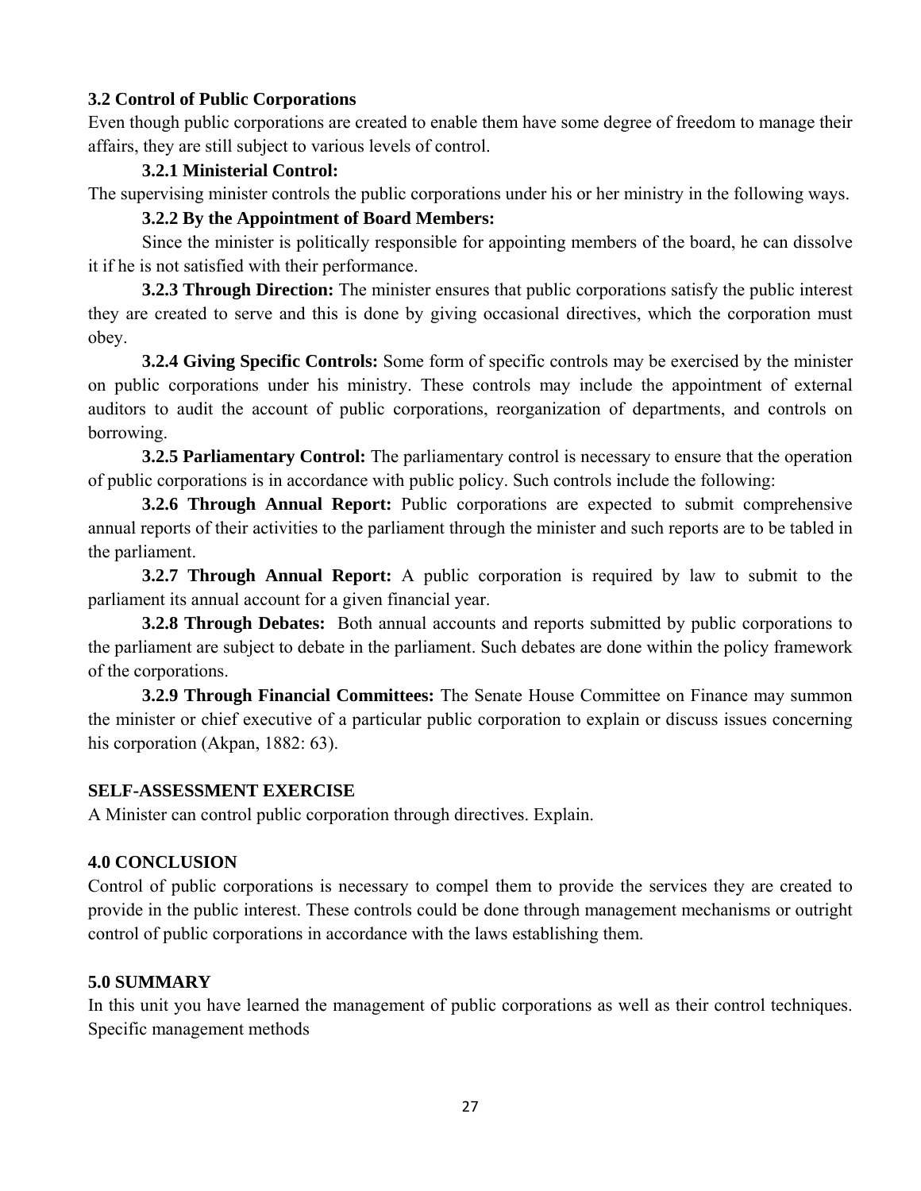### 3.2 Control of Public Corporations

Even though public corporations are created to enable them have some degree of freedom to manage their affairs, they are still subject to various levels of control.

#### 3.2.1 Ministerial Control:

The supervising minister controls the public corporations under his or her ministry in the following ways.

#### 3.2.2 By the Appointment of Board Members:

Since the minister is politically responsible for appointing members of the board, he can dissolve it if he is not satisfied with their performance.

**3.2.3 Through Direction:** The minister ensures that public corporations satisfy the public interest they are created to serve and this is done by giving occasional directives, which the corporation must obey.

**3.2.4 Giving Specific Controls:** Some form of specific controls may be exercised by the minister on public corporations under his ministry. These controls may include the appointment of external auditors to audit the account of public corporations, reorganization of departments, and controls on borrowing.

**3.2.5 Parliamentary Control:** The parliamentary control is necessary to ensure that the operation of public corporations is in accordance with public policy. Such controls include the following:

**3.2.6 Through Annual Report:** Public corporations are expected to submit comprehensive annual reports of their activities to the parliament through the minister and such reports are to be tabled in the parliament.

**3.2.7 Through Annual Report:** A public corporation is required by law to submit to the parliament its annual account for a given financial year.

**3.2.8 Through Debates:** Both annual accounts and reports submitted by public corporations to the parliament are subject to debate in the parliament. Such debates are done within the policy framework of the corporations.

**3.2.9 Through Financial Committees:** The Senate House Committee on Finance may summon the minister or chief executive of a particular public corporation to explain or discuss issues concerning his corporation (Akpan, 1882: 63).

### SELF-ASSESSMENT EXERCISE

A Minister can control public corporation through directives. Explain.

## 4.0 CONCLUSION

Control of public corporations is necessary to compel them to provide the services they are created to provide in the public interest. These controls could be done through management mechanisms or outright control of public corporations in accordance with the laws establishing them.

## 5.0 SUMMARY

In this unit you have learned the management of public corporations as well as their control techniques. Specific management methods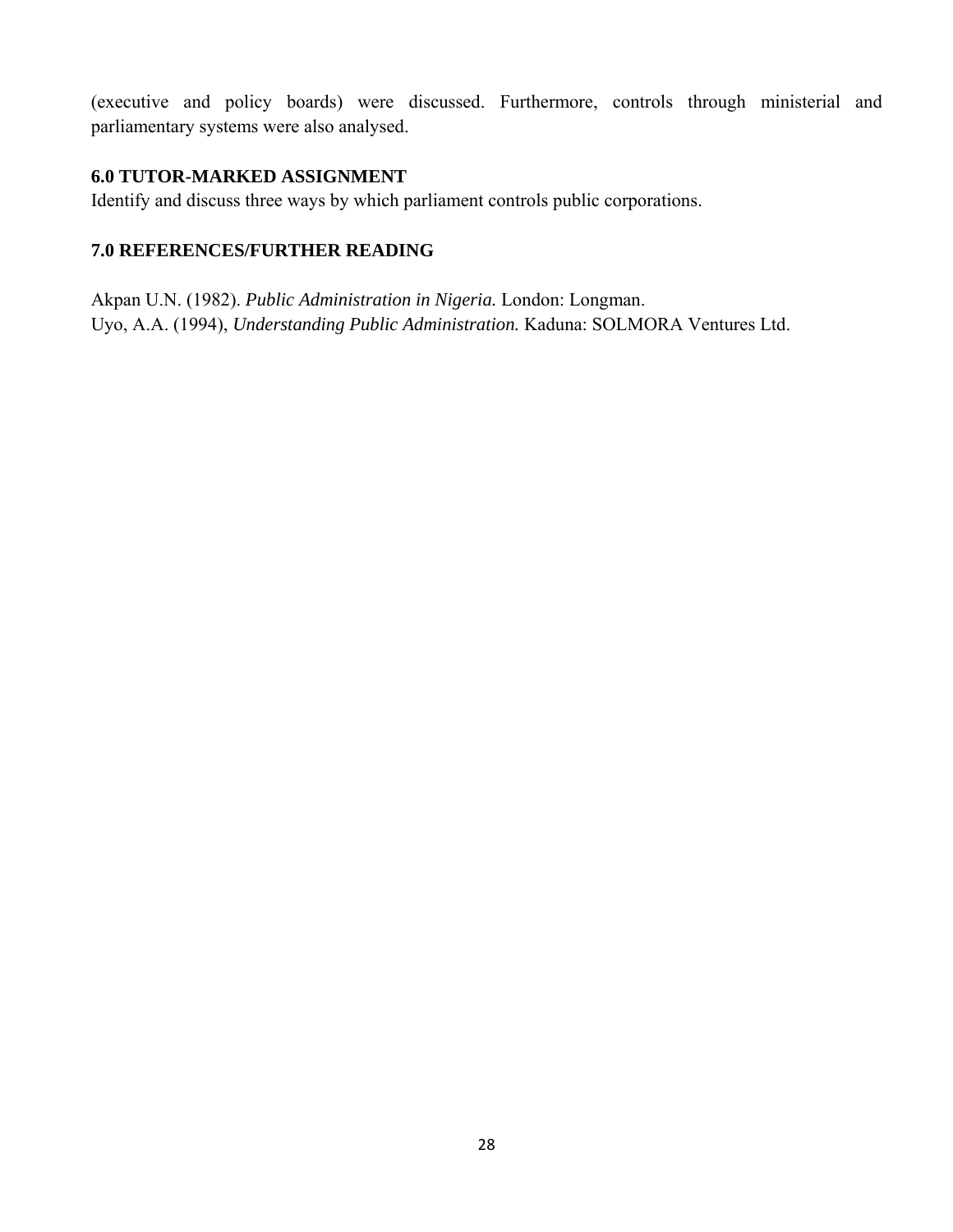(executive and policy boards) were discussed. Furthermore, controls through ministerial and parliamentary systems were also analysed.

## 6.0 TUTOR-MARKED ASSIGNMENT

Identify and discuss three ways by which parliament controls public corporations.

## 7.0 REFERENCES/FURTHER READING

Akpan U.N. (1982). *Public Administration in Nigeria.* London: Longman.
Uyo, A.A. (1994), *Understanding Public Administration.* Kaduna: SOLMORA Ventures Ltd.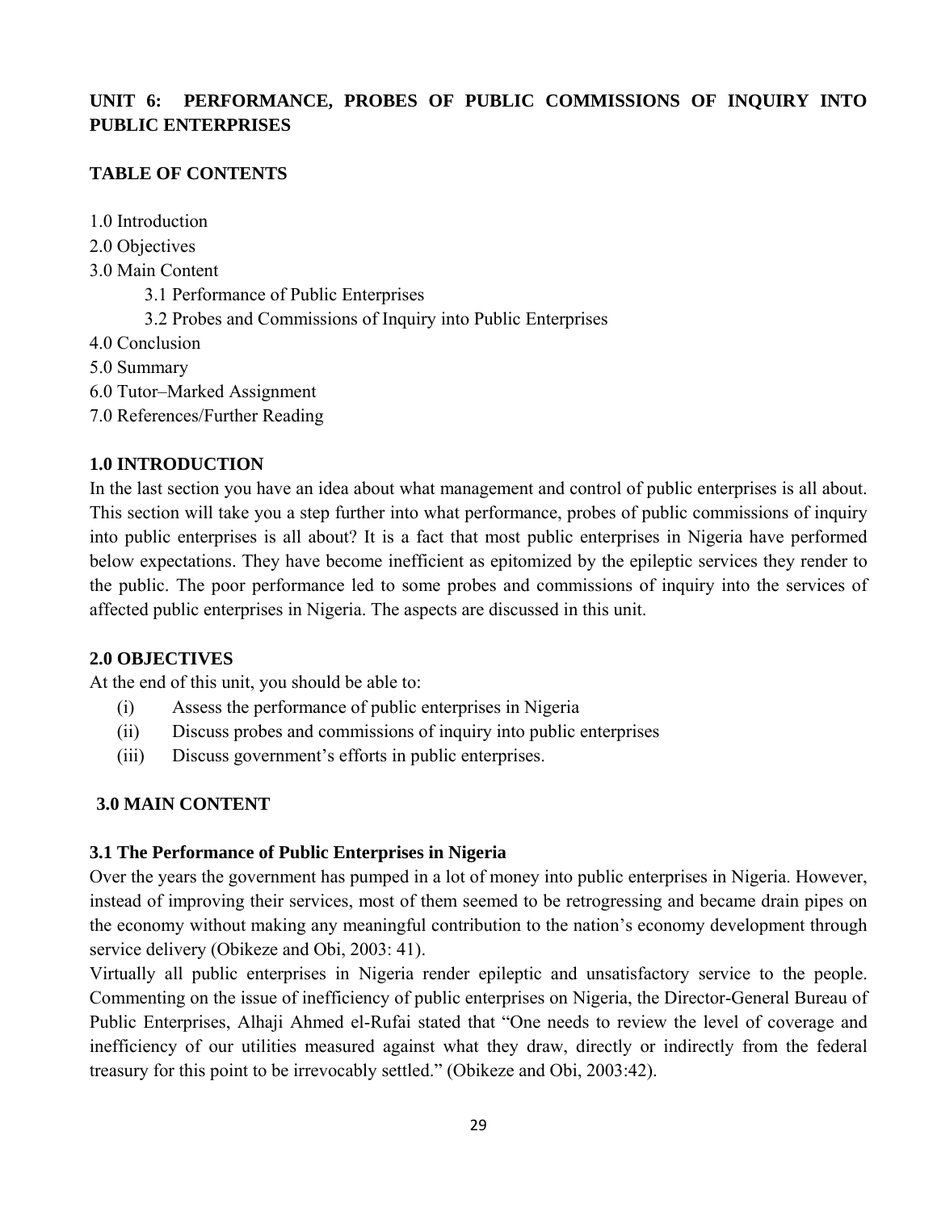## UNIT 6: PERFORMANCE, PROBES OF PUBLIC COMMISSIONS OF INQUIRY INTO PUBLIC ENTERPRISES

### TABLE OF CONTENTS

1.0 Introduction
2.0 Objectives
3.0 Main Content
    3.1 Performance of Public Enterprises
    3.2 Probes and Commissions of Inquiry into Public Enterprises
4.0 Conclusion
5.0 Summary
6.0 Tutor–Marked Assignment
7.0 References/Further Reading

### 1.0 INTRODUCTION

In the last section you have an idea about what management and control of public enterprises is all about. This section will take you a step further into what performance, probes of public commissions of inquiry into public enterprises is all about? It is a fact that most public enterprises in Nigeria have performed below expectations. They have become inefficient as epitomized by the epileptic services they render to the public. The poor performance led to some probes and commissions of inquiry into the services of affected public enterprises in Nigeria. The aspects are discussed in this unit.

### 2.0 OBJECTIVES

At the end of this unit, you should be able to:

(i) Assess the performance of public enterprises in Nigeria
(ii) Discuss probes and commissions of inquiry into public enterprises
(iii) Discuss government's efforts in public enterprises.

### 3.0 MAIN CONTENT

### 3.1 The Performance of Public Enterprises in Nigeria

Over the years the government has pumped in a lot of money into public enterprises in Nigeria. However, instead of improving their services, most of them seemed to be retrogressing and became drain pipes on the economy without making any meaningful contribution to the nation's economy development through service delivery (Obikeze and Obi, 2003: 41).

Virtually all public enterprises in Nigeria render epileptic and unsatisfactory service to the people. Commenting on the issue of inefficiency of public enterprises on Nigeria, the Director-General Bureau of Public Enterprises, Alhaji Ahmed el-Rufai stated that "One needs to review the level of coverage and inefficiency of our utilities measured against what they draw, directly or indirectly from the federal treasury for this point to be irrevocably settled." (Obikeze and Obi, 2003:42).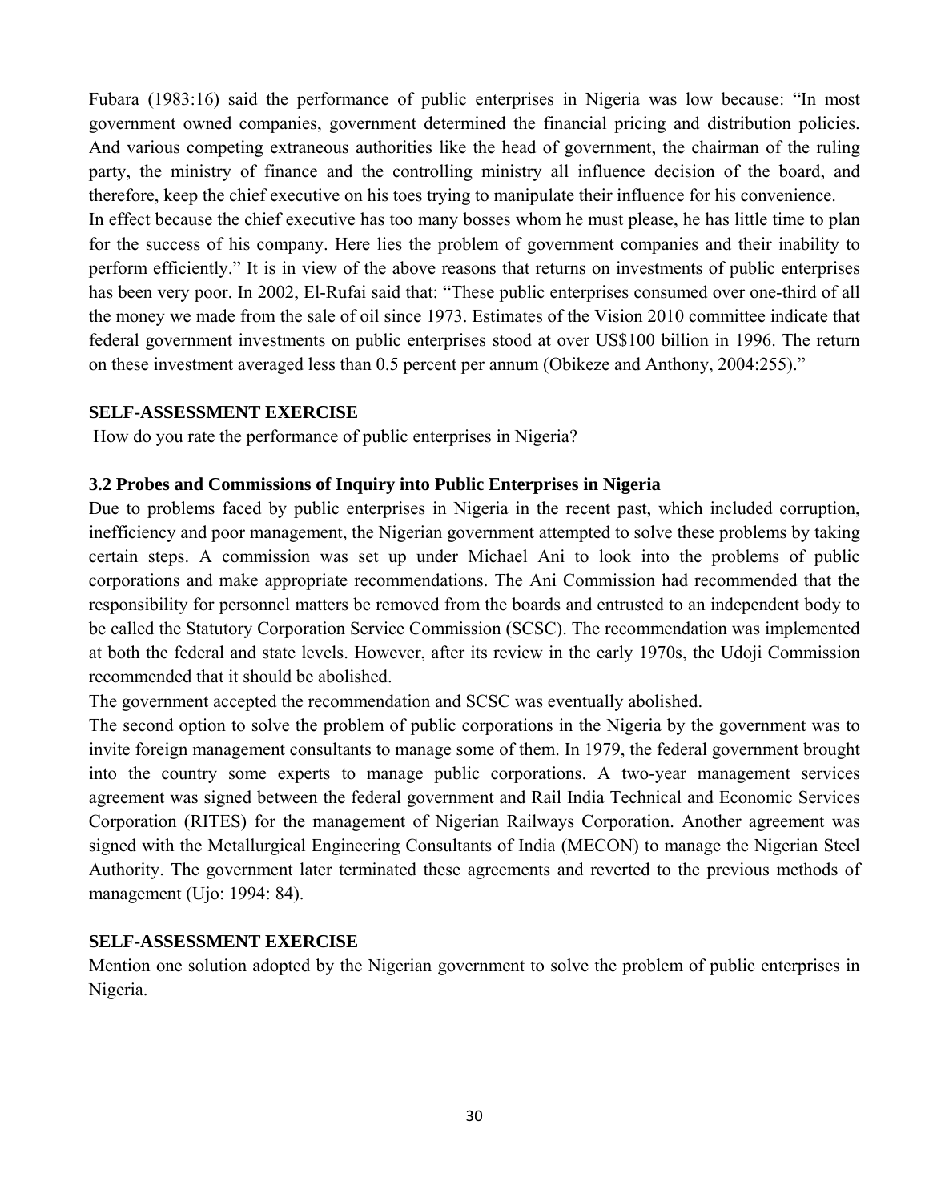Fubara (1983:16) said the performance of public enterprises in Nigeria was low because: "In most government owned companies, government determined the financial pricing and distribution policies. And various competing extraneous authorities like the head of government, the chairman of the ruling party, the ministry of finance and the controlling ministry all influence decision of the board, and therefore, keep the chief executive on his toes trying to manipulate their influence for his convenience.

In effect because the chief executive has too many bosses whom he must please, he has little time to plan for the success of his company. Here lies the problem of government companies and their inability to perform efficiently." It is in view of the above reasons that returns on investments of public enterprises has been very poor. In 2002, El-Rufai said that: "These public enterprises consumed over one-third of all the money we made from the sale of oil since 1973. Estimates of the Vision 2010 committee indicate that federal government investments on public enterprises stood at over US$100 billion in 1996. The return on these investment averaged less than 0.5 percent per annum (Obikeze and Anthony, 2004:255)."

**SELF-ASSESSMENT EXERCISE**

How do you rate the performance of public enterprises in Nigeria?

### 3.2 Probes and Commissions of Inquiry into Public Enterprises in Nigeria

Due to problems faced by public enterprises in Nigeria in the recent past, which included corruption, inefficiency and poor management, the Nigerian government attempted to solve these problems by taking certain steps. A commission was set up under Michael Ani to look into the problems of public corporations and make appropriate recommendations. The Ani Commission had recommended that the responsibility for personnel matters be removed from the boards and entrusted to an independent body to be called the Statutory Corporation Service Commission (SCSC). The recommendation was implemented at both the federal and state levels. However, after its review in the early 1970s, the Udoji Commission recommended that it should be abolished.

The government accepted the recommendation and SCSC was eventually abolished.

The second option to solve the problem of public corporations in the Nigeria by the government was to invite foreign management consultants to manage some of them. In 1979, the federal government brought into the country some experts to manage public corporations. A two-year management services agreement was signed between the federal government and Rail India Technical and Economic Services Corporation (RITES) for the management of Nigerian Railways Corporation. Another agreement was signed with the Metallurgical Engineering Consultants of India (MECON) to manage the Nigerian Steel Authority. The government later terminated these agreements and reverted to the previous methods of management (Ujo: 1994: 84).

**SELF-ASSESSMENT EXERCISE**

Mention one solution adopted by the Nigerian government to solve the problem of public enterprises in Nigeria.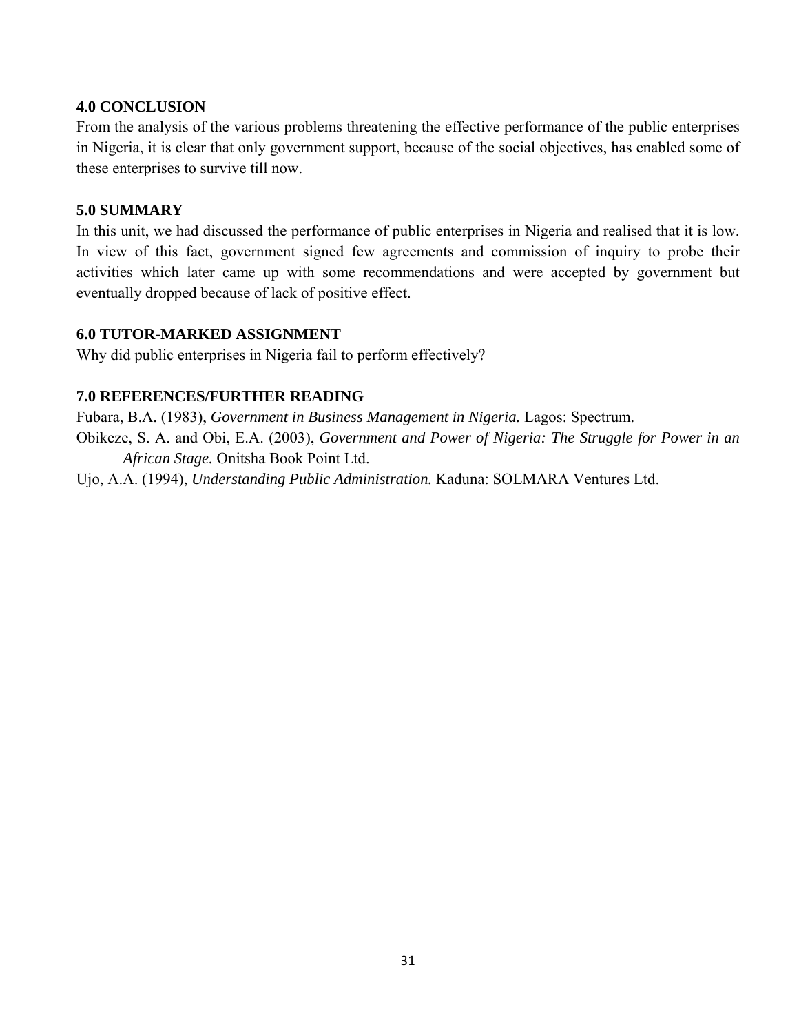## 4.0 CONCLUSION

From the analysis of the various problems threatening the effective performance of the public enterprises in Nigeria, it is clear that only government support, because of the social objectives, has enabled some of these enterprises to survive till now.

## 5.0 SUMMARY

In this unit, we had discussed the performance of public enterprises in Nigeria and realised that it is low. In view of this fact, government signed few agreements and commission of inquiry to probe their activities which later came up with some recommendations and were accepted by government but eventually dropped because of lack of positive effect.

## 6.0 TUTOR-MARKED ASSIGNMENT

Why did public enterprises in Nigeria fail to perform effectively?

## 7.0 REFERENCES/FURTHER READING

Fubara, B.A. (1983), *Government in Business Management in Nigeria.* Lagos: Spectrum.

Obikeze, S. A. and Obi, E.A. (2003), *Government and Power of Nigeria: The Struggle for Power in an African Stage.* Onitsha Book Point Ltd.

Ujo, A.A. (1994), *Understanding Public Administration.* Kaduna: SOLMARA Ventures Ltd.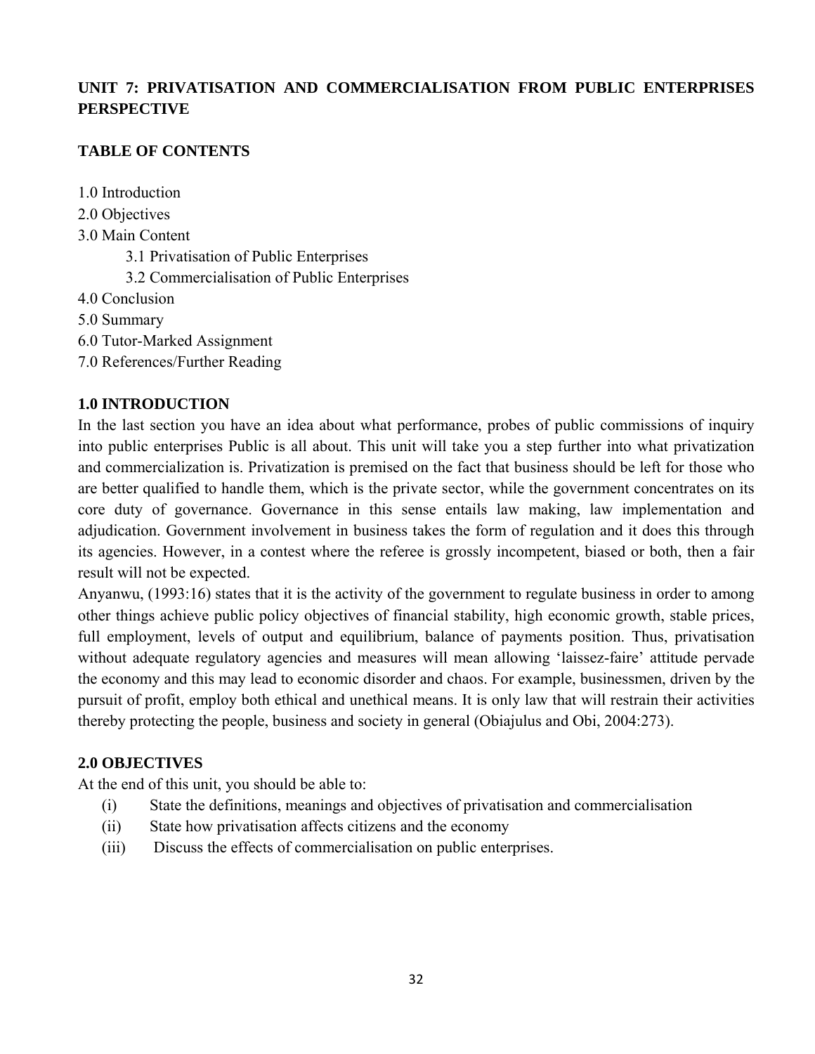# UNIT 7: PRIVATISATION AND COMMERCIALISATION FROM PUBLIC ENTERPRISES PERSPECTIVE

## TABLE OF CONTENTS

1.0 Introduction
2.0 Objectives
3.0 Main Content
  3.1 Privatisation of Public Enterprises
  3.2 Commercialisation of Public Enterprises
4.0 Conclusion
5.0 Summary
6.0 Tutor-Marked Assignment
7.0 References/Further Reading

## 1.0 INTRODUCTION

In the last section you have an idea about what performance, probes of public commissions of inquiry into public enterprises Public is all about. This unit will take you a step further into what privatization and commercialization is. Privatization is premised on the fact that business should be left for those who are better qualified to handle them, which is the private sector, while the government concentrates on its core duty of governance. Governance in this sense entails law making, law implementation and adjudication. Government involvement in business takes the form of regulation and it does this through its agencies. However, in a contest where the referee is grossly incompetent, biased or both, then a fair result will not be expected.

Anyanwu, (1993:16) states that it is the activity of the government to regulate business in order to among other things achieve public policy objectives of financial stability, high economic growth, stable prices, full employment, levels of output and equilibrium, balance of payments position. Thus, privatisation without adequate regulatory agencies and measures will mean allowing 'laissez-faire' attitude pervade the economy and this may lead to economic disorder and chaos. For example, businessmen, driven by the pursuit of profit, employ both ethical and unethical means. It is only law that will restrain their activities thereby protecting the people, business and society in general (Obiajulus and Obi, 2004:273).

## 2.0 OBJECTIVES

At the end of this unit, you should be able to:

(i) State the definitions, meanings and objectives of privatisation and commercialisation
(ii) State how privatisation affects citizens and the economy
(iii) Discuss the effects of commercialisation on public enterprises.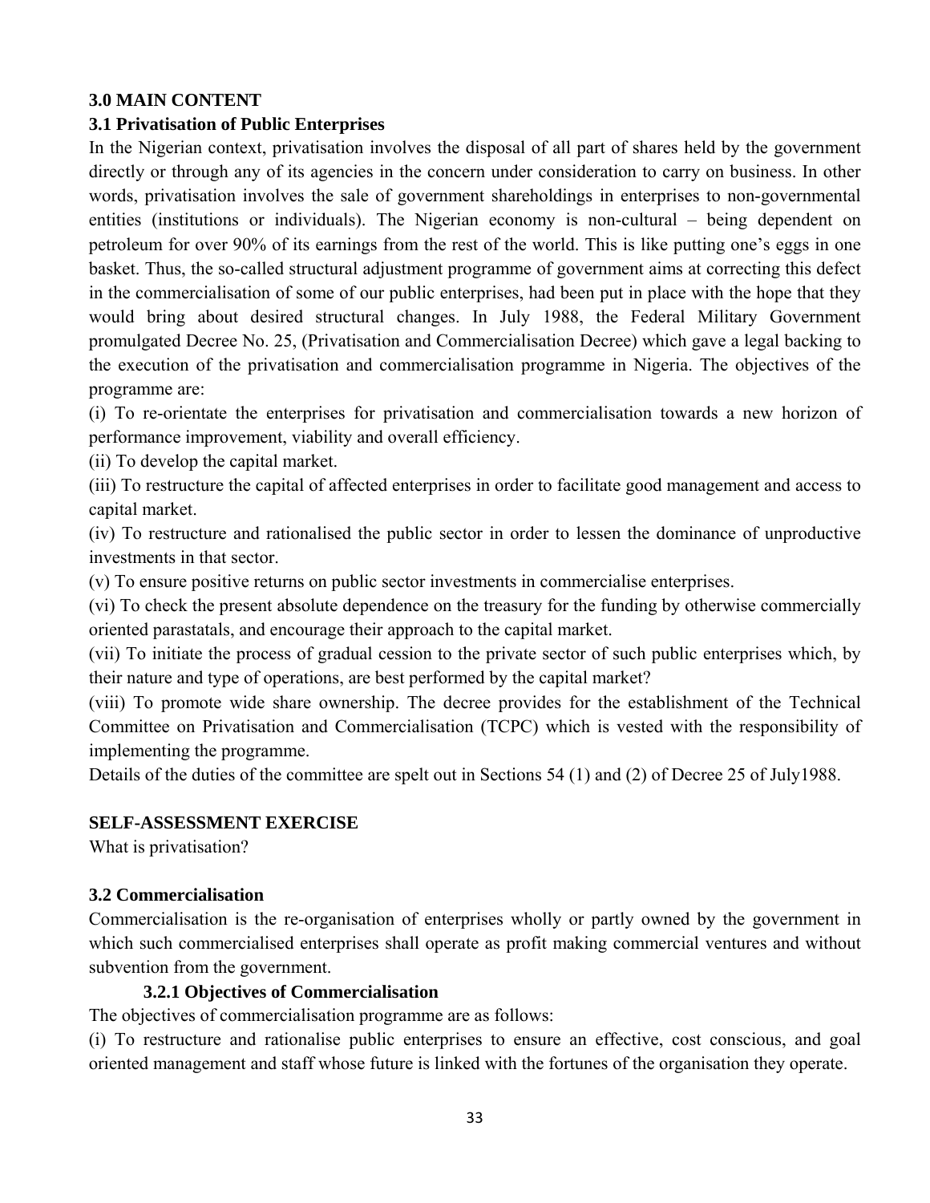## 3.0 MAIN CONTENT

### 3.1 Privatisation of Public Enterprises

In the Nigerian context, privatisation involves the disposal of all part of shares held by the government directly or through any of its agencies in the concern under consideration to carry on business. In other words, privatisation involves the sale of government shareholdings in enterprises to non-governmental entities (institutions or individuals). The Nigerian economy is non-cultural – being dependent on petroleum for over 90% of its earnings from the rest of the world. This is like putting one's eggs in one basket. Thus, the so-called structural adjustment programme of government aims at correcting this defect in the commercialisation of some of our public enterprises, had been put in place with the hope that they would bring about desired structural changes. In July 1988, the Federal Military Government promulgated Decree No. 25, (Privatisation and Commercialisation Decree) which gave a legal backing to the execution of the privatisation and commercialisation programme in Nigeria. The objectives of the programme are:

(i) To re-orientate the enterprises for privatisation and commercialisation towards a new horizon of performance improvement, viability and overall efficiency.

(ii) To develop the capital market.

(iii) To restructure the capital of affected enterprises in order to facilitate good management and access to capital market.

(iv) To restructure and rationalised the public sector in order to lessen the dominance of unproductive investments in that sector.

(v) To ensure positive returns on public sector investments in commercialise enterprises.

(vi) To check the present absolute dependence on the treasury for the funding by otherwise commercially oriented parastatals, and encourage their approach to the capital market.

(vii) To initiate the process of gradual cession to the private sector of such public enterprises which, by their nature and type of operations, are best performed by the capital market?

(viii) To promote wide share ownership. The decree provides for the establishment of the Technical Committee on Privatisation and Commercialisation (TCPC) which is vested with the responsibility of implementing the programme.

Details of the duties of the committee are spelt out in Sections 54 (1) and (2) of Decree 25 of July1988.

**SELF-ASSESSMENT EXERCISE**

What is privatisation?

### 3.2 Commercialisation

Commercialisation is the re-organisation of enterprises wholly or partly owned by the government in which such commercialised enterprises shall operate as profit making commercial ventures and without subvention from the government.

#### 3.2.1 Objectives of Commercialisation

The objectives of commercialisation programme are as follows:

(i) To restructure and rationalise public enterprises to ensure an effective, cost conscious, and goal oriented management and staff whose future is linked with the fortunes of the organisation they operate.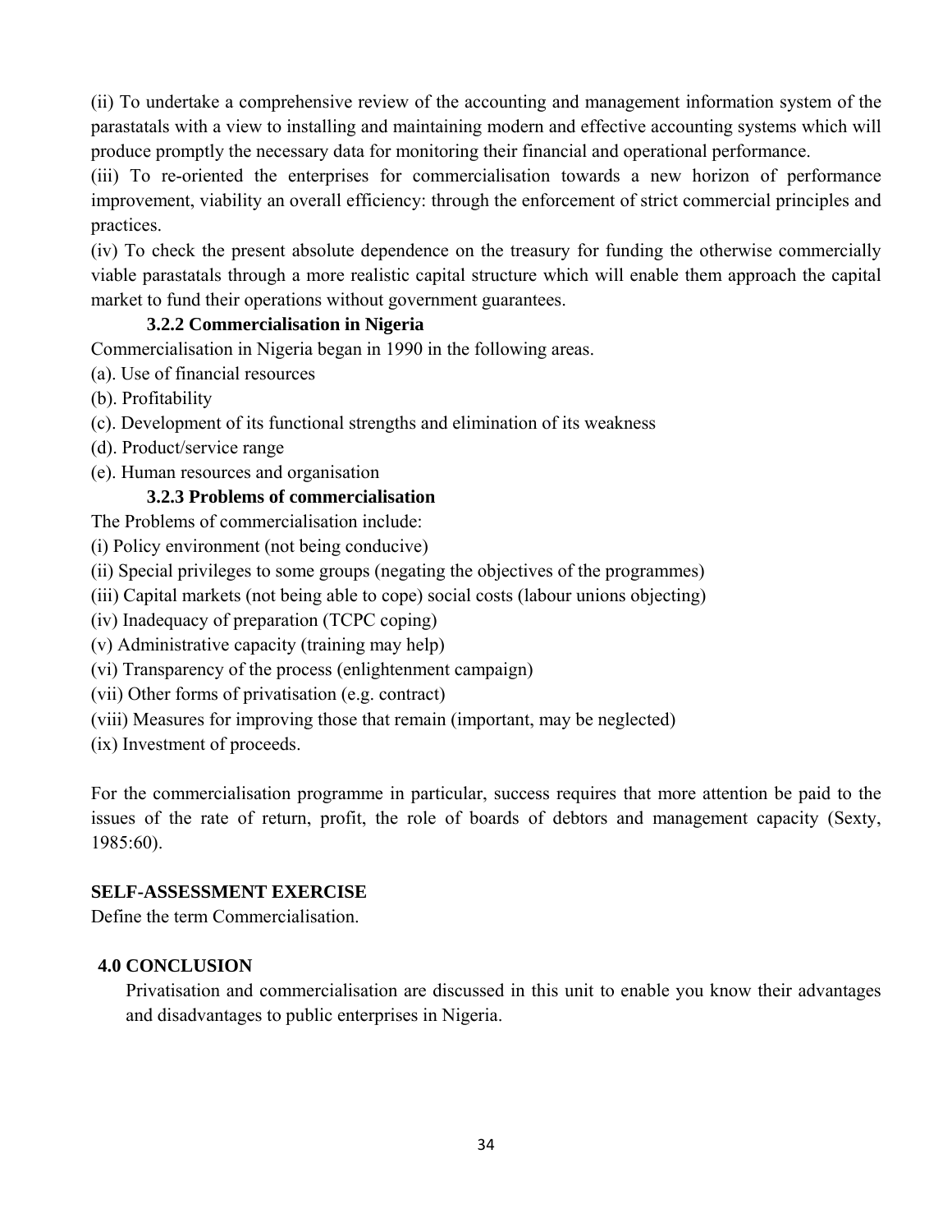(ii) To undertake a comprehensive review of the accounting and management information system of the parastatals with a view to installing and maintaining modern and effective accounting systems which will produce promptly the necessary data for monitoring their financial and operational performance.

(iii) To re-oriented the enterprises for commercialisation towards a new horizon of performance improvement, viability an overall efficiency: through the enforcement of strict commercial principles and practices.

(iv) To check the present absolute dependence on the treasury for funding the otherwise commercially viable parastatals through a more realistic capital structure which will enable them approach the capital market to fund their operations without government guarantees.

### 3.2.2 Commercialisation in Nigeria

Commercialisation in Nigeria began in 1990 in the following areas.

(a). Use of financial resources

(b). Profitability

(c). Development of its functional strengths and elimination of its weakness

(d). Product/service range

(e). Human resources and organisation

### 3.2.3 Problems of commercialisation

The Problems of commercialisation include:

(i) Policy environment (not being conducive)

(ii) Special privileges to some groups (negating the objectives of the programmes)

(iii) Capital markets (not being able to cope) social costs (labour unions objecting)

(iv) Inadequacy of preparation (TCPC coping)

(v) Administrative capacity (training may help)

(vi) Transparency of the process (enlightenment campaign)

(vii) Other forms of privatisation (e.g. contract)

(viii) Measures for improving those that remain (important, may be neglected)

(ix) Investment of proceeds.

For the commercialisation programme in particular, success requires that more attention be paid to the issues of the rate of return, profit, the role of boards of debtors and management capacity (Sexty, 1985:60).

**SELF-ASSESSMENT EXERCISE**

Define the term Commercialisation.

## 4.0 CONCLUSION

Privatisation and commercialisation are discussed in this unit to enable you know their advantages and disadvantages to public enterprises in Nigeria.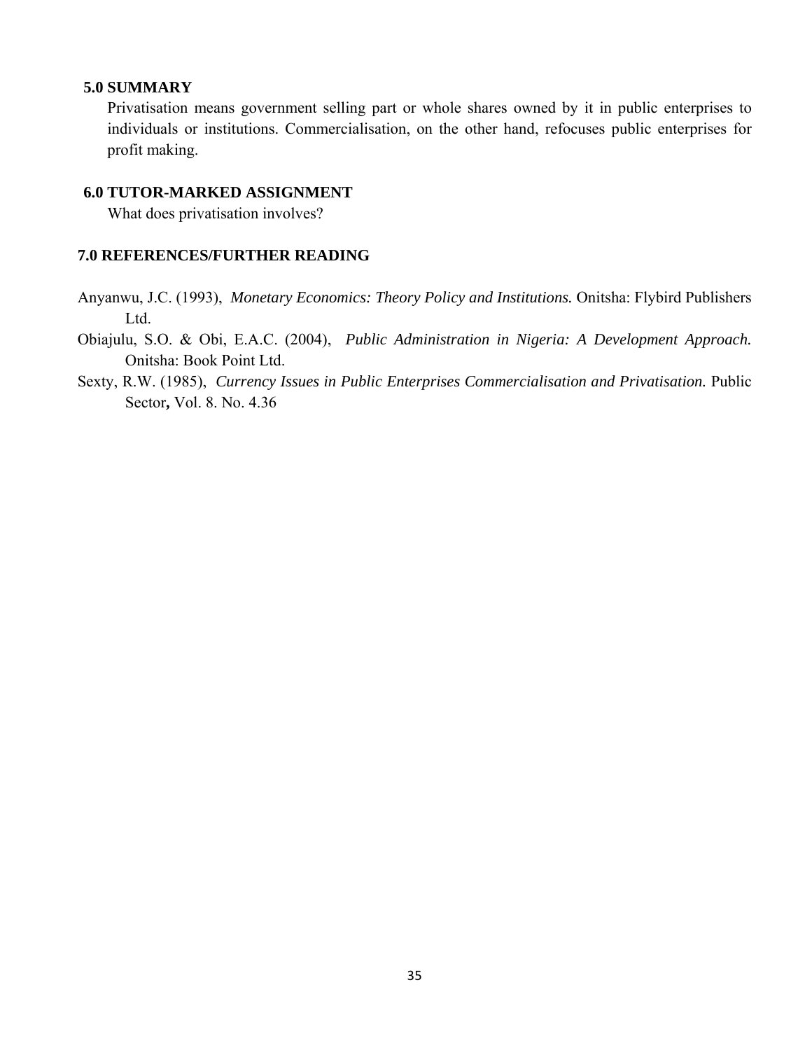## 5.0 SUMMARY

Privatisation means government selling part or whole shares owned by it in public enterprises to individuals or institutions. Commercialisation, on the other hand, refocuses public enterprises for profit making.

## 6.0 TUTOR-MARKED ASSIGNMENT

What does privatisation involves?

## 7.0 REFERENCES/FURTHER READING

Anyanwu, J.C. (1993), *Monetary Economics: Theory Policy and Institutions.* Onitsha: Flybird Publishers Ltd.

Obiajulu, S.O. & Obi, E.A.C. (2004), *Public Administration in Nigeria: A Development Approach.* Onitsha: Book Point Ltd.

Sexty, R.W. (1985), *Currency Issues in Public Enterprises Commercialisation and Privatisation.* Public Sector**,** Vol. 8. No. 4.36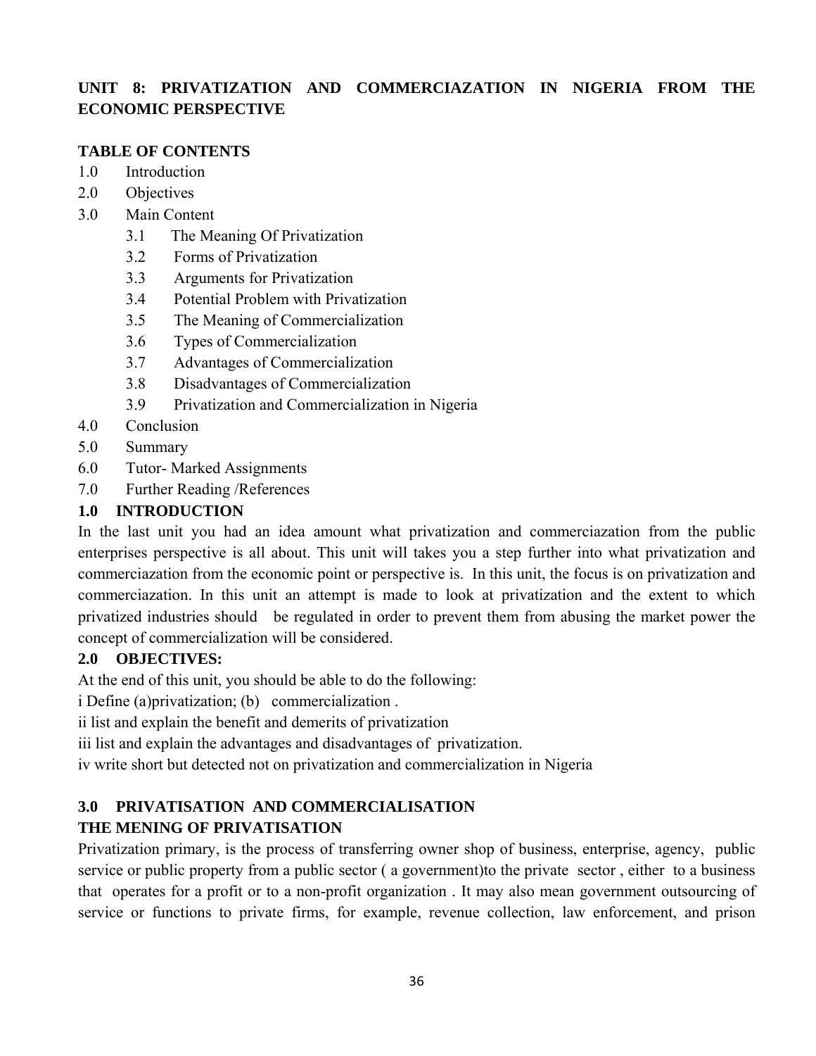## UNIT 8: PRIVATIZATION AND COMMERCIAZATION IN NIGERIA FROM THE ECONOMIC PERSPECTIVE

**TABLE OF CONTENTS**

1.0 Introduction
2.0 Objectives
3.0 Main Content
    3.1 The Meaning Of Privatization
    3.2 Forms of Privatization
    3.3 Arguments for Privatization
    3.4 Potential Problem with Privatization
    3.5 The Meaning of Commercialization
    3.6 Types of Commercialization
    3.7 Advantages of Commercialization
    3.8 Disadvantages of Commercialization
    3.9 Privatization and Commercialization in Nigeria
4.0 Conclusion
5.0 Summary
6.0 Tutor- Marked Assignments
7.0 Further Reading /References

### 1.0 INTRODUCTION

In the last unit you had an idea amount what privatization and commerciazation from the public enterprises perspective is all about. This unit will takes you a step further into what privatization and commerciazation from the economic point or perspective is. In this unit, the focus is on privatization and commerciazation. In this unit an attempt is made to look at privatization and the extent to which privatized industries should be regulated in order to prevent them from abusing the market power the concept of commercialization will be considered.

### 2.0 OBJECTIVES:

At the end of this unit, you should be able to do the following:

i Define (a)privatization; (b) commercialization .

ii list and explain the benefit and demerits of privatization

iii list and explain the advantages and disadvantages of privatization.

iv write short but detected not on privatization and commercialization in Nigeria

### 3.0 PRIVATISATION AND COMMERCIALISATION

**THE MENING OF PRIVATISATION**

Privatization primary, is the process of transferring owner shop of business, enterprise, agency, public service or public property from a public sector ( a government)to the private sector , either to a business that operates for a profit or to a non-profit organization . It may also mean government outsourcing of service or functions to private firms, for example, revenue collection, law enforcement, and prison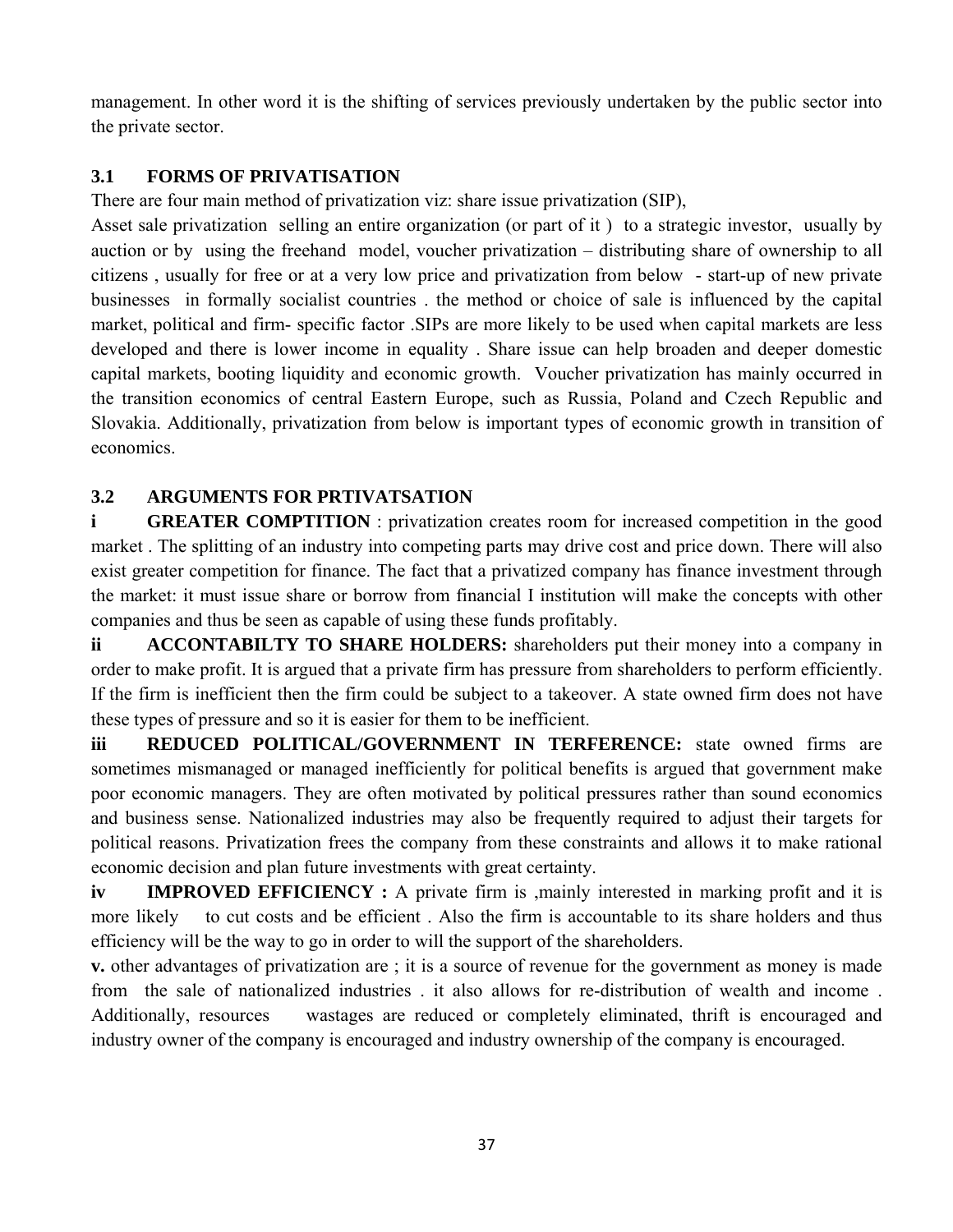management. In other word it is the shifting of services previously undertaken by the public sector into the private sector.

### 3.1 FORMS OF PRIVATISATION

There are four main method of privatization viz: share issue privatization (SIP), Asset sale privatization selling an entire organization (or part of it ) to a strategic investor, usually by auction or by using the freehand model, voucher privatization – distributing share of ownership to all citizens , usually for free or at a very low price and privatization from below - start-up of new private businesses in formally socialist countries . the method or choice of sale is influenced by the capital market, political and firm- specific factor .SIPs are more likely to be used when capital markets are less developed and there is lower income in equality . Share issue can help broaden and deeper domestic capital markets, booting liquidity and economic growth. Voucher privatization has mainly occurred in the transition economics of central Eastern Europe, such as Russia, Poland and Czech Republic and Slovakia. Additionally, privatization from below is important types of economic growth in transition of economics.

### 3.2 ARGUMENTS FOR PRTIVATSATION

**i GREATER COMPTITION** : privatization creates room for increased competition in the good market . The splitting of an industry into competing parts may drive cost and price down. There will also exist greater competition for finance. The fact that a privatized company has finance investment through the market: it must issue share or borrow from financial I institution will make the concepts with other companies and thus be seen as capable of using these funds profitably.

**ii ACCONTABILTY TO SHARE HOLDERS:** shareholders put their money into a company in order to make profit. It is argued that a private firm has pressure from shareholders to perform efficiently. If the firm is inefficient then the firm could be subject to a takeover. A state owned firm does not have these types of pressure and so it is easier for them to be inefficient.

**iii REDUCED POLITICAL/GOVERNMENT IN TERFERENCE:** state owned firms are sometimes mismanaged or managed inefficiently for political benefits is argued that government make poor economic managers. They are often motivated by political pressures rather than sound economics and business sense. Nationalized industries may also be frequently required to adjust their targets for political reasons. Privatization frees the company from these constraints and allows it to make rational economic decision and plan future investments with great certainty.

**iv IMPROVED EFFICIENCY :** A private firm is ,mainly interested in marking profit and it is more likely to cut costs and be efficient . Also the firm is accountable to its share holders and thus efficiency will be the way to go in order to will the support of the shareholders.

**v.** other advantages of privatization are ; it is a source of revenue for the government as money is made from the sale of nationalized industries . it also allows for re-distribution of wealth and income . Additionally, resources wastages are reduced or completely eliminated, thrift is encouraged and industry owner of the company is encouraged and industry ownership of the company is encouraged.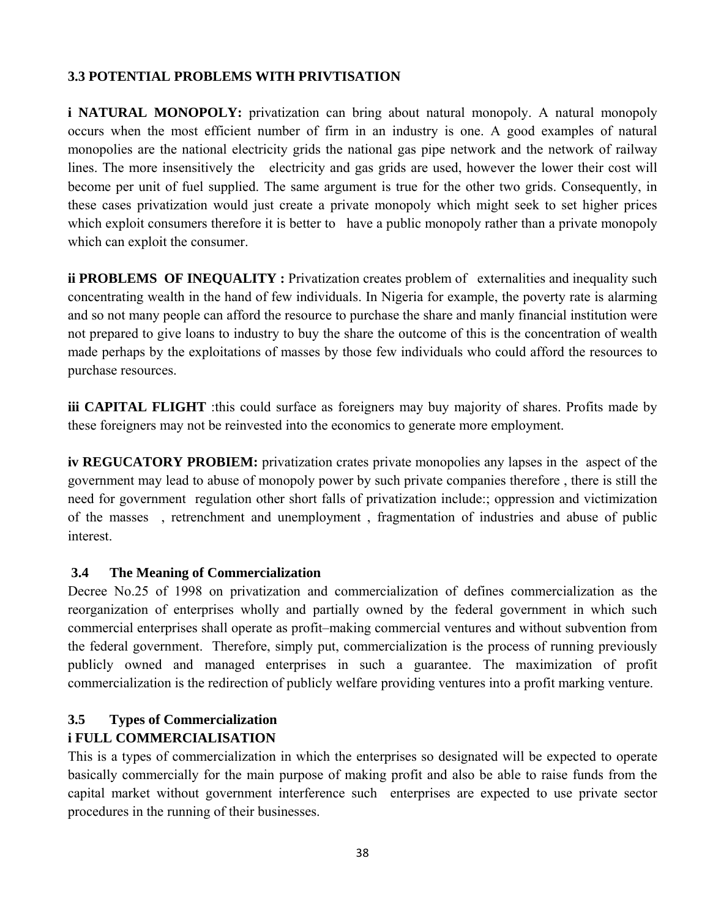### 3.3 POTENTIAL PROBLEMS WITH PRIVTISATION

**i NATURAL MONOPOLY:** privatization can bring about natural monopoly. A natural monopoly occurs when the most efficient number of firm in an industry is one. A good examples of natural monopolies are the national electricity grids the national gas pipe network and the network of railway lines. The more insensitively the electricity and gas grids are used, however the lower their cost will become per unit of fuel supplied. The same argument is true for the other two grids. Consequently, in these cases privatization would just create a private monopoly which might seek to set higher prices which exploit consumers therefore it is better to have a public monopoly rather than a private monopoly which can exploit the consumer.

**ii PROBLEMS OF INEQUALITY :** Privatization creates problem of externalities and inequality such concentrating wealth in the hand of few individuals. In Nigeria for example, the poverty rate is alarming and so not many people can afford the resource to purchase the share and manly financial institution were not prepared to give loans to industry to buy the share the outcome of this is the concentration of wealth made perhaps by the exploitations of masses by those few individuals who could afford the resources to purchase resources.

**iii CAPITAL FLIGHT** :this could surface as foreigners may buy majority of shares. Profits made by these foreigners may not be reinvested into the economics to generate more employment.

**iv REGUCATORY PROBIEM:** privatization crates private monopolies any lapses in the aspect of the government may lead to abuse of monopoly power by such private companies therefore , there is still the need for government regulation other short falls of privatization include:; oppression and victimization of the masses , retrenchment and unemployment , fragmentation of industries and abuse of public interest.

### 3.4 The Meaning of Commercialization

Decree No.25 of 1998 on privatization and commercialization of defines commercialization as the reorganization of enterprises wholly and partially owned by the federal government in which such commercial enterprises shall operate as profit–making commercial ventures and without subvention from the federal government. Therefore, simply put, commercialization is the process of running previously publicly owned and managed enterprises in such a guarantee. The maximization of profit commercialization is the redirection of publicly welfare providing ventures into a profit marking venture.

### 3.5 Types of Commercialization

#### i FULL COMMERCIALISATION

This is a types of commercialization in which the enterprises so designated will be expected to operate basically commercially for the main purpose of making profit and also be able to raise funds from the capital market without government interference such enterprises are expected to use private sector procedures in the running of their businesses.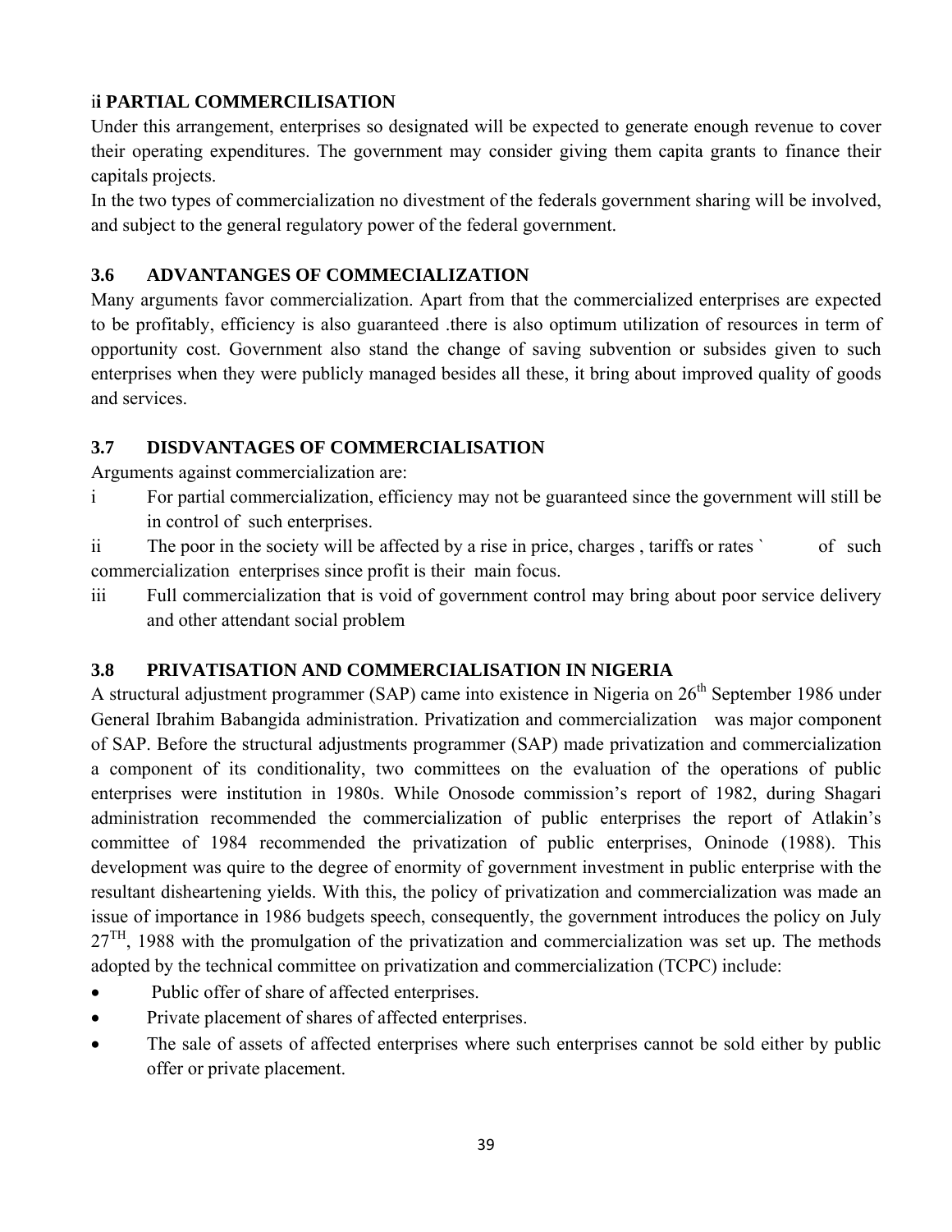### ii PARTIAL COMMERCILISATION

Under this arrangement, enterprises so designated will be expected to generate enough revenue to cover their operating expenditures. The government may consider giving them capita grants to finance their capitals projects.

In the two types of commercialization no divestment of the federals government sharing will be involved, and subject to the general regulatory power of the federal government.

### 3.6 ADVANTANGES OF COMMECIALIZATION

Many arguments favor commercialization. Apart from that the commercialized enterprises are expected to be profitably, efficiency is also guaranteed .there is also optimum utilization of resources in term of opportunity cost. Government also stand the change of saving subvention or subsides given to such enterprises when they were publicly managed besides all these, it bring about improved quality of goods and services.

### 3.7 DISDVANTAGES OF COMMERCIALISATION

Arguments against commercialization are:

i For partial commercialization, efficiency may not be guaranteed since the government will still be in control of such enterprises.

ii The poor in the society will be affected by a rise in price, charges , tariffs or rates ` of such commercialization enterprises since profit is their main focus.

iii Full commercialization that is void of government control may bring about poor service delivery and other attendant social problem

### 3.8 PRIVATISATION AND COMMERCIALISATION IN NIGERIA

A structural adjustment programmer (SAP) came into existence in Nigeria on 26th September 1986 under General Ibrahim Babangida administration. Privatization and commercialization was major component of SAP. Before the structural adjustments programmer (SAP) made privatization and commercialization a component of its conditionality, two committees on the evaluation of the operations of public enterprises were institution in 1980s. While Onosode commission's report of 1982, during Shagari administration recommended the commercialization of public enterprises the report of Atlakin's committee of 1984 recommended the privatization of public enterprises, Oninode (1988). This development was quire to the degree of enormity of government investment in public enterprise with the resultant disheartening yields. With this, the policy of privatization and commercialization was made an issue of importance in 1986 budgets speech, consequently, the government introduces the policy on July 27TH, 1988 with the promulgation of the privatization and commercialization was set up. The methods adopted by the technical committee on privatization and commercialization (TCPC) include:

- Public offer of share of affected enterprises.
- Private placement of shares of affected enterprises.
- The sale of assets of affected enterprises where such enterprises cannot be sold either by public offer or private placement.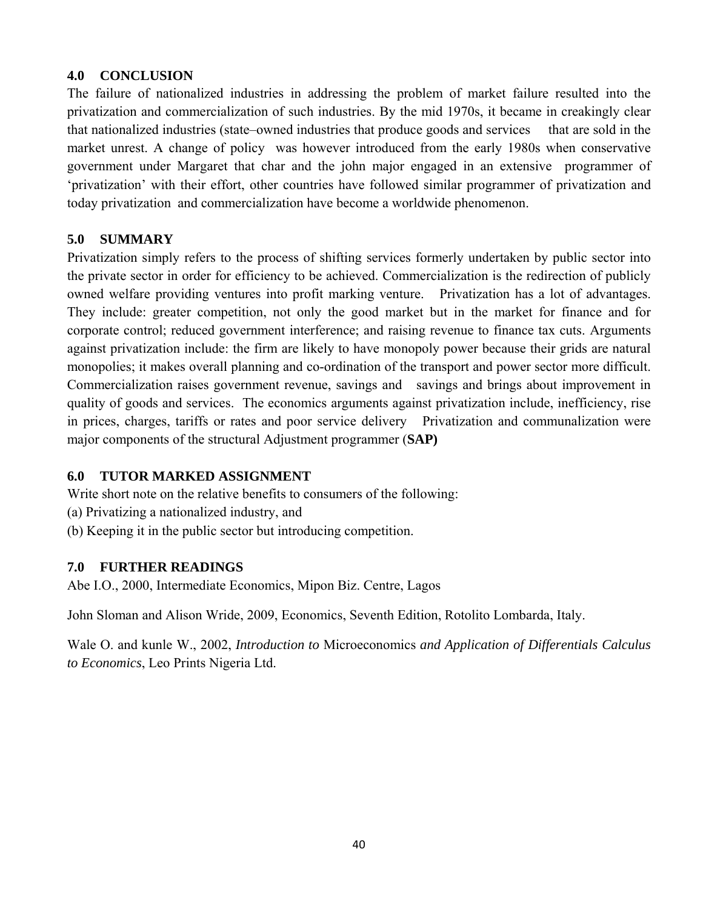## 4.0 CONCLUSION

The failure of nationalized industries in addressing the problem of market failure resulted into the privatization and commercialization of such industries. By the mid 1970s, it became in creakingly clear that nationalized industries (state–owned industries that produce goods and services that are sold in the market unrest. A change of policy was however introduced from the early 1980s when conservative government under Margaret that char and the john major engaged in an extensive programmer of 'privatization' with their effort, other countries have followed similar programmer of privatization and today privatization and commercialization have become a worldwide phenomenon.

## 5.0 SUMMARY

Privatization simply refers to the process of shifting services formerly undertaken by public sector into the private sector in order for efficiency to be achieved. Commercialization is the redirection of publicly owned welfare providing ventures into profit marking venture. Privatization has a lot of advantages. They include: greater competition, not only the good market but in the market for finance and for corporate control; reduced government interference; and raising revenue to finance tax cuts. Arguments against privatization include: the firm are likely to have monopoly power because their grids are natural monopolies; it makes overall planning and co-ordination of the transport and power sector more difficult. Commercialization raises government revenue, savings and savings and brings about improvement in quality of goods and services. The economics arguments against privatization include, inefficiency, rise in prices, charges, tariffs or rates and poor service delivery Privatization and communalization were major components of the structural Adjustment programmer (**SAP)**

## 6.0 TUTOR MARKED ASSIGNMENT

Write short note on the relative benefits to consumers of the following:

(a) Privatizing a nationalized industry, and

(b) Keeping it in the public sector but introducing competition.

## 7.0 FURTHER READINGS

Abe I.O., 2000, Intermediate Economics, Mipon Biz. Centre, Lagos

John Sloman and Alison Wride, 2009, Economics, Seventh Edition, Rotolito Lombarda, Italy.

Wale O. and kunle W., 2002, *Introduction to* Microeconomics *and Application of Differentials Calculus to Economics*, Leo Prints Nigeria Ltd.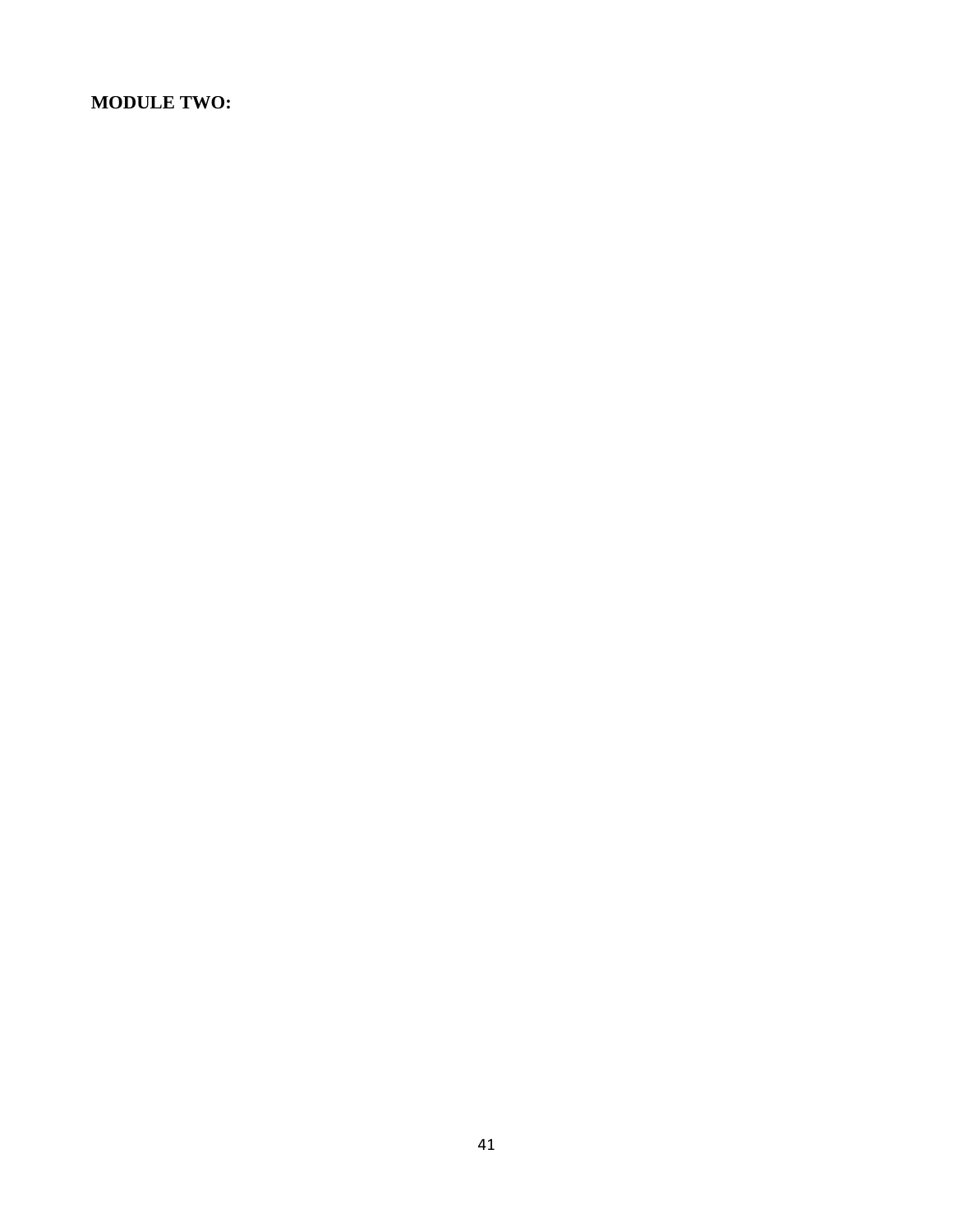**MODULE TWO:**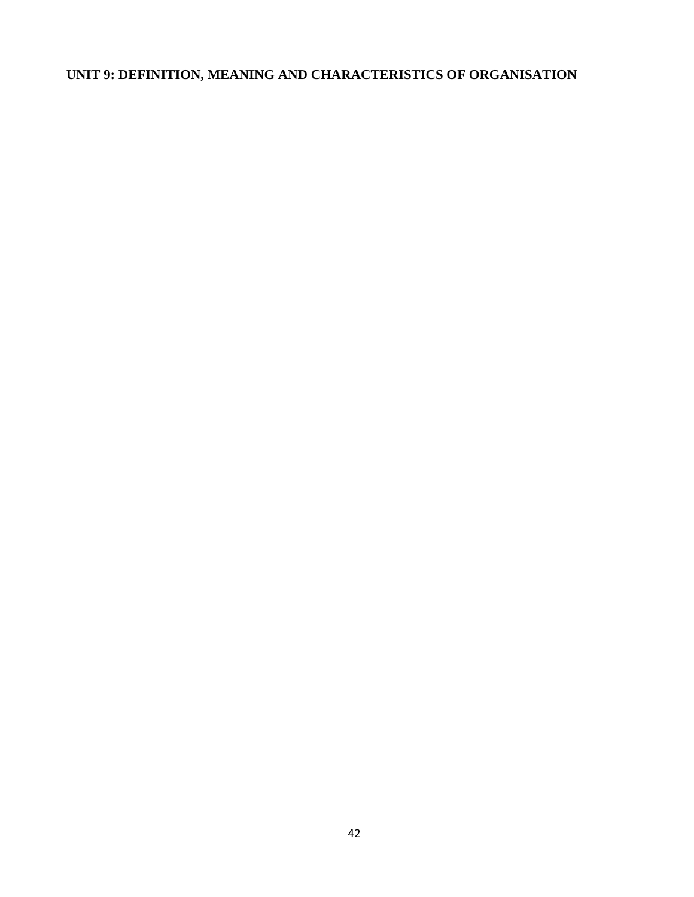## UNIT 9: DEFINITION, MEANING AND CHARACTERISTICS OF ORGANISATION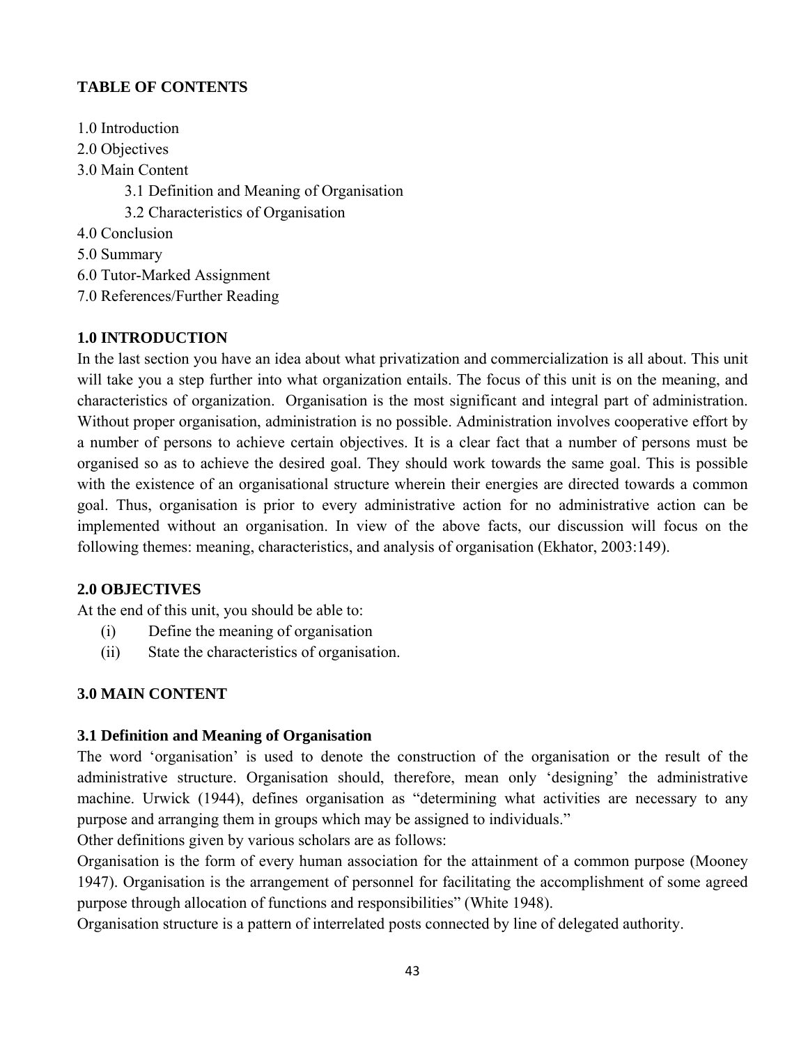**TABLE OF CONTENTS**

1.0 Introduction
2.0 Objectives
3.0 Main Content
  3.1 Definition and Meaning of Organisation
  3.2 Characteristics of Organisation
4.0 Conclusion
5.0 Summary
6.0 Tutor-Marked Assignment
7.0 References/Further Reading

## 1.0 INTRODUCTION

In the last section you have an idea about what privatization and commercialization is all about. This unit will take you a step further into what organization entails. The focus of this unit is on the meaning, and characteristics of organization. Organisation is the most significant and integral part of administration. Without proper organisation, administration is no possible. Administration involves cooperative effort by a number of persons to achieve certain objectives. It is a clear fact that a number of persons must be organised so as to achieve the desired goal. They should work towards the same goal. This is possible with the existence of an organisational structure wherein their energies are directed towards a common goal. Thus, organisation is prior to every administrative action for no administrative action can be implemented without an organisation. In view of the above facts, our discussion will focus on the following themes: meaning, characteristics, and analysis of organisation (Ekhator, 2003:149).

## 2.0 OBJECTIVES

At the end of this unit, you should be able to:

(i) Define the meaning of organisation
(ii) State the characteristics of organisation.

## 3.0 MAIN CONTENT

### 3.1 Definition and Meaning of Organisation

The word 'organisation' is used to denote the construction of the organisation or the result of the administrative structure. Organisation should, therefore, mean only 'designing' the administrative machine. Urwick (1944), defines organisation as "determining what activities are necessary to any purpose and arranging them in groups which may be assigned to individuals."

Other definitions given by various scholars are as follows:

Organisation is the form of every human association for the attainment of a common purpose (Mooney 1947). Organisation is the arrangement of personnel for facilitating the accomplishment of some agreed purpose through allocation of functions and responsibilities" (White 1948).

Organisation structure is a pattern of interrelated posts connected by line of delegated authority.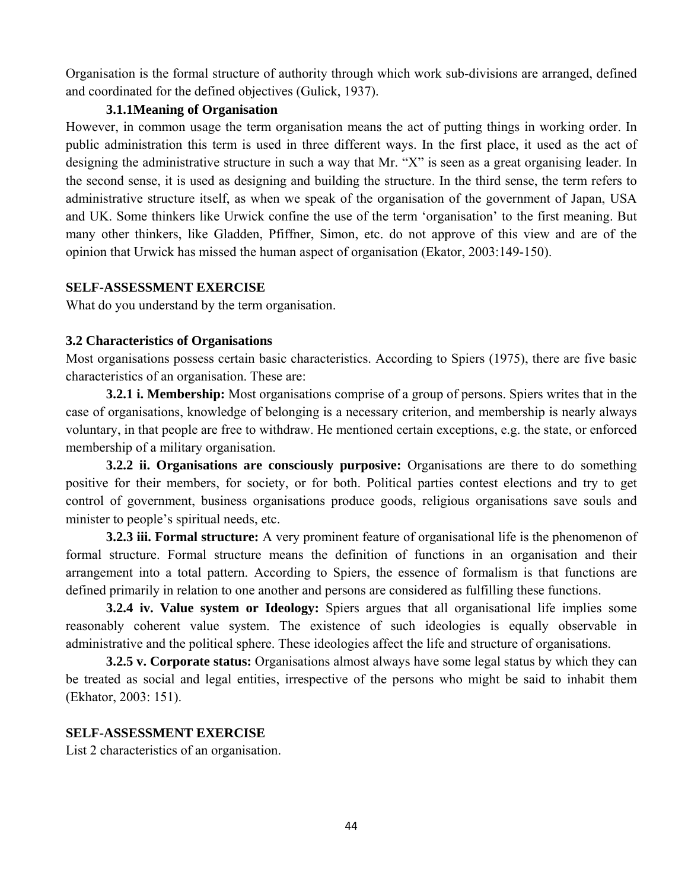Organisation is the formal structure of authority through which work sub-divisions are arranged, defined and coordinated for the defined objectives (Gulick, 1937).

### 3.1.1Meaning of Organisation

However, in common usage the term organisation means the act of putting things in working order. In public administration this term is used in three different ways. In the first place, it used as the act of designing the administrative structure in such a way that Mr. "X" is seen as a great organising leader. In the second sense, it is used as designing and building the structure. In the third sense, the term refers to administrative structure itself, as when we speak of the organisation of the government of Japan, USA and UK. Some thinkers like Urwick confine the use of the term 'organisation' to the first meaning. But many other thinkers, like Gladden, Pfiffner, Simon, etc. do not approve of this view and are of the opinion that Urwick has missed the human aspect of organisation (Ekator, 2003:149-150).

**SELF-ASSESSMENT EXERCISE**

What do you understand by the term organisation.

### 3.2 Characteristics of Organisations

Most organisations possess certain basic characteristics. According to Spiers (1975), there are five basic characteristics of an organisation. These are:

**3.2.1 i. Membership:** Most organisations comprise of a group of persons. Spiers writes that in the case of organisations, knowledge of belonging is a necessary criterion, and membership is nearly always voluntary, in that people are free to withdraw. He mentioned certain exceptions, e.g. the state, or enforced membership of a military organisation.

**3.2.2 ii. Organisations are consciously purposive:** Organisations are there to do something positive for their members, for society, or for both. Political parties contest elections and try to get control of government, business organisations produce goods, religious organisations save souls and minister to people's spiritual needs, etc.

**3.2.3 iii. Formal structure:** A very prominent feature of organisational life is the phenomenon of formal structure. Formal structure means the definition of functions in an organisation and their arrangement into a total pattern. According to Spiers, the essence of formalism is that functions are defined primarily in relation to one another and persons are considered as fulfilling these functions.

**3.2.4 iv. Value system or Ideology:** Spiers argues that all organisational life implies some reasonably coherent value system. The existence of such ideologies is equally observable in administrative and the political sphere. These ideologies affect the life and structure of organisations.

**3.2.5 v. Corporate status:** Organisations almost always have some legal status by which they can be treated as social and legal entities, irrespective of the persons who might be said to inhabit them (Ekhator, 2003: 151).

**SELF-ASSESSMENT EXERCISE**

List 2 characteristics of an organisation.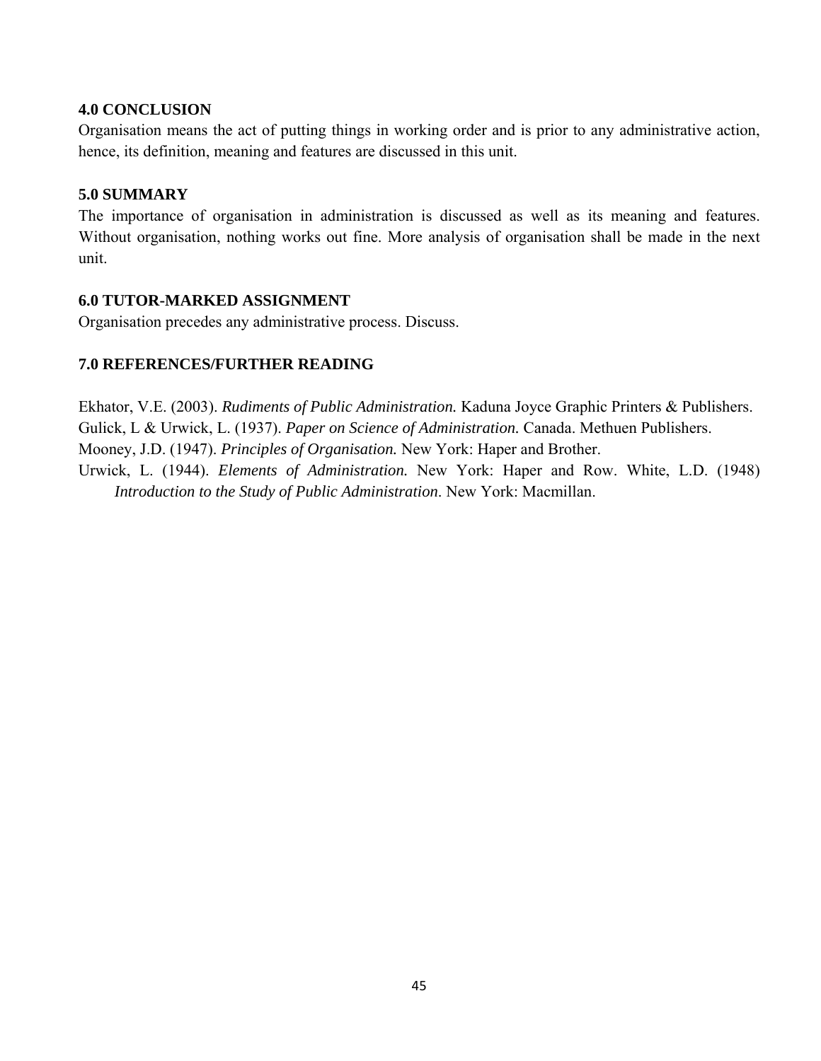## 4.0 CONCLUSION

Organisation means the act of putting things in working order and is prior to any administrative action, hence, its definition, meaning and features are discussed in this unit.

## 5.0 SUMMARY

The importance of organisation in administration is discussed as well as its meaning and features. Without organisation, nothing works out fine. More analysis of organisation shall be made in the next unit.

## 6.0 TUTOR-MARKED ASSIGNMENT

Organisation precedes any administrative process. Discuss.

## 7.0 REFERENCES/FURTHER READING

Ekhator, V.E. (2003). *Rudiments of Public Administration.* Kaduna Joyce Graphic Printers & Publishers.

Gulick, L & Urwick, L. (1937). *Paper on Science of Administration.* Canada. Methuen Publishers.

Mooney, J.D. (1947). *Principles of Organisation.* New York: Haper and Brother.

Urwick, L. (1944). *Elements of Administration.* New York: Haper and Row. White, L.D. (1948) *Introduction to the Study of Public Administration*. New York: Macmillan.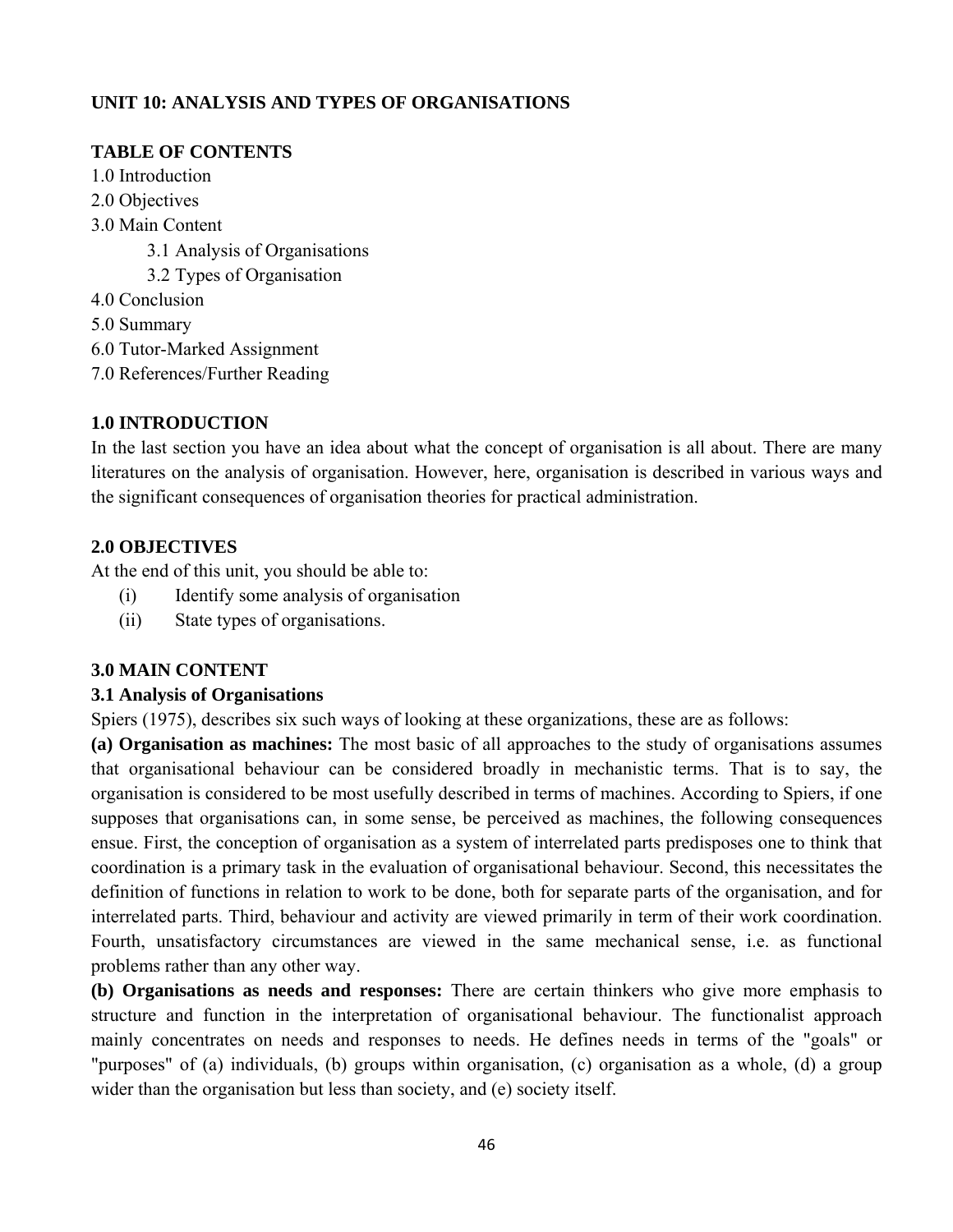## UNIT 10: ANALYSIS AND TYPES OF ORGANISATIONS

### TABLE OF CONTENTS

1.0 Introduction
2.0 Objectives
3.0 Main Content
  3.1 Analysis of Organisations
  3.2 Types of Organisation
4.0 Conclusion
5.0 Summary
6.0 Tutor-Marked Assignment
7.0 References/Further Reading

### 1.0 INTRODUCTION

In the last section you have an idea about what the concept of organisation is all about. There are many literatures on the analysis of organisation. However, here, organisation is described in various ways and the significant consequences of organisation theories for practical administration.

### 2.0 OBJECTIVES

At the end of this unit, you should be able to:

(i) Identify some analysis of organisation
(ii) State types of organisations.

### 3.0 MAIN CONTENT

#### 3.1 Analysis of Organisations

Spiers (1975), describes six such ways of looking at these organizations, these are as follows:

**(a) Organisation as machines:** The most basic of all approaches to the study of organisations assumes that organisational behaviour can be considered broadly in mechanistic terms. That is to say, the organisation is considered to be most usefully described in terms of machines. According to Spiers, if one supposes that organisations can, in some sense, be perceived as machines, the following consequences ensue. First, the conception of organisation as a system of interrelated parts predisposes one to think that coordination is a primary task in the evaluation of organisational behaviour. Second, this necessitates the definition of functions in relation to work to be done, both for separate parts of the organisation, and for interrelated parts. Third, behaviour and activity are viewed primarily in term of their work coordination. Fourth, unsatisfactory circumstances are viewed in the same mechanical sense, i.e. as functional problems rather than any other way.

**(b) Organisations as needs and responses:** There are certain thinkers who give more emphasis to structure and function in the interpretation of organisational behaviour. The functionalist approach mainly concentrates on needs and responses to needs. He defines needs in terms of the "goals" or "purposes" of (a) individuals, (b) groups within organisation, (c) organisation as a whole, (d) a group wider than the organisation but less than society, and (e) society itself.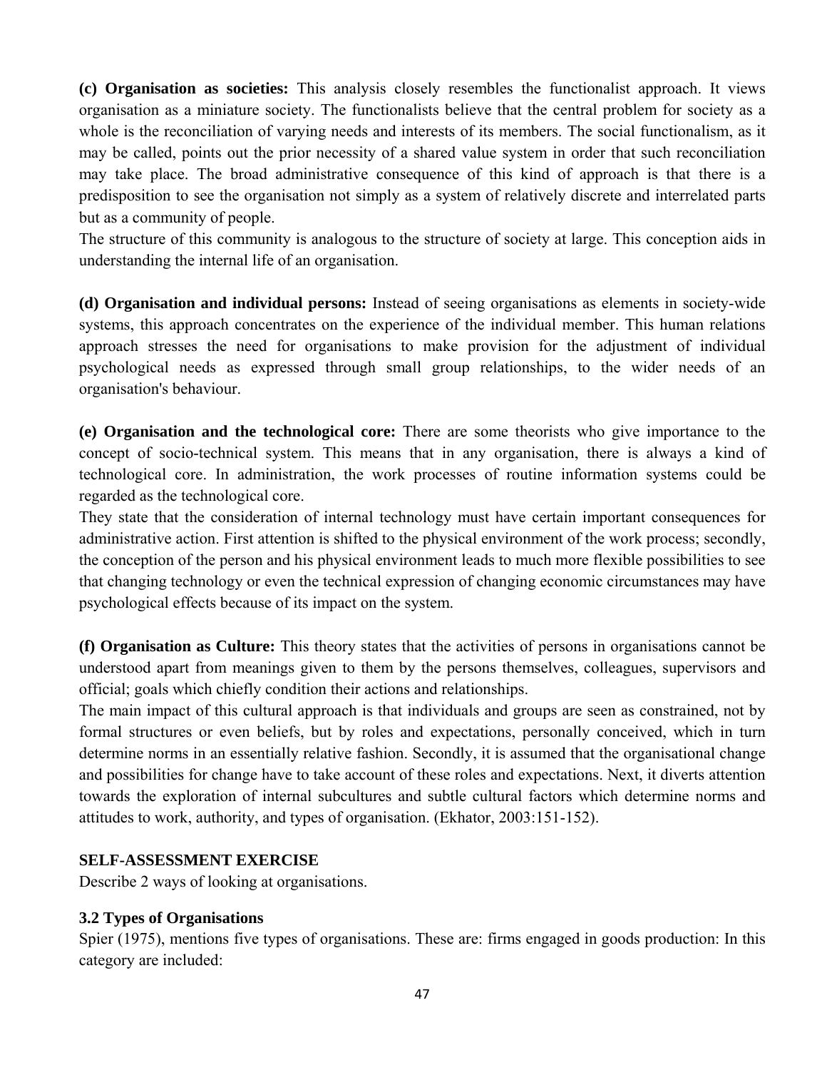**(c) Organisation as societies:** This analysis closely resembles the functionalist approach. It views organisation as a miniature society. The functionalists believe that the central problem for society as a whole is the reconciliation of varying needs and interests of its members. The social functionalism, as it may be called, points out the prior necessity of a shared value system in order that such reconciliation may take place. The broad administrative consequence of this kind of approach is that there is a predisposition to see the organisation not simply as a system of relatively discrete and interrelated parts but as a community of people.

The structure of this community is analogous to the structure of society at large. This conception aids in understanding the internal life of an organisation.

**(d) Organisation and individual persons:** Instead of seeing organisations as elements in society-wide systems, this approach concentrates on the experience of the individual member. This human relations approach stresses the need for organisations to make provision for the adjustment of individual psychological needs as expressed through small group relationships, to the wider needs of an organisation's behaviour.

**(e) Organisation and the technological core:** There are some theorists who give importance to the concept of socio-technical system. This means that in any organisation, there is always a kind of technological core. In administration, the work processes of routine information systems could be regarded as the technological core.

They state that the consideration of internal technology must have certain important consequences for administrative action. First attention is shifted to the physical environment of the work process; secondly, the conception of the person and his physical environment leads to much more flexible possibilities to see that changing technology or even the technical expression of changing economic circumstances may have psychological effects because of its impact on the system.

**(f) Organisation as Culture:** This theory states that the activities of persons in organisations cannot be understood apart from meanings given to them by the persons themselves, colleagues, supervisors and official; goals which chiefly condition their actions and relationships.

The main impact of this cultural approach is that individuals and groups are seen as constrained, not by formal structures or even beliefs, but by roles and expectations, personally conceived, which in turn determine norms in an essentially relative fashion. Secondly, it is assumed that the organisational change and possibilities for change have to take account of these roles and expectations. Next, it diverts attention towards the exploration of internal subcultures and subtle cultural factors which determine norms and attitudes to work, authority, and types of organisation. (Ekhator, 2003:151-152).

**SELF-ASSESSMENT EXERCISE**

Describe 2 ways of looking at organisations.

### 3.2 Types of Organisations

Spier (1975), mentions five types of organisations. These are: firms engaged in goods production: In this category are included: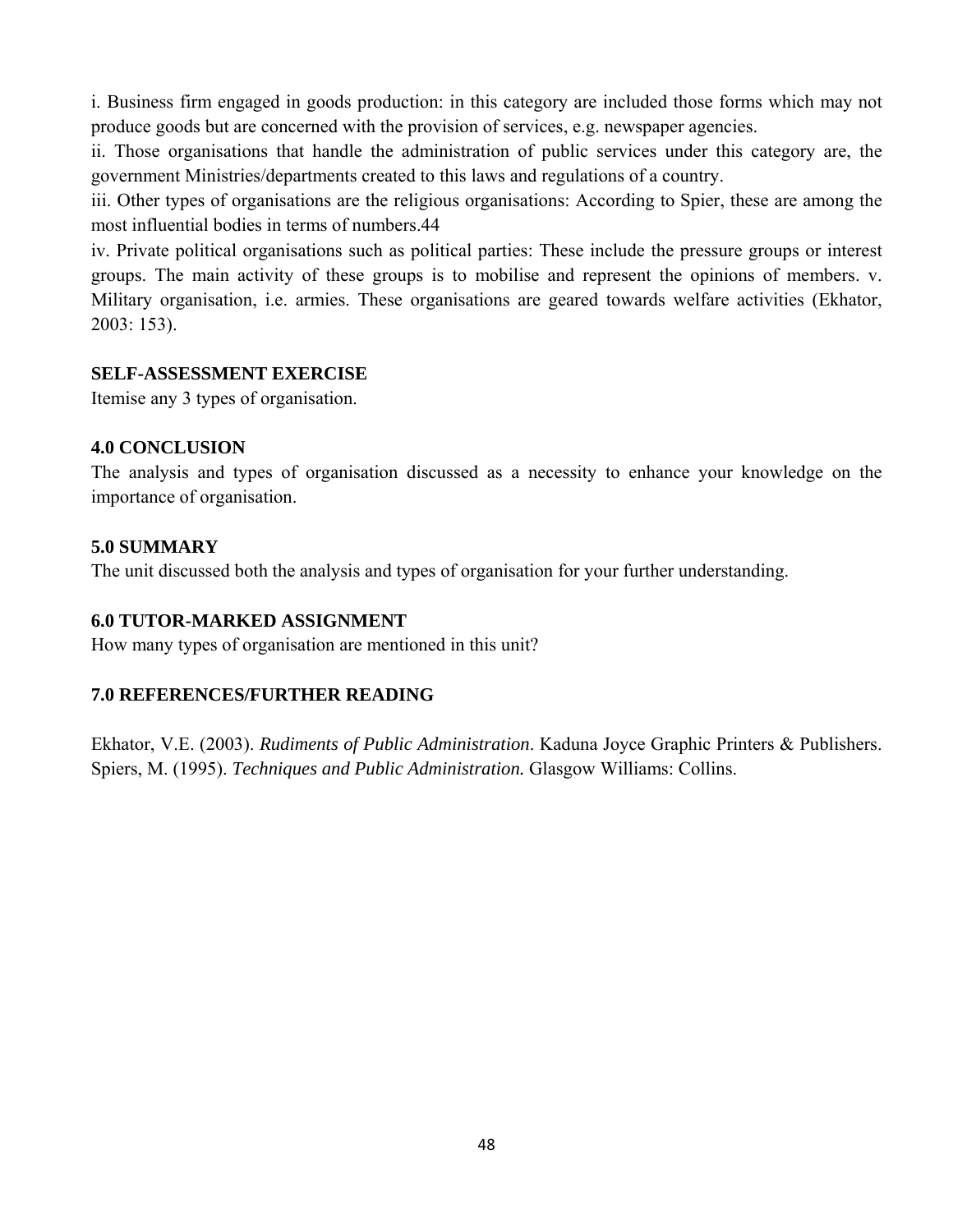i. Business firm engaged in goods production: in this category are included those forms which may not produce goods but are concerned with the provision of services, e.g. newspaper agencies.

ii. Those organisations that handle the administration of public services under this category are, the government Ministries/departments created to this laws and regulations of a country.

iii. Other types of organisations are the religious organisations: According to Spier, these are among the most influential bodies in terms of numbers.44

iv. Private political organisations such as political parties: These include the pressure groups or interest groups. The main activity of these groups is to mobilise and represent the opinions of members. v. Military organisation, i.e. armies. These organisations are geared towards welfare activities (Ekhator, 2003: 153).

### SELF-ASSESSMENT EXERCISE

Itemise any 3 types of organisation.

### 4.0 CONCLUSION

The analysis and types of organisation discussed as a necessity to enhance your knowledge on the importance of organisation.

### 5.0 SUMMARY

The unit discussed both the analysis and types of organisation for your further understanding.

### 6.0 TUTOR-MARKED ASSIGNMENT

How many types of organisation are mentioned in this unit?

### 7.0 REFERENCES/FURTHER READING

Ekhator, V.E. (2003). *Rudiments of Public Administration*. Kaduna Joyce Graphic Printers & Publishers.
Spiers, M. (1995). ***Techniques and Public Administration.*** Glasgow Williams: Collins.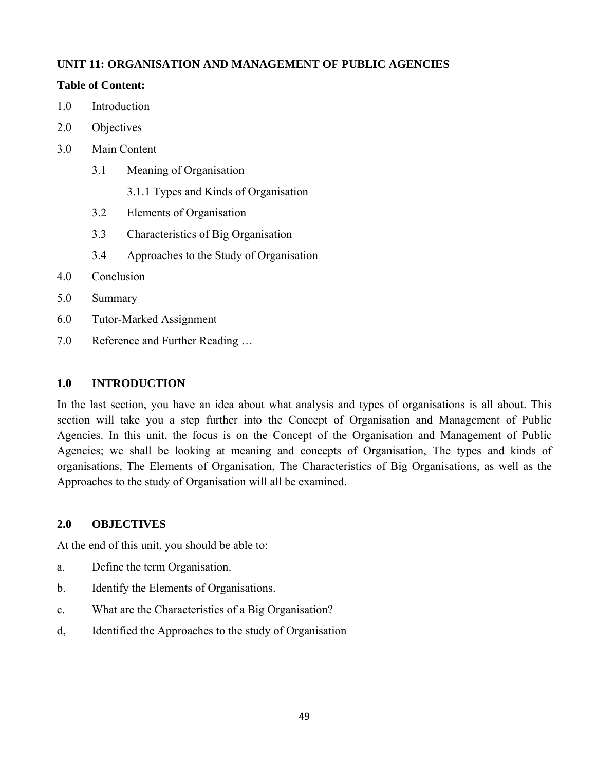## UNIT 11: ORGANISATION AND MANAGEMENT OF PUBLIC AGENCIES

**Table of Content:**

1.0 Introduction

2.0 Objectives

3.0 Main Content

- 3.1 Meaning of Organisation
  - 3.1.1 Types and Kinds of Organisation
- 3.2 Elements of Organisation
- 3.3 Characteristics of Big Organisation
- 3.4 Approaches to the Study of Organisation

4.0 Conclusion

5.0 Summary

6.0 Tutor-Marked Assignment

7.0 Reference and Further Reading …

### 1.0 INTRODUCTION

In the last section, you have an idea about what analysis and types of organisations is all about. This section will take you a step further into the Concept of Organisation and Management of Public Agencies. In this unit, the focus is on the Concept of the Organisation and Management of Public Agencies; we shall be looking at meaning and concepts of Organisation, The types and kinds of organisations, The Elements of Organisation, The Characteristics of Big Organisations, as well as the Approaches to the study of Organisation will all be examined.

### 2.0 OBJECTIVES

At the end of this unit, you should be able to:

a. Define the term Organisation.

b. Identify the Elements of Organisations.

c. What are the Characteristics of a Big Organisation?

d, Identified the Approaches to the study of Organisation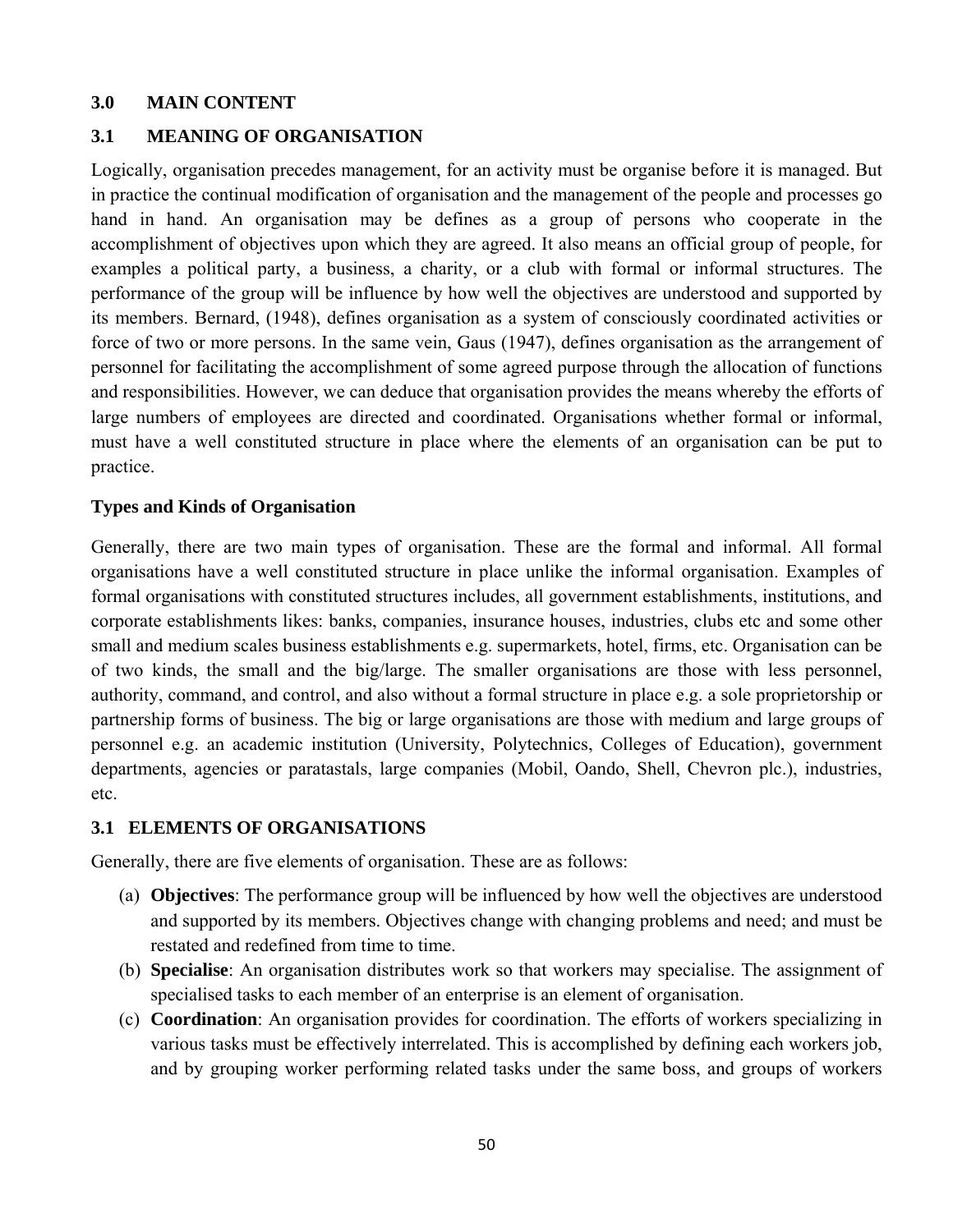## 3.0 MAIN CONTENT

### 3.1 MEANING OF ORGANISATION

Logically, organisation precedes management, for an activity must be organise before it is managed. But in practice the continual modification of organisation and the management of the people and processes go hand in hand. An organisation may be defines as a group of persons who cooperate in the accomplishment of objectives upon which they are agreed. It also means an official group of people, for examples a political party, a business, a charity, or a club with formal or informal structures. The performance of the group will be influence by how well the objectives are understood and supported by its members. Bernard, (1948), defines organisation as a system of consciously coordinated activities or force of two or more persons. In the same vein, Gaus (1947), defines organisation as the arrangement of personnel for facilitating the accomplishment of some agreed purpose through the allocation of functions and responsibilities. However, we can deduce that organisation provides the means whereby the efforts of large numbers of employees are directed and coordinated. Organisations whether formal or informal, must have a well constituted structure in place where the elements of an organisation can be put to practice.

**Types and Kinds of Organisation**

Generally, there are two main types of organisation. These are the formal and informal. All formal organisations have a well constituted structure in place unlike the informal organisation. Examples of formal organisations with constituted structures includes, all government establishments, institutions, and corporate establishments likes: banks, companies, insurance houses, industries, clubs etc and some other small and medium scales business establishments e.g. supermarkets, hotel, firms, etc. Organisation can be of two kinds, the small and the big/large. The smaller organisations are those with less personnel, authority, command, and control, and also without a formal structure in place e.g. a sole proprietorship or partnership forms of business. The big or large organisations are those with medium and large groups of personnel e.g. an academic institution (University, Polytechnics, Colleges of Education), government departments, agencies or paratastals, large companies (Mobil, Oando, Shell, Chevron plc.), industries, etc.

### 3.1 ELEMENTS OF ORGANISATIONS

Generally, there are five elements of organisation. These are as follows:

(a) **Objectives**: The performance group will be influenced by how well the objectives are understood and supported by its members. Objectives change with changing problems and need; and must be restated and redefined from time to time.

(b) **Specialise**: An organisation distributes work so that workers may specialise. The assignment of specialised tasks to each member of an enterprise is an element of organisation.

(c) **Coordination**: An organisation provides for coordination. The efforts of workers specializing in various tasks must be effectively interrelated. This is accomplished by defining each workers job, and by grouping worker performing related tasks under the same boss, and groups of workers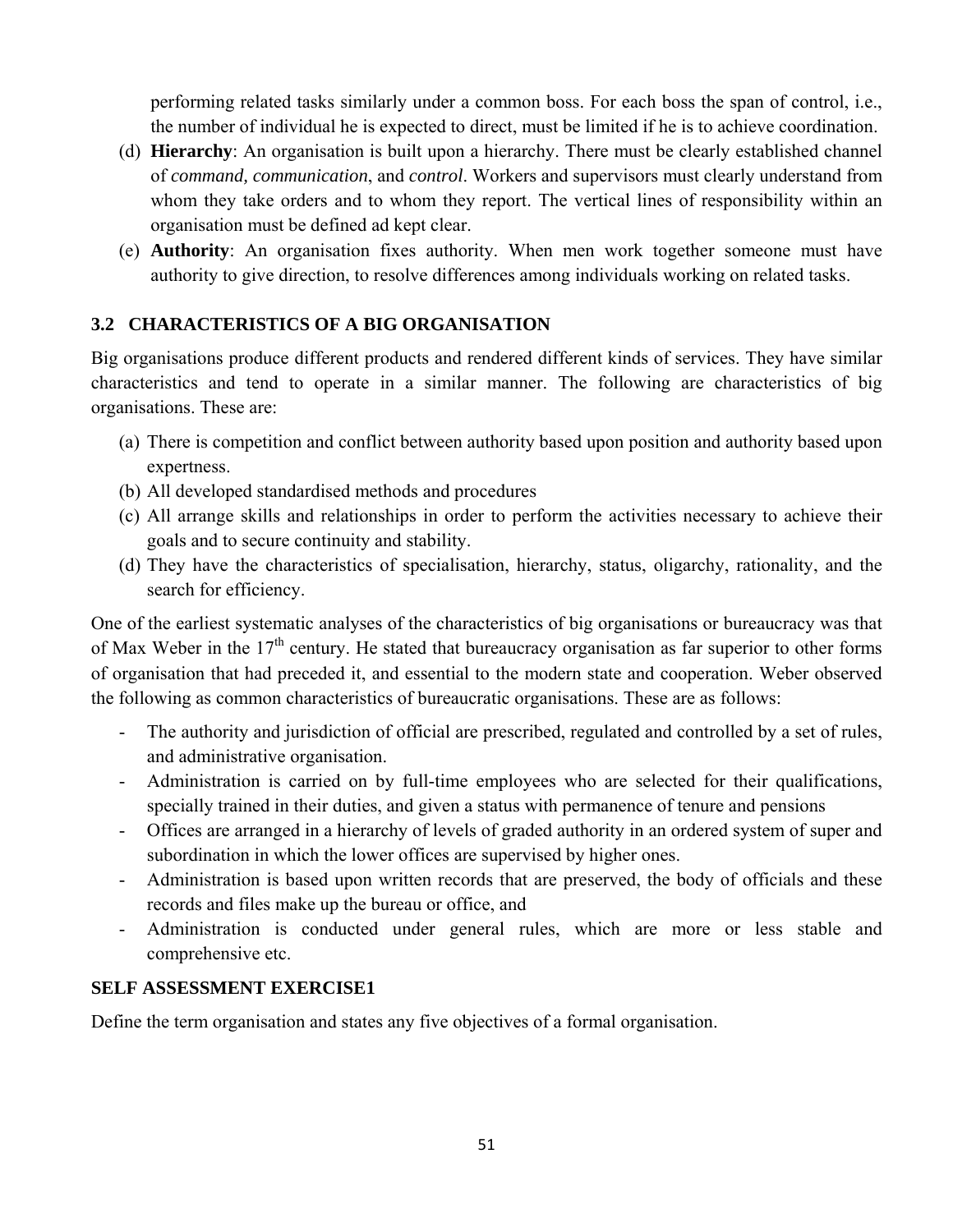performing related tasks similarly under a common boss. For each boss the span of control, i.e., the number of individual he is expected to direct, must be limited if he is to achieve coordination.

(d) **Hierarchy**: An organisation is built upon a hierarchy. There must be clearly established channel of *command, communication*, and *control*. Workers and supervisors must clearly understand from whom they take orders and to whom they report. The vertical lines of responsibility within an organisation must be defined ad kept clear.

(e) **Authority**: An organisation fixes authority. When men work together someone must have authority to give direction, to resolve differences among individuals working on related tasks.

## 3.2 CHARACTERISTICS OF A BIG ORGANISATION

Big organisations produce different products and rendered different kinds of services. They have similar characteristics and tend to operate in a similar manner. The following are characteristics of big organisations. These are:

(a) There is competition and conflict between authority based upon position and authority based upon expertness.
(b) All developed standardised methods and procedures
(c) All arrange skills and relationships in order to perform the activities necessary to achieve their goals and to secure continuity and stability.
(d) They have the characteristics of specialisation, hierarchy, status, oligarchy, rationality, and the search for efficiency.

One of the earliest systematic analyses of the characteristics of big organisations or bureaucracy was that of Max Weber in the 17th century. He stated that bureaucracy organisation as far superior to other forms of organisation that had preceded it, and essential to the modern state and cooperation. Weber observed the following as common characteristics of bureaucratic organisations. These are as follows:

- The authority and jurisdiction of official are prescribed, regulated and controlled by a set of rules, and administrative organisation.
- Administration is carried on by full-time employees who are selected for their qualifications, specially trained in their duties, and given a status with permanence of tenure and pensions
- Offices are arranged in a hierarchy of levels of graded authority in an ordered system of super and subordination in which the lower offices are supervised by higher ones.
- Administration is based upon written records that are preserved, the body of officials and these records and files make up the bureau or office, and
- Administration is conducted under general rules, which are more or less stable and comprehensive etc.

**SELF ASSESSMENT EXERCISE1**

Define the term organisation and states any five objectives of a formal organisation.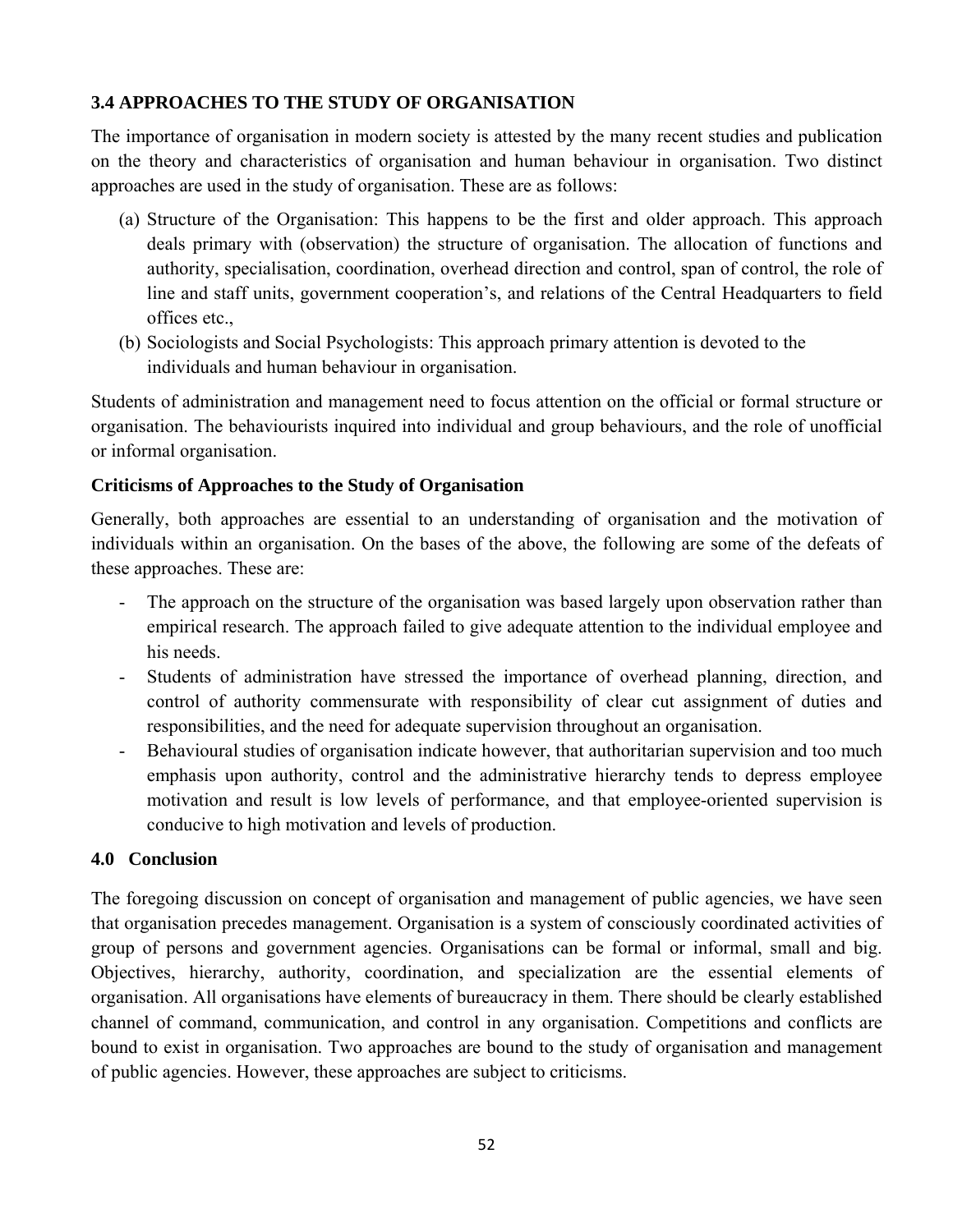### 3.4 APPROACHES TO THE STUDY OF ORGANISATION

The importance of organisation in modern society is attested by the many recent studies and publication on the theory and characteristics of organisation and human behaviour in organisation. Two distinct approaches are used in the study of organisation. These are as follows:

(a) Structure of the Organisation: This happens to be the first and older approach. This approach deals primary with (observation) the structure of organisation. The allocation of functions and authority, specialisation, coordination, overhead direction and control, span of control, the role of line and staff units, government cooperation's, and relations of the Central Headquarters to field offices etc.,

(b) Sociologists and Social Psychologists: This approach primary attention is devoted to the individuals and human behaviour in organisation.

Students of administration and management need to focus attention on the official or formal structure or organisation. The behaviourists inquired into individual and group behaviours, and the role of unofficial or informal organisation.

**Criticisms of Approaches to the Study of Organisation**

Generally, both approaches are essential to an understanding of organisation and the motivation of individuals within an organisation. On the bases of the above, the following are some of the defeats of these approaches. These are:

- The approach on the structure of the organisation was based largely upon observation rather than empirical research. The approach failed to give adequate attention to the individual employee and his needs.
- Students of administration have stressed the importance of overhead planning, direction, and control of authority commensurate with responsibility of clear cut assignment of duties and responsibilities, and the need for adequate supervision throughout an organisation.
- Behavioural studies of organisation indicate however, that authoritarian supervision and too much emphasis upon authority, control and the administrative hierarchy tends to depress employee motivation and result is low levels of performance, and that employee-oriented supervision is conducive to high motivation and levels of production.

## 4.0 Conclusion

The foregoing discussion on concept of organisation and management of public agencies, we have seen that organisation precedes management. Organisation is a system of consciously coordinated activities of group of persons and government agencies. Organisations can be formal or informal, small and big. Objectives, hierarchy, authority, coordination, and specialization are the essential elements of organisation. All organisations have elements of bureaucracy in them. There should be clearly established channel of command, communication, and control in any organisation. Competitions and conflicts are bound to exist in organisation. Two approaches are bound to the study of organisation and management of public agencies. However, these approaches are subject to criticisms.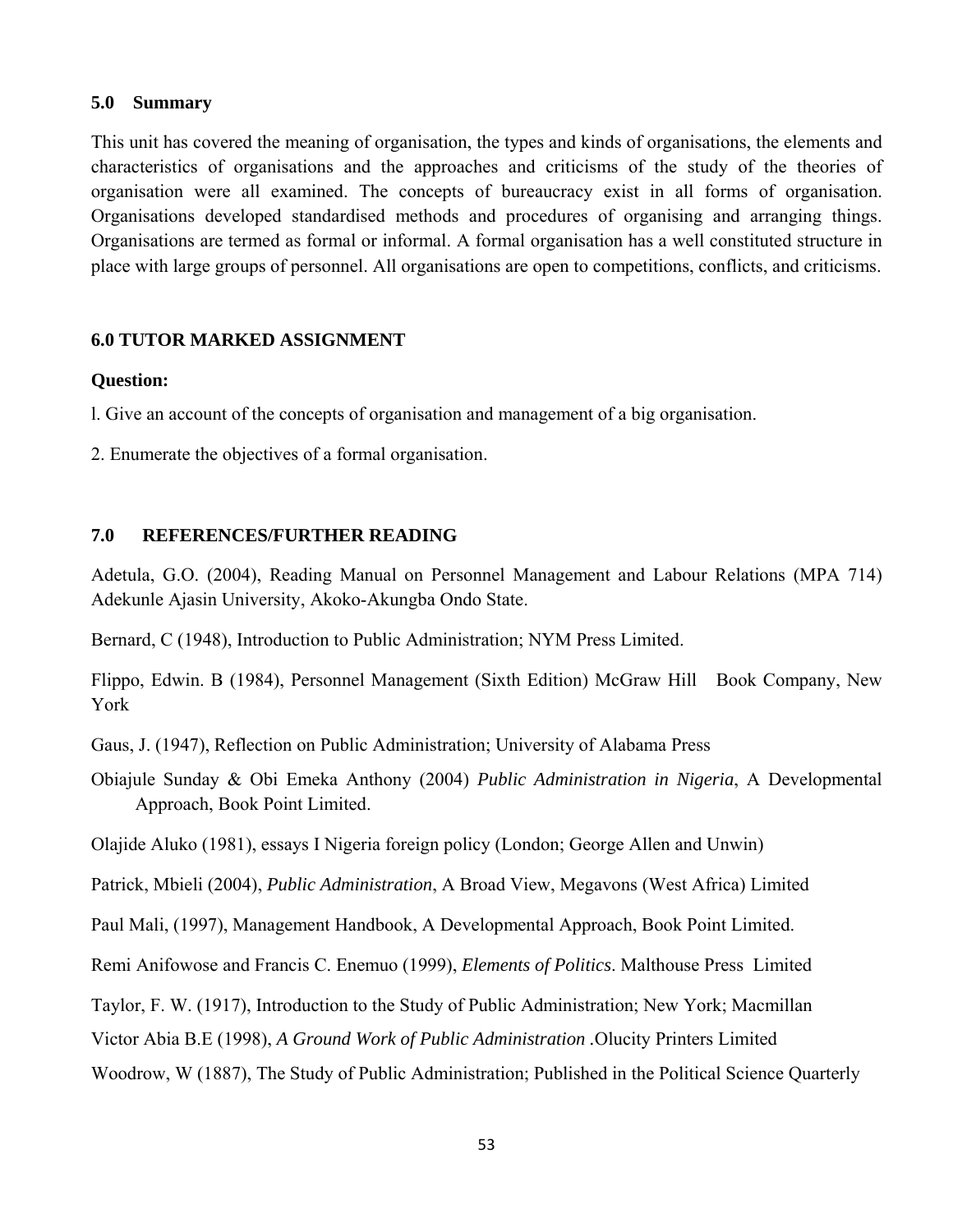## 5.0 Summary

This unit has covered the meaning of organisation, the types and kinds of organisations, the elements and characteristics of organisations and the approaches and criticisms of the study of the theories of organisation were all examined. The concepts of bureaucracy exist in all forms of organisation. Organisations developed standardised methods and procedures of organising and arranging things. Organisations are termed as formal or informal. A formal organisation has a well constituted structure in place with large groups of personnel. All organisations are open to competitions, conflicts, and criticisms.

## 6.0 TUTOR MARKED ASSIGNMENT

**Question:**

l. Give an account of the concepts of organisation and management of a big organisation.

2. Enumerate the objectives of a formal organisation.

## 7.0 REFERENCES/FURTHER READING

Adetula, G.O. (2004), Reading Manual on Personnel Management and Labour Relations (MPA 714) Adekunle Ajasin University, Akoko-Akungba Ondo State.

Bernard, C (1948), Introduction to Public Administration; NYM Press Limited.

Flippo, Edwin. B (1984), Personnel Management (Sixth Edition) McGraw Hill Book Company, New York

Gaus, J. (1947), Reflection on Public Administration; University of Alabama Press

Obiajule Sunday & Obi Emeka Anthony (2004) *Public Administration in Nigeria*, A Developmental Approach, Book Point Limited.

Olajide Aluko (1981), essays I Nigeria foreign policy (London; George Allen and Unwin)

Patrick, Mbieli (2004), *Public Administration*, A Broad View, Megavons (West Africa) Limited

Paul Mali, (1997), Management Handbook, A Developmental Approach, Book Point Limited.

Remi Anifowose and Francis C. Enemuo (1999), *Elements of Politics*. Malthouse Press Limited

Taylor, F. W. (1917), Introduction to the Study of Public Administration; New York; Macmillan

Victor Abia B.E (1998), *A Ground Work of Public Administration* .Olucity Printers Limited

Woodrow, W (1887), The Study of Public Administration; Published in the Political Science Quarterly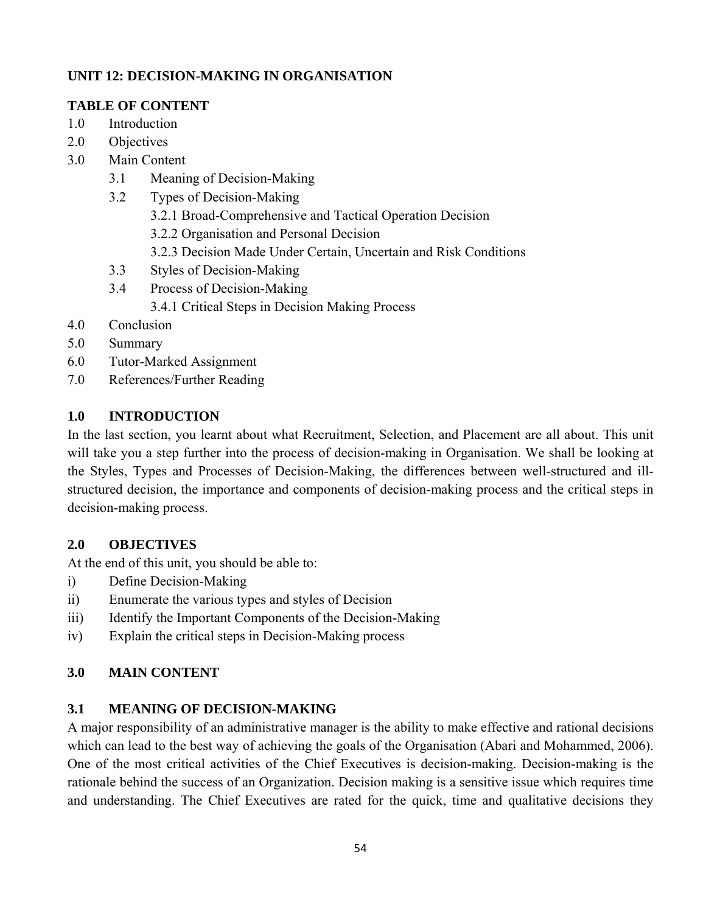## UNIT 12: DECISION-MAKING IN ORGANISATION

### TABLE OF CONTENT

1.0 Introduction
2.0 Objectives
3.0 Main Content
  3.1 Meaning of Decision-Making
  3.2 Types of Decision-Making
    3.2.1 Broad-Comprehensive and Tactical Operation Decision
    3.2.2 Organisation and Personal Decision
    3.2.3 Decision Made Under Certain, Uncertain and Risk Conditions
  3.3 Styles of Decision-Making
  3.4 Process of Decision-Making
    3.4.1 Critical Steps in Decision Making Process
4.0 Conclusion
5.0 Summary
6.0 Tutor-Marked Assignment
7.0 References/Further Reading

### 1.0 INTRODUCTION

In the last section, you learnt about what Recruitment, Selection, and Placement are all about. This unit will take you a step further into the process of decision-making in Organisation. We shall be looking at the Styles, Types and Processes of Decision-Making, the differences between well-structured and ill-structured decision, the importance and components of decision-making process and the critical steps in decision-making process.

### 2.0 OBJECTIVES

At the end of this unit, you should be able to:

i) Define Decision-Making
ii) Enumerate the various types and styles of Decision
iii) Identify the Important Components of the Decision-Making
iv) Explain the critical steps in Decision-Making process

### 3.0 MAIN CONTENT

### 3.1 MEANING OF DECISION-MAKING

A major responsibility of an administrative manager is the ability to make effective and rational decisions which can lead to the best way of achieving the goals of the Organisation (Abari and Mohammed, 2006). One of the most critical activities of the Chief Executives is decision-making. Decision-making is the rationale behind the success of an Organization. Decision making is a sensitive issue which requires time and understanding. The Chief Executives are rated for the quick, time and qualitative decisions they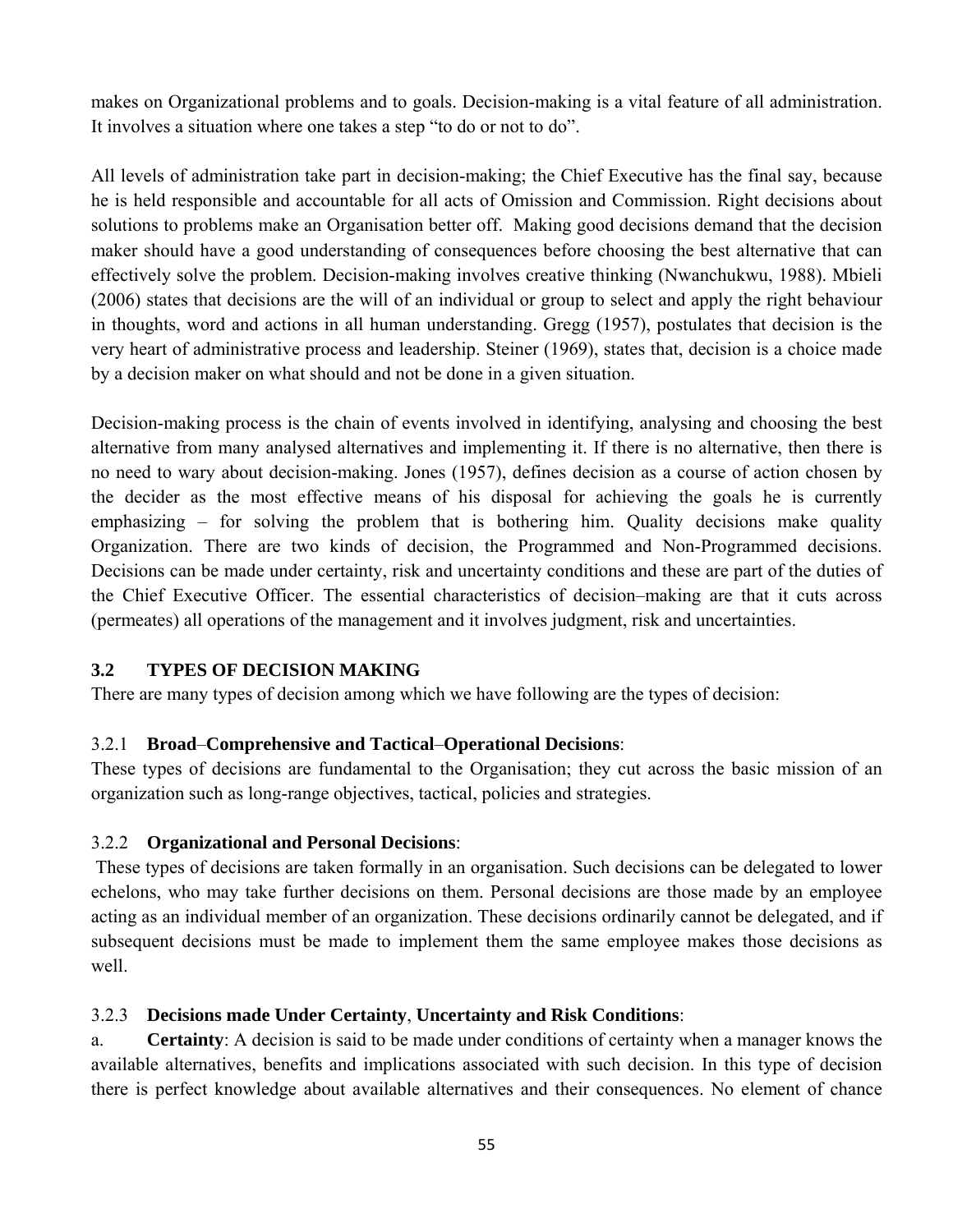makes on Organizational problems and to goals. Decision-making is a vital feature of all administration. It involves a situation where one takes a step "to do or not to do".

All levels of administration take part in decision-making; the Chief Executive has the final say, because he is held responsible and accountable for all acts of Omission and Commission. Right decisions about solutions to problems make an Organisation better off. Making good decisions demand that the decision maker should have a good understanding of consequences before choosing the best alternative that can effectively solve the problem. Decision-making involves creative thinking (Nwanchukwu, 1988). Mbieli (2006) states that decisions are the will of an individual or group to select and apply the right behaviour in thoughts, word and actions in all human understanding. Gregg (1957), postulates that decision is the very heart of administrative process and leadership. Steiner (1969), states that, decision is a choice made by a decision maker on what should and not be done in a given situation.

Decision-making process is the chain of events involved in identifying, analysing and choosing the best alternative from many analysed alternatives and implementing it. If there is no alternative, then there is no need to wary about decision-making. Jones (1957), defines decision as a course of action chosen by the decider as the most effective means of his disposal for achieving the goals he is currently emphasizing – for solving the problem that is bothering him. Quality decisions make quality Organization. There are two kinds of decision, the Programmed and Non-Programmed decisions. Decisions can be made under certainty, risk and uncertainty conditions and these are part of the duties of the Chief Executive Officer. The essential characteristics of decision–making are that it cuts across (permeates) all operations of the management and it involves judgment, risk and uncertainties.

## 3.2 TYPES OF DECISION MAKING

There are many types of decision among which we have following are the types of decision:

### 3.2.1 **Broad–Comprehensive and Tactical–Operational Decisions**:

These types of decisions are fundamental to the Organisation; they cut across the basic mission of an organization such as long-range objectives, tactical, policies and strategies.

### 3.2.2 **Organizational and Personal Decisions**:

These types of decisions are taken formally in an organisation. Such decisions can be delegated to lower echelons, who may take further decisions on them. Personal decisions are those made by an employee acting as an individual member of an organization. These decisions ordinarily cannot be delegated, and if subsequent decisions must be made to implement them the same employee makes those decisions as well.

### 3.2.3 **Decisions made Under Certainty**, **Uncertainty and Risk Conditions**:

a. **Certainty**: A decision is said to be made under conditions of certainty when a manager knows the available alternatives, benefits and implications associated with such decision. In this type of decision there is perfect knowledge about available alternatives and their consequences. No element of chance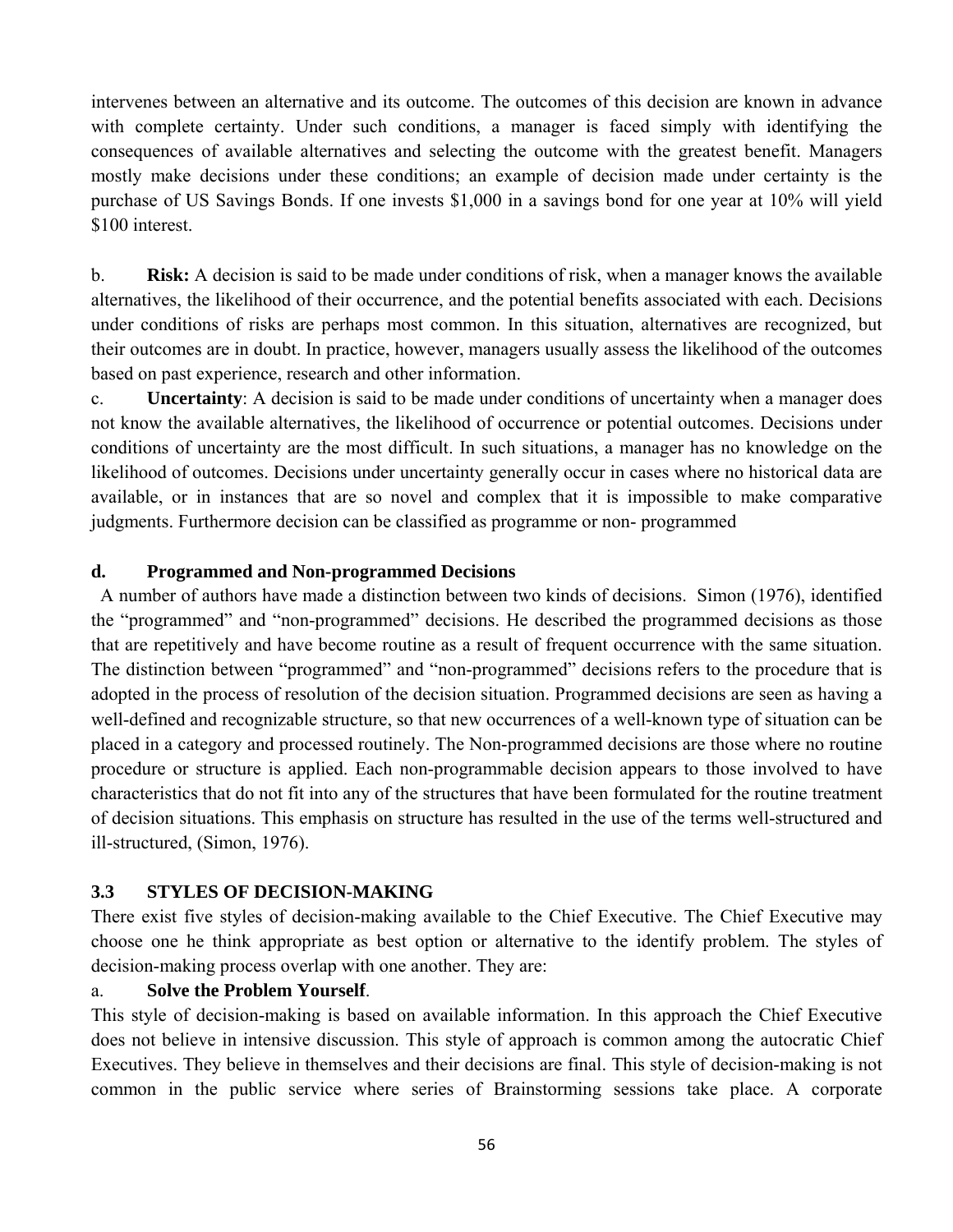intervenes between an alternative and its outcome. The outcomes of this decision are known in advance with complete certainty. Under such conditions, a manager is faced simply with identifying the consequences of available alternatives and selecting the outcome with the greatest benefit. Managers mostly make decisions under these conditions; an example of decision made under certainty is the purchase of US Savings Bonds. If one invests $1,000 in a savings bond for one year at 10% will yield $100 interest.

b. **Risk:** A decision is said to be made under conditions of risk, when a manager knows the available alternatives, the likelihood of their occurrence, and the potential benefits associated with each. Decisions under conditions of risks are perhaps most common. In this situation, alternatives are recognized, but their outcomes are in doubt. In practice, however, managers usually assess the likelihood of the outcomes based on past experience, research and other information.

c. **Uncertainty**: A decision is said to be made under conditions of uncertainty when a manager does not know the available alternatives, the likelihood of occurrence or potential outcomes. Decisions under conditions of uncertainty are the most difficult. In such situations, a manager has no knowledge on the likelihood of outcomes. Decisions under uncertainty generally occur in cases where no historical data are available, or in instances that are so novel and complex that it is impossible to make comparative judgments. Furthermore decision can be classified as programme or non- programmed

**d. Programmed and Non-programmed Decisions**

A number of authors have made a distinction between two kinds of decisions. Simon (1976), identified the "programmed" and "non-programmed" decisions. He described the programmed decisions as those that are repetitively and have become routine as a result of frequent occurrence with the same situation. The distinction between "programmed" and "non-programmed" decisions refers to the procedure that is adopted in the process of resolution of the decision situation. Programmed decisions are seen as having a well-defined and recognizable structure, so that new occurrences of a well-known type of situation can be placed in a category and processed routinely. The Non-programmed decisions are those where no routine procedure or structure is applied. Each non-programmable decision appears to those involved to have characteristics that do not fit into any of the structures that have been formulated for the routine treatment of decision situations. This emphasis on structure has resulted in the use of the terms well-structured and ill-structured, (Simon, 1976).

### 3.3 STYLES OF DECISION-MAKING

There exist five styles of decision-making available to the Chief Executive. The Chief Executive may choose one he think appropriate as best option or alternative to the identify problem. The styles of decision-making process overlap with one another. They are:

a. **Solve the Problem Yourself**.

This style of decision-making is based on available information. In this approach the Chief Executive does not believe in intensive discussion. This style of approach is common among the autocratic Chief Executives. They believe in themselves and their decisions are final. This style of decision-making is not common in the public service where series of Brainstorming sessions take place. A corporate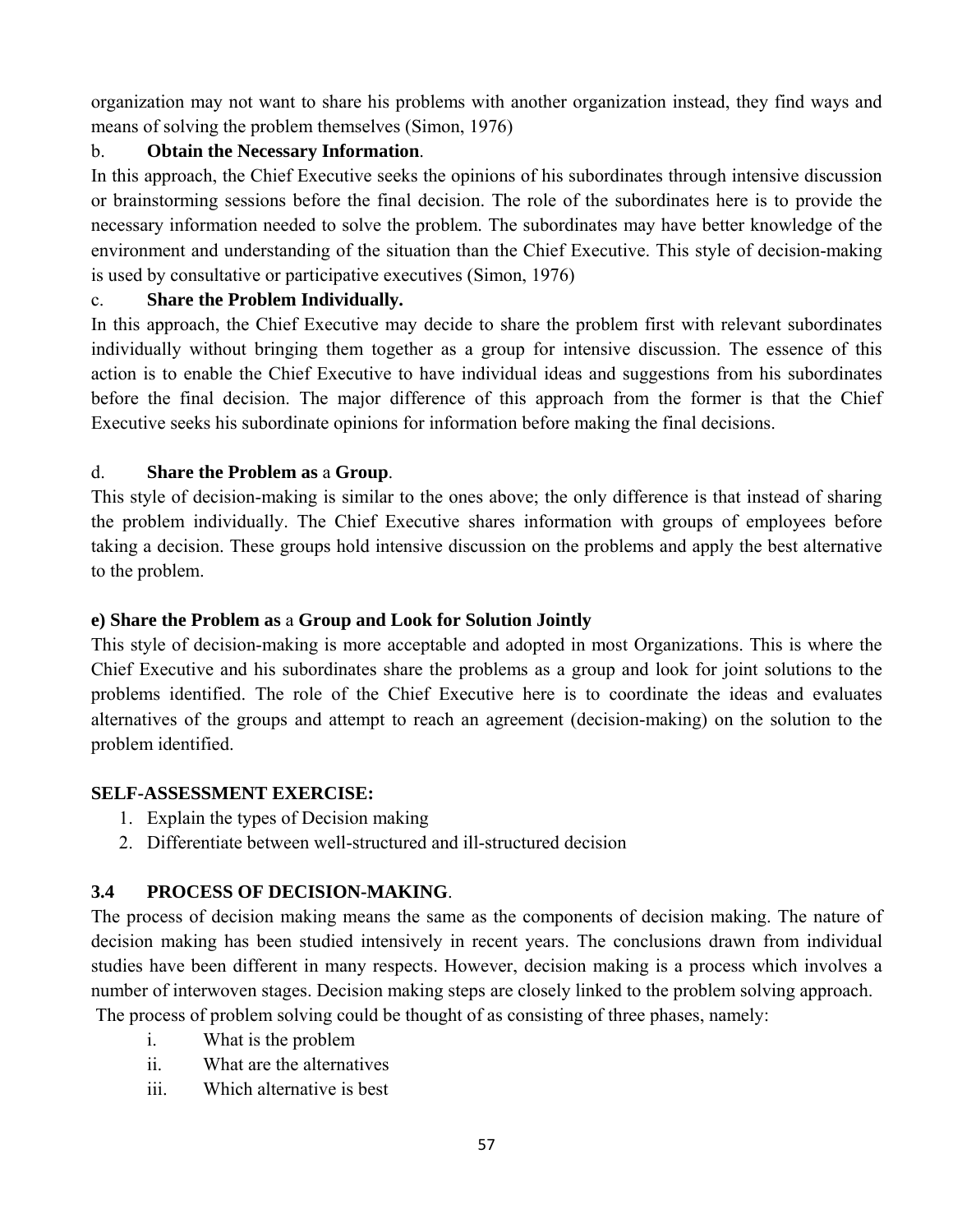organization may not want to share his problems with another organization instead, they find ways and means of solving the problem themselves (Simon, 1976)

b. **Obtain the Necessary Information**.

In this approach, the Chief Executive seeks the opinions of his subordinates through intensive discussion or brainstorming sessions before the final decision. The role of the subordinates here is to provide the necessary information needed to solve the problem. The subordinates may have better knowledge of the environment and understanding of the situation than the Chief Executive. This style of decision-making is used by consultative or participative executives (Simon, 1976)

c. **Share the Problem Individually.**

In this approach, the Chief Executive may decide to share the problem first with relevant subordinates individually without bringing them together as a group for intensive discussion. The essence of this action is to enable the Chief Executive to have individual ideas and suggestions from his subordinates before the final decision. The major difference of this approach from the former is that the Chief Executive seeks his subordinate opinions for information before making the final decisions.

d. **Share the Problem as** a **Group**.

This style of decision-making is similar to the ones above; the only difference is that instead of sharing the problem individually. The Chief Executive shares information with groups of employees before taking a decision. These groups hold intensive discussion on the problems and apply the best alternative to the problem.

**e) Share the Problem as** a **Group and Look for Solution Jointly**

This style of decision-making is more acceptable and adopted in most Organizations. This is where the Chief Executive and his subordinates share the problems as a group and look for joint solutions to the problems identified. The role of the Chief Executive here is to coordinate the ideas and evaluates alternatives of the groups and attempt to reach an agreement (decision-making) on the solution to the problem identified.

**SELF-ASSESSMENT EXERCISE:**

1. Explain the types of Decision making
2. Differentiate between well-structured and ill-structured decision

## 3.4 PROCESS OF DECISION-MAKING.

The process of decision making means the same as the components of decision making. The nature of decision making has been studied intensively in recent years. The conclusions drawn from individual studies have been different in many respects. However, decision making is a process which involves a number of interwoven stages. Decision making steps are closely linked to the problem solving approach.

The process of problem solving could be thought of as consisting of three phases, namely:

i. What is the problem
ii. What are the alternatives
iii. Which alternative is best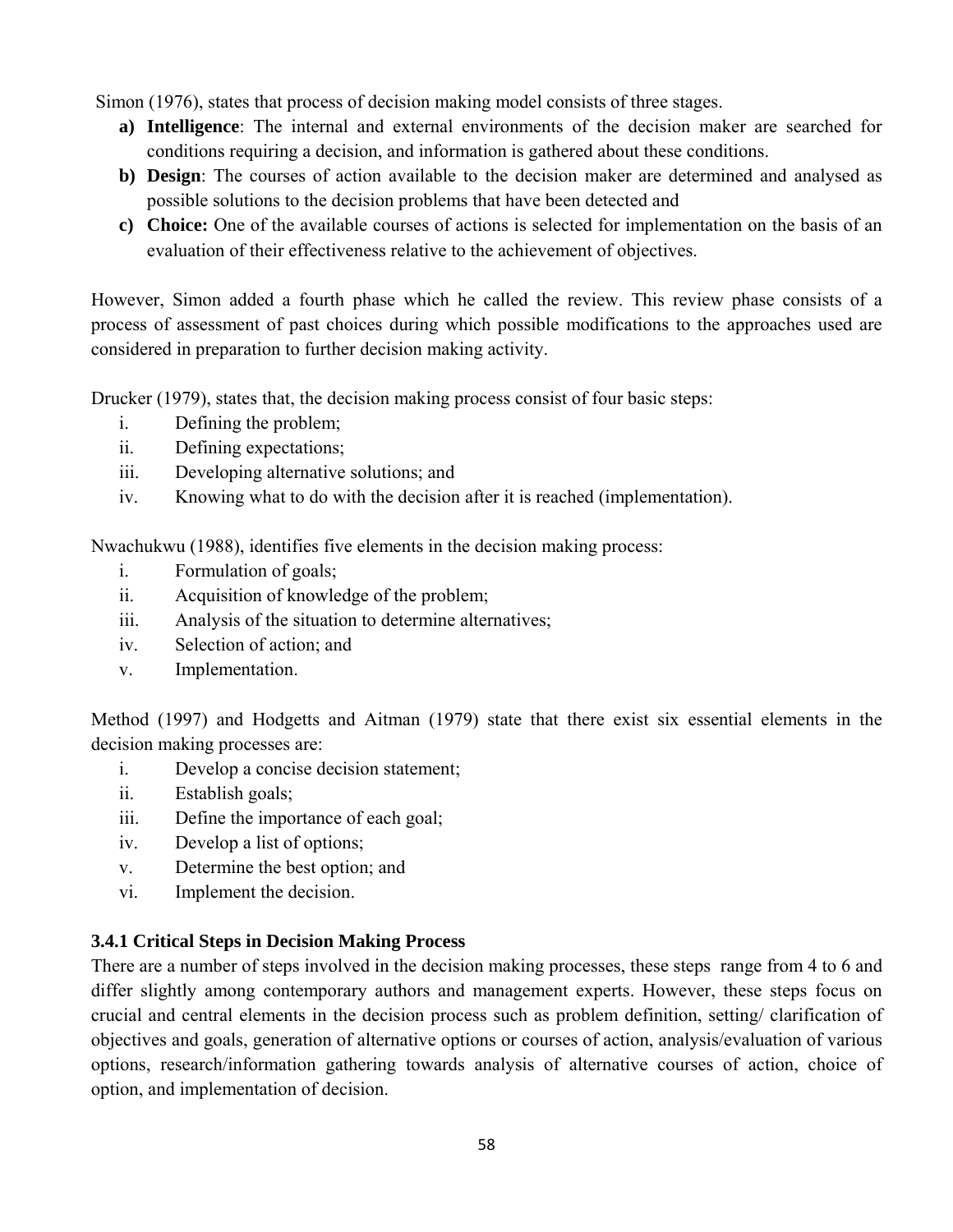Simon (1976), states that process of decision making model consists of three stages.

a) **Intelligence**: The internal and external environments of the decision maker are searched for conditions requiring a decision, and information is gathered about these conditions.
b) **Design**: The courses of action available to the decision maker are determined and analysed as possible solutions to the decision problems that have been detected and
c) **Choice:** One of the available courses of actions is selected for implementation on the basis of an evaluation of their effectiveness relative to the achievement of objectives.

However, Simon added a fourth phase which he called the review. This review phase consists of a process of assessment of past choices during which possible modifications to the approaches used are considered in preparation to further decision making activity.

Drucker (1979), states that, the decision making process consist of four basic steps:

i. Defining the problem;
ii. Defining expectations;
iii. Developing alternative solutions; and
iv. Knowing what to do with the decision after it is reached (implementation).

Nwachukwu (1988), identifies five elements in the decision making process:

i. Formulation of goals;
ii. Acquisition of knowledge of the problem;
iii. Analysis of the situation to determine alternatives;
iv. Selection of action; and
v. Implementation.

Method (1997) and Hodgetts and Aitman (1979) state that there exist six essential elements in the decision making processes are:

i. Develop a concise decision statement;
ii. Establish goals;
iii. Define the importance of each goal;
iv. Develop a list of options;
v. Determine the best option; and
vi. Implement the decision.

### 3.4.1 Critical Steps in Decision Making Process

There are a number of steps involved in the decision making processes, these steps range from 4 to 6 and differ slightly among contemporary authors and management experts. However, these steps focus on crucial and central elements in the decision process such as problem definition, setting/ clarification of objectives and goals, generation of alternative options or courses of action, analysis/evaluation of various options, research/information gathering towards analysis of alternative courses of action, choice of option, and implementation of decision.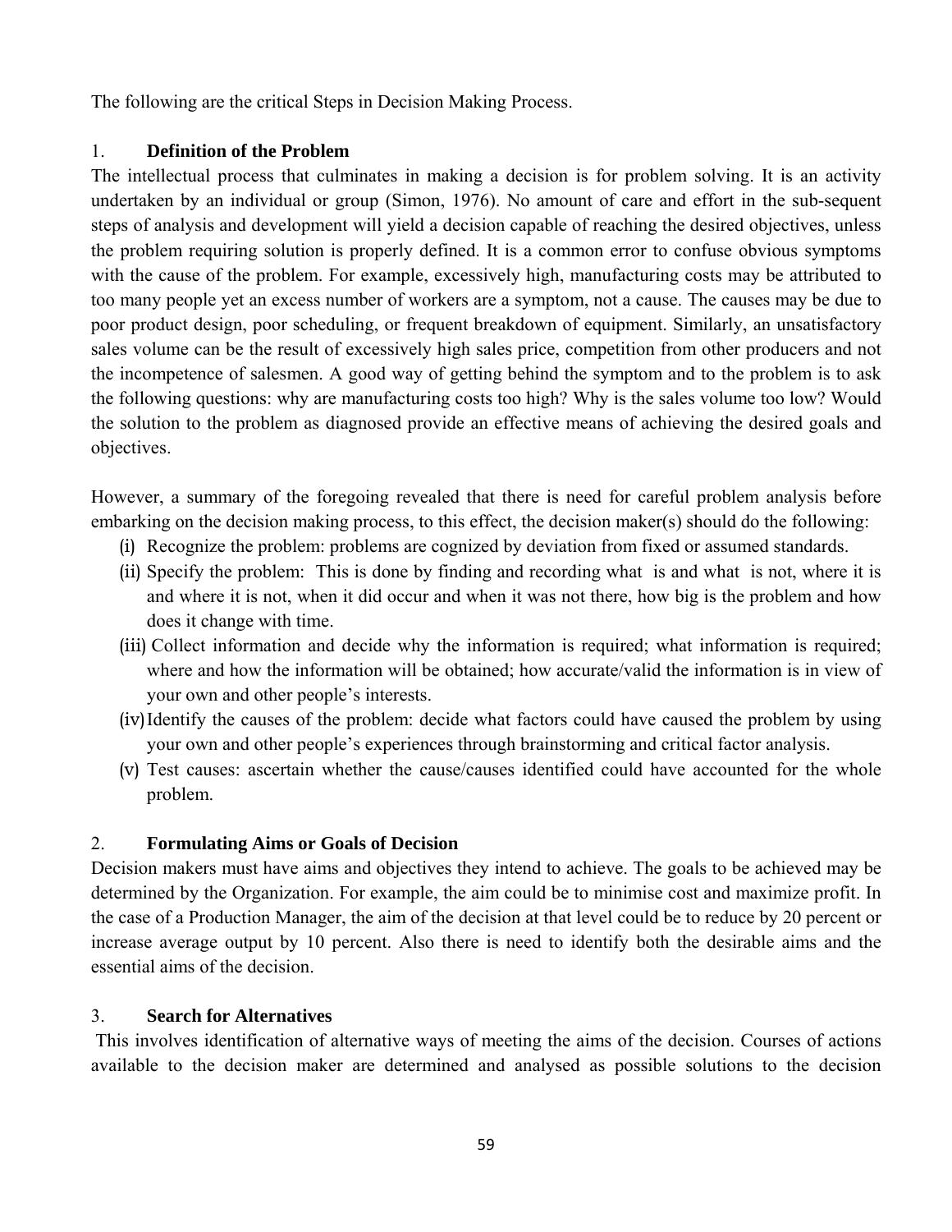The following are the critical Steps in Decision Making Process.

1. **Definition of the Problem**

The intellectual process that culminates in making a decision is for problem solving. It is an activity undertaken by an individual or group (Simon, 1976). No amount of care and effort in the sub-sequent steps of analysis and development will yield a decision capable of reaching the desired objectives, unless the problem requiring solution is properly defined. It is a common error to confuse obvious symptoms with the cause of the problem. For example, excessively high, manufacturing costs may be attributed to too many people yet an excess number of workers are a symptom, not a cause. The causes may be due to poor product design, poor scheduling, or frequent breakdown of equipment. Similarly, an unsatisfactory sales volume can be the result of excessively high sales price, competition from other producers and not the incompetence of salesmen. A good way of getting behind the symptom and to the problem is to ask the following questions: why are manufacturing costs too high? Why is the sales volume too low? Would the solution to the problem as diagnosed provide an effective means of achieving the desired goals and objectives.

However, a summary of the foregoing revealed that there is need for careful problem analysis before embarking on the decision making process, to this effect, the decision maker(s) should do the following:

(i) Recognize the problem: problems are cognized by deviation from fixed or assumed standards.
(ii) Specify the problem: This is done by finding and recording what is and what is not, where it is and where it is not, when it did occur and when it was not there, how big is the problem and how does it change with time.
(iii) Collect information and decide why the information is required; what information is required; where and how the information will be obtained; how accurate/valid the information is in view of your own and other people's interests.
(iv) Identify the causes of the problem: decide what factors could have caused the problem by using your own and other people's experiences through brainstorming and critical factor analysis.
(v) Test causes: ascertain whether the cause/causes identified could have accounted for the whole problem.

2. **Formulating Aims or Goals of Decision**

Decision makers must have aims and objectives they intend to achieve. The goals to be achieved may be determined by the Organization. For example, the aim could be to minimise cost and maximize profit. In the case of a Production Manager, the aim of the decision at that level could be to reduce by 20 percent or increase average output by 10 percent. Also there is need to identify both the desirable aims and the essential aims of the decision.

3. **Search for Alternatives**

This involves identification of alternative ways of meeting the aims of the decision. Courses of actions available to the decision maker are determined and analysed as possible solutions to the decision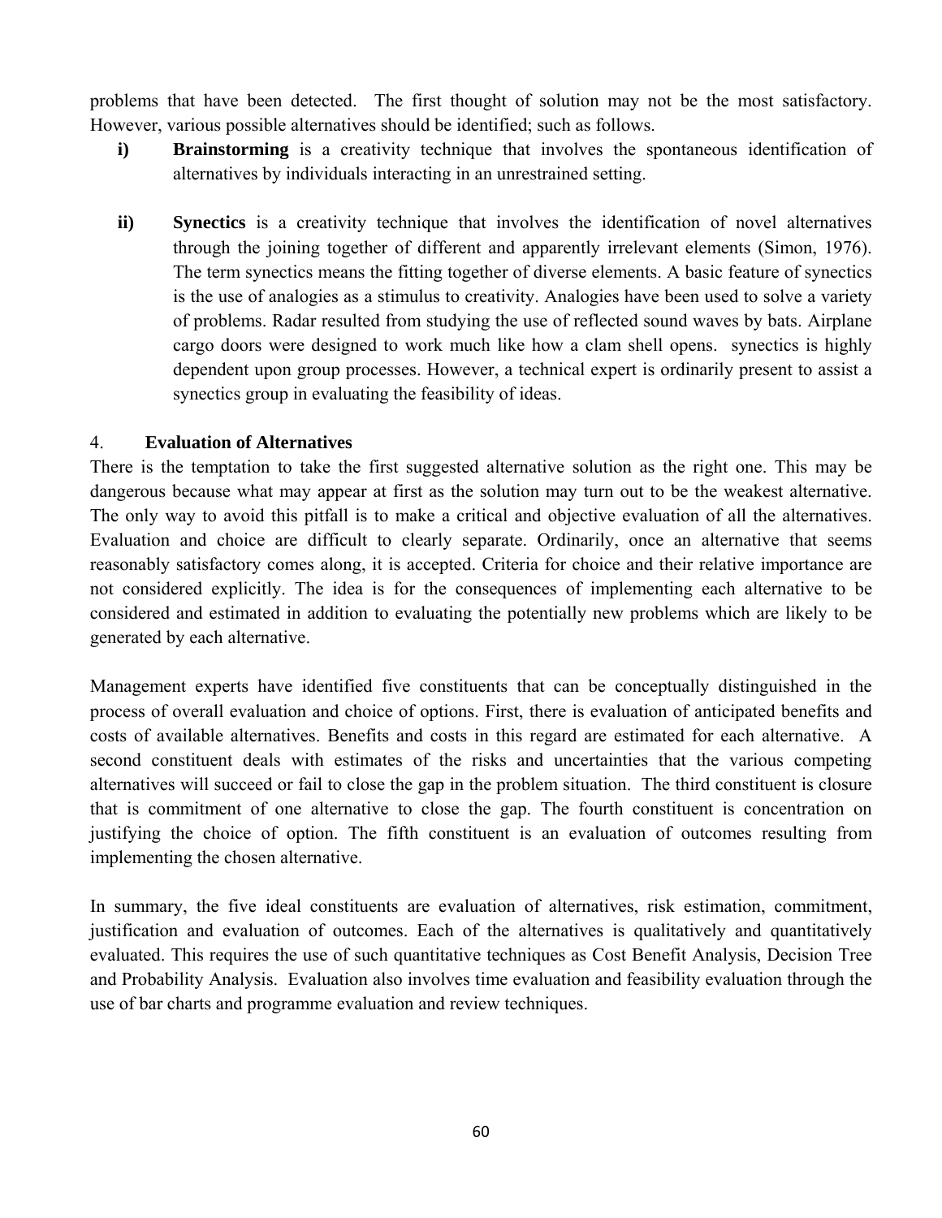problems that have been detected. The first thought of solution may not be the most satisfactory. However, various possible alternatives should be identified; such as follows.

i) **Brainstorming** is a creativity technique that involves the spontaneous identification of alternatives by individuals interacting in an unrestrained setting.

ii) **Synectics** is a creativity technique that involves the identification of novel alternatives through the joining together of different and apparently irrelevant elements (Simon, 1976). The term synectics means the fitting together of diverse elements. A basic feature of synectics is the use of analogies as a stimulus to creativity. Analogies have been used to solve a variety of problems. Radar resulted from studying the use of reflected sound waves by bats. Airplane cargo doors were designed to work much like how a clam shell opens. synectics is highly dependent upon group processes. However, a technical expert is ordinarily present to assist a synectics group in evaluating the feasibility of ideas.

4. **Evaluation of Alternatives**

There is the temptation to take the first suggested alternative solution as the right one. This may be dangerous because what may appear at first as the solution may turn out to be the weakest alternative. The only way to avoid this pitfall is to make a critical and objective evaluation of all the alternatives. Evaluation and choice are difficult to clearly separate. Ordinarily, once an alternative that seems reasonably satisfactory comes along, it is accepted. Criteria for choice and their relative importance are not considered explicitly. The idea is for the consequences of implementing each alternative to be considered and estimated in addition to evaluating the potentially new problems which are likely to be generated by each alternative.

Management experts have identified five constituents that can be conceptually distinguished in the process of overall evaluation and choice of options. First, there is evaluation of anticipated benefits and costs of available alternatives. Benefits and costs in this regard are estimated for each alternative. A second constituent deals with estimates of the risks and uncertainties that the various competing alternatives will succeed or fail to close the gap in the problem situation. The third constituent is closure that is commitment of one alternative to close the gap. The fourth constituent is concentration on justifying the choice of option. The fifth constituent is an evaluation of outcomes resulting from implementing the chosen alternative.

In summary, the five ideal constituents are evaluation of alternatives, risk estimation, commitment, justification and evaluation of outcomes. Each of the alternatives is qualitatively and quantitatively evaluated. This requires the use of such quantitative techniques as Cost Benefit Analysis, Decision Tree and Probability Analysis. Evaluation also involves time evaluation and feasibility evaluation through the use of bar charts and programme evaluation and review techniques.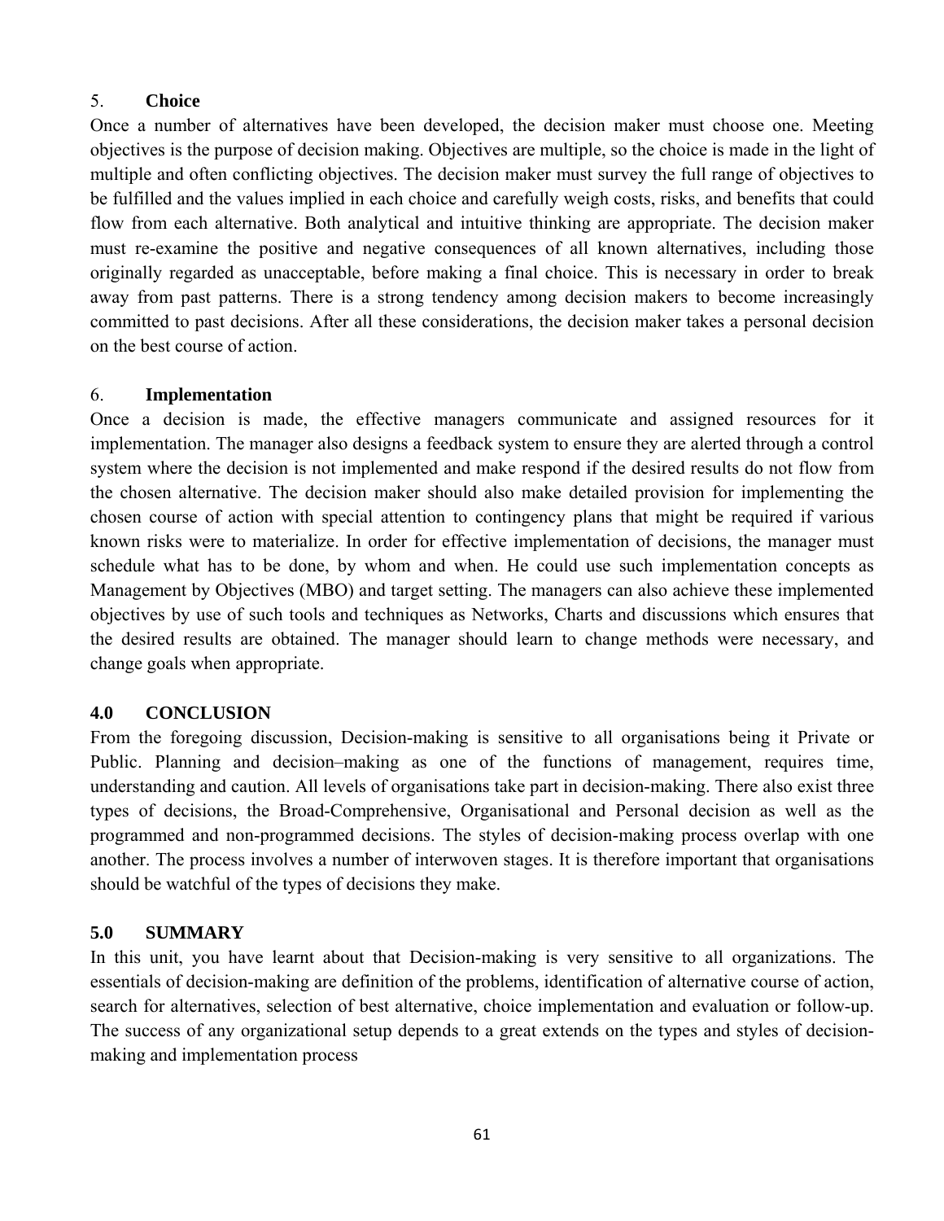5. **Choice**

Once a number of alternatives have been developed, the decision maker must choose one. Meeting objectives is the purpose of decision making. Objectives are multiple, so the choice is made in the light of multiple and often conflicting objectives. The decision maker must survey the full range of objectives to be fulfilled and the values implied in each choice and carefully weigh costs, risks, and benefits that could flow from each alternative. Both analytical and intuitive thinking are appropriate. The decision maker must re-examine the positive and negative consequences of all known alternatives, including those originally regarded as unacceptable, before making a final choice. This is necessary in order to break away from past patterns. There is a strong tendency among decision makers to become increasingly committed to past decisions. After all these considerations, the decision maker takes a personal decision on the best course of action.

6. **Implementation**

Once a decision is made, the effective managers communicate and assigned resources for it implementation. The manager also designs a feedback system to ensure they are alerted through a control system where the decision is not implemented and make respond if the desired results do not flow from the chosen alternative. The decision maker should also make detailed provision for implementing the chosen course of action with special attention to contingency plans that might be required if various known risks were to materialize. In order for effective implementation of decisions, the manager must schedule what has to be done, by whom and when. He could use such implementation concepts as Management by Objectives (MBO) and target setting. The managers can also achieve these implemented objectives by use of such tools and techniques as Networks, Charts and discussions which ensures that the desired results are obtained. The manager should learn to change methods were necessary, and change goals when appropriate.

## 4.0 CONCLUSION

From the foregoing discussion, Decision-making is sensitive to all organisations being it Private or Public. Planning and decision–making as one of the functions of management, requires time, understanding and caution. All levels of organisations take part in decision-making. There also exist three types of decisions, the Broad-Comprehensive, Organisational and Personal decision as well as the programmed and non-programmed decisions. The styles of decision-making process overlap with one another. The process involves a number of interwoven stages. It is therefore important that organisations should be watchful of the types of decisions they make.

## 5.0 SUMMARY

In this unit, you have learnt about that Decision-making is very sensitive to all organizations. The essentials of decision-making are definition of the problems, identification of alternative course of action, search for alternatives, selection of best alternative, choice implementation and evaluation or follow-up. The success of any organizational setup depends to a great extends on the types and styles of decision-making and implementation process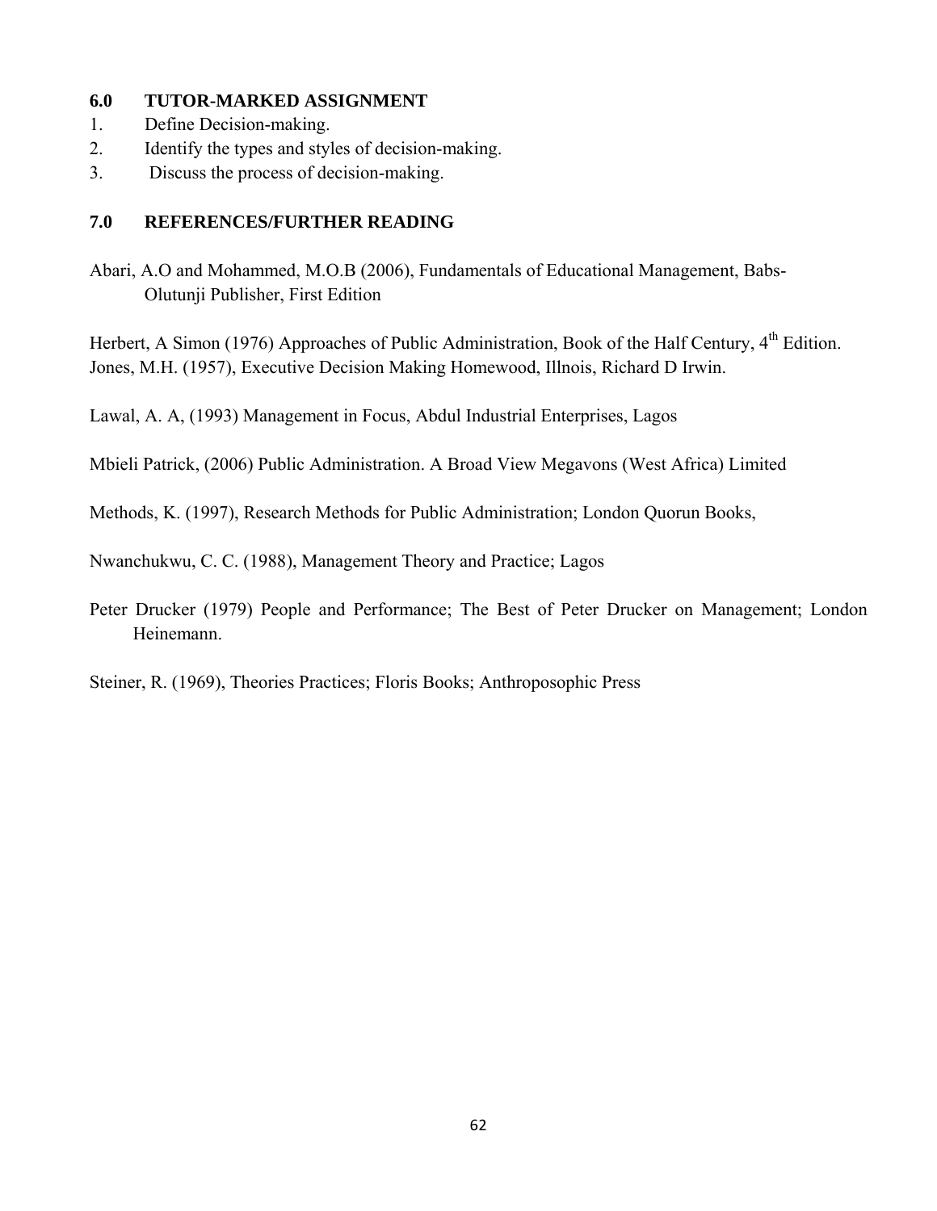## 6.0 TUTOR-MARKED ASSIGNMENT

1. Define Decision-making.
2. Identify the types and styles of decision-making.
3. Discuss the process of decision-making.

## 7.0 REFERENCES/FURTHER READING

Abari, A.O and Mohammed, M.O.B (2006), Fundamentals of Educational Management, Babs-Olutunji Publisher, First Edition

Herbert, A Simon (1976) Approaches of Public Administration, Book of the Half Century, 4th Edition.

Jones, M.H. (1957), Executive Decision Making Homewood, Illnois, Richard D Irwin.

Lawal, A. A, (1993) Management in Focus, Abdul Industrial Enterprises, Lagos

Mbieli Patrick, (2006) Public Administration. A Broad View Megavons (West Africa) Limited

Methods, K. (1997), Research Methods for Public Administration; London Quorun Books,

Nwanchukwu, C. C. (1988), Management Theory and Practice; Lagos

Peter Drucker (1979) People and Performance; The Best of Peter Drucker on Management; London Heinemann.

Steiner, R. (1969), Theories Practices; Floris Books; Anthroposophic Press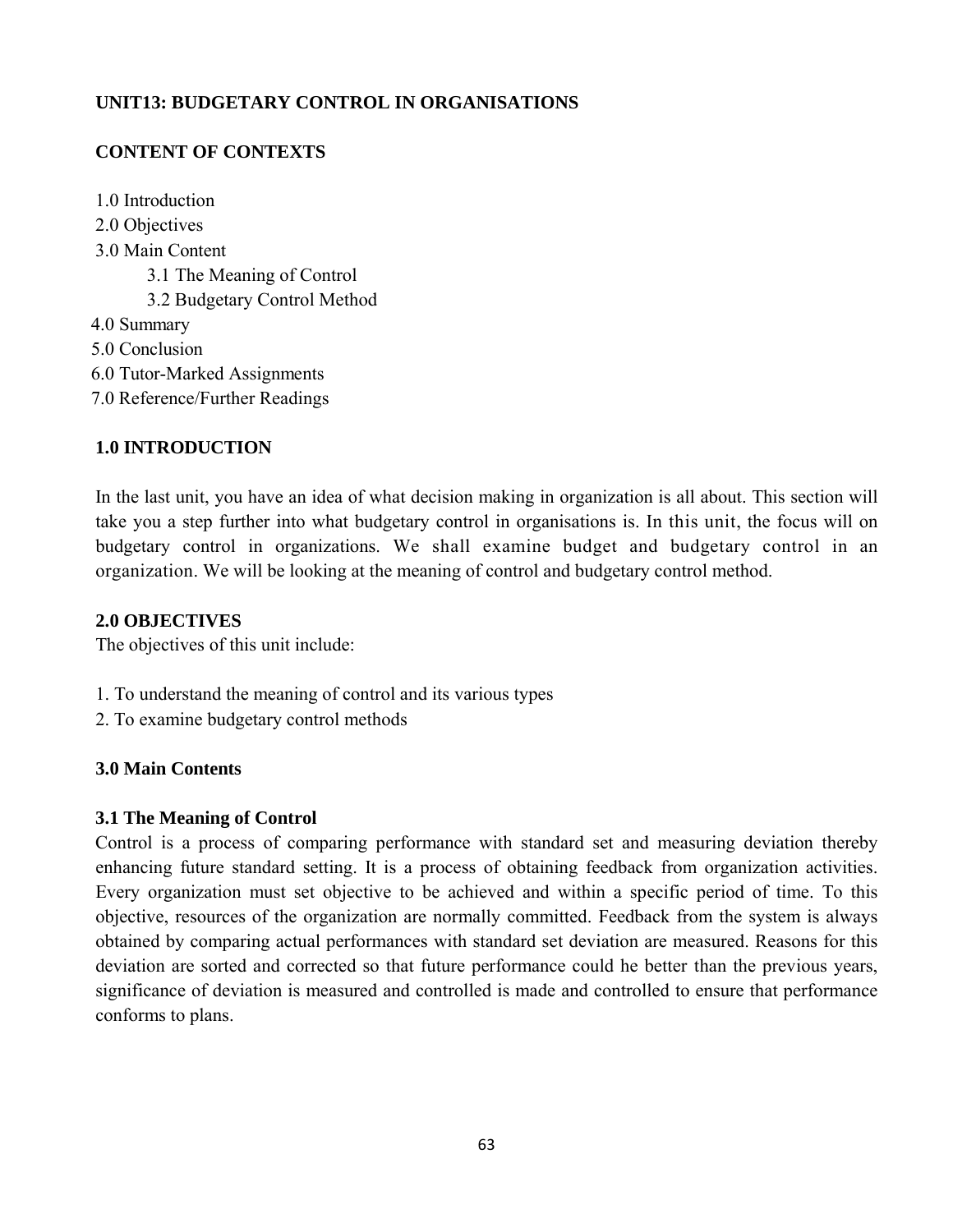## UNIT13: BUDGETARY CONTROL IN ORGANISATIONS

### CONTENT OF CONTEXTS

1.0 Introduction
2.0 Objectives
3.0 Main Content
    3.1 The Meaning of Control
    3.2 Budgetary Control Method
4.0 Summary
5.0 Conclusion
6.0 Tutor-Marked Assignments
7.0 Reference/Further Readings

### 1.0 INTRODUCTION

In the last unit, you have an idea of what decision making in organization is all about. This section will take you a step further into what budgetary control in organisations is. In this unit, the focus will on budgetary control in organizations. We shall examine budget and budgetary control in an organization. We will be looking at the meaning of control and budgetary control method.

### 2.0 OBJECTIVES

The objectives of this unit include:

1. To understand the meaning of control and its various types
2. To examine budgetary control methods

### 3.0 Main Contents

#### 3.1 The Meaning of Control

Control is a process of comparing performance with standard set and measuring deviation thereby enhancing future standard setting. It is a process of obtaining feedback from organization activities. Every organization must set objective to be achieved and within a specific period of time. To this objective, resources of the organization are normally committed. Feedback from the system is always obtained by comparing actual performances with standard set deviation are measured. Reasons for this deviation are sorted and corrected so that future performance could he better than the previous years, significance of deviation is measured and controlled is made and controlled to ensure that performance conforms to plans.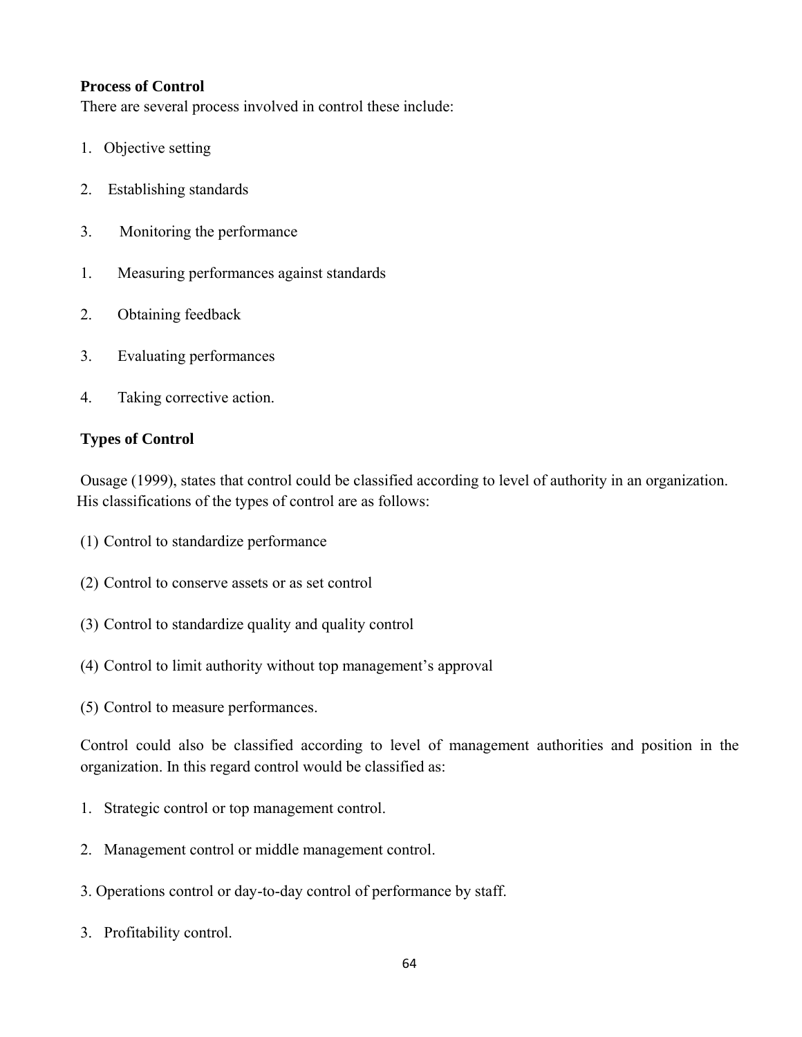**Process of Control**

There are several process involved in control these include:

1. Objective setting

2. Establishing standards

3. Monitoring the performance

1. Measuring performances against standards

2. Obtaining feedback

3. Evaluating performances

4. Taking corrective action.

**Types of Control**

Ousage (1999), states that control could be classified according to level of authority in an organization. His classifications of the types of control are as follows:

(1) Control to standardize performance

(2) Control to conserve assets or as set control

(3) Control to standardize quality and quality control

(4) Control to limit authority without top management's approval

(5) Control to measure performances.

Control could also be classified according to level of management authorities and position in the organization. In this regard control would be classified as:

1. Strategic control or top management control.

2. Management control or middle management control.

3. Operations control or day-to-day control of performance by staff.

3. Profitability control.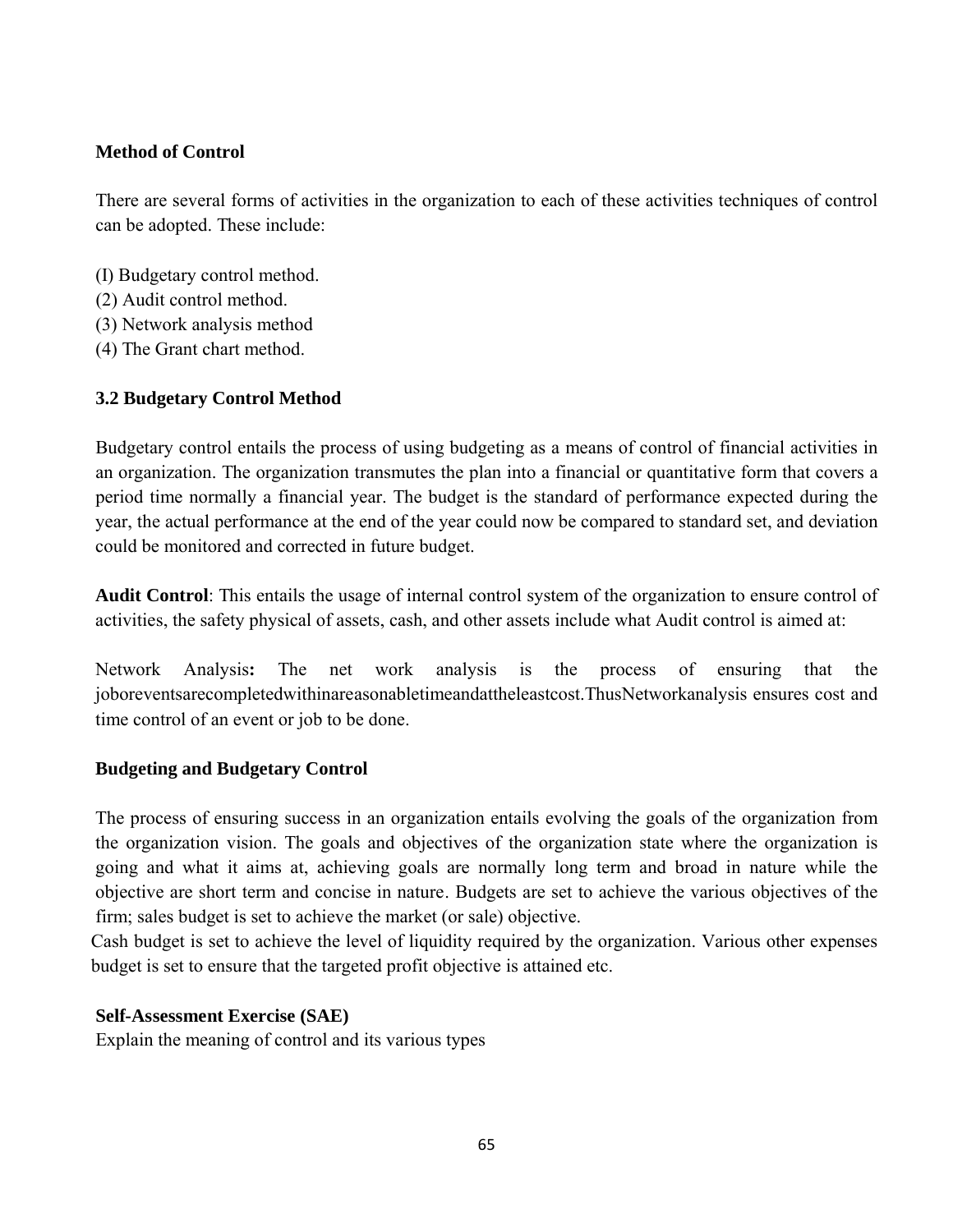**Method of Control**

There are several forms of activities in the organization to each of these activities techniques of control can be adopted. These include:

(I) Budgetary control method.
(2) Audit control method.
(3) Network analysis method
(4) The Grant chart method.

### 3.2 Budgetary Control Method

Budgetary control entails the process of using budgeting as a means of control of financial activities in an organization. The organization transmutes the plan into a financial or quantitative form that covers a period time normally a financial year. The budget is the standard of performance expected during the year, the actual performance at the end of the year could now be compared to standard set, and deviation could be monitored and corrected in future budget.

**Audit Control**: This entails the usage of internal control system of the organization to ensure control of activities, the safety physical of assets, cash, and other assets include what Audit control is aimed at:

Network Analysis**:** The net work analysis is the process of ensuring that the joboreventsarecompletedwithinareasonabletimeandattheleastcost.ThusNetworkanalysis ensures cost and time control of an event or job to be done.

**Budgeting and Budgetary Control**

The process of ensuring success in an organization entails evolving the goals of the organization from the organization vision. The goals and objectives of the organization state where the organization is going and what it aims at, achieving goals are normally long term and broad in nature while the objective are short term and concise in nature. Budgets are set to achieve the various objectives of the firm; sales budget is set to achieve the market (or sale) objective.

Cash budget is set to achieve the level of liquidity required by the organization. Various other expenses budget is set to ensure that the targeted profit objective is attained etc.

**Self-Assessment Exercise (SAE)**

Explain the meaning of control and its various types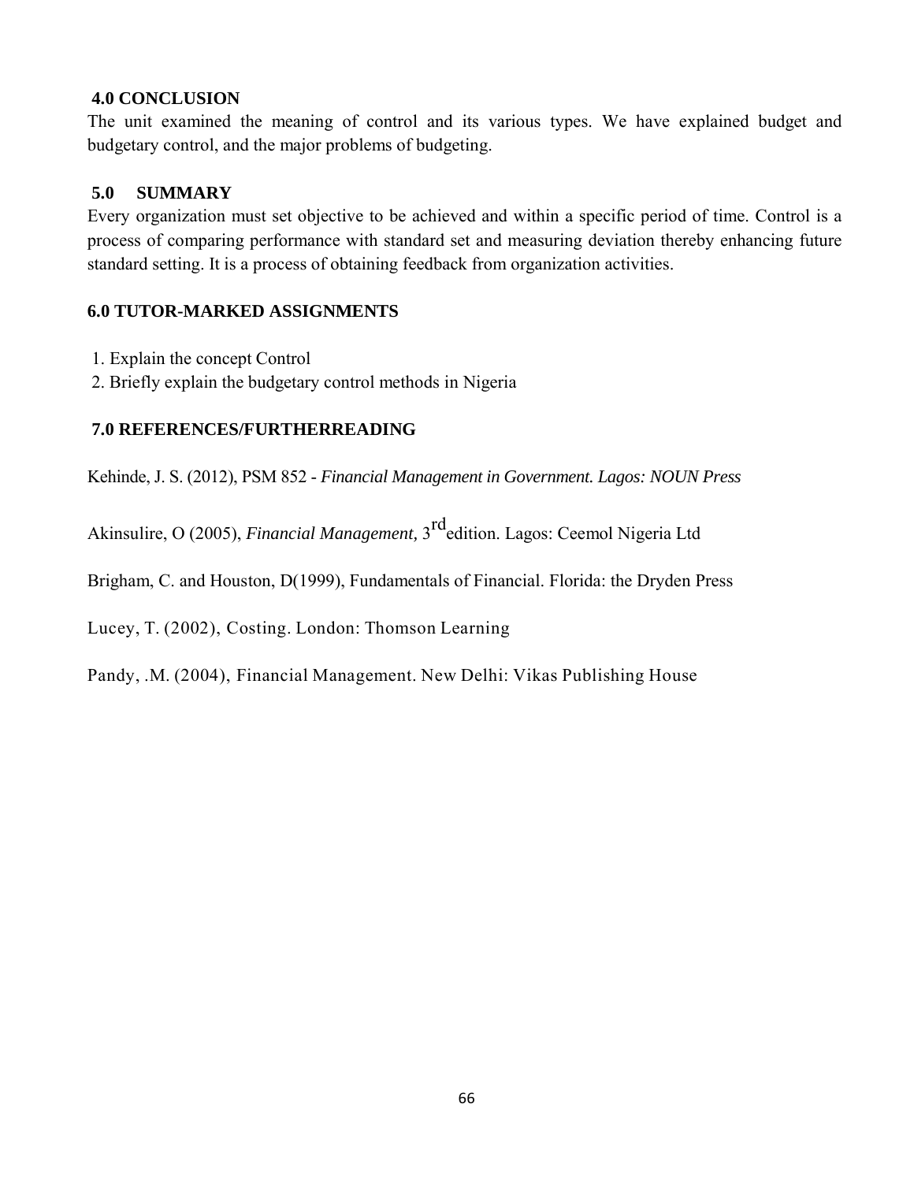## 4.0 CONCLUSION

The unit examined the meaning of control and its various types. We have explained budget and budgetary control, and the major problems of budgeting.

## 5.0 SUMMARY

Every organization must set objective to be achieved and within a specific period of time. Control is a process of comparing performance with standard set and measuring deviation thereby enhancing future standard setting. It is a process of obtaining feedback from organization activities.

## 6.0 TUTOR-MARKED ASSIGNMENTS

1. Explain the concept Control
2. Briefly explain the budgetary control methods in Nigeria

## 7.0 REFERENCES/FURTHERREADING

Kehinde, J. S. (2012), PSM 852 - *Financial Management in Government. Lagos: NOUN Press*

Akinsulire, O (2005), *Financial Management,* 3rd edition. Lagos: Ceemol Nigeria Ltd

Brigham, C. and Houston, D(1999), Fundamentals of Financial. Florida: the Dryden Press

Lucey, T. (2002), Costing. London: Thomson Learning

Pandy, .M. (2004), Financial Management. New Delhi: Vikas Publishing House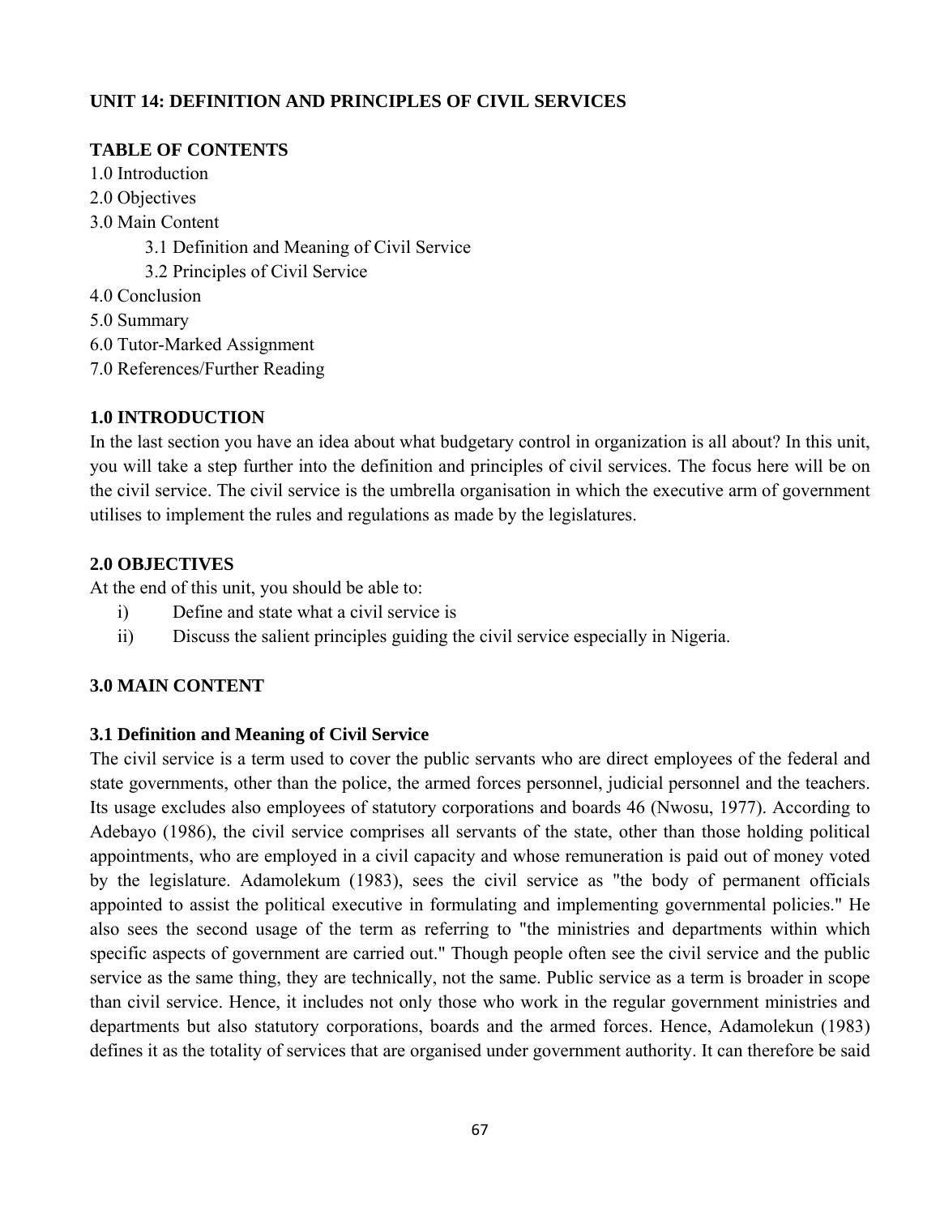**UNIT 14: DEFINITION AND PRINCIPLES OF CIVIL SERVICES**

**TABLE OF CONTENTS**

1.0 Introduction
2.0 Objectives
3.0 Main Content
 3.1 Definition and Meaning of Civil Service
 3.2 Principles of Civil Service
4.0 Conclusion
5.0 Summary
6.0 Tutor-Marked Assignment
7.0 References/Further Reading

## 1.0 INTRODUCTION

In the last section you have an idea about what budgetary control in organization is all about? In this unit, you will take a step further into the definition and principles of civil services. The focus here will be on the civil service. The civil service is the umbrella organisation in which the executive arm of government utilises to implement the rules and regulations as made by the legislatures.

## 2.0 OBJECTIVES

At the end of this unit, you should be able to:

i) Define and state what a civil service is
ii) Discuss the salient principles guiding the civil service especially in Nigeria.

## 3.0 MAIN CONTENT

### 3.1 Definition and Meaning of Civil Service

The civil service is a term used to cover the public servants who are direct employees of the federal and state governments, other than the police, the armed forces personnel, judicial personnel and the teachers. Its usage excludes also employees of statutory corporations and boards 46 (Nwosu, 1977). According to Adebayo (1986), the civil service comprises all servants of the state, other than those holding political appointments, who are employed in a civil capacity and whose remuneration is paid out of money voted by the legislature. Adamolekum (1983), sees the civil service as "the body of permanent officials appointed to assist the political executive in formulating and implementing governmental policies." He also sees the second usage of the term as referring to "the ministries and departments within which specific aspects of government are carried out." Though people often see the civil service and the public service as the same thing, they are technically, not the same. Public service as a term is broader in scope than civil service. Hence, it includes not only those who work in the regular government ministries and departments but also statutory corporations, boards and the armed forces. Hence, Adamolekun (1983) defines it as the totality of services that are organised under government authority. It can therefore be said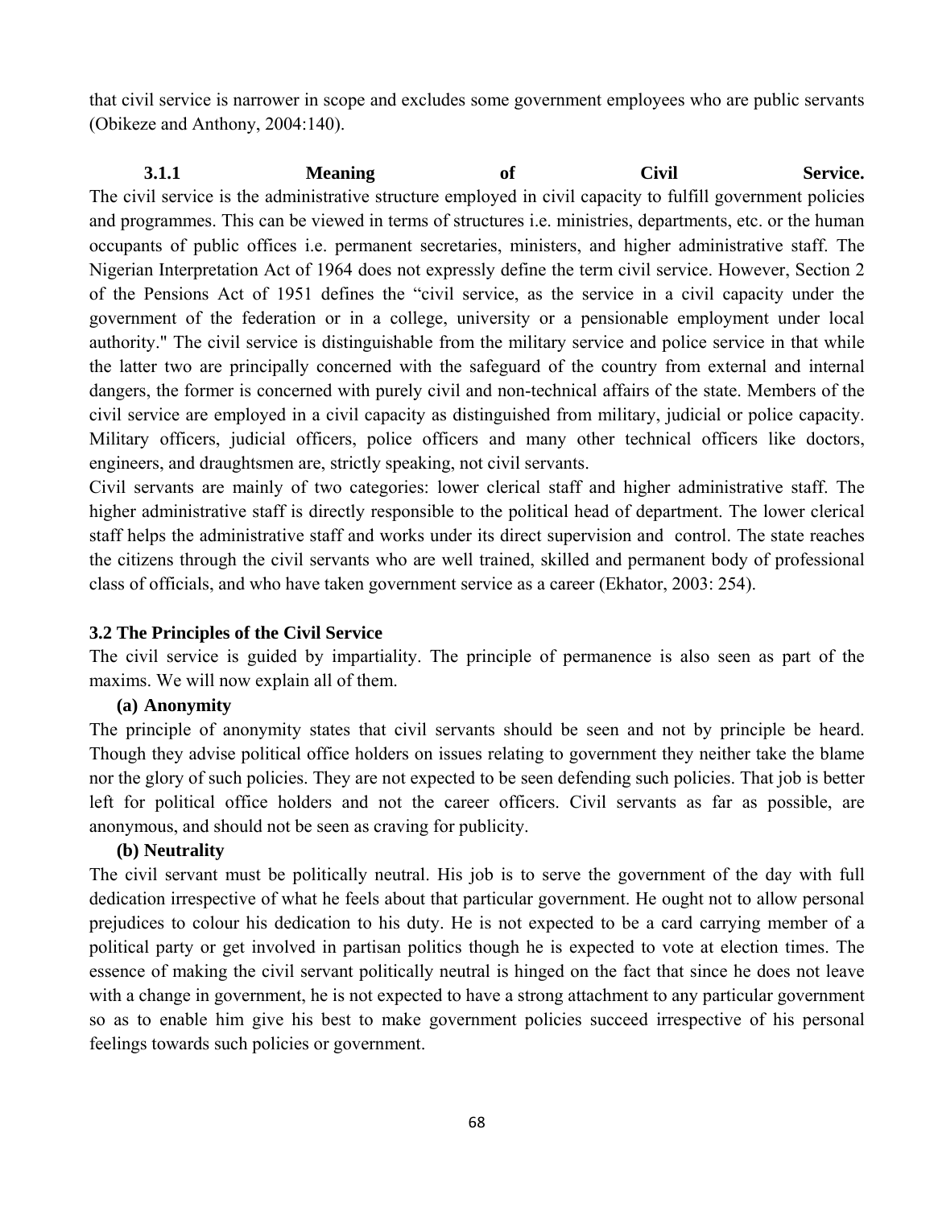that civil service is narrower in scope and excludes some government employees who are public servants (Obikeze and Anthony, 2004:140).

### 3.1.1 Meaning of Civil Service.

The civil service is the administrative structure employed in civil capacity to fulfill government policies and programmes. This can be viewed in terms of structures i.e. ministries, departments, etc. or the human occupants of public offices i.e. permanent secretaries, ministers, and higher administrative staff. The Nigerian Interpretation Act of 1964 does not expressly define the term civil service. However, Section 2 of the Pensions Act of 1951 defines the "civil service, as the service in a civil capacity under the government of the federation or in a college, university or a pensionable employment under local authority." The civil service is distinguishable from the military service and police service in that while the latter two are principally concerned with the safeguard of the country from external and internal dangers, the former is concerned with purely civil and non-technical affairs of the state. Members of the civil service are employed in a civil capacity as distinguished from military, judicial or police capacity. Military officers, judicial officers, police officers and many other technical officers like doctors, engineers, and draughtsmen are, strictly speaking, not civil servants.

Civil servants are mainly of two categories: lower clerical staff and higher administrative staff. The higher administrative staff is directly responsible to the political head of department. The lower clerical staff helps the administrative staff and works under its direct supervision and control. The state reaches the citizens through the civil servants who are well trained, skilled and permanent body of professional class of officials, and who have taken government service as a career (Ekhator, 2003: 254).

## 3.2 The Principles of the Civil Service

The civil service is guided by impartiality. The principle of permanence is also seen as part of the maxims. We will now explain all of them.

**(a) Anonymity**

The principle of anonymity states that civil servants should be seen and not by principle be heard. Though they advise political office holders on issues relating to government they neither take the blame nor the glory of such policies. They are not expected to be seen defending such policies. That job is better left for political office holders and not the career officers. Civil servants as far as possible, are anonymous, and should not be seen as craving for publicity.

**(b) Neutrality**

The civil servant must be politically neutral. His job is to serve the government of the day with full dedication irrespective of what he feels about that particular government. He ought not to allow personal prejudices to colour his dedication to his duty. He is not expected to be a card carrying member of a political party or get involved in partisan politics though he is expected to vote at election times. The essence of making the civil servant politically neutral is hinged on the fact that since he does not leave with a change in government, he is not expected to have a strong attachment to any particular government so as to enable him give his best to make government policies succeed irrespective of his personal feelings towards such policies or government.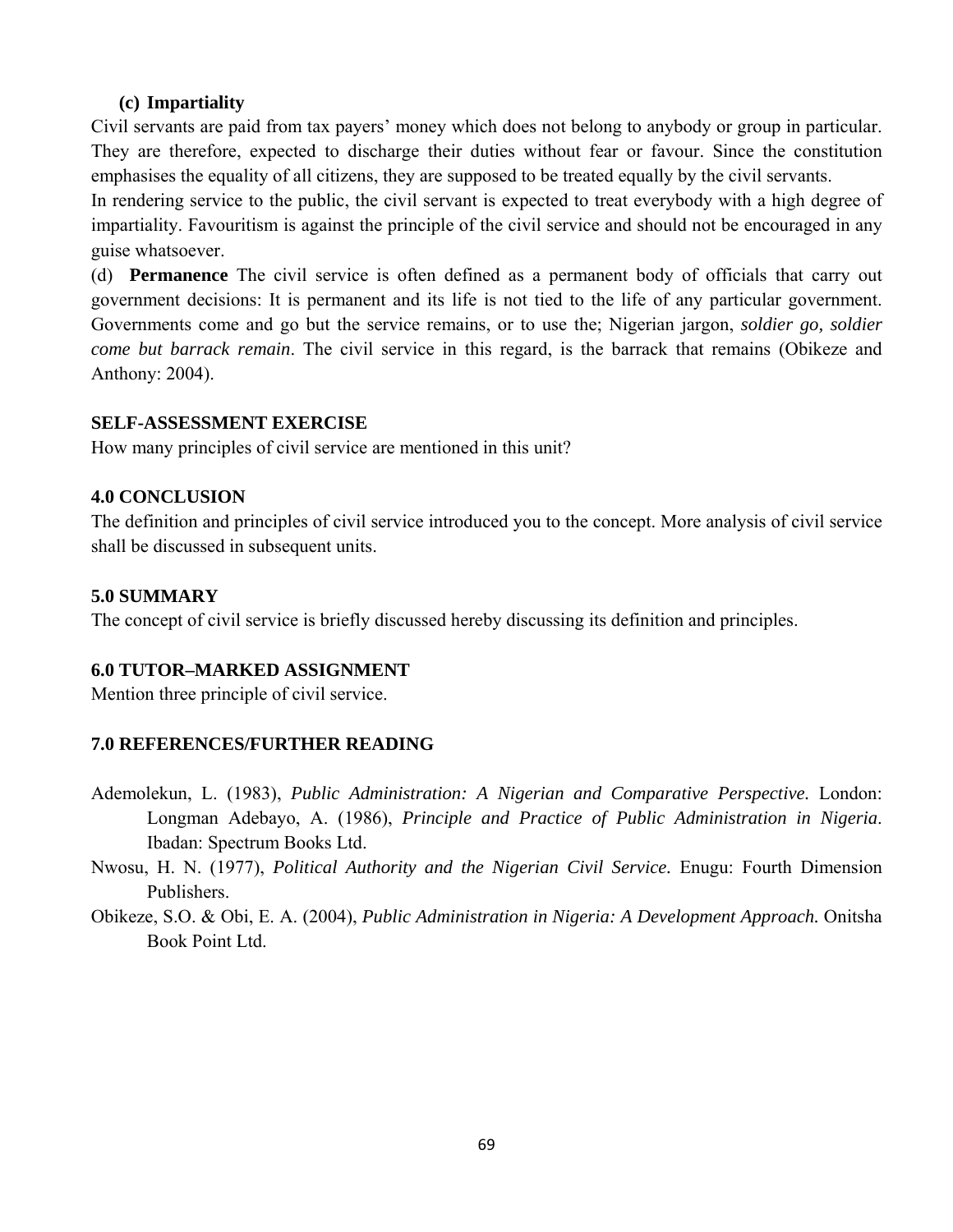**(c) Impartiality**

Civil servants are paid from tax payers' money which does not belong to anybody or group in particular. They are therefore, expected to discharge their duties without fear or favour. Since the constitution emphasises the equality of all citizens, they are supposed to be treated equally by the civil servants.

In rendering service to the public, the civil servant is expected to treat everybody with a high degree of impartiality. Favouritism is against the principle of the civil service and should not be encouraged in any guise whatsoever.

(d) **Permanence** The civil service is often defined as a permanent body of officials that carry out government decisions: It is permanent and its life is not tied to the life of any particular government. Governments come and go but the service remains, or to use the; Nigerian jargon, *soldier go, soldier come but barrack remain*. The civil service in this regard, is the barrack that remains (Obikeze and Anthony: 2004).

**SELF-ASSESSMENT EXERCISE**

How many principles of civil service are mentioned in this unit?

**4.0 CONCLUSION**

The definition and principles of civil service introduced you to the concept. More analysis of civil service shall be discussed in subsequent units.

**5.0 SUMMARY**

The concept of civil service is briefly discussed hereby discussing its definition and principles.

**6.0 TUTOR–MARKED ASSIGNMENT**

Mention three principle of civil service.

**7.0 REFERENCES/FURTHER READING**

Ademolekun, L. (1983), *Public Administration: A Nigerian and Comparative Perspective.* London: Longman Adebayo, A. (1986), *Principle and Practice of Public Administration in Nigeria*. Ibadan: Spectrum Books Ltd.

Nwosu, H. N. (1977), *Political Authority and the Nigerian Civil Service.* Enugu: Fourth Dimension Publishers.

Obikeze, S.O. & Obi, E. A. (2004), *Public Administration in Nigeria: A Development Approach.* Onitsha Book Point Ltd.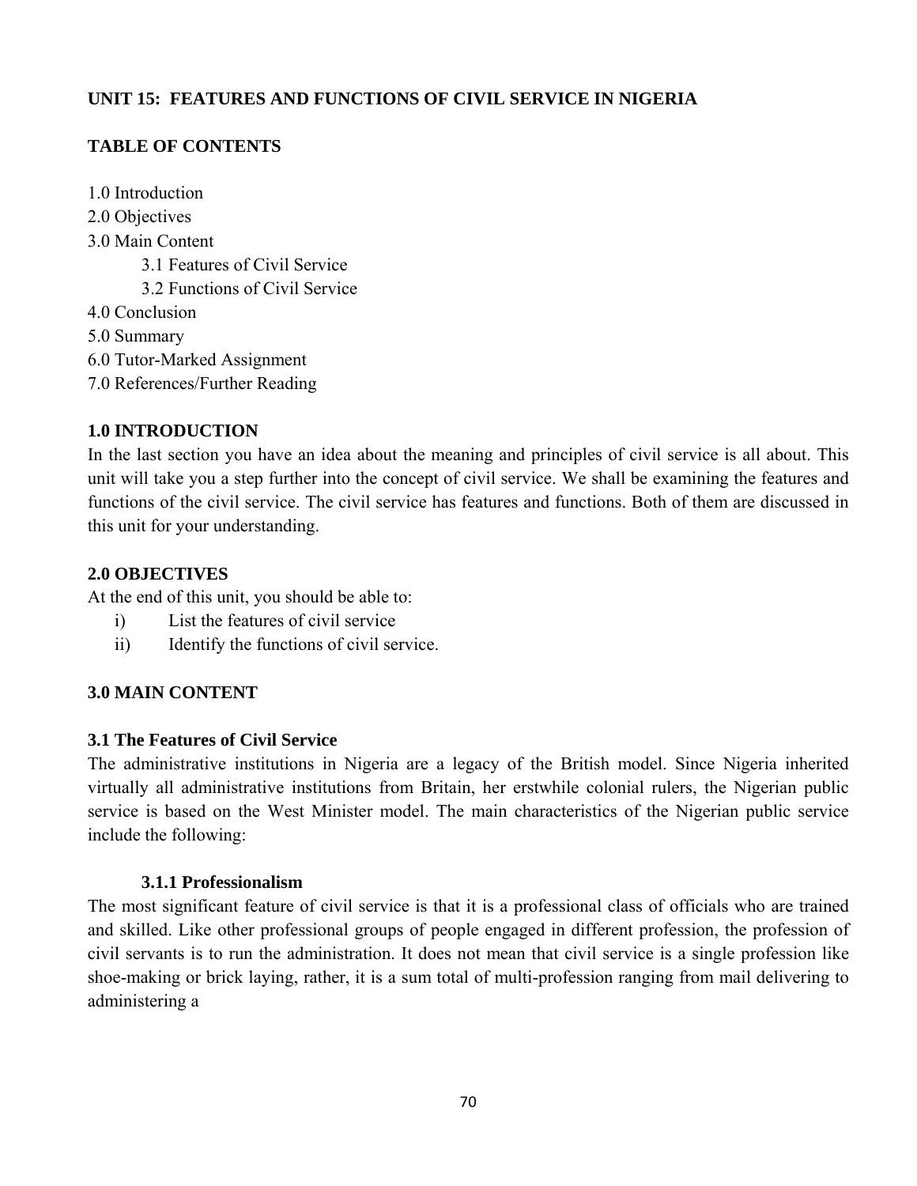## UNIT 15: FEATURES AND FUNCTIONS OF CIVIL SERVICE IN NIGERIA

### TABLE OF CONTENTS

1.0 Introduction
2.0 Objectives
3.0 Main Content
    3.1 Features of Civil Service
    3.2 Functions of Civil Service
4.0 Conclusion
5.0 Summary
6.0 Tutor-Marked Assignment
7.0 References/Further Reading

### 1.0 INTRODUCTION

In the last section you have an idea about the meaning and principles of civil service is all about. This unit will take you a step further into the concept of civil service. We shall be examining the features and functions of the civil service. The civil service has features and functions. Both of them are discussed in this unit for your understanding.

### 2.0 OBJECTIVES

At the end of this unit, you should be able to:

i) List the features of civil service
ii) Identify the functions of civil service.

### 3.0 MAIN CONTENT

### 3.1 The Features of Civil Service

The administrative institutions in Nigeria are a legacy of the British model. Since Nigeria inherited virtually all administrative institutions from Britain, her erstwhile colonial rulers, the Nigerian public service is based on the West Minister model. The main characteristics of the Nigerian public service include the following:

#### 3.1.1 Professionalism

The most significant feature of civil service is that it is a professional class of officials who are trained and skilled. Like other professional groups of people engaged in different profession, the profession of civil servants is to run the administration. It does not mean that civil service is a single profession like shoe-making or brick laying, rather, it is a sum total of multi-profession ranging from mail delivering to administering a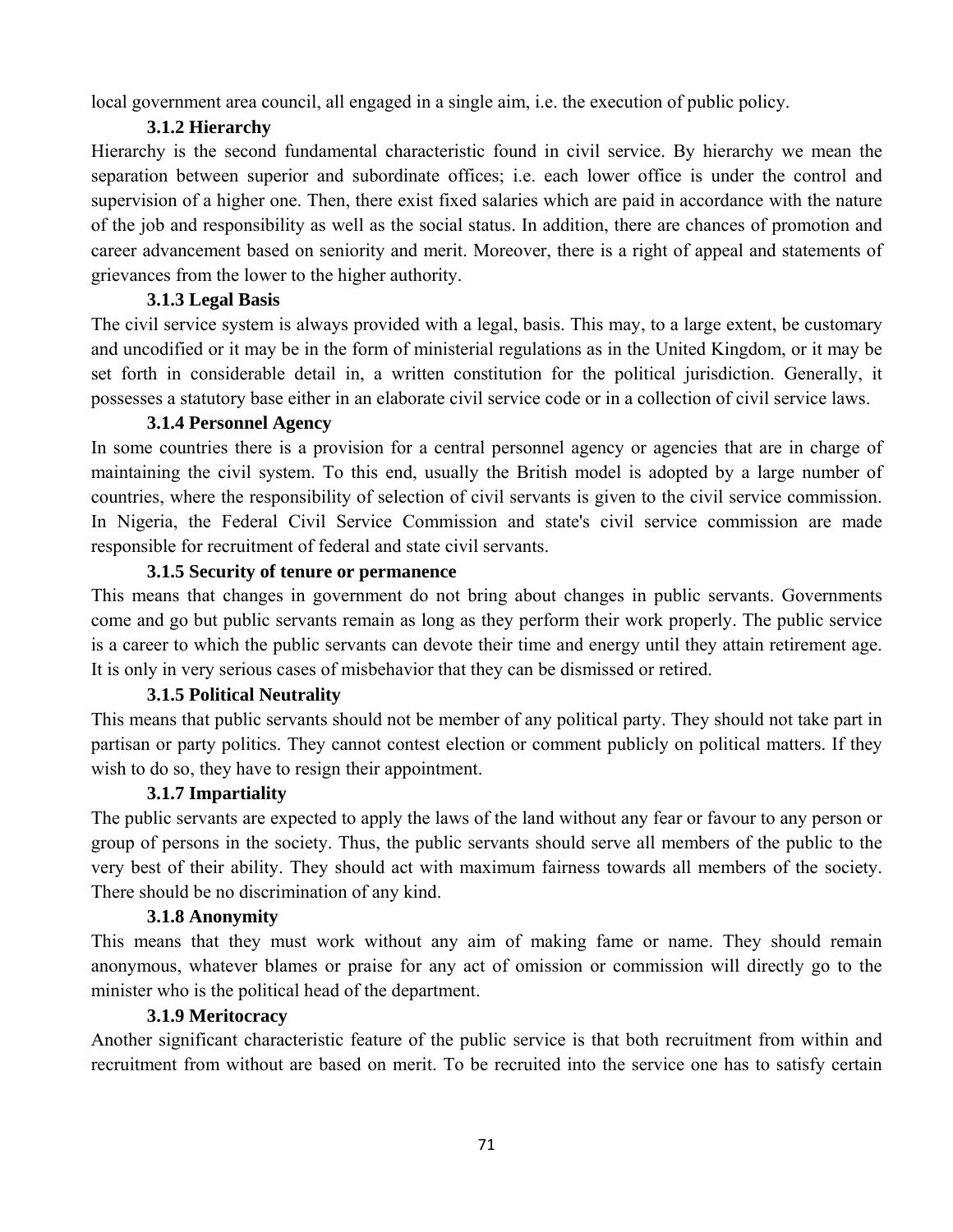local government area council, all engaged in a single aim, i.e. the execution of public policy.

### 3.1.2 Hierarchy

Hierarchy is the second fundamental characteristic found in civil service. By hierarchy we mean the separation between superior and subordinate offices; i.e. each lower office is under the control and supervision of a higher one. Then, there exist fixed salaries which are paid in accordance with the nature of the job and responsibility as well as the social status. In addition, there are chances of promotion and career advancement based on seniority and merit. Moreover, there is a right of appeal and statements of grievances from the lower to the higher authority.

### 3.1.3 Legal Basis

The civil service system is always provided with a legal, basis. This may, to a large extent, be customary and uncodified or it may be in the form of ministerial regulations as in the United Kingdom, or it may be set forth in considerable detail in, a written constitution for the political jurisdiction. Generally, it possesses a statutory base either in an elaborate civil service code or in a collection of civil service laws.

### 3.1.4 Personnel Agency

In some countries there is a provision for a central personnel agency or agencies that are in charge of maintaining the civil system. To this end, usually the British model is adopted by a large number of countries, where the responsibility of selection of civil servants is given to the civil service commission. In Nigeria, the Federal Civil Service Commission and state's civil service commission are made responsible for recruitment of federal and state civil servants.

### 3.1.5 Security of tenure or permanence

This means that changes in government do not bring about changes in public servants. Governments come and go but public servants remain as long as they perform their work properly. The public service is a career to which the public servants can devote their time and energy until they attain retirement age. It is only in very serious cases of misbehavior that they can be dismissed or retired.

### 3.1.5 Political Neutrality

This means that public servants should not be member of any political party. They should not take part in partisan or party politics. They cannot contest election or comment publicly on political matters. If they wish to do so, they have to resign their appointment.

### 3.1.7 Impartiality

The public servants are expected to apply the laws of the land without any fear or favour to any person or group of persons in the society. Thus, the public servants should serve all members of the public to the very best of their ability. They should act with maximum fairness towards all members of the society. There should be no discrimination of any kind.

### 3.1.8 Anonymity

This means that they must work without any aim of making fame or name. They should remain anonymous, whatever blames or praise for any act of omission or commission will directly go to the minister who is the political head of the department.

### 3.1.9 Meritocracy

Another significant characteristic feature of the public service is that both recruitment from within and recruitment from without are based on merit. To be recruited into the service one has to satisfy certain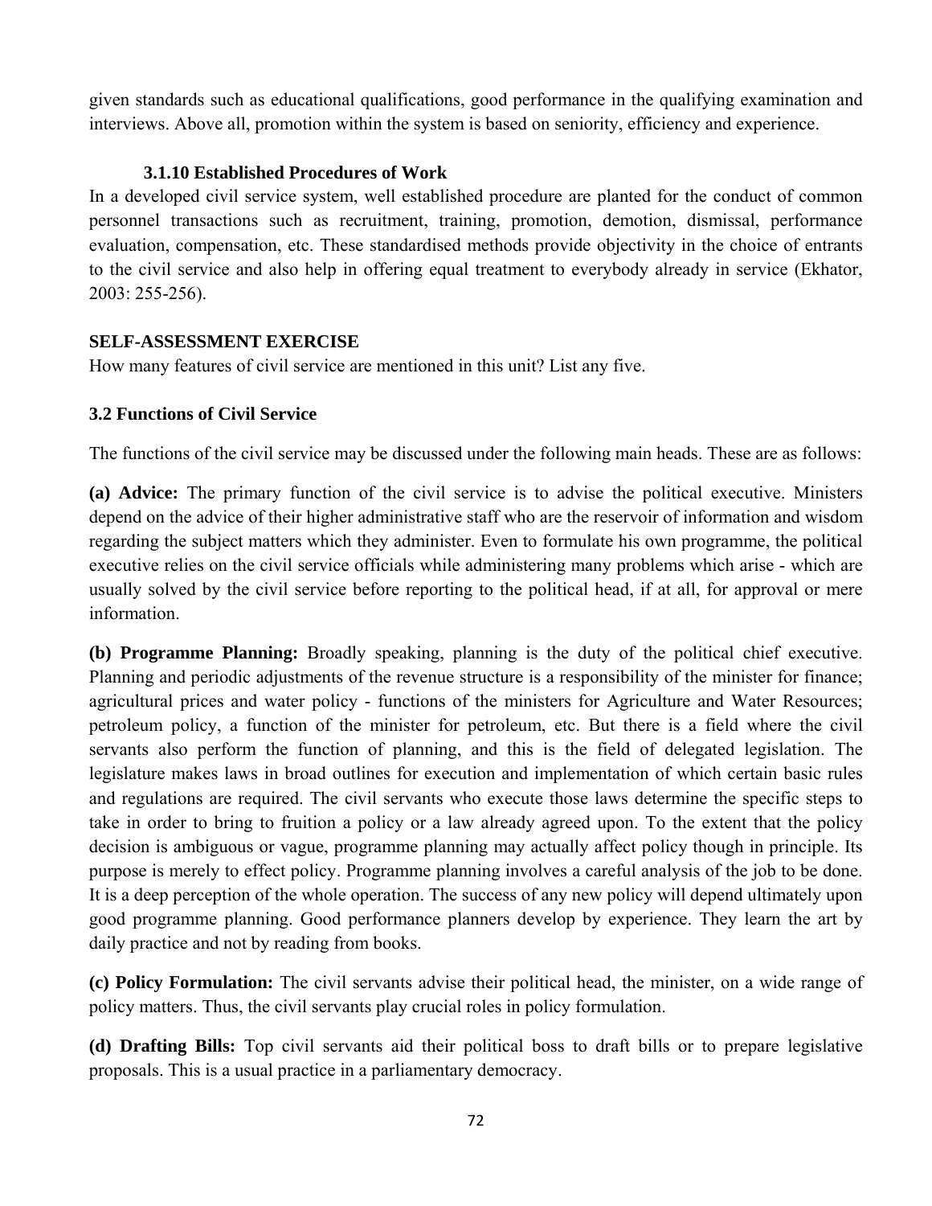given standards such as educational qualifications, good performance in the qualifying examination and interviews. Above all, promotion within the system is based on seniority, efficiency and experience.

#### 3.1.10 Established Procedures of Work

In a developed civil service system, well established procedure are planted for the conduct of common personnel transactions such as recruitment, training, promotion, demotion, dismissal, performance evaluation, compensation, etc. These standardised methods provide objectivity in the choice of entrants to the civil service and also help in offering equal treatment to everybody already in service (Ekhator, 2003: 255-256).

**SELF-ASSESSMENT EXERCISE**

How many features of civil service are mentioned in this unit? List any five.

### 3.2 Functions of Civil Service

The functions of the civil service may be discussed under the following main heads. These are as follows:

**(a) Advice:** The primary function of the civil service is to advise the political executive. Ministers depend on the advice of their higher administrative staff who are the reservoir of information and wisdom regarding the subject matters which they administer. Even to formulate his own programme, the political executive relies on the civil service officials while administering many problems which arise - which are usually solved by the civil service before reporting to the political head, if at all, for approval or mere information.

**(b) Programme Planning:** Broadly speaking, planning is the duty of the political chief executive. Planning and periodic adjustments of the revenue structure is a responsibility of the minister for finance; agricultural prices and water policy - functions of the ministers for Agriculture and Water Resources; petroleum policy, a function of the minister for petroleum, etc. But there is a field where the civil servants also perform the function of planning, and this is the field of delegated legislation. The legislature makes laws in broad outlines for execution and implementation of which certain basic rules and regulations are required. The civil servants who execute those laws determine the specific steps to take in order to bring to fruition a policy or a law already agreed upon. To the extent that the policy decision is ambiguous or vague, programme planning may actually affect policy though in principle. Its purpose is merely to effect policy. Programme planning involves a careful analysis of the job to be done. It is a deep perception of the whole operation. The success of any new policy will depend ultimately upon good programme planning. Good performance planners develop by experience. They learn the art by daily practice and not by reading from books.

**(c) Policy Formulation:** The civil servants advise their political head, the minister, on a wide range of policy matters. Thus, the civil servants play crucial roles in policy formulation.

**(d) Drafting Bills:** Top civil servants aid their political boss to draft bills or to prepare legislative proposals. This is a usual practice in a parliamentary democracy.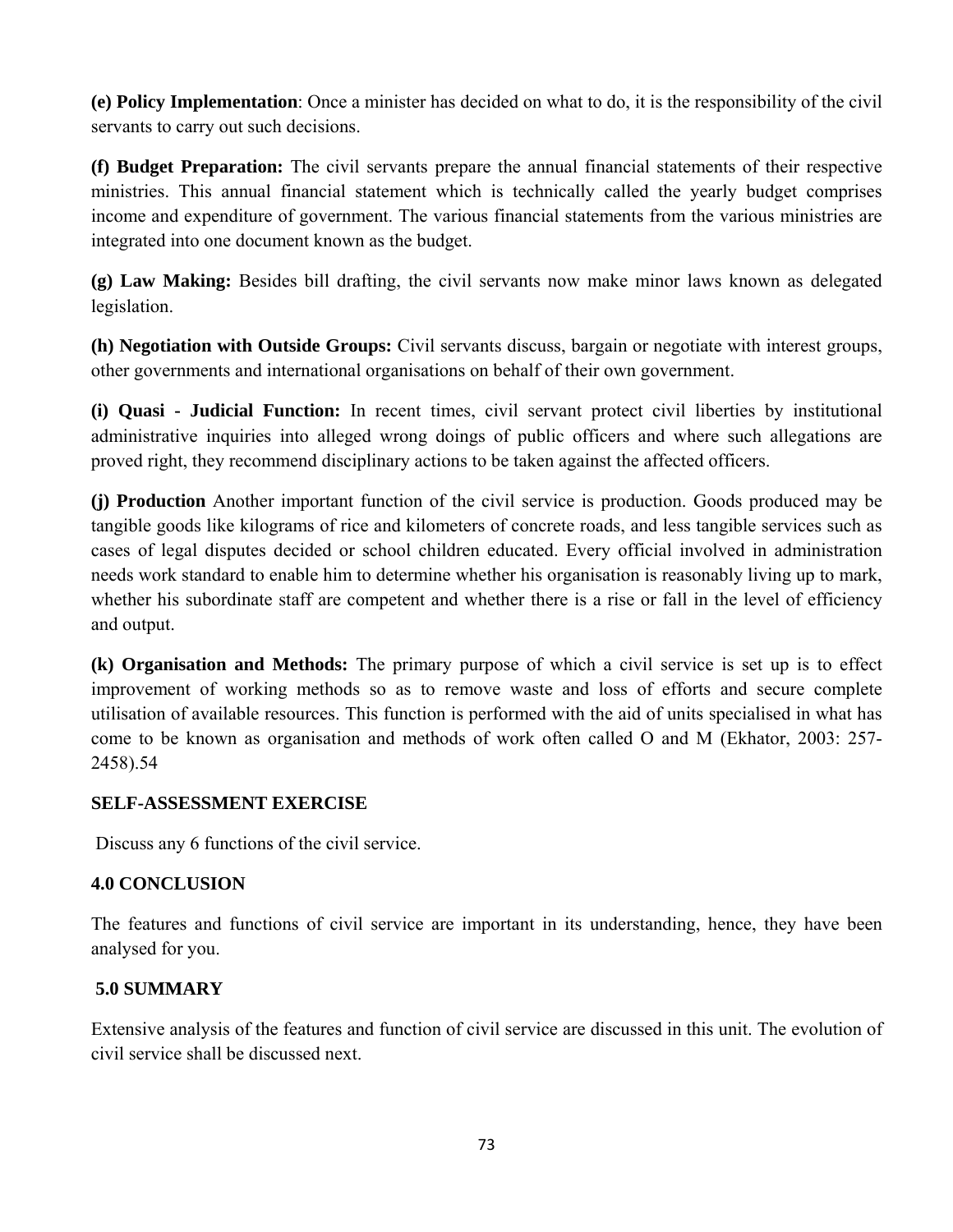**(e) Policy Implementation**: Once a minister has decided on what to do, it is the responsibility of the civil servants to carry out such decisions.

**(f) Budget Preparation:** The civil servants prepare the annual financial statements of their respective ministries. This annual financial statement which is technically called the yearly budget comprises income and expenditure of government. The various financial statements from the various ministries are integrated into one document known as the budget.

**(g) Law Making:** Besides bill drafting, the civil servants now make minor laws known as delegated legislation.

**(h) Negotiation with Outside Groups:** Civil servants discuss, bargain or negotiate with interest groups, other governments and international organisations on behalf of their own government.

**(i) Quasi - Judicial Function:** In recent times, civil servant protect civil liberties by institutional administrative inquiries into alleged wrong doings of public officers and where such allegations are proved right, they recommend disciplinary actions to be taken against the affected officers.

**(j) Production** Another important function of the civil service is production. Goods produced may be tangible goods like kilograms of rice and kilometers of concrete roads, and less tangible services such as cases of legal disputes decided or school children educated. Every official involved in administration needs work standard to enable him to determine whether his organisation is reasonably living up to mark, whether his subordinate staff are competent and whether there is a rise or fall in the level of efficiency and output.

**(k) Organisation and Methods:** The primary purpose of which a civil service is set up is to effect improvement of working methods so as to remove waste and loss of efforts and secure complete utilisation of available resources. This function is performed with the aid of units specialised in what has come to be known as organisation and methods of work often called O and M (Ekhator, 2003: 257-2458).54

**SELF-ASSESSMENT EXERCISE**

Discuss any 6 functions of the civil service.

## 4.0 CONCLUSION

The features and functions of civil service are important in its understanding, hence, they have been analysed for you.

## 5.0 SUMMARY

Extensive analysis of the features and function of civil service are discussed in this unit. The evolution of civil service shall be discussed next.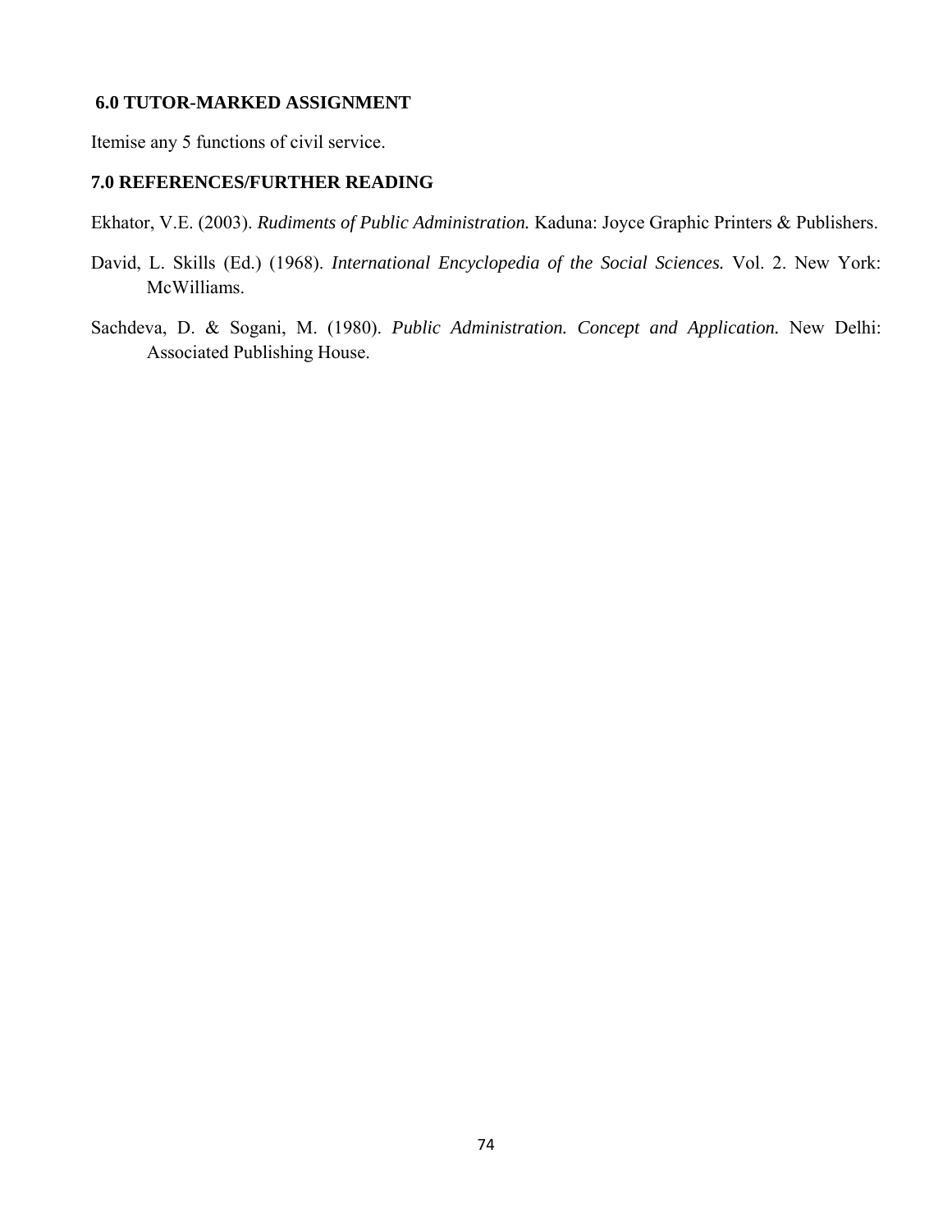## 6.0 TUTOR-MARKED ASSIGNMENT

Itemise any 5 functions of civil service.

## 7.0 REFERENCES/FURTHER READING

Ekhator, V.E. (2003). *Rudiments of Public Administration.* Kaduna: Joyce Graphic Printers & Publishers.

David, L. Skills (Ed.) (1968). *International Encyclopedia of the Social Sciences.* Vol. 2. New York: McWilliams.

Sachdeva, D. & Sogani, M. (1980). *Public Administration. Concept and Application.* New Delhi: Associated Publishing House.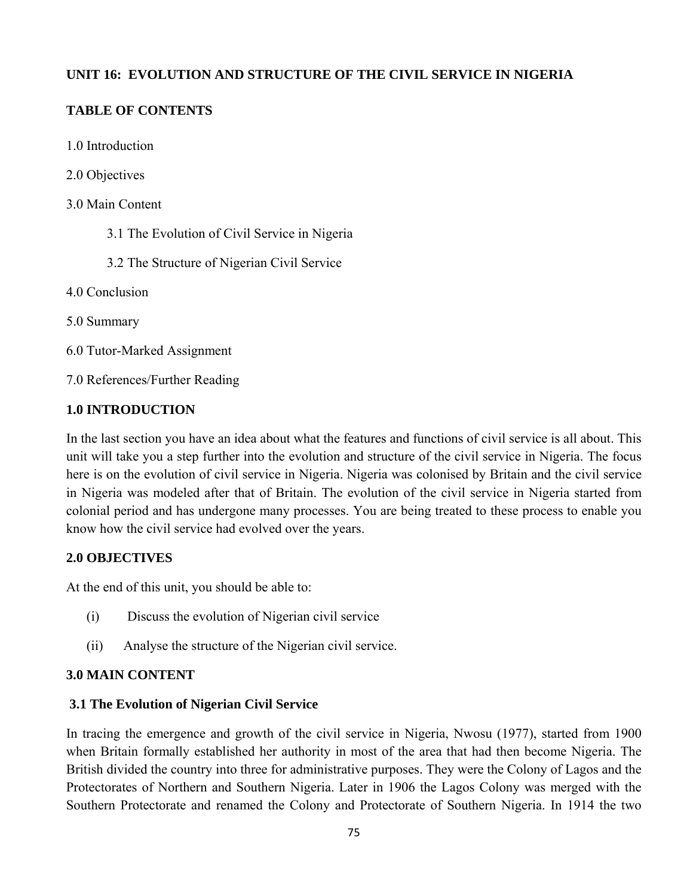## UNIT 16: EVOLUTION AND STRUCTURE OF THE CIVIL SERVICE IN NIGERIA

### TABLE OF CONTENTS

1.0 Introduction

2.0 Objectives

3.0 Main Content

- 3.1 The Evolution of Civil Service in Nigeria
- 3.2 The Structure of Nigerian Civil Service

4.0 Conclusion

5.0 Summary

6.0 Tutor-Marked Assignment

7.0 References/Further Reading

### 1.0 INTRODUCTION

In the last section you have an idea about what the features and functions of civil service is all about. This unit will take you a step further into the evolution and structure of the civil service in Nigeria. The focus here is on the evolution of civil service in Nigeria. Nigeria was colonised by Britain and the civil service in Nigeria was modeled after that of Britain. The evolution of the civil service in Nigeria started from colonial period and has undergone many processes. You are being treated to these process to enable you know how the civil service had evolved over the years.

### 2.0 OBJECTIVES

At the end of this unit, you should be able to:

(i) Discuss the evolution of Nigerian civil service

(ii) Analyse the structure of the Nigerian civil service.

### 3.0 MAIN CONTENT

#### 3.1 The Evolution of Nigerian Civil Service

In tracing the emergence and growth of the civil service in Nigeria, Nwosu (1977), started from 1900 when Britain formally established her authority in most of the area that had then become Nigeria. The British divided the country into three for administrative purposes. They were the Colony of Lagos and the Protectorates of Northern and Southern Nigeria. Later in 1906 the Lagos Colony was merged with the Southern Protectorate and renamed the Colony and Protectorate of Southern Nigeria. In 1914 the two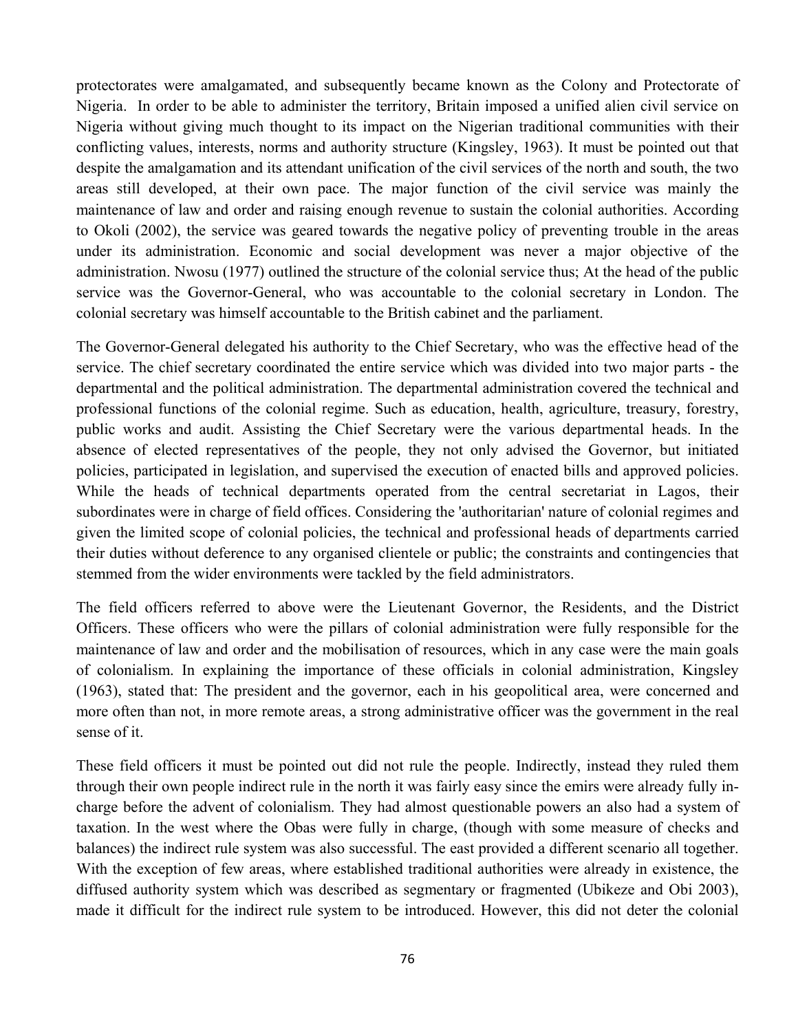protectorates were amalgamated, and subsequently became known as the Colony and Protectorate of Nigeria. In order to be able to administer the territory, Britain imposed a unified alien civil service on Nigeria without giving much thought to its impact on the Nigerian traditional communities with their conflicting values, interests, norms and authority structure (Kingsley, 1963). It must be pointed out that despite the amalgamation and its attendant unification of the civil services of the north and south, the two areas still developed, at their own pace. The major function of the civil service was mainly the maintenance of law and order and raising enough revenue to sustain the colonial authorities. According to Okoli (2002), the service was geared towards the negative policy of preventing trouble in the areas under its administration. Economic and social development was never a major objective of the administration. Nwosu (1977) outlined the structure of the colonial service thus; At the head of the public service was the Governor-General, who was accountable to the colonial secretary in London. The colonial secretary was himself accountable to the British cabinet and the parliament.

The Governor-General delegated his authority to the Chief Secretary, who was the effective head of the service. The chief secretary coordinated the entire service which was divided into two major parts - the departmental and the political administration. The departmental administration covered the technical and professional functions of the colonial regime. Such as education, health, agriculture, treasury, forestry, public works and audit. Assisting the Chief Secretary were the various departmental heads. In the absence of elected representatives of the people, they not only advised the Governor, but initiated policies, participated in legislation, and supervised the execution of enacted bills and approved policies. While the heads of technical departments operated from the central secretariat in Lagos, their subordinates were in charge of field offices. Considering the 'authoritarian' nature of colonial regimes and given the limited scope of colonial policies, the technical and professional heads of departments carried their duties without deference to any organised clientele or public; the constraints and contingencies that stemmed from the wider environments were tackled by the field administrators.

The field officers referred to above were the Lieutenant Governor, the Residents, and the District Officers. These officers who were the pillars of colonial administration were fully responsible for the maintenance of law and order and the mobilisation of resources, which in any case were the main goals of colonialism. In explaining the importance of these officials in colonial administration, Kingsley (1963), stated that: The president and the governor, each in his geopolitical area, were concerned and more often than not, in more remote areas, a strong administrative officer was the government in the real sense of it.

These field officers it must be pointed out did not rule the people. Indirectly, instead they ruled them through their own people indirect rule in the north it was fairly easy since the emirs were already fully in-charge before the advent of colonialism. They had almost questionable powers an also had a system of taxation. In the west where the Obas were fully in charge, (though with some measure of checks and balances) the indirect rule system was also successful. The east provided a different scenario all together. With the exception of few areas, where established traditional authorities were already in existence, the diffused authority system which was described as segmentary or fragmented (Ubikeze and Obi 2003), made it difficult for the indirect rule system to be introduced. However, this did not deter the colonial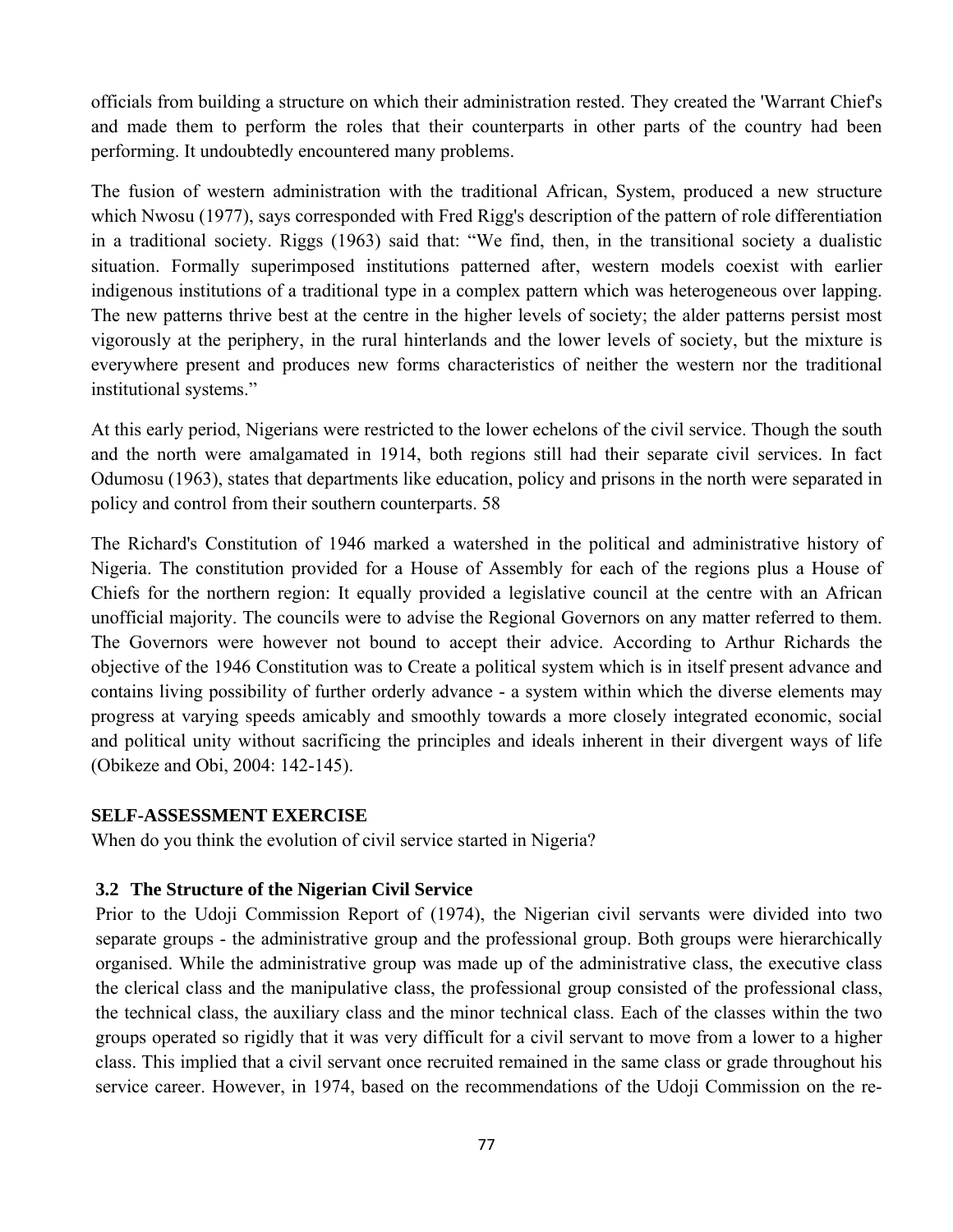officials from building a structure on which their administration rested. They created the 'Warrant Chief's and made them to perform the roles that their counterparts in other parts of the country had been performing. It undoubtedly encountered many problems.

The fusion of western administration with the traditional African, System, produced a new structure which Nwosu (1977), says corresponded with Fred Rigg's description of the pattern of role differentiation in a traditional society. Riggs (1963) said that: "We find, then, in the transitional society a dualistic situation. Formally superimposed institutions patterned after, western models coexist with earlier indigenous institutions of a traditional type in a complex pattern which was heterogeneous over lapping. The new patterns thrive best at the centre in the higher levels of society; the alder patterns persist most vigorously at the periphery, in the rural hinterlands and the lower levels of society, but the mixture is everywhere present and produces new forms characteristics of neither the western nor the traditional institutional systems."

At this early period, Nigerians were restricted to the lower echelons of the civil service. Though the south and the north were amalgamated in 1914, both regions still had their separate civil services. In fact Odumosu (1963), states that departments like education, policy and prisons in the north were separated in policy and control from their southern counterparts. 58

The Richard's Constitution of 1946 marked a watershed in the political and administrative history of Nigeria. The constitution provided for a House of Assembly for each of the regions plus a House of Chiefs for the northern region: It equally provided a legislative council at the centre with an African unofficial majority. The councils were to advise the Regional Governors on any matter referred to them. The Governors were however not bound to accept their advice. According to Arthur Richards the objective of the 1946 Constitution was to Create a political system which is in itself present advance and contains living possibility of further orderly advance - a system within which the diverse elements may progress at varying speeds amicably and smoothly towards a more closely integrated economic, social and political unity without sacrificing the principles and ideals inherent in their divergent ways of life (Obikeze and Obi, 2004: 142-145).

**SELF-ASSESSMENT EXERCISE**

When do you think the evolution of civil service started in Nigeria?

### 3.2 The Structure of the Nigerian Civil Service

Prior to the Udoji Commission Report of (1974), the Nigerian civil servants were divided into two separate groups - the administrative group and the professional group. Both groups were hierarchically organised. While the administrative group was made up of the administrative class, the executive class the clerical class and the manipulative class, the professional group consisted of the professional class, the technical class, the auxiliary class and the minor technical class. Each of the classes within the two groups operated so rigidly that it was very difficult for a civil servant to move from a lower to a higher class. This implied that a civil servant once recruited remained in the same class or grade throughout his service career. However, in 1974, based on the recommendations of the Udoji Commission on the re-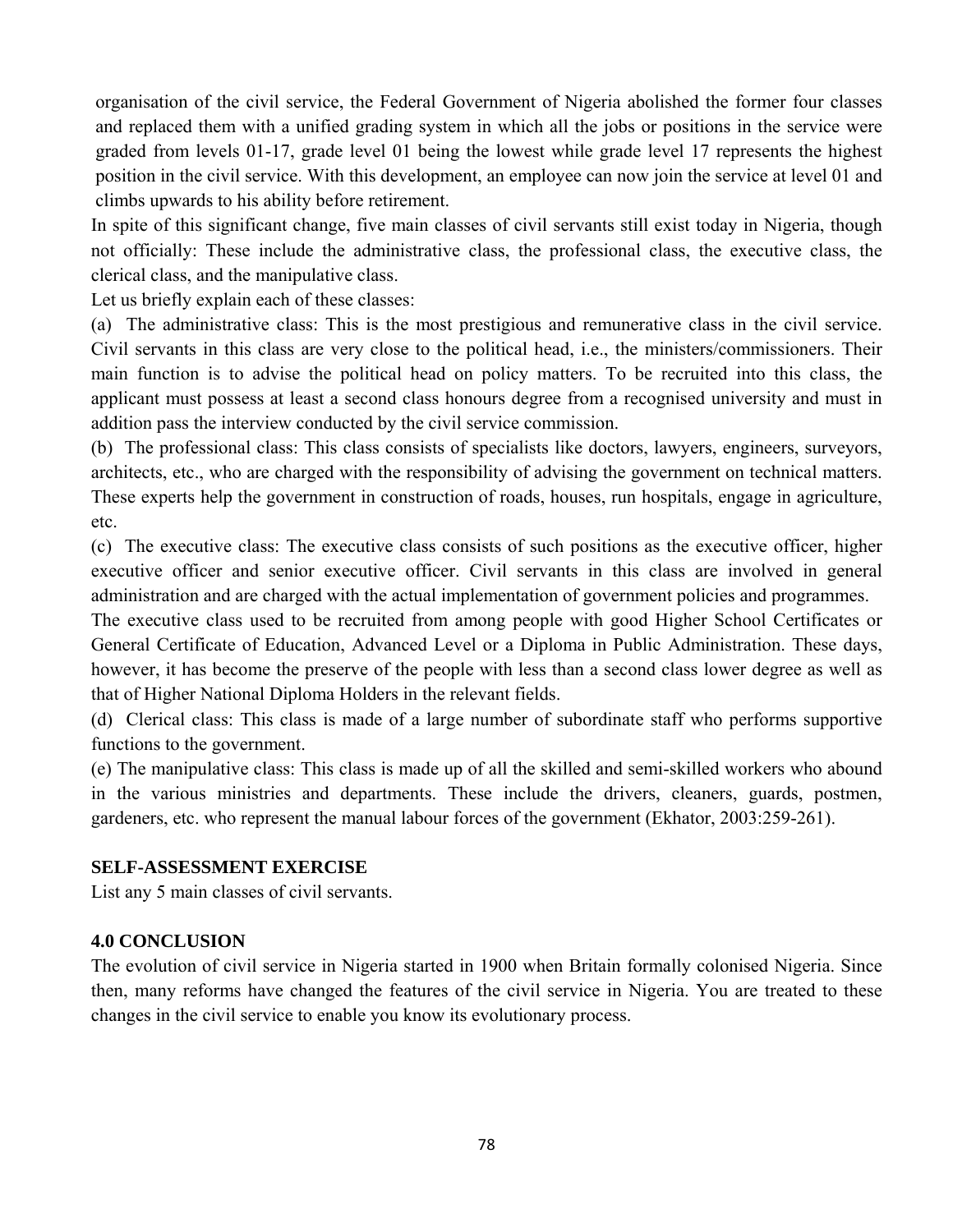organisation of the civil service, the Federal Government of Nigeria abolished the former four classes and replaced them with a unified grading system in which all the jobs or positions in the service were graded from levels 01-17, grade level 01 being the lowest while grade level 17 represents the highest position in the civil service. With this development, an employee can now join the service at level 01 and climbs upwards to his ability before retirement.

In spite of this significant change, five main classes of civil servants still exist today in Nigeria, though not officially: These include the administrative class, the professional class, the executive class, the clerical class, and the manipulative class.

Let us briefly explain each of these classes:

(a) The administrative class: This is the most prestigious and remunerative class in the civil service. Civil servants in this class are very close to the political head, i.e., the ministers/commissioners. Their main function is to advise the political head on policy matters. To be recruited into this class, the applicant must possess at least a second class honours degree from a recognised university and must in addition pass the interview conducted by the civil service commission.

(b) The professional class: This class consists of specialists like doctors, lawyers, engineers, surveyors, architects, etc., who are charged with the responsibility of advising the government on technical matters. These experts help the government in construction of roads, houses, run hospitals, engage in agriculture, etc.

(c) The executive class: The executive class consists of such positions as the executive officer, higher executive officer and senior executive officer. Civil servants in this class are involved in general administration and are charged with the actual implementation of government policies and programmes.

The executive class used to be recruited from among people with good Higher School Certificates or General Certificate of Education, Advanced Level or a Diploma in Public Administration. These days, however, it has become the preserve of the people with less than a second class lower degree as well as that of Higher National Diploma Holders in the relevant fields.

(d) Clerical class: This class is made of a large number of subordinate staff who performs supportive functions to the government.

(e) The manipulative class: This class is made up of all the skilled and semi-skilled workers who abound in the various ministries and departments. These include the drivers, cleaners, guards, postmen, gardeners, etc. who represent the manual labour forces of the government (Ekhator, 2003:259-261).

**SELF-ASSESSMENT EXERCISE**

List any 5 main classes of civil servants.

**4.0 CONCLUSION**

The evolution of civil service in Nigeria started in 1900 when Britain formally colonised Nigeria. Since then, many reforms have changed the features of the civil service in Nigeria. You are treated to these changes in the civil service to enable you know its evolutionary process.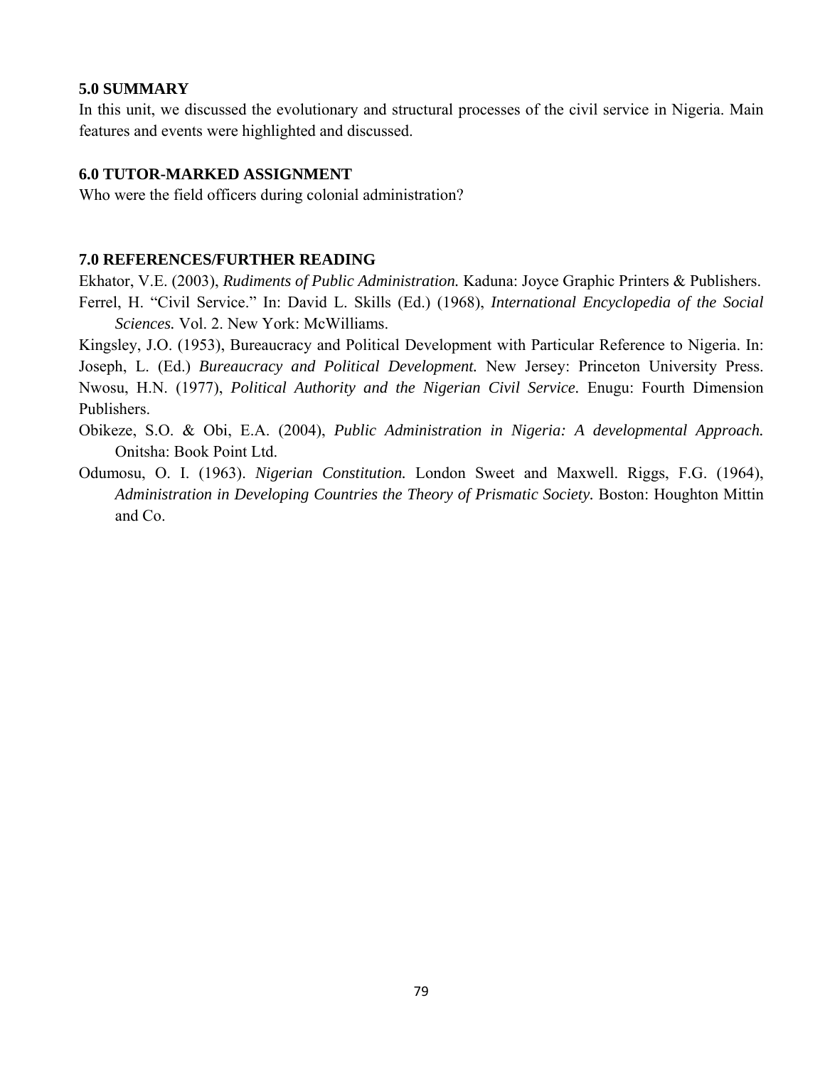### 5.0 SUMMARY

In this unit, we discussed the evolutionary and structural processes of the civil service in Nigeria. Main features and events were highlighted and discussed.

### 6.0 TUTOR-MARKED ASSIGNMENT

Who were the field officers during colonial administration?

### 7.0 REFERENCES/FURTHER READING

Ekhator, V.E. (2003), *Rudiments of Public Administration.* Kaduna: Joyce Graphic Printers & Publishers.

Ferrel, H. "Civil Service." In: David L. Skills (Ed.) (1968), *International Encyclopedia of the Social Sciences.* Vol. 2. New York: McWilliams.

Kingsley, J.O. (1953), Bureaucracy and Political Development with Particular Reference to Nigeria. In: Joseph, L. (Ed.) *Bureaucracy and Political Development.* New Jersey: Princeton University Press.

Nwosu, H.N. (1977), *Political Authority and the Nigerian Civil Service.* Enugu: Fourth Dimension Publishers.

Obikeze, S.O. & Obi, E.A. (2004), *Public Administration in Nigeria: A developmental Approach.* Onitsha: Book Point Ltd.

Odumosu, O. I. (1963). *Nigerian Constitution.* London Sweet and Maxwell. Riggs, F.G. (1964), *Administration in Developing Countries the Theory of Prismatic Society.* Boston: Houghton Mittin and Co.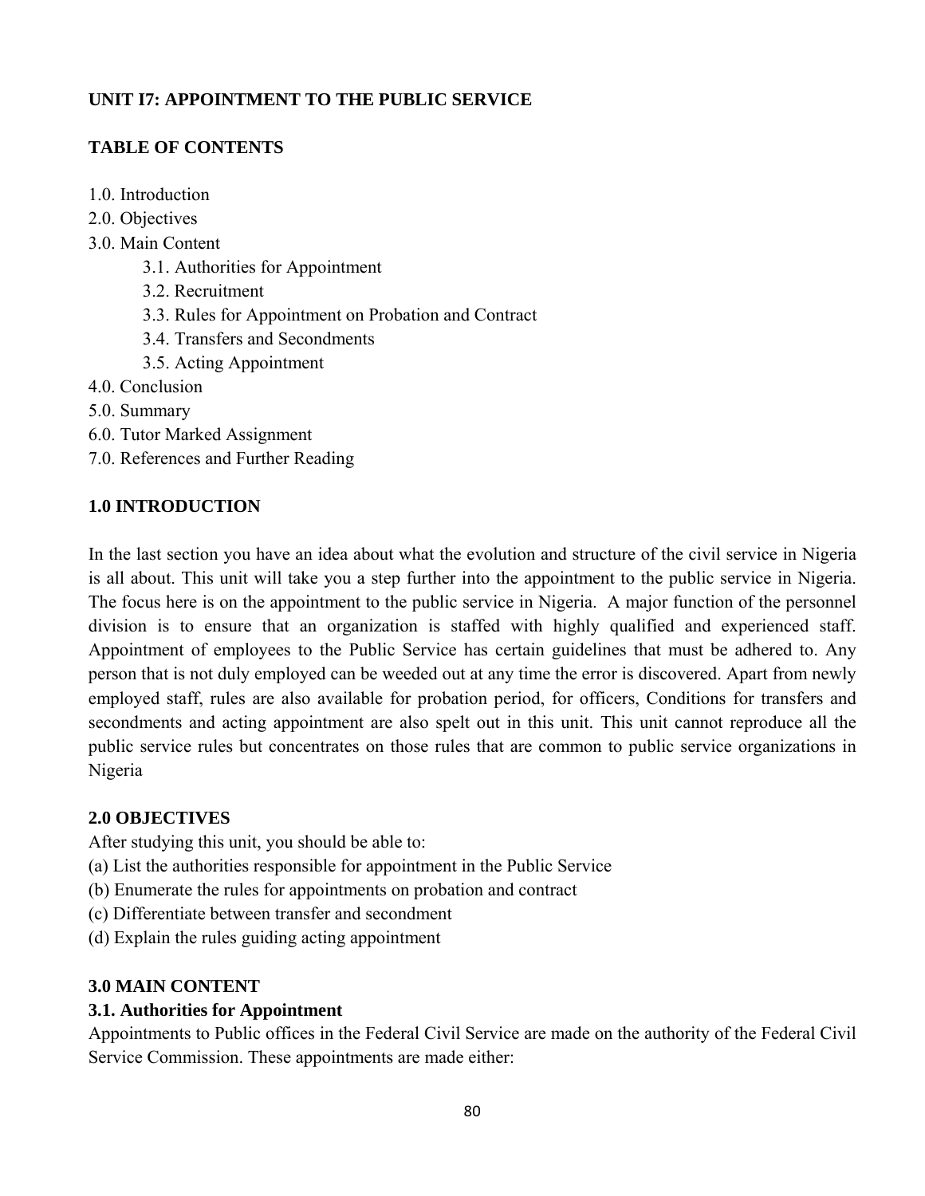**UNIT I7: APPOINTMENT TO THE PUBLIC SERVICE**

**TABLE OF CONTENTS**

1.0. Introduction
2.0. Objectives
3.0. Main Content
- 3.1. Authorities for Appointment
- 3.2. Recruitment
- 3.3. Rules for Appointment on Probation and Contract
- 3.4. Transfers and Secondments
- 3.5. Acting Appointment

4.0. Conclusion
5.0. Summary
6.0. Tutor Marked Assignment
7.0. References and Further Reading

## 1.0 INTRODUCTION

In the last section you have an idea about what the evolution and structure of the civil service in Nigeria is all about. This unit will take you a step further into the appointment to the public service in Nigeria. The focus here is on the appointment to the public service in Nigeria. A major function of the personnel division is to ensure that an organization is staffed with highly qualified and experienced staff. Appointment of employees to the Public Service has certain guidelines that must be adhered to. Any person that is not duly employed can be weeded out at any time the error is discovered. Apart from newly employed staff, rules are also available for probation period, for officers, Conditions for transfers and secondments and acting appointment are also spelt out in this unit. This unit cannot reproduce all the public service rules but concentrates on those rules that are common to public service organizations in Nigeria

## 2.0 OBJECTIVES

After studying this unit, you should be able to:
(a) List the authorities responsible for appointment in the Public Service
(b) Enumerate the rules for appointments on probation and contract
(c) Differentiate between transfer and secondment
(d) Explain the rules guiding acting appointment

## 3.0 MAIN CONTENT

### 3.1. Authorities for Appointment

Appointments to Public offices in the Federal Civil Service are made on the authority of the Federal Civil Service Commission. These appointments are made either: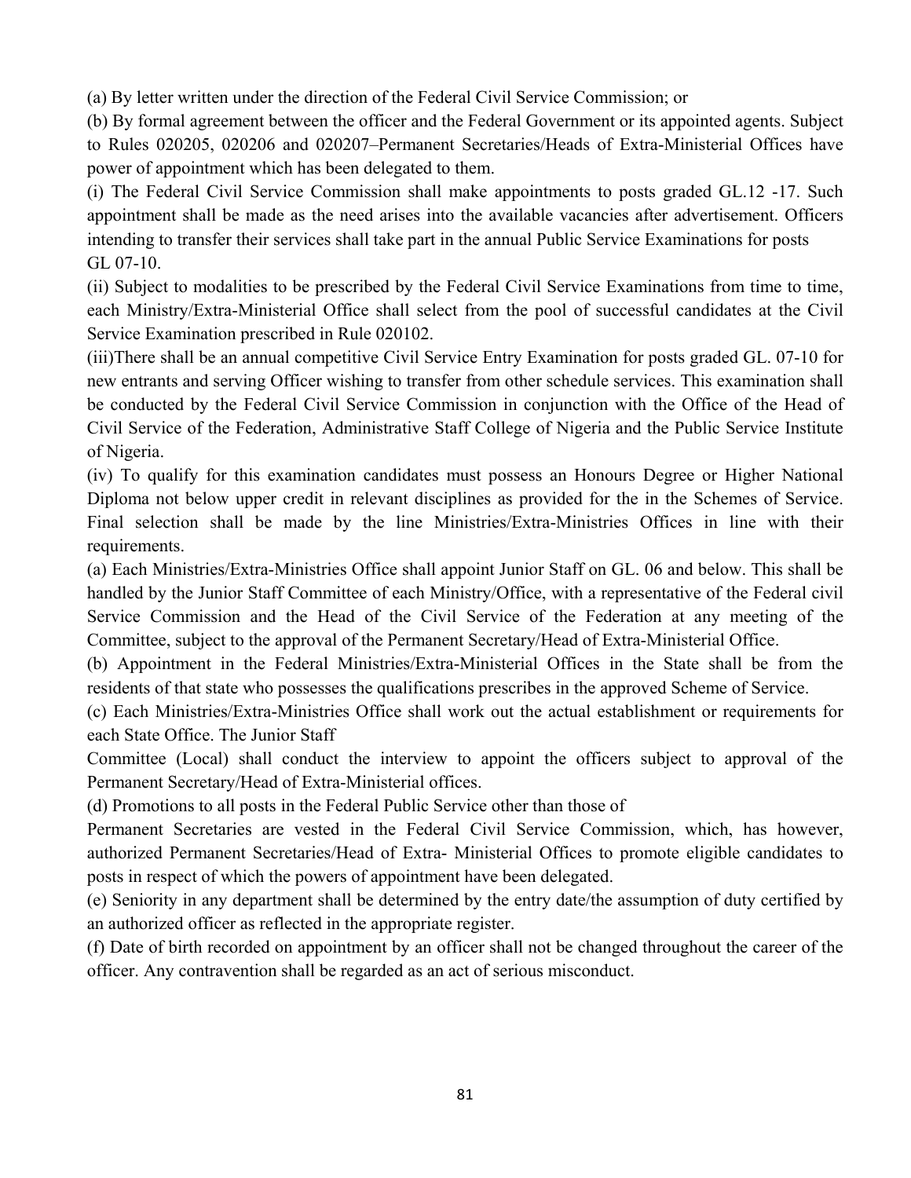(a) By letter written under the direction of the Federal Civil Service Commission; or

(b) By formal agreement between the officer and the Federal Government or its appointed agents. Subject to Rules 020205, 020206 and 020207–Permanent Secretaries/Heads of Extra-Ministerial Offices have power of appointment which has been delegated to them.

(i) The Federal Civil Service Commission shall make appointments to posts graded GL.12 -17. Such appointment shall be made as the need arises into the available vacancies after advertisement. Officers intending to transfer their services shall take part in the annual Public Service Examinations for posts GL 07-10.

(ii) Subject to modalities to be prescribed by the Federal Civil Service Examinations from time to time, each Ministry/Extra-Ministerial Office shall select from the pool of successful candidates at the Civil Service Examination prescribed in Rule 020102.

(iii)There shall be an annual competitive Civil Service Entry Examination for posts graded GL. 07-10 for new entrants and serving Officer wishing to transfer from other schedule services. This examination shall be conducted by the Federal Civil Service Commission in conjunction with the Office of the Head of Civil Service of the Federation, Administrative Staff College of Nigeria and the Public Service Institute of Nigeria.

(iv) To qualify for this examination candidates must possess an Honours Degree or Higher National Diploma not below upper credit in relevant disciplines as provided for the in the Schemes of Service. Final selection shall be made by the line Ministries/Extra-Ministries Offices in line with their requirements.

(a) Each Ministries/Extra-Ministries Office shall appoint Junior Staff on GL. 06 and below. This shall be handled by the Junior Staff Committee of each Ministry/Office, with a representative of the Federal civil Service Commission and the Head of the Civil Service of the Federation at any meeting of the Committee, subject to the approval of the Permanent Secretary/Head of Extra-Ministerial Office.

(b) Appointment in the Federal Ministries/Extra-Ministerial Offices in the State shall be from the residents of that state who possesses the qualifications prescribes in the approved Scheme of Service.

(c) Each Ministries/Extra-Ministries Office shall work out the actual establishment or requirements for each State Office. The Junior Staff Committee (Local) shall conduct the interview to appoint the officers subject to approval of the Permanent Secretary/Head of Extra-Ministerial offices.

(d) Promotions to all posts in the Federal Public Service other than those of Permanent Secretaries are vested in the Federal Civil Service Commission, which, has however, authorized Permanent Secretaries/Head of Extra- Ministerial Offices to promote eligible candidates to posts in respect of which the powers of appointment have been delegated.

(e) Seniority in any department shall be determined by the entry date/the assumption of duty certified by an authorized officer as reflected in the appropriate register.

(f) Date of birth recorded on appointment by an officer shall not be changed throughout the career of the officer. Any contravention shall be regarded as an act of serious misconduct.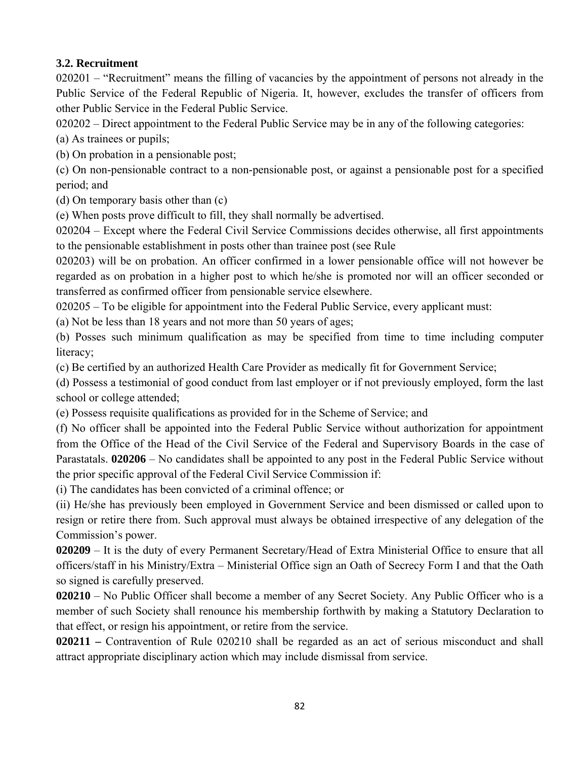### 3.2. Recruitment

020201 – "Recruitment" means the filling of vacancies by the appointment of persons not already in the Public Service of the Federal Republic of Nigeria. It, however, excludes the transfer of officers from other Public Service in the Federal Public Service.

020202 – Direct appointment to the Federal Public Service may be in any of the following categories:

(a) As trainees or pupils;

(b) On probation in a pensionable post;

(c) On non-pensionable contract to a non-pensionable post, or against a pensionable post for a specified period; and

(d) On temporary basis other than (c)

(e) When posts prove difficult to fill, they shall normally be advertised.

020204 – Except where the Federal Civil Service Commissions decides otherwise, all first appointments to the pensionable establishment in posts other than trainee post (see Rule 020203) will be on probation. An officer confirmed in a lower pensionable office will not however be regarded as on probation in a higher post to which he/she is promoted nor will an officer seconded or transferred as confirmed officer from pensionable service elsewhere.

020205 – To be eligible for appointment into the Federal Public Service, every applicant must:

(a) Not be less than 18 years and not more than 50 years of ages;

(b) Posses such minimum qualification as may be specified from time to time including computer literacy;

(c) Be certified by an authorized Health Care Provider as medically fit for Government Service;

(d) Possess a testimonial of good conduct from last employer or if not previously employed, form the last school or college attended;

(e) Possess requisite qualifications as provided for in the Scheme of Service; and

(f) No officer shall be appointed into the Federal Public Service without authorization for appointment from the Office of the Head of the Civil Service of the Federal and Supervisory Boards in the case of Parastatals. **020206** – No candidates shall be appointed to any post in the Federal Public Service without the prior specific approval of the Federal Civil Service Commission if:

(i) The candidates has been convicted of a criminal offence; or

(ii) He/she has previously been employed in Government Service and been dismissed or called upon to resign or retire there from. Such approval must always be obtained irrespective of any delegation of the Commission's power.

**020209** – It is the duty of every Permanent Secretary/Head of Extra Ministerial Office to ensure that all officers/staff in his Ministry/Extra – Ministerial Office sign an Oath of Secrecy Form I and that the Oath so signed is carefully preserved.

**020210** – No Public Officer shall become a member of any Secret Society. Any Public Officer who is a member of such Society shall renounce his membership forthwith by making a Statutory Declaration to that effect, or resign his appointment, or retire from the service.

**020211 –** Contravention of Rule 020210 shall be regarded as an act of serious misconduct and shall attract appropriate disciplinary action which may include dismissal from service.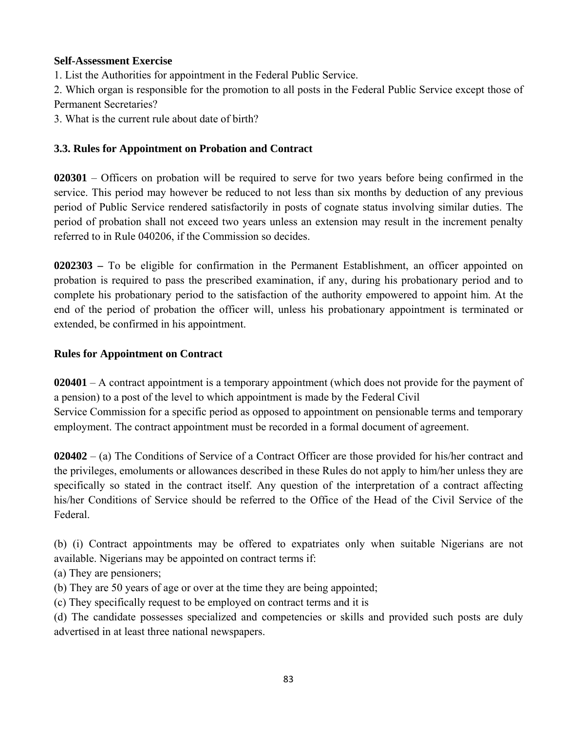**Self-Assessment Exercise**

1. List the Authorities for appointment in the Federal Public Service.
2. Which organ is responsible for the promotion to all posts in the Federal Public Service except those of Permanent Secretaries?
3. What is the current rule about date of birth?

### 3.3. Rules for Appointment on Probation and Contract

**020301** – Officers on probation will be required to serve for two years before being confirmed in the service. This period may however be reduced to not less than six months by deduction of any previous period of Public Service rendered satisfactorily in posts of cognate status involving similar duties. The period of probation shall not exceed two years unless an extension may result in the increment penalty referred to in Rule 040206, if the Commission so decides.

**0202303 –** To be eligible for confirmation in the Permanent Establishment, an officer appointed on probation is required to pass the prescribed examination, if any, during his probationary period and to complete his probationary period to the satisfaction of the authority empowered to appoint him. At the end of the period of probation the officer will, unless his probationary appointment is terminated or extended, be confirmed in his appointment.

**Rules for Appointment on Contract**

**020401** – A contract appointment is a temporary appointment (which does not provide for the payment of a pension) to a post of the level to which appointment is made by the Federal Civil Service Commission for a specific period as opposed to appointment on pensionable terms and temporary employment. The contract appointment must be recorded in a formal document of agreement.

**020402** – (a) The Conditions of Service of a Contract Officer are those provided for his/her contract and the privileges, emoluments or allowances described in these Rules do not apply to him/her unless they are specifically so stated in the contract itself. Any question of the interpretation of a contract affecting his/her Conditions of Service should be referred to the Office of the Head of the Civil Service of the Federal.

(b) (i) Contract appointments may be offered to expatriates only when suitable Nigerians are not available. Nigerians may be appointed on contract terms if:

(a) They are pensioners;

(b) They are 50 years of age or over at the time they are being appointed;

(c) They specifically request to be employed on contract terms and it is

(d) The candidate possesses specialized and competencies or skills and provided such posts are duly advertised in at least three national newspapers.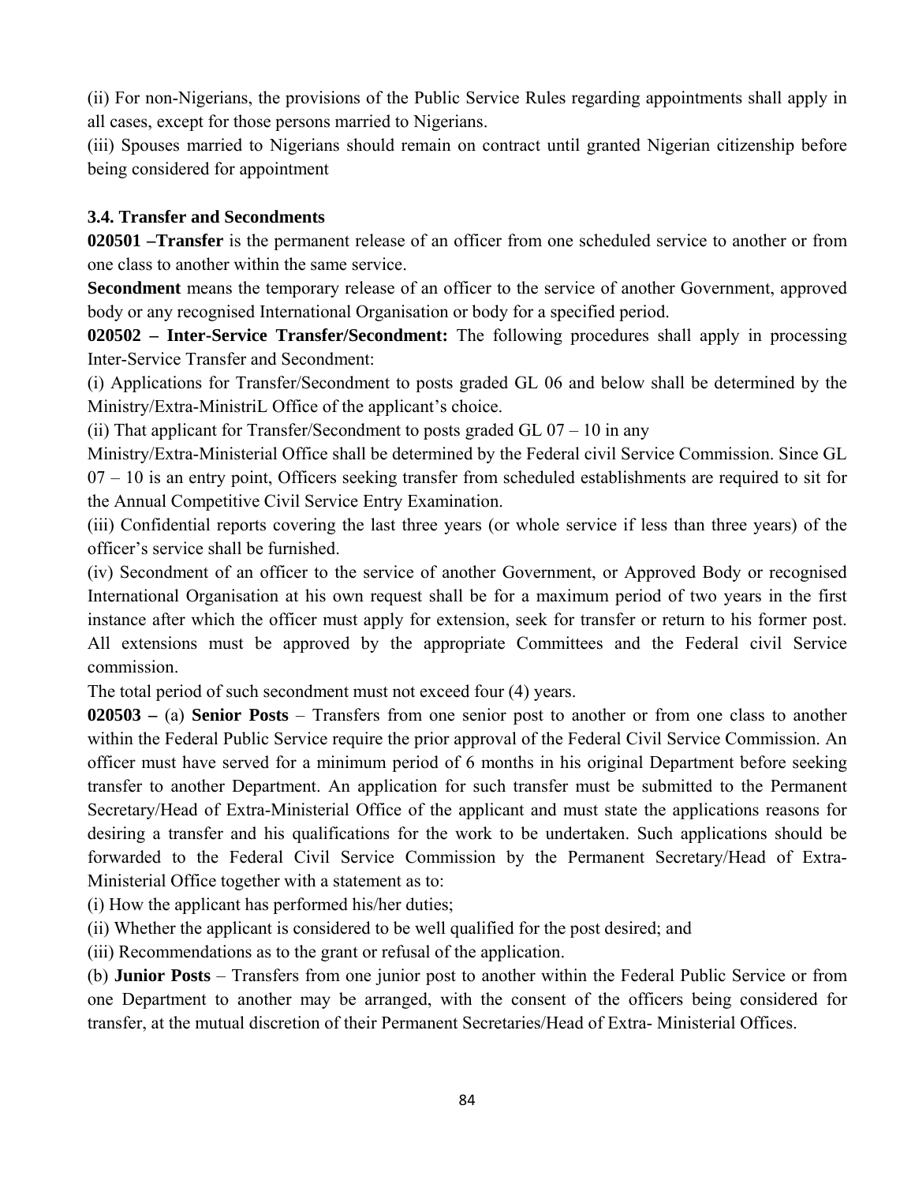(ii) For non-Nigerians, the provisions of the Public Service Rules regarding appointments shall apply in all cases, except for those persons married to Nigerians.

(iii) Spouses married to Nigerians should remain on contract until granted Nigerian citizenship before being considered for appointment

### 3.4. Transfer and Secondments

**020501 –Transfer** is the permanent release of an officer from one scheduled service to another or from one class to another within the same service.

**Secondment** means the temporary release of an officer to the service of another Government, approved body or any recognised International Organisation or body for a specified period.

**020502 – Inter-Service Transfer/Secondment:** The following procedures shall apply in processing Inter-Service Transfer and Secondment:

(i) Applications for Transfer/Secondment to posts graded GL 06 and below shall be determined by the Ministry/Extra-MinistriL Office of the applicant's choice.

(ii) That applicant for Transfer/Secondment to posts graded GL 07 – 10 in any Ministry/Extra-Ministerial Office shall be determined by the Federal civil Service Commission. Since GL 07 – 10 is an entry point, Officers seeking transfer from scheduled establishments are required to sit for the Annual Competitive Civil Service Entry Examination.

(iii) Confidential reports covering the last three years (or whole service if less than three years) of the officer's service shall be furnished.

(iv) Secondment of an officer to the service of another Government, or Approved Body or recognised International Organisation at his own request shall be for a maximum period of two years in the first instance after which the officer must apply for extension, seek for transfer or return to his former post. All extensions must be approved by the appropriate Committees and the Federal civil Service commission.

The total period of such secondment must not exceed four (4) years.

**020503 –** (a) **Senior Posts** – Transfers from one senior post to another or from one class to another within the Federal Public Service require the prior approval of the Federal Civil Service Commission. An officer must have served for a minimum period of 6 months in his original Department before seeking transfer to another Department. An application for such transfer must be submitted to the Permanent Secretary/Head of Extra-Ministerial Office of the applicant and must state the applications reasons for desiring a transfer and his qualifications for the work to be undertaken. Such applications should be forwarded to the Federal Civil Service Commission by the Permanent Secretary/Head of Extra-Ministerial Office together with a statement as to:

(i) How the applicant has performed his/her duties;

(ii) Whether the applicant is considered to be well qualified for the post desired; and

(iii) Recommendations as to the grant or refusal of the application.

(b) **Junior Posts** – Transfers from one junior post to another within the Federal Public Service or from one Department to another may be arranged, with the consent of the officers being considered for transfer, at the mutual discretion of their Permanent Secretaries/Head of Extra- Ministerial Offices.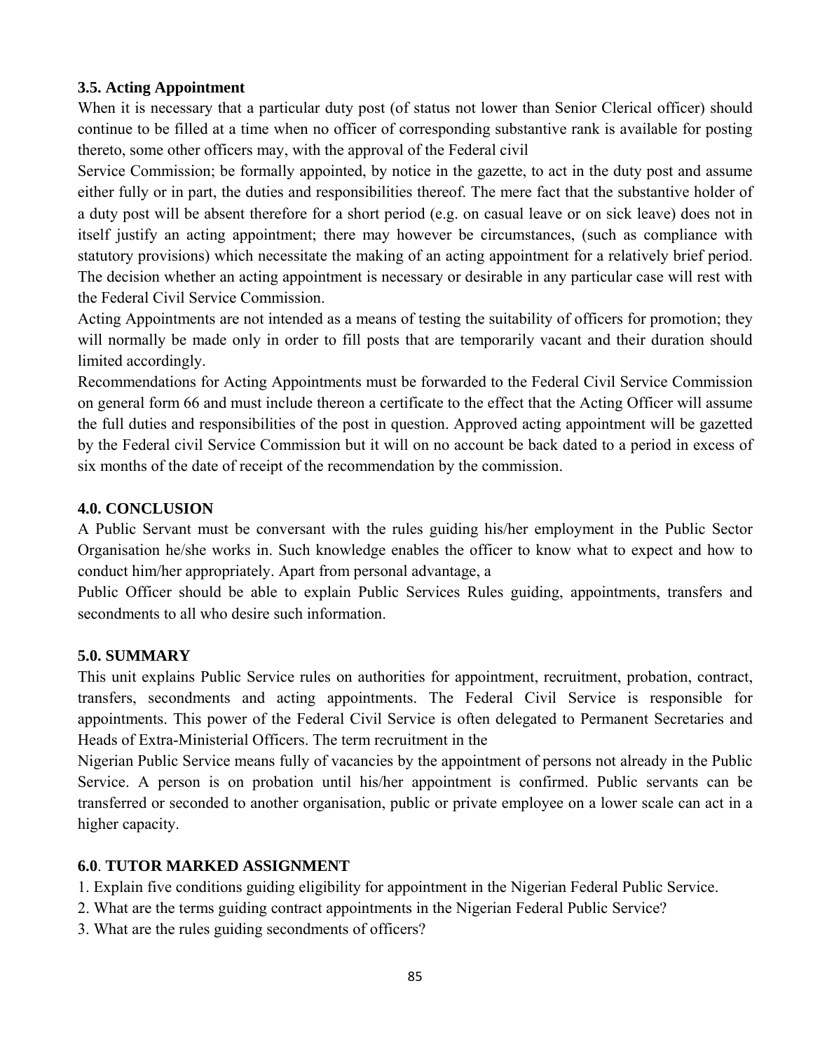### 3.5. Acting Appointment

When it is necessary that a particular duty post (of status not lower than Senior Clerical officer) should continue to be filled at a time when no officer of corresponding substantive rank is available for posting thereto, some other officers may, with the approval of the Federal civil Service Commission; be formally appointed, by notice in the gazette, to act in the duty post and assume either fully or in part, the duties and responsibilities thereof. The mere fact that the substantive holder of a duty post will be absent therefore for a short period (e.g. on casual leave or on sick leave) does not in itself justify an acting appointment; there may however be circumstances, (such as compliance with statutory provisions) which necessitate the making of an acting appointment for a relatively brief period. The decision whether an acting appointment is necessary or desirable in any particular case will rest with the Federal Civil Service Commission.

Acting Appointments are not intended as a means of testing the suitability of officers for promotion; they will normally be made only in order to fill posts that are temporarily vacant and their duration should limited accordingly.

Recommendations for Acting Appointments must be forwarded to the Federal Civil Service Commission on general form 66 and must include thereon a certificate to the effect that the Acting Officer will assume the full duties and responsibilities of the post in question. Approved acting appointment will be gazetted by the Federal civil Service Commission but it will on no account be back dated to a period in excess of six months of the date of receipt of the recommendation by the commission.

### 4.0. CONCLUSION

A Public Servant must be conversant with the rules guiding his/her employment in the Public Sector Organisation he/she works in. Such knowledge enables the officer to know what to expect and how to conduct him/her appropriately. Apart from personal advantage, a Public Officer should be able to explain Public Services Rules guiding, appointments, transfers and secondments to all who desire such information.

### 5.0. SUMMARY

This unit explains Public Service rules on authorities for appointment, recruitment, probation, contract, transfers, secondments and acting appointments. The Federal Civil Service is responsible for appointments. This power of the Federal Civil Service is often delegated to Permanent Secretaries and Heads of Extra-Ministerial Officers. The term recruitment in the Nigerian Public Service means fully of vacancies by the appointment of persons not already in the Public Service. A person is on probation until his/her appointment is confirmed. Public servants can be transferred or seconded to another organisation, public or private employee on a lower scale can act in a higher capacity.

### 6.0. TUTOR MARKED ASSIGNMENT

1. Explain five conditions guiding eligibility for appointment in the Nigerian Federal Public Service.
2. What are the terms guiding contract appointments in the Nigerian Federal Public Service?
3. What are the rules guiding secondments of officers?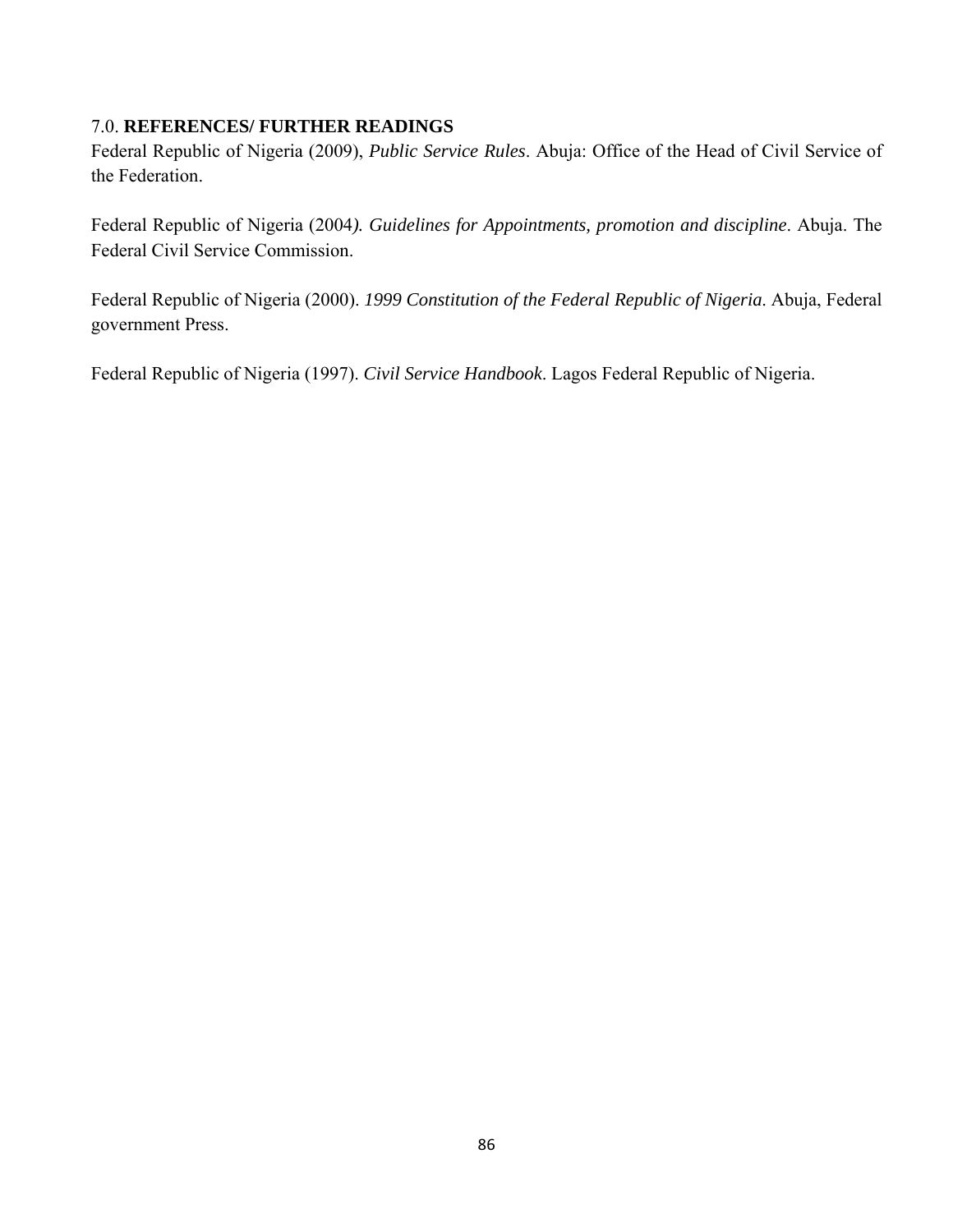## 7.0. **REFERENCES/ FURTHER READINGS**

Federal Republic of Nigeria (2009), *Public Service Rules*. Abuja: Office of the Head of Civil Service of the Federation.

Federal Republic of Nigeria (2004*). Guidelines for Appointments, promotion and discipline*. Abuja. The Federal Civil Service Commission.

Federal Republic of Nigeria (2000). *1999 Constitution of the Federal Republic of Nigeria*. Abuja, Federal government Press.

Federal Republic of Nigeria (1997). *Civil Service Handbook*. Lagos Federal Republic of Nigeria.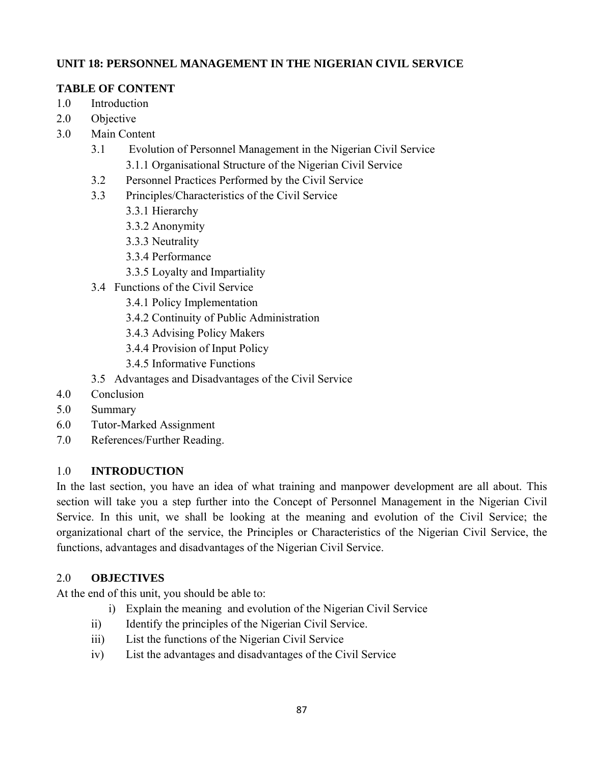## UNIT 18: PERSONNEL MANAGEMENT IN THE NIGERIAN CIVIL SERVICE

### TABLE OF CONTENT

1.0 Introduction
2.0 Objective
3.0 Main Content
  3.1 Evolution of Personnel Management in the Nigerian Civil Service
    3.1.1 Organisational Structure of the Nigerian Civil Service
  3.2 Personnel Practices Performed by the Civil Service
  3.3 Principles/Characteristics of the Civil Service
    3.3.1 Hierarchy
    3.3.2 Anonymity
    3.3.3 Neutrality
    3.3.4 Performance
    3.3.5 Loyalty and Impartiality
  3.4 Functions of the Civil Service
    3.4.1 Policy Implementation
    3.4.2 Continuity of Public Administration
    3.4.3 Advising Policy Makers
    3.4.4 Provision of Input Policy
    3.4.5 Informative Functions
  3.5 Advantages and Disadvantages of the Civil Service
4.0 Conclusion
5.0 Summary
6.0 Tutor-Marked Assignment
7.0 References/Further Reading.

### 1.0 INTRODUCTION

In the last section, you have an idea of what training and manpower development are all about. This section will take you a step further into the Concept of Personnel Management in the Nigerian Civil Service. In this unit, we shall be looking at the meaning and evolution of the Civil Service; the organizational chart of the service, the Principles or Characteristics of the Nigerian Civil Service, the functions, advantages and disadvantages of the Nigerian Civil Service.

### 2.0 OBJECTIVES

At the end of this unit, you should be able to:

i) Explain the meaning and evolution of the Nigerian Civil Service
ii) Identify the principles of the Nigerian Civil Service.
iii) List the functions of the Nigerian Civil Service
iv) List the advantages and disadvantages of the Civil Service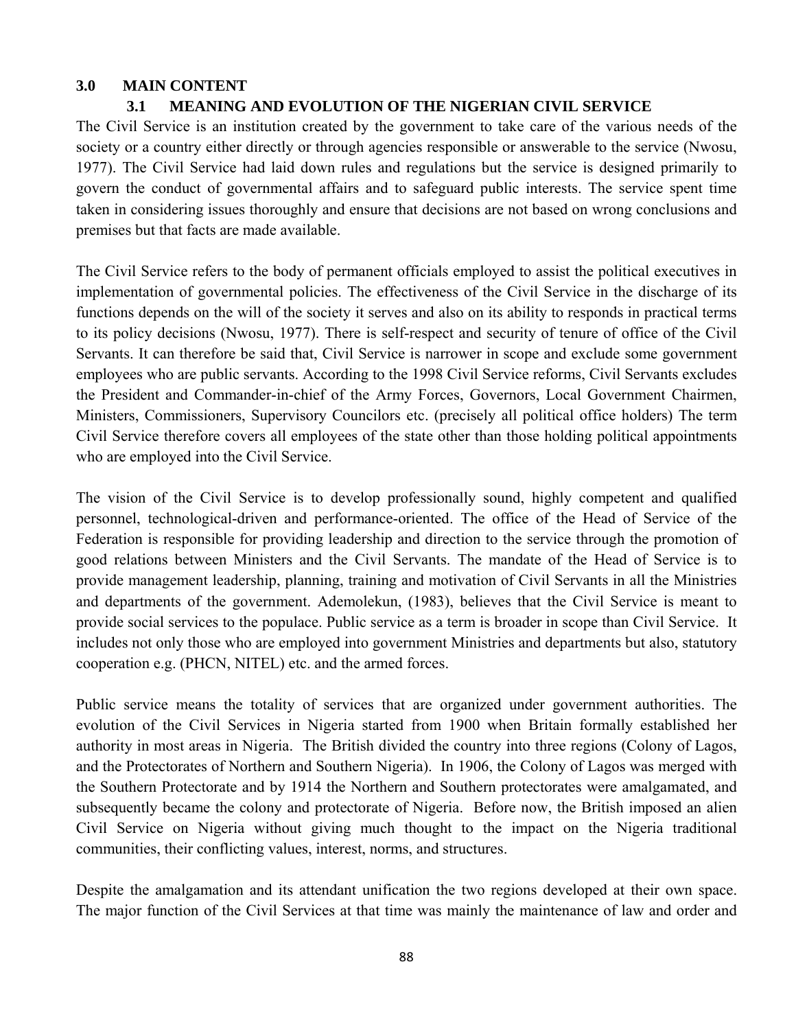## 3.0 MAIN CONTENT

### 3.1 MEANING AND EVOLUTION OF THE NIGERIAN CIVIL SERVICE

The Civil Service is an institution created by the government to take care of the various needs of the society or a country either directly or through agencies responsible or answerable to the service (Nwosu, 1977). The Civil Service had laid down rules and regulations but the service is designed primarily to govern the conduct of governmental affairs and to safeguard public interests. The service spent time taken in considering issues thoroughly and ensure that decisions are not based on wrong conclusions and premises but that facts are made available.

The Civil Service refers to the body of permanent officials employed to assist the political executives in implementation of governmental policies. The effectiveness of the Civil Service in the discharge of its functions depends on the will of the society it serves and also on its ability to responds in practical terms to its policy decisions (Nwosu, 1977). There is self-respect and security of tenure of office of the Civil Servants. It can therefore be said that, Civil Service is narrower in scope and exclude some government employees who are public servants. According to the 1998 Civil Service reforms, Civil Servants excludes the President and Commander-in-chief of the Army Forces, Governors, Local Government Chairmen, Ministers, Commissioners, Supervisory Councilors etc. (precisely all political office holders) The term Civil Service therefore covers all employees of the state other than those holding political appointments who are employed into the Civil Service.

The vision of the Civil Service is to develop professionally sound, highly competent and qualified personnel, technological-driven and performance-oriented. The office of the Head of Service of the Federation is responsible for providing leadership and direction to the service through the promotion of good relations between Ministers and the Civil Servants. The mandate of the Head of Service is to provide management leadership, planning, training and motivation of Civil Servants in all the Ministries and departments of the government. Ademolekun, (1983), believes that the Civil Service is meant to provide social services to the populace. Public service as a term is broader in scope than Civil Service. It includes not only those who are employed into government Ministries and departments but also, statutory cooperation e.g. (PHCN, NITEL) etc. and the armed forces.

Public service means the totality of services that are organized under government authorities. The evolution of the Civil Services in Nigeria started from 1900 when Britain formally established her authority in most areas in Nigeria. The British divided the country into three regions (Colony of Lagos, and the Protectorates of Northern and Southern Nigeria). In 1906, the Colony of Lagos was merged with the Southern Protectorate and by 1914 the Northern and Southern protectorates were amalgamated, and subsequently became the colony and protectorate of Nigeria. Before now, the British imposed an alien Civil Service on Nigeria without giving much thought to the impact on the Nigeria traditional communities, their conflicting values, interest, norms, and structures.

Despite the amalgamation and its attendant unification the two regions developed at their own space. The major function of the Civil Services at that time was mainly the maintenance of law and order and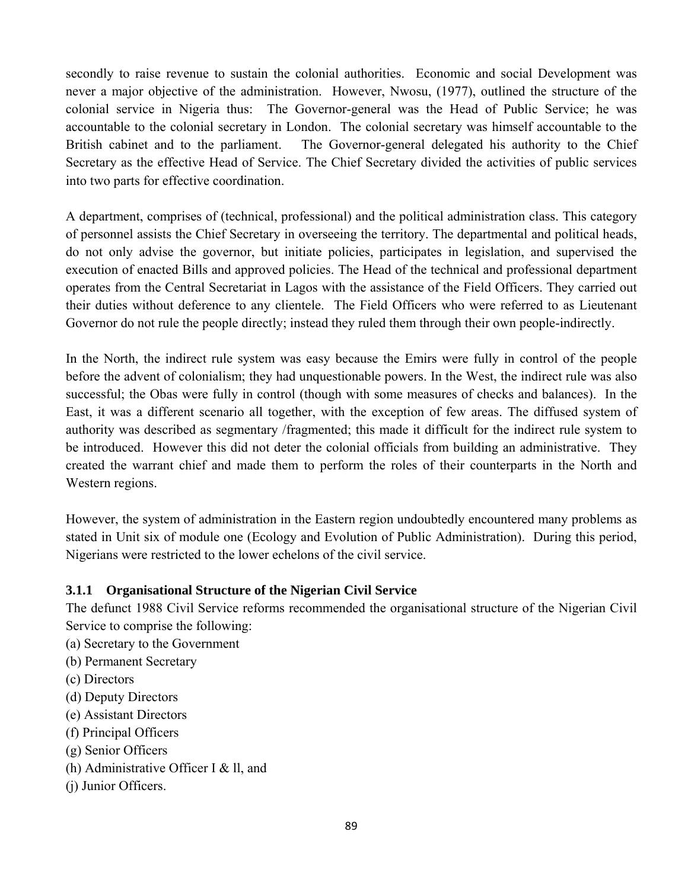secondly to raise revenue to sustain the colonial authorities. Economic and social Development was never a major objective of the administration. However, Nwosu, (1977), outlined the structure of the colonial service in Nigeria thus: The Governor-general was the Head of Public Service; he was accountable to the colonial secretary in London. The colonial secretary was himself accountable to the British cabinet and to the parliament. The Governor-general delegated his authority to the Chief Secretary as the effective Head of Service. The Chief Secretary divided the activities of public services into two parts for effective coordination.

A department, comprises of (technical, professional) and the political administration class. This category of personnel assists the Chief Secretary in overseeing the territory. The departmental and political heads, do not only advise the governor, but initiate policies, participates in legislation, and supervised the execution of enacted Bills and approved policies. The Head of the technical and professional department operates from the Central Secretariat in Lagos with the assistance of the Field Officers. They carried out their duties without deference to any clientele. The Field Officers who were referred to as Lieutenant Governor do not rule the people directly; instead they ruled them through their own people-indirectly.

In the North, the indirect rule system was easy because the Emirs were fully in control of the people before the advent of colonialism; they had unquestionable powers. In the West, the indirect rule was also successful; the Obas were fully in control (though with some measures of checks and balances). In the East, it was a different scenario all together, with the exception of few areas. The diffused system of authority was described as segmentary /fragmented; this made it difficult for the indirect rule system to be introduced. However this did not deter the colonial officials from building an administrative. They created the warrant chief and made them to perform the roles of their counterparts in the North and Western regions.

However, the system of administration in the Eastern region undoubtedly encountered many problems as stated in Unit six of module one (Ecology and Evolution of Public Administration). During this period, Nigerians were restricted to the lower echelons of the civil service.

### 3.1.1 Organisational Structure of the Nigerian Civil Service

The defunct 1988 Civil Service reforms recommended the organisational structure of the Nigerian Civil Service to comprise the following:

(a) Secretary to the Government
(b) Permanent Secretary
(c) Directors
(d) Deputy Directors
(e) Assistant Directors
(f) Principal Officers
(g) Senior Officers
(h) Administrative Officer I & ll, and
(j) Junior Officers.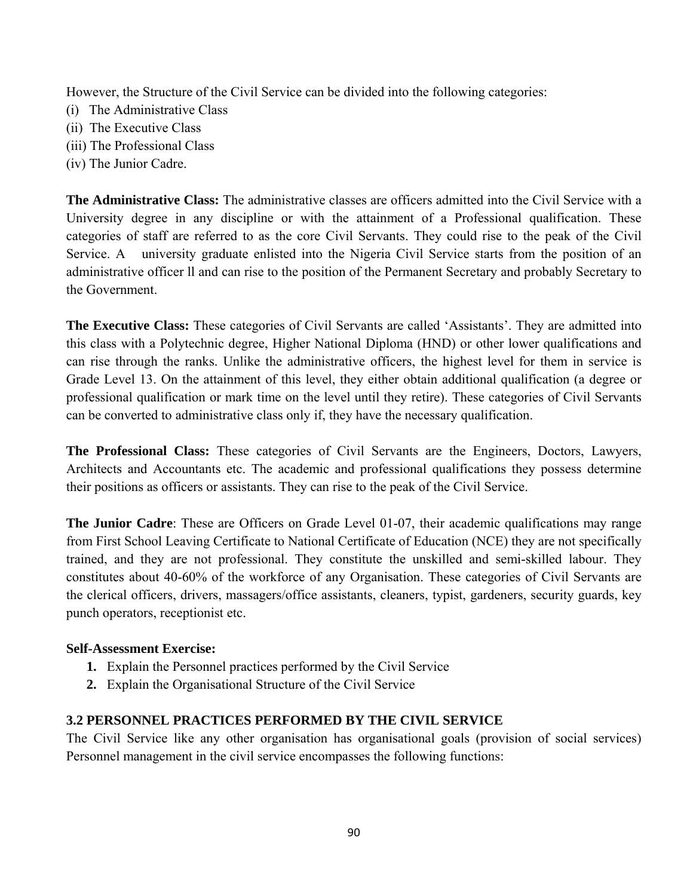However, the Structure of the Civil Service can be divided into the following categories:

(i) The Administrative Class
(ii) The Executive Class
(iii) The Professional Class
(iv) The Junior Cadre.

**The Administrative Class:** The administrative classes are officers admitted into the Civil Service with a University degree in any discipline or with the attainment of a Professional qualification. These categories of staff are referred to as the core Civil Servants. They could rise to the peak of the Civil Service. A university graduate enlisted into the Nigeria Civil Service starts from the position of an administrative officer ll and can rise to the position of the Permanent Secretary and probably Secretary to the Government.

**The Executive Class:** These categories of Civil Servants are called 'Assistants'. They are admitted into this class with a Polytechnic degree, Higher National Diploma (HND) or other lower qualifications and can rise through the ranks. Unlike the administrative officers, the highest level for them in service is Grade Level 13. On the attainment of this level, they either obtain additional qualification (a degree or professional qualification or mark time on the level until they retire). These categories of Civil Servants can be converted to administrative class only if, they have the necessary qualification.

**The Professional Class:** These categories of Civil Servants are the Engineers, Doctors, Lawyers, Architects and Accountants etc. The academic and professional qualifications they possess determine their positions as officers or assistants. They can rise to the peak of the Civil Service.

**The Junior Cadre**: These are Officers on Grade Level 01-07, their academic qualifications may range from First School Leaving Certificate to National Certificate of Education (NCE) they are not specifically trained, and they are not professional. They constitute the unskilled and semi-skilled labour. They constitutes about 40-60% of the workforce of any Organisation. These categories of Civil Servants are the clerical officers, drivers, massagers/office assistants, cleaners, typist, gardeners, security guards, key punch operators, receptionist etc.

**Self-Assessment Exercise:**

1. Explain the Personnel practices performed by the Civil Service
2. Explain the Organisational Structure of the Civil Service

### 3.2 PERSONNEL PRACTICES PERFORMED BY THE CIVIL SERVICE

The Civil Service like any other organisation has organisational goals (provision of social services) Personnel management in the civil service encompasses the following functions: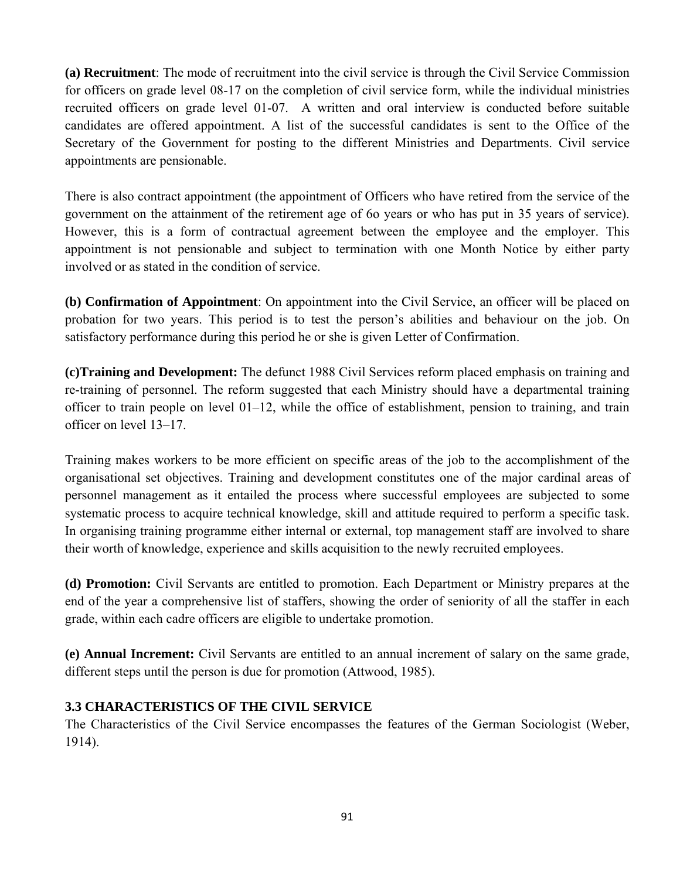**(a) Recruitment**: The mode of recruitment into the civil service is through the Civil Service Commission for officers on grade level 08-17 on the completion of civil service form, while the individual ministries recruited officers on grade level 01-07. A written and oral interview is conducted before suitable candidates are offered appointment. A list of the successful candidates is sent to the Office of the Secretary of the Government for posting to the different Ministries and Departments. Civil service appointments are pensionable.

There is also contract appointment (the appointment of Officers who have retired from the service of the government on the attainment of the retirement age of 6o years or who has put in 35 years of service). However, this is a form of contractual agreement between the employee and the employer. This appointment is not pensionable and subject to termination with one Month Notice by either party involved or as stated in the condition of service.

**(b) Confirmation of Appointment**: On appointment into the Civil Service, an officer will be placed on probation for two years. This period is to test the person's abilities and behaviour on the job. On satisfactory performance during this period he or she is given Letter of Confirmation.

**(c)Training and Development:** The defunct 1988 Civil Services reform placed emphasis on training and re-training of personnel. The reform suggested that each Ministry should have a departmental training officer to train people on level 01–12, while the office of establishment, pension to training, and train officer on level 13–17.

Training makes workers to be more efficient on specific areas of the job to the accomplishment of the organisational set objectives. Training and development constitutes one of the major cardinal areas of personnel management as it entailed the process where successful employees are subjected to some systematic process to acquire technical knowledge, skill and attitude required to perform a specific task. In organising training programme either internal or external, top management staff are involved to share their worth of knowledge, experience and skills acquisition to the newly recruited employees.

**(d) Promotion:** Civil Servants are entitled to promotion. Each Department or Ministry prepares at the end of the year a comprehensive list of staffers, showing the order of seniority of all the staffer in each grade, within each cadre officers are eligible to undertake promotion.

**(e) Annual Increment:** Civil Servants are entitled to an annual increment of salary on the same grade, different steps until the person is due for promotion (Attwood, 1985).

### 3.3 CHARACTERISTICS OF THE CIVIL SERVICE

The Characteristics of the Civil Service encompasses the features of the German Sociologist (Weber, 1914).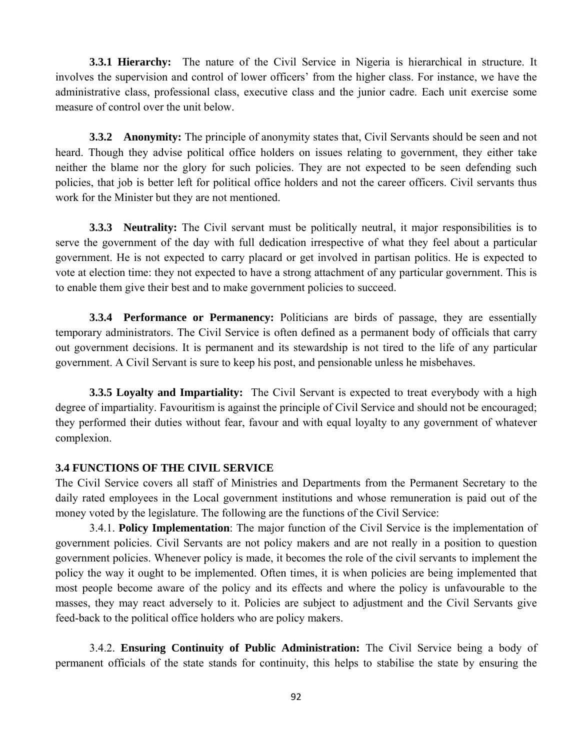**3.3.1 Hierarchy:** The nature of the Civil Service in Nigeria is hierarchical in structure. It involves the supervision and control of lower officers' from the higher class. For instance, we have the administrative class, professional class, executive class and the junior cadre. Each unit exercise some measure of control over the unit below.

**3.3.2 Anonymity:** The principle of anonymity states that, Civil Servants should be seen and not heard. Though they advise political office holders on issues relating to government, they either take neither the blame nor the glory for such policies. They are not expected to be seen defending such policies, that job is better left for political office holders and not the career officers. Civil servants thus work for the Minister but they are not mentioned.

**3.3.3 Neutrality:** The Civil servant must be politically neutral, it major responsibilities is to serve the government of the day with full dedication irrespective of what they feel about a particular government. He is not expected to carry placard or get involved in partisan politics. He is expected to vote at election time: they not expected to have a strong attachment of any particular government. This is to enable them give their best and to make government policies to succeed.

**3.3.4 Performance or Permanency:** Politicians are birds of passage, they are essentially temporary administrators. The Civil Service is often defined as a permanent body of officials that carry out government decisions. It is permanent and its stewardship is not tired to the life of any particular government. A Civil Servant is sure to keep his post, and pensionable unless he misbehaves.

**3.3.5 Loyalty and Impartiality:** The Civil Servant is expected to treat everybody with a high degree of impartiality. Favouritism is against the principle of Civil Service and should not be encouraged; they performed their duties without fear, favour and with equal loyalty to any government of whatever complexion.

### 3.4 FUNCTIONS OF THE CIVIL SERVICE

The Civil Service covers all staff of Ministries and Departments from the Permanent Secretary to the daily rated employees in the Local government institutions and whose remuneration is paid out of the money voted by the legislature. The following are the functions of the Civil Service:

3.4.1. **Policy Implementation**: The major function of the Civil Service is the implementation of government policies. Civil Servants are not policy makers and are not really in a position to question government policies. Whenever policy is made, it becomes the role of the civil servants to implement the policy the way it ought to be implemented. Often times, it is when policies are being implemented that most people become aware of the policy and its effects and where the policy is unfavourable to the masses, they may react adversely to it. Policies are subject to adjustment and the Civil Servants give feed-back to the political office holders who are policy makers.

3.4.2. **Ensuring Continuity of Public Administration:** The Civil Service being a body of permanent officials of the state stands for continuity, this helps to stabilise the state by ensuring the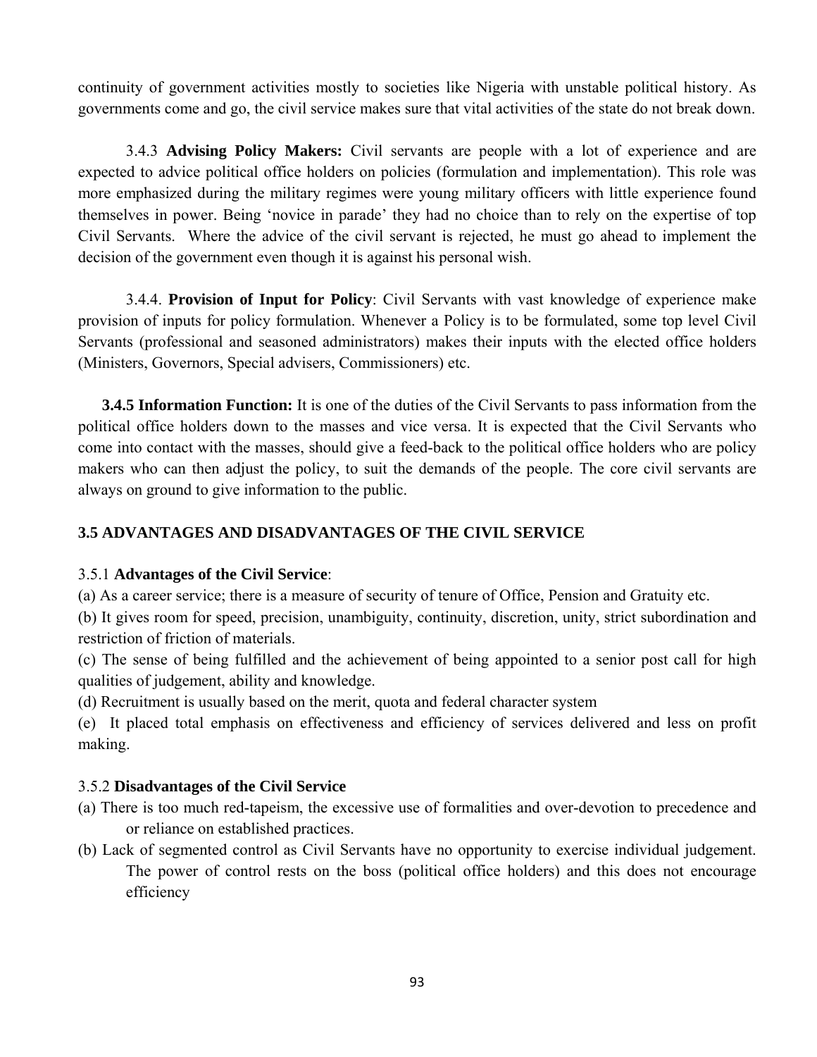continuity of government activities mostly to societies like Nigeria with unstable political history. As governments come and go, the civil service makes sure that vital activities of the state do not break down.

3.4.3 **Advising Policy Makers:** Civil servants are people with a lot of experience and are expected to advice political office holders on policies (formulation and implementation). This role was more emphasized during the military regimes were young military officers with little experience found themselves in power. Being 'novice in parade' they had no choice than to rely on the expertise of top Civil Servants. Where the advice of the civil servant is rejected, he must go ahead to implement the decision of the government even though it is against his personal wish.

3.4.4. **Provision of Input for Policy**: Civil Servants with vast knowledge of experience make provision of inputs for policy formulation. Whenever a Policy is to be formulated, some top level Civil Servants (professional and seasoned administrators) makes their inputs with the elected office holders (Ministers, Governors, Special advisers, Commissioners) etc.

**3.4.5 Information Function:** It is one of the duties of the Civil Servants to pass information from the political office holders down to the masses and vice versa. It is expected that the Civil Servants who come into contact with the masses, should give a feed-back to the political office holders who are policy makers who can then adjust the policy, to suit the demands of the people. The core civil servants are always on ground to give information to the public.

## 3.5 ADVANTAGES AND DISADVANTAGES OF THE CIVIL SERVICE

3.5.1 **Advantages of the Civil Service**:

(a) As a career service; there is a measure of security of tenure of Office, Pension and Gratuity etc.

(b) It gives room for speed, precision, unambiguity, continuity, discretion, unity, strict subordination and restriction of friction of materials.

(c) The sense of being fulfilled and the achievement of being appointed to a senior post call for high qualities of judgement, ability and knowledge.

(d) Recruitment is usually based on the merit, quota and federal character system

(e) It placed total emphasis on effectiveness and efficiency of services delivered and less on profit making.

3.5.2 **Disadvantages of the Civil Service**

(a) There is too much red-tapeism, the excessive use of formalities and over-devotion to precedence and or reliance on established practices.

(b) Lack of segmented control as Civil Servants have no opportunity to exercise individual judgement. The power of control rests on the boss (political office holders) and this does not encourage efficiency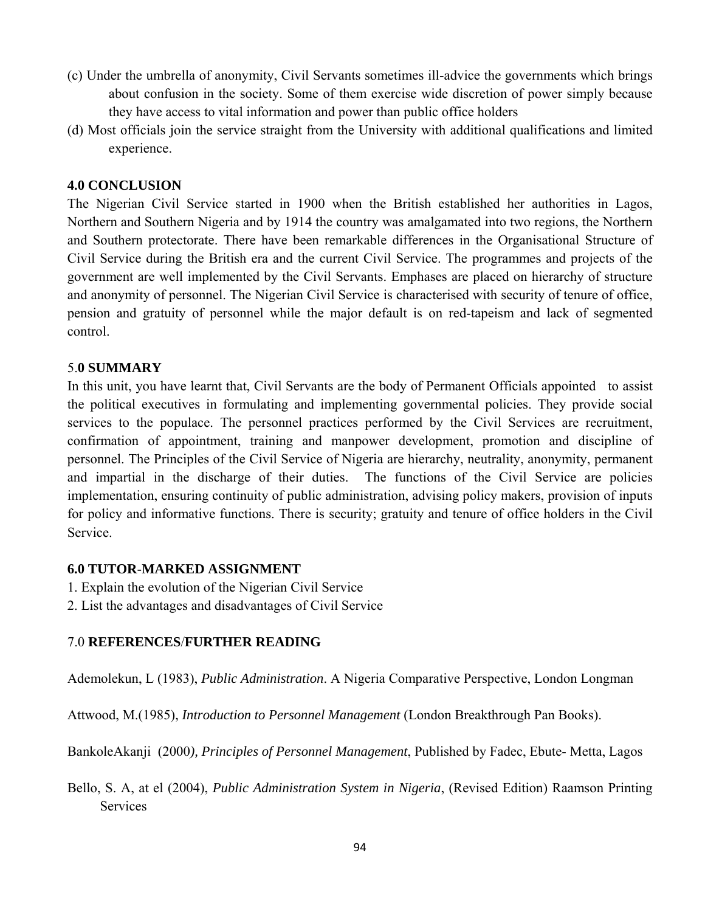(c) Under the umbrella of anonymity, Civil Servants sometimes ill-advice the governments which brings about confusion in the society. Some of them exercise wide discretion of power simply because they have access to vital information and power than public office holders

(d) Most officials join the service straight from the University with additional qualifications and limited experience.

## 4.0 CONCLUSION

The Nigerian Civil Service started in 1900 when the British established her authorities in Lagos, Northern and Southern Nigeria and by 1914 the country was amalgamated into two regions, the Northern and Southern protectorate. There have been remarkable differences in the Organisational Structure of Civil Service during the British era and the current Civil Service. The programmes and projects of the government are well implemented by the Civil Servants. Emphases are placed on hierarchy of structure and anonymity of personnel. The Nigerian Civil Service is characterised with security of tenure of office, pension and gratuity of personnel while the major default is on red-tapeism and lack of segmented control.

## 5.0 SUMMARY

In this unit, you have learnt that, Civil Servants are the body of Permanent Officials appointed to assist the political executives in formulating and implementing governmental policies. They provide social services to the populace. The personnel practices performed by the Civil Services are recruitment, confirmation of appointment, training and manpower development, promotion and discipline of personnel. The Principles of the Civil Service of Nigeria are hierarchy, neutrality, anonymity, permanent and impartial in the discharge of their duties. The functions of the Civil Service are policies implementation, ensuring continuity of public administration, advising policy makers, provision of inputs for policy and informative functions. There is security; gratuity and tenure of office holders in the Civil Service.

## 6.0 TUTOR-MARKED ASSIGNMENT

1. Explain the evolution of the Nigerian Civil Service
2. List the advantages and disadvantages of Civil Service

## 7.0 REFERENCES/FURTHER READING

Ademolekun, L (1983), *Public Administration*. A Nigeria Comparative Perspective, London Longman

Attwood, M.(1985), *Introduction to Personnel Management* (London Breakthrough Pan Books).

BankoleAkanji (2000*), Principles of Personnel Management*, Published by Fadec, Ebute- Metta, Lagos

Bello, S. A, at el (2004), *Public Administration System in Nigeria*, (Revised Edition) Raamson Printing Services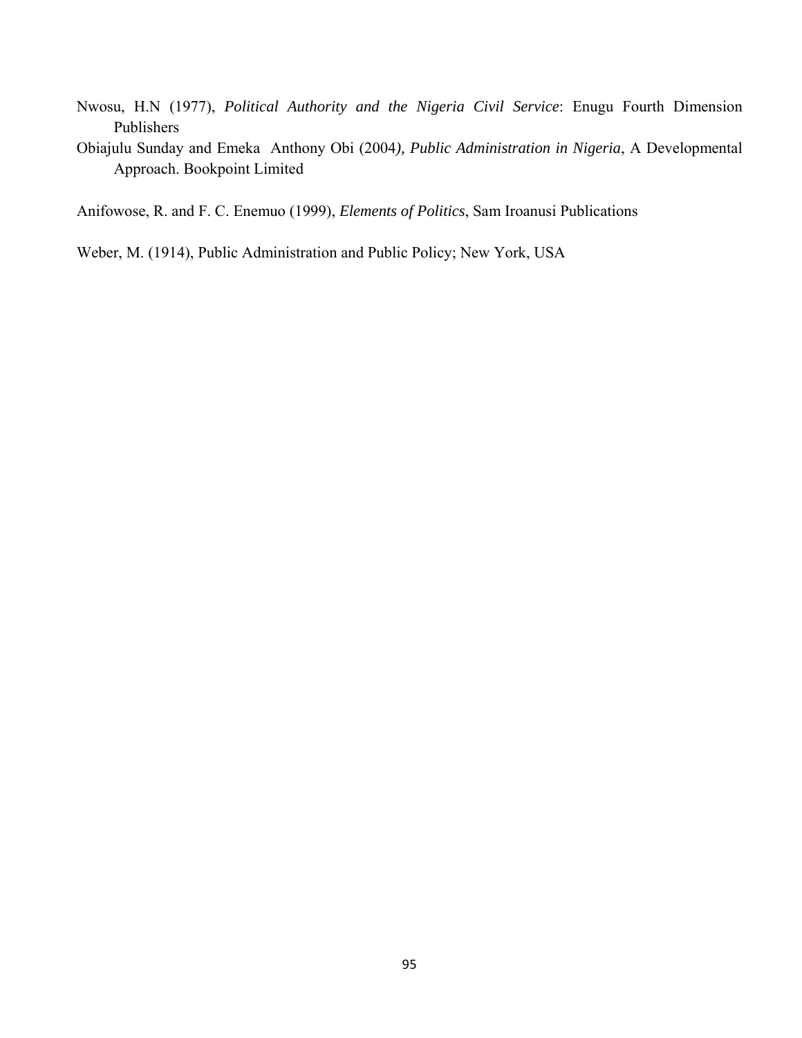Nwosu, H.N (1977), *Political Authority and the Nigeria Civil Service*: Enugu Fourth Dimension Publishers

Obiajulu Sunday and Emeka Anthony Obi (2004*), Public Administration in Nigeria*, A Developmental Approach. Bookpoint Limited

Anifowose, R. and F. C. Enemuo (1999), *Elements of Politics*, Sam Iroanusi Publications

Weber, M. (1914), Public Administration and Public Policy; New York, USA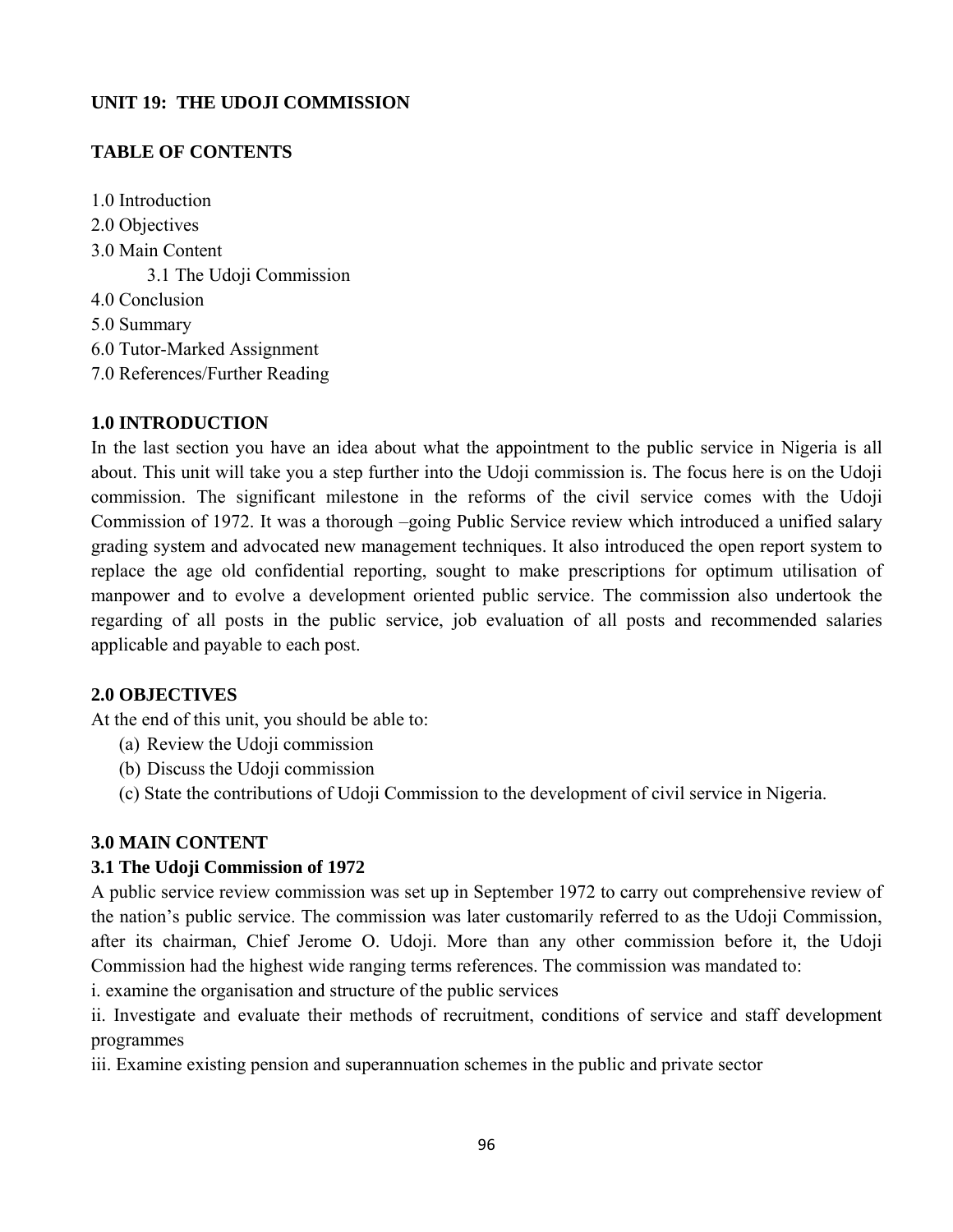## UNIT 19: THE UDOJI COMMISSION

### TABLE OF CONTENTS

1.0 Introduction
2.0 Objectives
3.0 Main Content
    3.1 The Udoji Commission
4.0 Conclusion
5.0 Summary
6.0 Tutor-Marked Assignment
7.0 References/Further Reading

### 1.0 INTRODUCTION

In the last section you have an idea about what the appointment to the public service in Nigeria is all about. This unit will take you a step further into the Udoji commission is. The focus here is on the Udoji commission. The significant milestone in the reforms of the civil service comes with the Udoji Commission of 1972. It was a thorough –going Public Service review which introduced a unified salary grading system and advocated new management techniques. It also introduced the open report system to replace the age old confidential reporting, sought to make prescriptions for optimum utilisation of manpower and to evolve a development oriented public service. The commission also undertook the regarding of all posts in the public service, job evaluation of all posts and recommended salaries applicable and payable to each post.

### 2.0 OBJECTIVES

At the end of this unit, you should be able to:

(a) Review the Udoji commission
(b) Discuss the Udoji commission
(c) State the contributions of Udoji Commission to the development of civil service in Nigeria.

### 3.0 MAIN CONTENT

#### 3.1 The Udoji Commission of 1972

A public service review commission was set up in September 1972 to carry out comprehensive review of the nation's public service. The commission was later customarily referred to as the Udoji Commission, after its chairman, Chief Jerome O. Udoji. More than any other commission before it, the Udoji Commission had the highest wide ranging terms references. The commission was mandated to:

i. examine the organisation and structure of the public services

ii. Investigate and evaluate their methods of recruitment, conditions of service and staff development programmes

iii. Examine existing pension and superannuation schemes in the public and private sector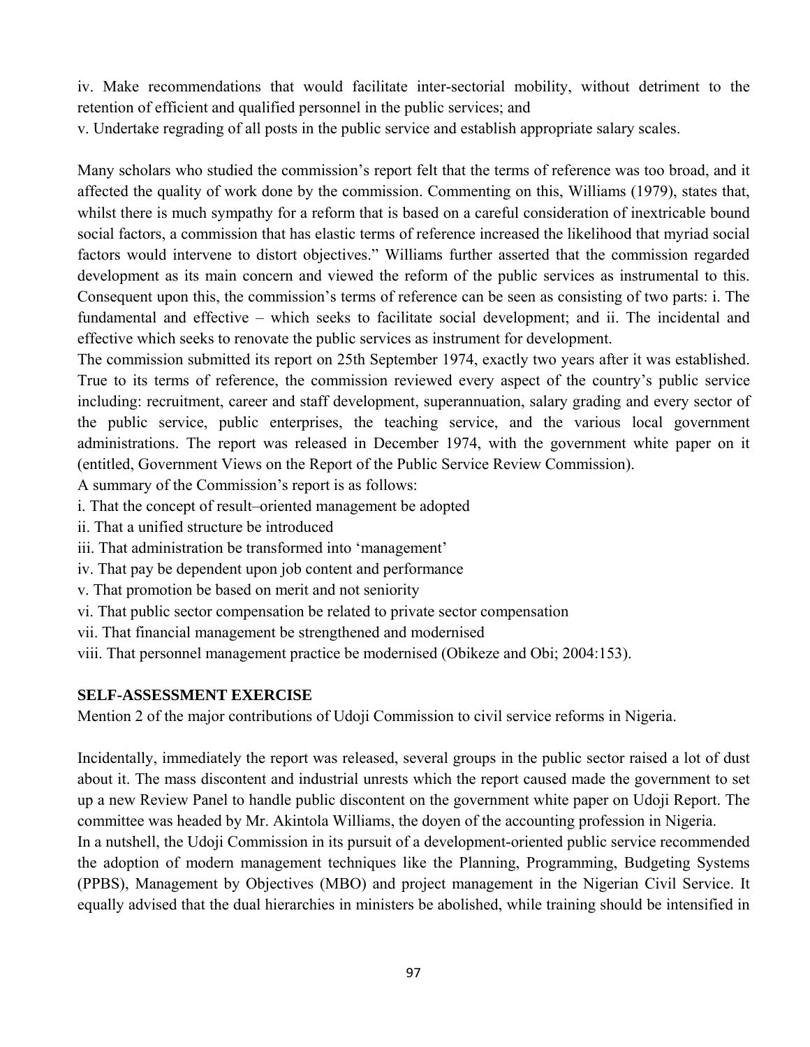iv. Make recommendations that would facilitate inter-sectorial mobility, without detriment to the retention of efficient and qualified personnel in the public services; and

v. Undertake regrading of all posts in the public service and establish appropriate salary scales.

Many scholars who studied the commission's report felt that the terms of reference was too broad, and it affected the quality of work done by the commission. Commenting on this, Williams (1979), states that, whilst there is much sympathy for a reform that is based on a careful consideration of inextricable bound social factors, a commission that has elastic terms of reference increased the likelihood that myriad social factors would intervene to distort objectives." Williams further asserted that the commission regarded development as its main concern and viewed the reform of the public services as instrumental to this. Consequent upon this, the commission's terms of reference can be seen as consisting of two parts: i. The fundamental and effective – which seeks to facilitate social development; and ii. The incidental and effective which seeks to renovate the public services as instrument for development.

The commission submitted its report on 25th September 1974, exactly two years after it was established. True to its terms of reference, the commission reviewed every aspect of the country's public service including: recruitment, career and staff development, superannuation, salary grading and every sector of the public service, public enterprises, the teaching service, and the various local government administrations. The report was released in December 1974, with the government white paper on it (entitled, Government Views on the Report of the Public Service Review Commission).

A summary of the Commission's report is as follows:

i. That the concept of result–oriented management be adopted

ii. That a unified structure be introduced

iii. That administration be transformed into 'management'

iv. That pay be dependent upon job content and performance

v. That promotion be based on merit and not seniority

vi. That public sector compensation be related to private sector compensation

vii. That financial management be strengthened and modernised

viii. That personnel management practice be modernised (Obikeze and Obi; 2004:153).

**SELF-ASSESSMENT EXERCISE**

Mention 2 of the major contributions of Udoji Commission to civil service reforms in Nigeria.

Incidentally, immediately the report was released, several groups in the public sector raised a lot of dust about it. The mass discontent and industrial unrests which the report caused made the government to set up a new Review Panel to handle public discontent on the government white paper on Udoji Report. The committee was headed by Mr. Akintola Williams, the doyen of the accounting profession in Nigeria.

In a nutshell, the Udoji Commission in its pursuit of a development-oriented public service recommended the adoption of modern management techniques like the Planning, Programming, Budgeting Systems (PPBS), Management by Objectives (MBO) and project management in the Nigerian Civil Service. It equally advised that the dual hierarchies in ministers be abolished, while training should be intensified in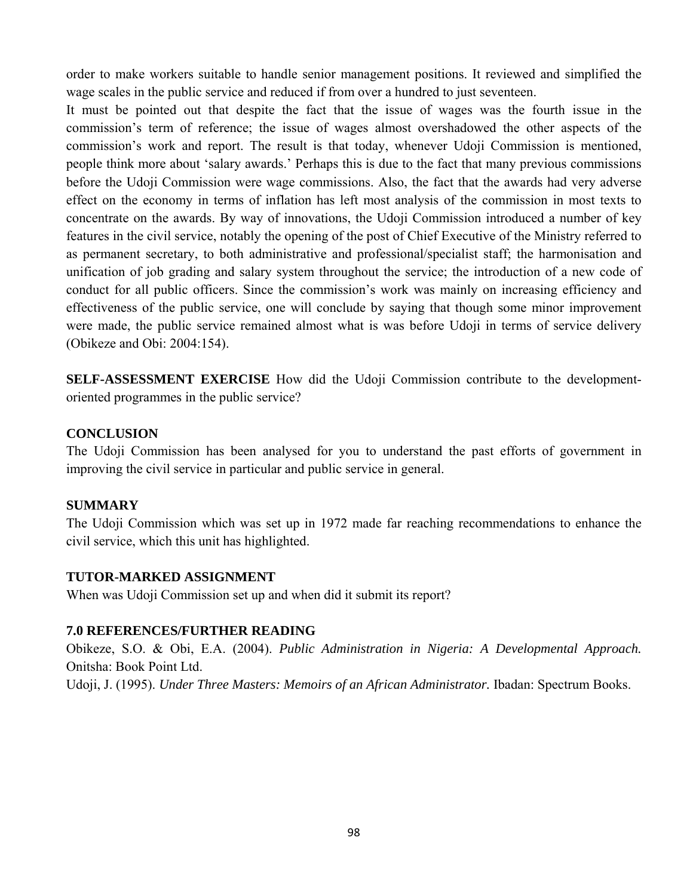order to make workers suitable to handle senior management positions. It reviewed and simplified the wage scales in the public service and reduced if from over a hundred to just seventeen.

It must be pointed out that despite the fact that the issue of wages was the fourth issue in the commission's term of reference; the issue of wages almost overshadowed the other aspects of the commission's work and report. The result is that today, whenever Udoji Commission is mentioned, people think more about 'salary awards.' Perhaps this is due to the fact that many previous commissions before the Udoji Commission were wage commissions. Also, the fact that the awards had very adverse effect on the economy in terms of inflation has left most analysis of the commission in most texts to concentrate on the awards. By way of innovations, the Udoji Commission introduced a number of key features in the civil service, notably the opening of the post of Chief Executive of the Ministry referred to as permanent secretary, to both administrative and professional/specialist staff; the harmonisation and unification of job grading and salary system throughout the service; the introduction of a new code of conduct for all public officers. Since the commission's work was mainly on increasing efficiency and effectiveness of the public service, one will conclude by saying that though some minor improvement were made, the public service remained almost what is was before Udoji in terms of service delivery (Obikeze and Obi: 2004:154).

**SELF-ASSESSMENT EXERCISE** How did the Udoji Commission contribute to the development-oriented programmes in the public service?

**CONCLUSION**

The Udoji Commission has been analysed for you to understand the past efforts of government in improving the civil service in particular and public service in general.

**SUMMARY**

The Udoji Commission which was set up in 1972 made far reaching recommendations to enhance the civil service, which this unit has highlighted.

**TUTOR-MARKED ASSIGNMENT**

When was Udoji Commission set up and when did it submit its report?

**7.0 REFERENCES/FURTHER READING**

Obikeze, S.O. & Obi, E.A. (2004). *Public Administration in Nigeria: A Developmental Approach.* Onitsha: Book Point Ltd.

Udoji, J. (1995). *Under Three Masters: Memoirs of an African Administrator.* Ibadan: Spectrum Books.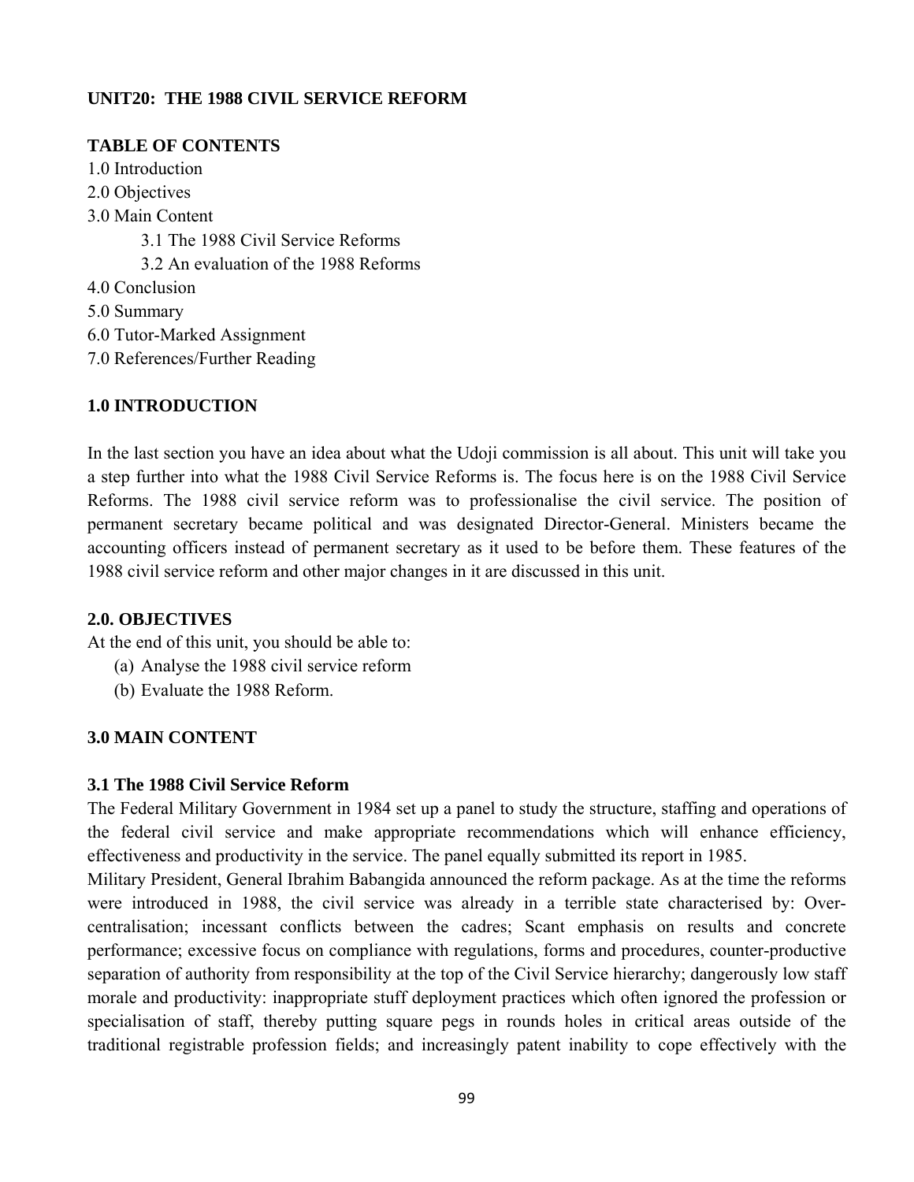**UNIT20: THE 1988 CIVIL SERVICE REFORM**

**TABLE OF CONTENTS**

1.0 Introduction
2.0 Objectives
3.0 Main Content
    3.1 The 1988 Civil Service Reforms
    3.2 An evaluation of the 1988 Reforms
4.0 Conclusion
5.0 Summary
6.0 Tutor-Marked Assignment
7.0 References/Further Reading

## 1.0 INTRODUCTION

In the last section you have an idea about what the Udoji commission is all about. This unit will take you a step further into what the 1988 Civil Service Reforms is. The focus here is on the 1988 Civil Service Reforms. The 1988 civil service reform was to professionalise the civil service. The position of permanent secretary became political and was designated Director-General. Ministers became the accounting officers instead of permanent secretary as it used to be before them. These features of the 1988 civil service reform and other major changes in it are discussed in this unit.

## 2.0. OBJECTIVES

At the end of this unit, you should be able to:

(a) Analyse the 1988 civil service reform
(b) Evaluate the 1988 Reform.

## 3.0 MAIN CONTENT

### 3.1 The 1988 Civil Service Reform

The Federal Military Government in 1984 set up a panel to study the structure, staffing and operations of the federal civil service and make appropriate recommendations which will enhance efficiency, effectiveness and productivity in the service. The panel equally submitted its report in 1985.

Military President, General Ibrahim Babangida announced the reform package. As at the time the reforms were introduced in 1988, the civil service was already in a terrible state characterised by: Over-centralisation; incessant conflicts between the cadres; Scant emphasis on results and concrete performance; excessive focus on compliance with regulations, forms and procedures, counter-productive separation of authority from responsibility at the top of the Civil Service hierarchy; dangerously low staff morale and productivity: inappropriate stuff deployment practices which often ignored the profession or specialisation of staff, thereby putting square pegs in rounds holes in critical areas outside of the traditional registrable profession fields; and increasingly patent inability to cope effectively with the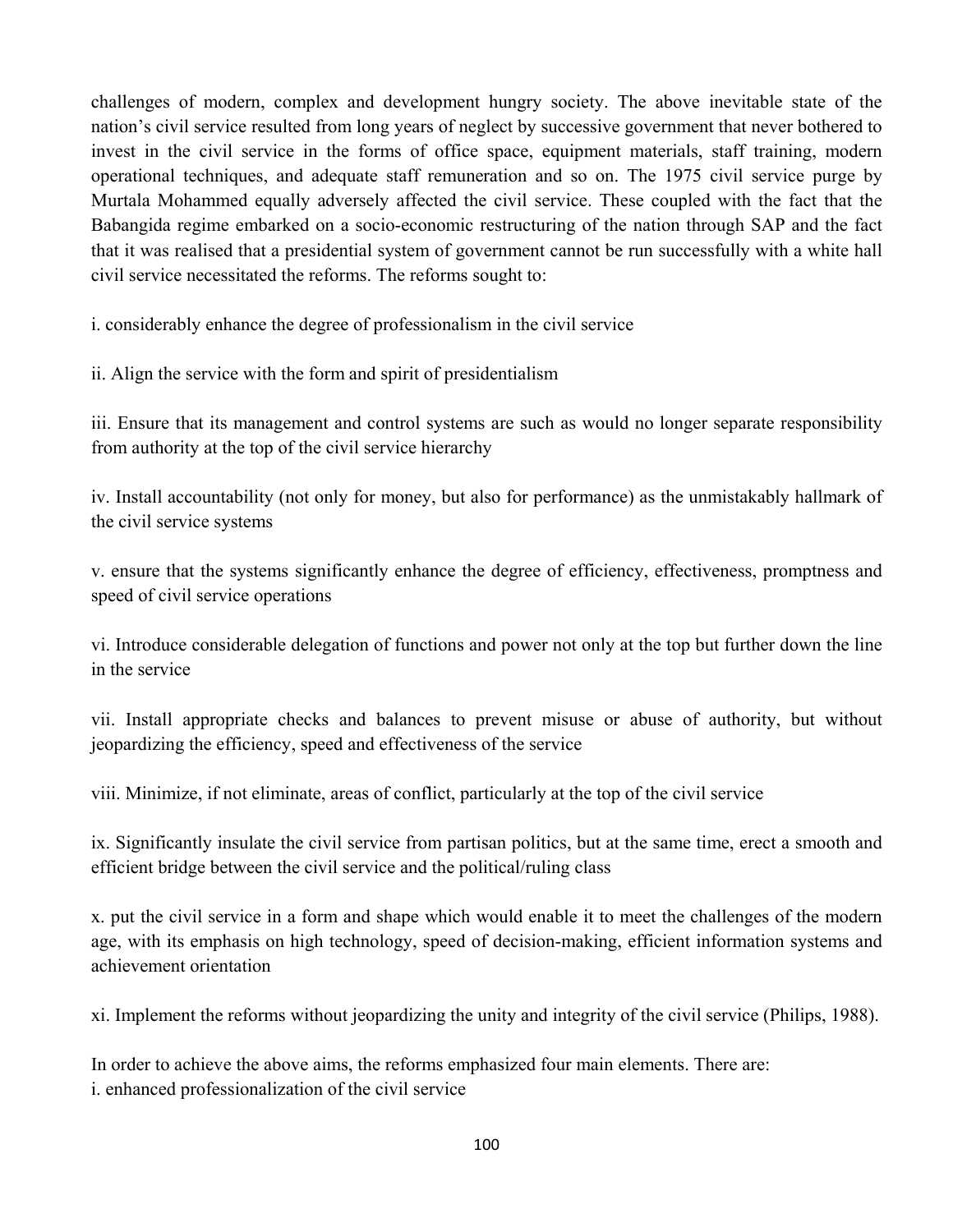challenges of modern, complex and development hungry society. The above inevitable state of the nation's civil service resulted from long years of neglect by successive government that never bothered to invest in the civil service in the forms of office space, equipment materials, staff training, modern operational techniques, and adequate staff remuneration and so on. The 1975 civil service purge by Murtala Mohammed equally adversely affected the civil service. These coupled with the fact that the Babangida regime embarked on a socio-economic restructuring of the nation through SAP and the fact that it was realised that a presidential system of government cannot be run successfully with a white hall civil service necessitated the reforms. The reforms sought to:

i. considerably enhance the degree of professionalism in the civil service

ii. Align the service with the form and spirit of presidentialism

iii. Ensure that its management and control systems are such as would no longer separate responsibility from authority at the top of the civil service hierarchy

iv. Install accountability (not only for money, but also for performance) as the unmistakably hallmark of the civil service systems

v. ensure that the systems significantly enhance the degree of efficiency, effectiveness, promptness and speed of civil service operations

vi. Introduce considerable delegation of functions and power not only at the top but further down the line in the service

vii. Install appropriate checks and balances to prevent misuse or abuse of authority, but without jeopardizing the efficiency, speed and effectiveness of the service

viii. Minimize, if not eliminate, areas of conflict, particularly at the top of the civil service

ix. Significantly insulate the civil service from partisan politics, but at the same time, erect a smooth and efficient bridge between the civil service and the political/ruling class

x. put the civil service in a form and shape which would enable it to meet the challenges of the modern age, with its emphasis on high technology, speed of decision-making, efficient information systems and achievement orientation

xi. Implement the reforms without jeopardizing the unity and integrity of the civil service (Philips, 1988).

In order to achieve the above aims, the reforms emphasized four main elements. There are:
i. enhanced professionalization of the civil service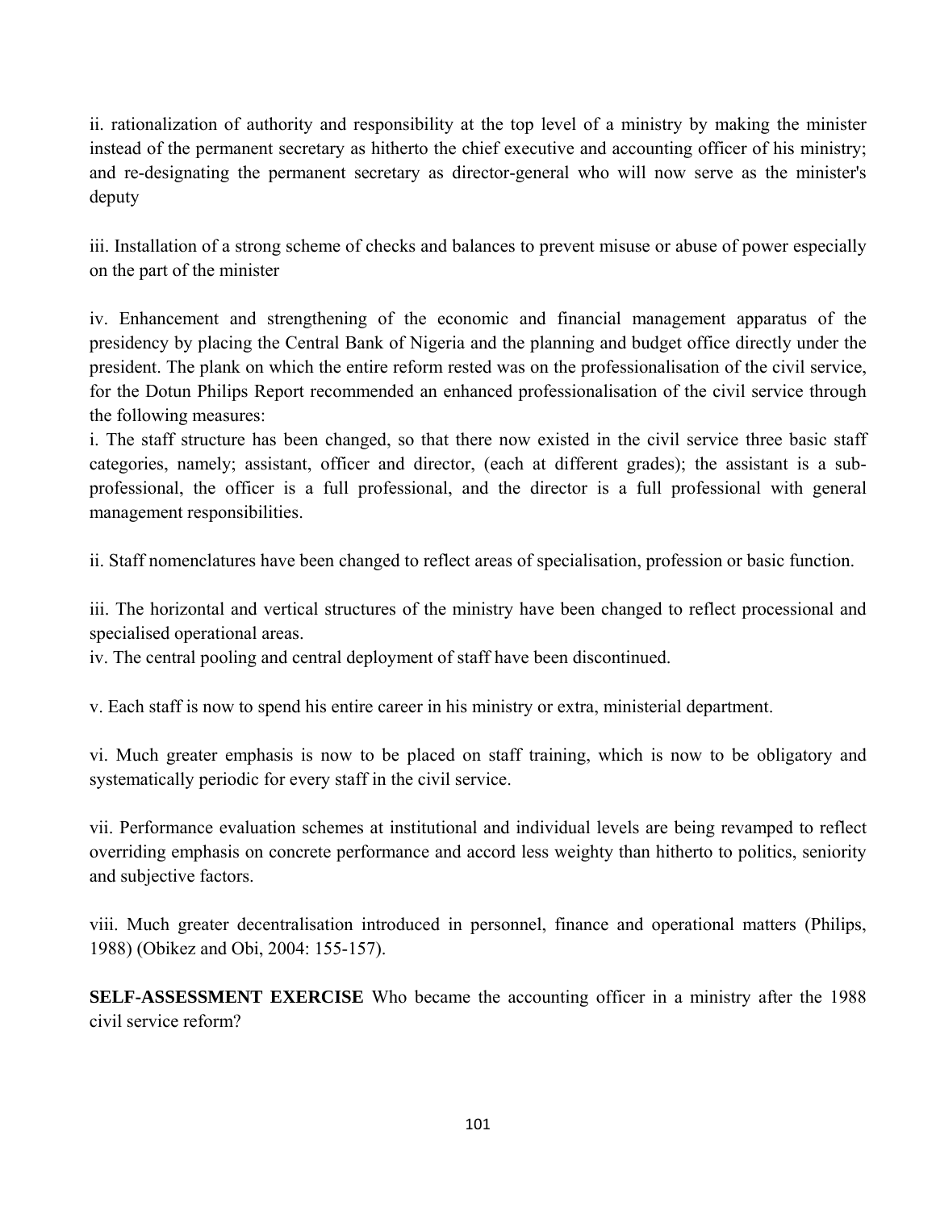ii. rationalization of authority and responsibility at the top level of a ministry by making the minister instead of the permanent secretary as hitherto the chief executive and accounting officer of his ministry; and re-designating the permanent secretary as director-general who will now serve as the minister's deputy

iii. Installation of a strong scheme of checks and balances to prevent misuse or abuse of power especially on the part of the minister

iv. Enhancement and strengthening of the economic and financial management apparatus of the presidency by placing the Central Bank of Nigeria and the planning and budget office directly under the president. The plank on which the entire reform rested was on the professionalisation of the civil service, for the Dotun Philips Report recommended an enhanced professionalisation of the civil service through the following measures:

i. The staff structure has been changed, so that there now existed in the civil service three basic staff categories, namely; assistant, officer and director, (each at different grades); the assistant is a sub-professional, the officer is a full professional, and the director is a full professional with general management responsibilities.

ii. Staff nomenclatures have been changed to reflect areas of specialisation, profession or basic function.

iii. The horizontal and vertical structures of the ministry have been changed to reflect processional and specialised operational areas.

iv. The central pooling and central deployment of staff have been discontinued.

v. Each staff is now to spend his entire career in his ministry or extra, ministerial department.

vi. Much greater emphasis is now to be placed on staff training, which is now to be obligatory and systematically periodic for every staff in the civil service.

vii. Performance evaluation schemes at institutional and individual levels are being revamped to reflect overriding emphasis on concrete performance and accord less weighty than hitherto to politics, seniority and subjective factors.

viii. Much greater decentralisation introduced in personnel, finance and operational matters (Philips, 1988) (Obikez and Obi, 2004: 155-157).

**SELF-ASSESSMENT EXERCISE** Who became the accounting officer in a ministry after the 1988 civil service reform?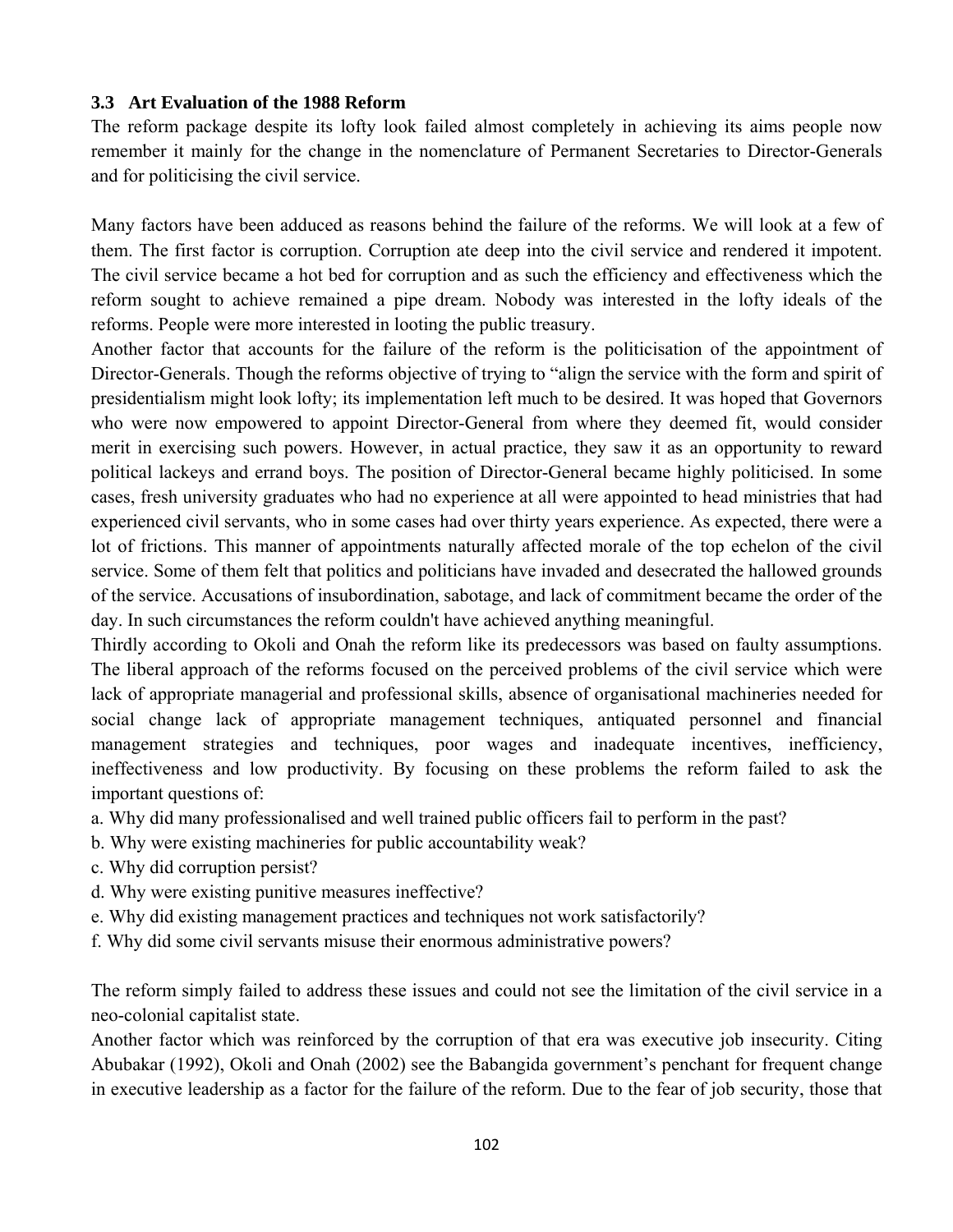### 3.3 Art Evaluation of the 1988 Reform

The reform package despite its lofty look failed almost completely in achieving its aims people now remember it mainly for the change in the nomenclature of Permanent Secretaries to Director-Generals and for politicising the civil service.

Many factors have been adduced as reasons behind the failure of the reforms. We will look at a few of them. The first factor is corruption. Corruption ate deep into the civil service and rendered it impotent. The civil service became a hot bed for corruption and as such the efficiency and effectiveness which the reform sought to achieve remained a pipe dream. Nobody was interested in the lofty ideals of the reforms. People were more interested in looting the public treasury.

Another factor that accounts for the failure of the reform is the politicisation of the appointment of Director-Generals. Though the reforms objective of trying to "align the service with the form and spirit of presidentialism might look lofty; its implementation left much to be desired. It was hoped that Governors who were now empowered to appoint Director-General from where they deemed fit, would consider merit in exercising such powers. However, in actual practice, they saw it as an opportunity to reward political lackeys and errand boys. The position of Director-General became highly politicised. In some cases, fresh university graduates who had no experience at all were appointed to head ministries that had experienced civil servants, who in some cases had over thirty years experience. As expected, there were a lot of frictions. This manner of appointments naturally affected morale of the top echelon of the civil service. Some of them felt that politics and politicians have invaded and desecrated the hallowed grounds of the service. Accusations of insubordination, sabotage, and lack of commitment became the order of the day. In such circumstances the reform couldn't have achieved anything meaningful.

Thirdly according to Okoli and Onah the reform like its predecessors was based on faulty assumptions. The liberal approach of the reforms focused on the perceived problems of the civil service which were lack of appropriate managerial and professional skills, absence of organisational machineries needed for social change lack of appropriate management techniques, antiquated personnel and financial management strategies and techniques, poor wages and inadequate incentives, inefficiency, ineffectiveness and low productivity. By focusing on these problems the reform failed to ask the important questions of:

a. Why did many professionalised and well trained public officers fail to perform in the past?
b. Why were existing machineries for public accountability weak?
c. Why did corruption persist?
d. Why were existing punitive measures ineffective?
e. Why did existing management practices and techniques not work satisfactorily?
f. Why did some civil servants misuse their enormous administrative powers?

The reform simply failed to address these issues and could not see the limitation of the civil service in a neo-colonial capitalist state.

Another factor which was reinforced by the corruption of that era was executive job insecurity. Citing Abubakar (1992), Okoli and Onah (2002) see the Babangida government's penchant for frequent change in executive leadership as a factor for the failure of the reform. Due to the fear of job security, those that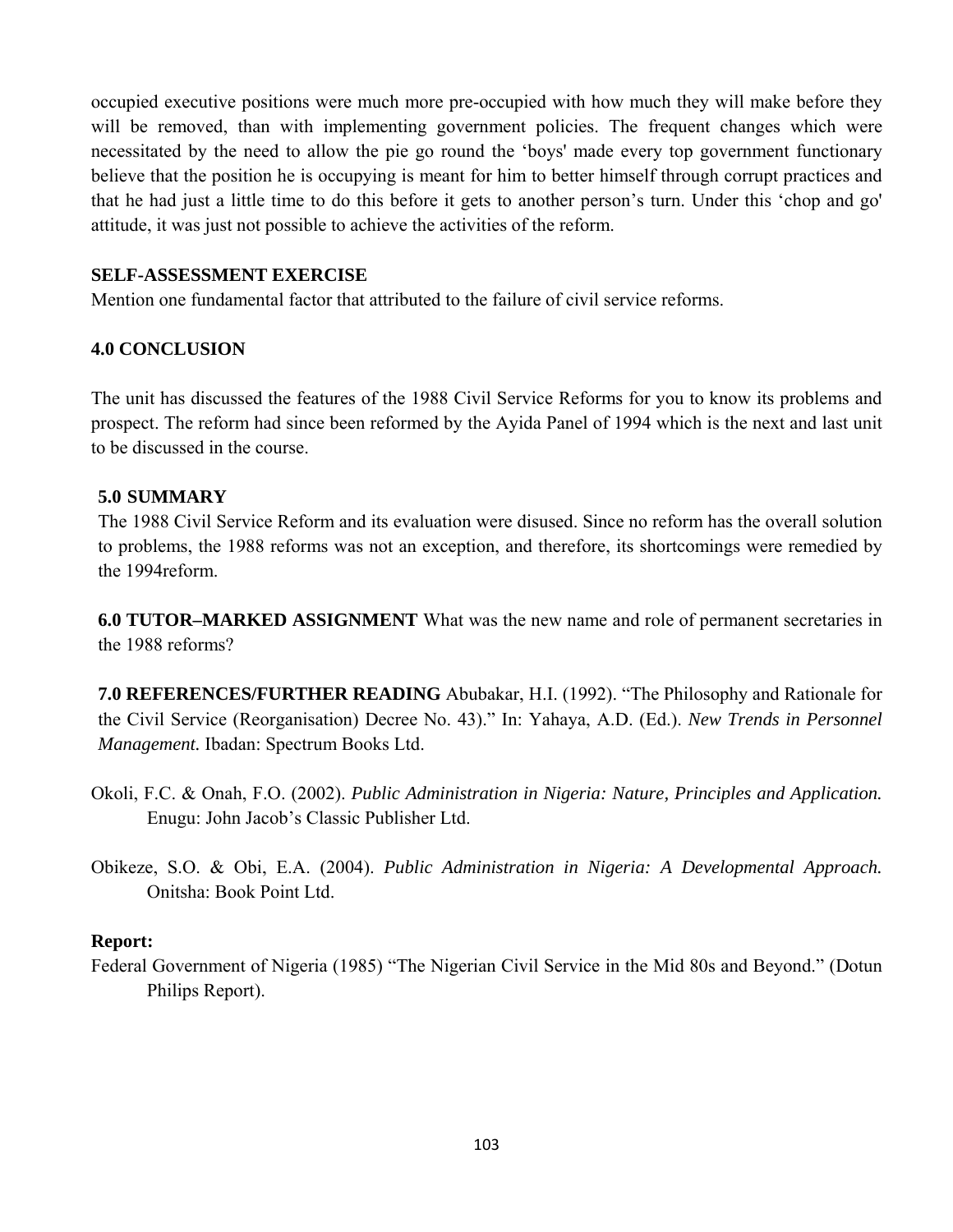occupied executive positions were much more pre-occupied with how much they will make before they will be removed, than with implementing government policies. The frequent changes which were necessitated by the need to allow the pie go round the 'boys' made every top government functionary believe that the position he is occupying is meant for him to better himself through corrupt practices and that he had just a little time to do this before it gets to another person's turn. Under this 'chop and go' attitude, it was just not possible to achieve the activities of the reform.

## SELF-ASSESSMENT EXERCISE

Mention one fundamental factor that attributed to the failure of civil service reforms.

## 4.0 CONCLUSION

The unit has discussed the features of the 1988 Civil Service Reforms for you to know its problems and prospect. The reform had since been reformed by the Ayida Panel of 1994 which is the next and last unit to be discussed in the course.

## 5.0 SUMMARY

The 1988 Civil Service Reform and its evaluation were disused. Since no reform has the overall solution to problems, the 1988 reforms was not an exception, and therefore, its shortcomings were remedied by the 1994reform.

**6.0 TUTOR–MARKED ASSIGNMENT** What was the new name and role of permanent secretaries in the 1988 reforms?

**7.0 REFERENCES/FURTHER READING** Abubakar, H.I. (1992). "The Philosophy and Rationale for the Civil Service (Reorganisation) Decree No. 43)." In: Yahaya, A.D. (Ed.). *New Trends in Personnel Management.* Ibadan: Spectrum Books Ltd.

Okoli, F.C. & Onah, F.O. (2002). *Public Administration in Nigeria: Nature, Principles and Application.* Enugu: John Jacob's Classic Publisher Ltd.

Obikeze, S.O. & Obi, E.A. (2004). *Public Administration in Nigeria: A Developmental Approach.* Onitsha: Book Point Ltd.

**Report:**

Federal Government of Nigeria (1985) "The Nigerian Civil Service in the Mid 80s and Beyond." (Dotun Philips Report).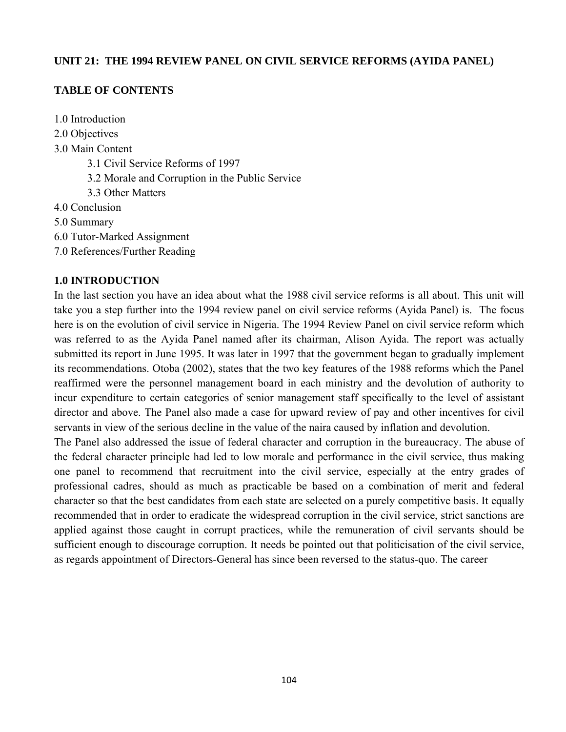**UNIT 21: THE 1994 REVIEW PANEL ON CIVIL SERVICE REFORMS (AYIDA PANEL)**

**TABLE OF CONTENTS**

1.0 Introduction
2.0 Objectives
3.0 Main Content
- 3.1 Civil Service Reforms of 1997
- 3.2 Morale and Corruption in the Public Service
- 3.3 Other Matters

4.0 Conclusion
5.0 Summary
6.0 Tutor-Marked Assignment
7.0 References/Further Reading

**1.0 INTRODUCTION**

In the last section you have an idea about what the 1988 civil service reforms is all about. This unit will take you a step further into the 1994 review panel on civil service reforms (Ayida Panel) is. The focus here is on the evolution of civil service in Nigeria. The 1994 Review Panel on civil service reform which was referred to as the Ayida Panel named after its chairman, Alison Ayida. The report was actually submitted its report in June 1995. It was later in 1997 that the government began to gradually implement its recommendations. Otoba (2002), states that the two key features of the 1988 reforms which the Panel reaffirmed were the personnel management board in each ministry and the devolution of authority to incur expenditure to certain categories of senior management staff specifically to the level of assistant director and above. The Panel also made a case for upward review of pay and other incentives for civil servants in view of the serious decline in the value of the naira caused by inflation and devolution.

The Panel also addressed the issue of federal character and corruption in the bureaucracy. The abuse of the federal character principle had led to low morale and performance in the civil service, thus making one panel to recommend that recruitment into the civil service, especially at the entry grades of professional cadres, should as much as practicable be based on a combination of merit and federal character so that the best candidates from each state are selected on a purely competitive basis. It equally recommended that in order to eradicate the widespread corruption in the civil service, strict sanctions are applied against those caught in corrupt practices, while the remuneration of civil servants should be sufficient enough to discourage corruption. It needs be pointed out that politicisation of the civil service, as regards appointment of Directors-General has since been reversed to the status-quo. The career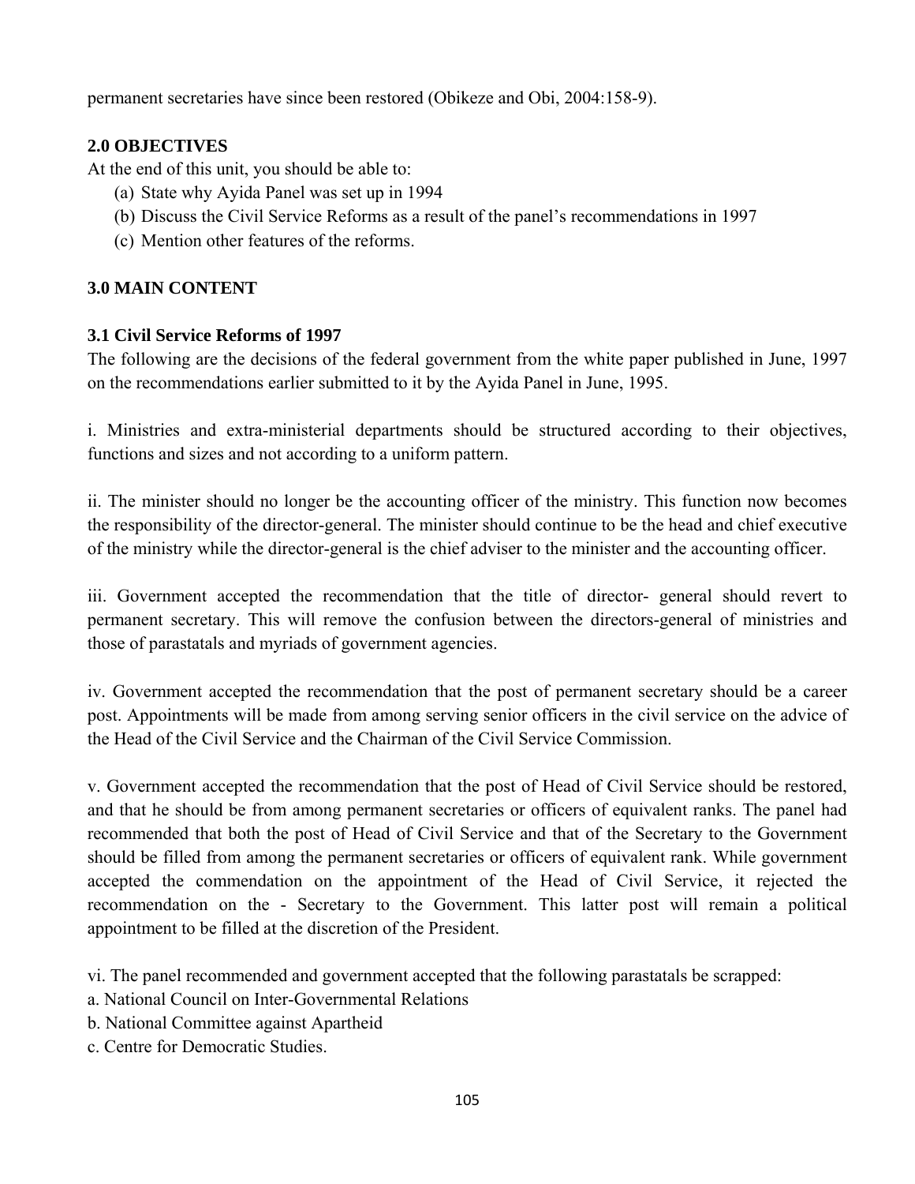permanent secretaries have since been restored (Obikeze and Obi, 2004:158-9).

## 2.0 OBJECTIVES

At the end of this unit, you should be able to:

(a) State why Ayida Panel was set up in 1994
(b) Discuss the Civil Service Reforms as a result of the panel's recommendations in 1997
(c) Mention other features of the reforms.

## 3.0 MAIN CONTENT

### 3.1 Civil Service Reforms of 1997

The following are the decisions of the federal government from the white paper published in June, 1997 on the recommendations earlier submitted to it by the Ayida Panel in June, 1995.

i. Ministries and extra-ministerial departments should be structured according to their objectives, functions and sizes and not according to a uniform pattern.

ii. The minister should no longer be the accounting officer of the ministry. This function now becomes the responsibility of the director-general. The minister should continue to be the head and chief executive of the ministry while the director-general is the chief adviser to the minister and the accounting officer.

iii. Government accepted the recommendation that the title of director- general should revert to permanent secretary. This will remove the confusion between the directors-general of ministries and those of parastatals and myriads of government agencies.

iv. Government accepted the recommendation that the post of permanent secretary should be a career post. Appointments will be made from among serving senior officers in the civil service on the advice of the Head of the Civil Service and the Chairman of the Civil Service Commission.

v. Government accepted the recommendation that the post of Head of Civil Service should be restored, and that he should be from among permanent secretaries or officers of equivalent ranks. The panel had recommended that both the post of Head of Civil Service and that of the Secretary to the Government should be filled from among the permanent secretaries or officers of equivalent rank. While government accepted the commendation on the appointment of the Head of Civil Service, it rejected the recommendation on the - Secretary to the Government. This latter post will remain a political appointment to be filled at the discretion of the President.

vi. The panel recommended and government accepted that the following parastatals be scrapped:

a. National Council on Inter-Governmental Relations
b. National Committee against Apartheid
c. Centre for Democratic Studies.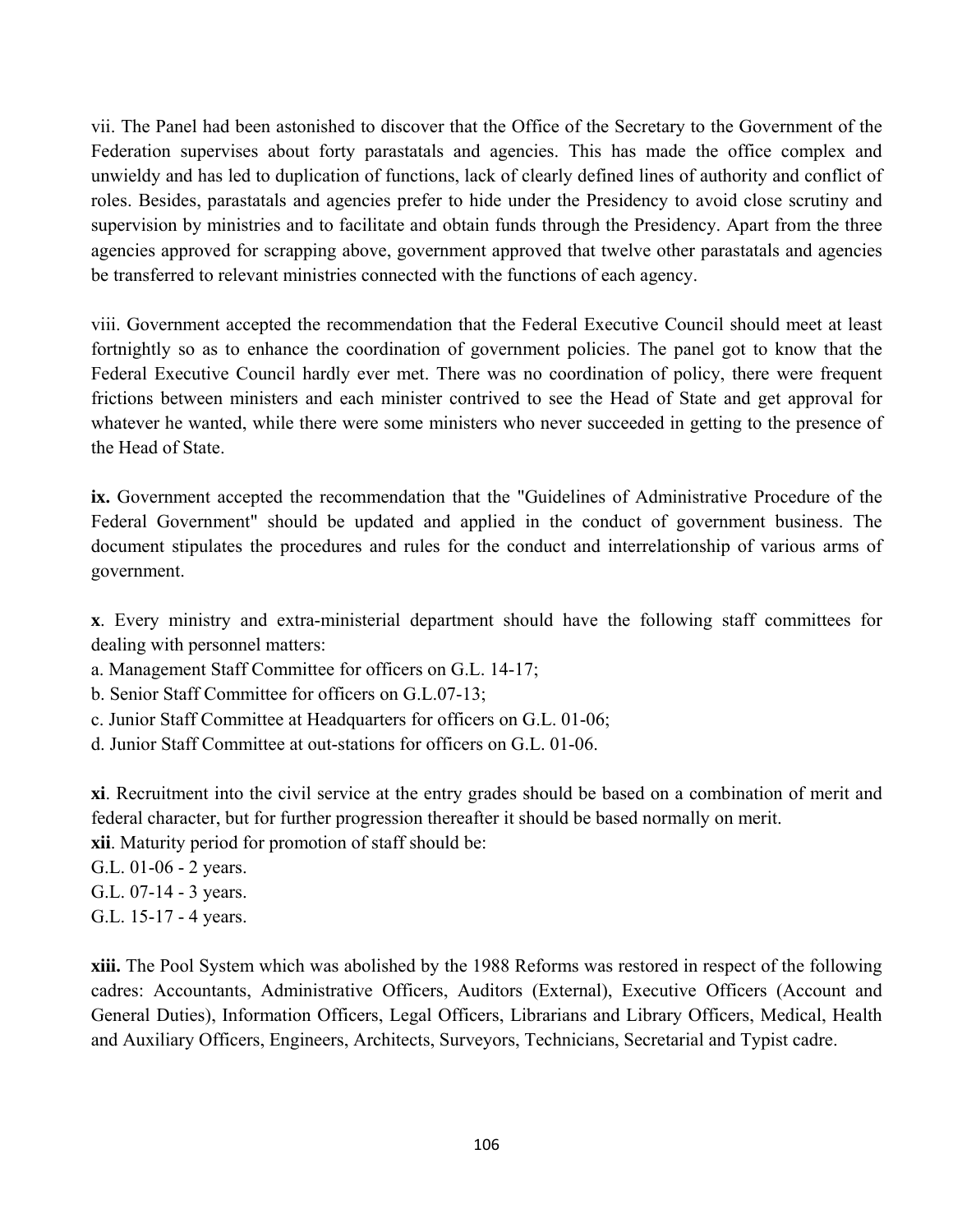vii. The Panel had been astonished to discover that the Office of the Secretary to the Government of the Federation supervises about forty parastatals and agencies. This has made the office complex and unwieldy and has led to duplication of functions, lack of clearly defined lines of authority and conflict of roles. Besides, parastatals and agencies prefer to hide under the Presidency to avoid close scrutiny and supervision by ministries and to facilitate and obtain funds through the Presidency. Apart from the three agencies approved for scrapping above, government approved that twelve other parastatals and agencies be transferred to relevant ministries connected with the functions of each agency.

viii. Government accepted the recommendation that the Federal Executive Council should meet at least fortnightly so as to enhance the coordination of government policies. The panel got to know that the Federal Executive Council hardly ever met. There was no coordination of policy, there were frequent frictions between ministers and each minister contrived to see the Head of State and get approval for whatever he wanted, while there were some ministers who never succeeded in getting to the presence of the Head of State.

**ix.** Government accepted the recommendation that the "Guidelines of Administrative Procedure of the Federal Government" should be updated and applied in the conduct of government business. The document stipulates the procedures and rules for the conduct and interrelationship of various arms of government.

**x**. Every ministry and extra-ministerial department should have the following staff committees for dealing with personnel matters:

a. Management Staff Committee for officers on G.L. 14-17;
b. Senior Staff Committee for officers on G.L.07-13;
c. Junior Staff Committee at Headquarters for officers on G.L. 01-06;
d. Junior Staff Committee at out-stations for officers on G.L. 01-06.

**xi**. Recruitment into the civil service at the entry grades should be based on a combination of merit and federal character, but for further progression thereafter it should be based normally on merit.

**xii**. Maturity period for promotion of staff should be:

G.L. 01-06 - 2 years.
G.L. 07-14 - 3 years.
G.L. 15-17 - 4 years.

**xiii.** The Pool System which was abolished by the 1988 Reforms was restored in respect of the following cadres: Accountants, Administrative Officers, Auditors (External), Executive Officers (Account and General Duties), Information Officers, Legal Officers, Librarians and Library Officers, Medical, Health and Auxiliary Officers, Engineers, Architects, Surveyors, Technicians, Secretarial and Typist cadre.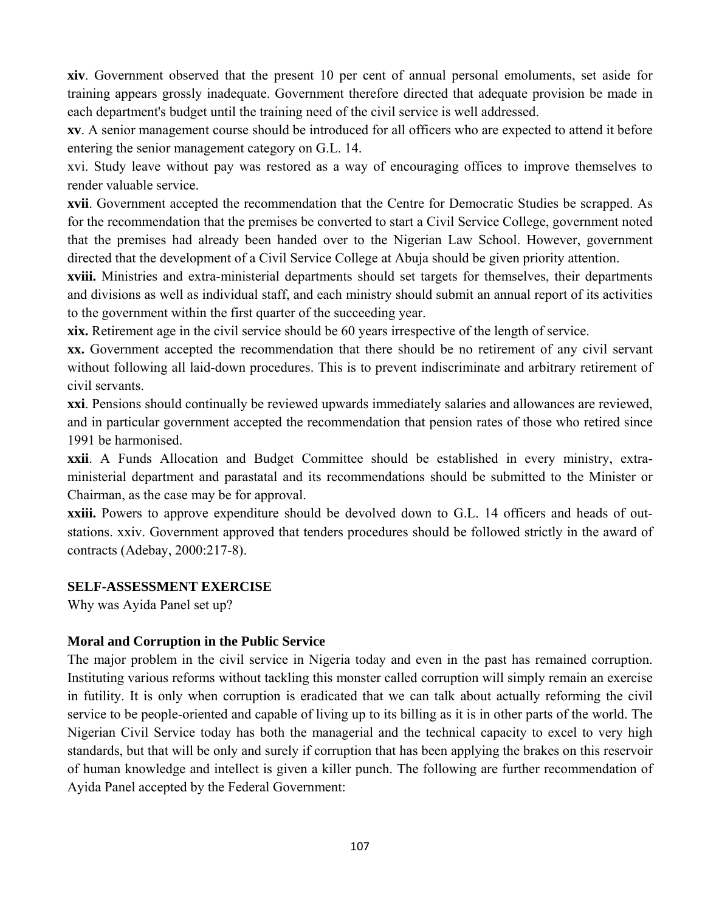**xiv**. Government observed that the present 10 per cent of annual personal emoluments, set aside for training appears grossly inadequate. Government therefore directed that adequate provision be made in each department's budget until the training need of the civil service is well addressed.

**xv**. A senior management course should be introduced for all officers who are expected to attend it before entering the senior management category on G.L. 14.

xvi. Study leave without pay was restored as a way of encouraging offices to improve themselves to render valuable service.

**xvii**. Government accepted the recommendation that the Centre for Democratic Studies be scrapped. As for the recommendation that the premises be converted to start a Civil Service College, government noted that the premises had already been handed over to the Nigerian Law School. However, government directed that the development of a Civil Service College at Abuja should be given priority attention.

**xviii.** Ministries and extra-ministerial departments should set targets for themselves, their departments and divisions as well as individual staff, and each ministry should submit an annual report of its activities to the government within the first quarter of the succeeding year.

**xix.** Retirement age in the civil service should be 60 years irrespective of the length of service.

**xx.** Government accepted the recommendation that there should be no retirement of any civil servant without following all laid-down procedures. This is to prevent indiscriminate and arbitrary retirement of civil servants.

**xxi**. Pensions should continually be reviewed upwards immediately salaries and allowances are reviewed, and in particular government accepted the recommendation that pension rates of those who retired since 1991 be harmonised.

**xxii**. A Funds Allocation and Budget Committee should be established in every ministry, extra-ministerial department and parastatal and its recommendations should be submitted to the Minister or Chairman, as the case may be for approval.

**xxiii.** Powers to approve expenditure should be devolved down to G.L. 14 officers and heads of out-stations. xxiv. Government approved that tenders procedures should be followed strictly in the award of contracts (Adebay, 2000:217-8).

**SELF-ASSESSMENT EXERCISE**

Why was Ayida Panel set up?

**Moral and Corruption in the Public Service**

The major problem in the civil service in Nigeria today and even in the past has remained corruption. Instituting various reforms without tackling this monster called corruption will simply remain an exercise in futility. It is only when corruption is eradicated that we can talk about actually reforming the civil service to be people-oriented and capable of living up to its billing as it is in other parts of the world. The Nigerian Civil Service today has both the managerial and the technical capacity to excel to very high standards, but that will be only and surely if corruption that has been applying the brakes on this reservoir of human knowledge and intellect is given a killer punch. The following are further recommendation of Ayida Panel accepted by the Federal Government: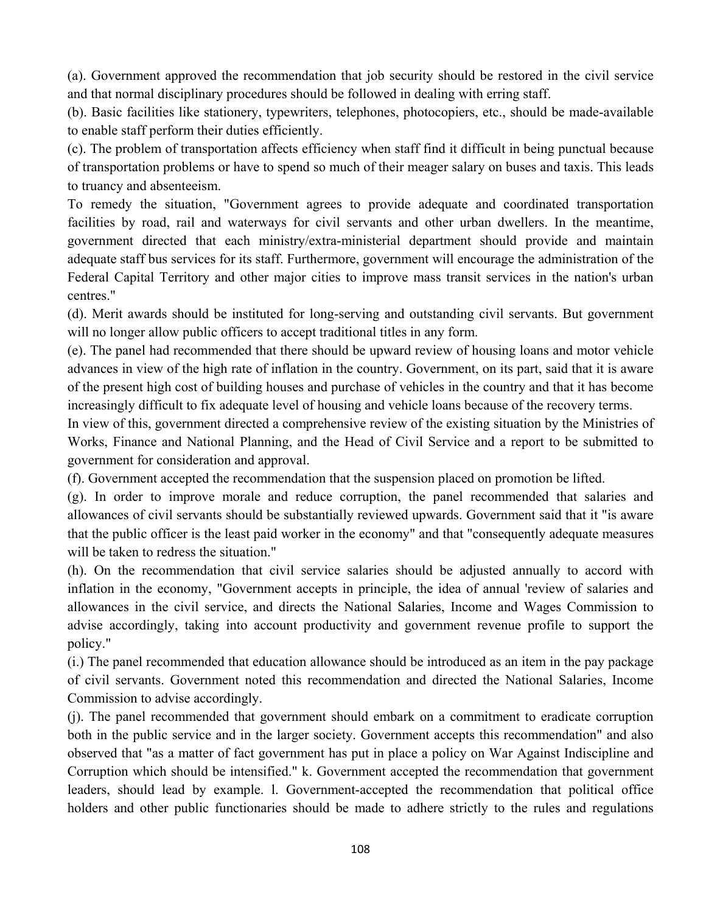(a). Government approved the recommendation that job security should be restored in the civil service and that normal disciplinary procedures should be followed in dealing with erring staff.

(b). Basic facilities like stationery, typewriters, telephones, photocopiers, etc., should be made-available to enable staff perform their duties efficiently.

(c). The problem of transportation affects efficiency when staff find it difficult in being punctual because of transportation problems or have to spend so much of their meager salary on buses and taxis. This leads to truancy and absenteeism.

To remedy the situation, "Government agrees to provide adequate and coordinated transportation facilities by road, rail and waterways for civil servants and other urban dwellers. In the meantime, government directed that each ministry/extra-ministerial department should provide and maintain adequate staff bus services for its staff. Furthermore, government will encourage the administration of the Federal Capital Territory and other major cities to improve mass transit services in the nation's urban centres."

(d). Merit awards should be instituted for long-serving and outstanding civil servants. But government will no longer allow public officers to accept traditional titles in any form.

(e). The panel had recommended that there should be upward review of housing loans and motor vehicle advances in view of the high rate of inflation in the country. Government, on its part, said that it is aware of the present high cost of building houses and purchase of vehicles in the country and that it has become increasingly difficult to fix adequate level of housing and vehicle loans because of the recovery terms.

In view of this, government directed a comprehensive review of the existing situation by the Ministries of Works, Finance and National Planning, and the Head of Civil Service and a report to be submitted to government for consideration and approval.

(f). Government accepted the recommendation that the suspension placed on promotion be lifted.

(g). In order to improve morale and reduce corruption, the panel recommended that salaries and allowances of civil servants should be substantially reviewed upwards. Government said that it "is aware that the public officer is the least paid worker in the economy" and that "consequently adequate measures will be taken to redress the situation."

(h). On the recommendation that civil service salaries should be adjusted annually to accord with inflation in the economy, "Government accepts in principle, the idea of annual 'review of salaries and allowances in the civil service, and directs the National Salaries, Income and Wages Commission to advise accordingly, taking into account productivity and government revenue profile to support the policy."

(i.) The panel recommended that education allowance should be introduced as an item in the pay package of civil servants. Government noted this recommendation and directed the National Salaries, Income Commission to advise accordingly.

(j). The panel recommended that government should embark on a commitment to eradicate corruption both in the public service and in the larger society. Government accepts this recommendation" and also observed that "as a matter of fact government has put in place a policy on War Against Indiscipline and Corruption which should be intensified." k. Government accepted the recommendation that government leaders, should lead by example. l. Government-accepted the recommendation that political office holders and other public functionaries should be made to adhere strictly to the rules and regulations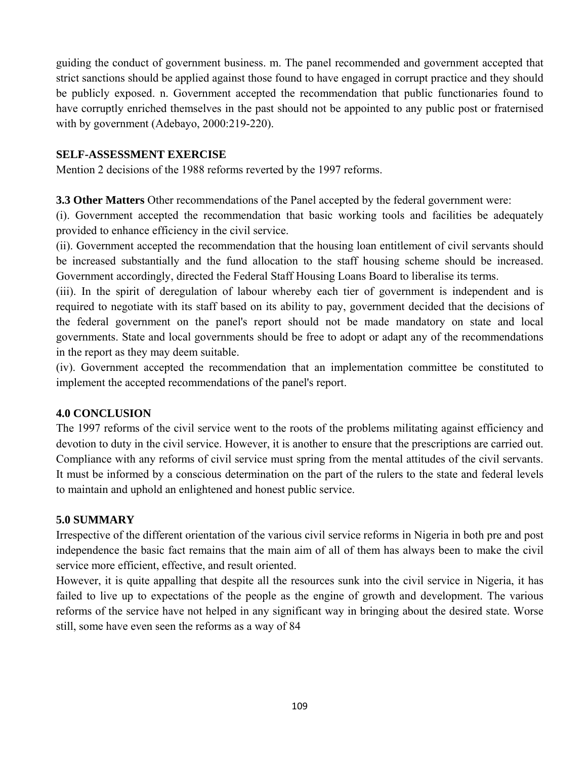guiding the conduct of government business. m. The panel recommended and government accepted that strict sanctions should be applied against those found to have engaged in corrupt practice and they should be publicly exposed. n. Government accepted the recommendation that public functionaries found to have corruptly enriched themselves in the past should not be appointed to any public post or fraternised with by government (Adebayo, 2000:219-220).

**SELF-ASSESSMENT EXERCISE**

Mention 2 decisions of the 1988 reforms reverted by the 1997 reforms.

**3.3 Other Matters** Other recommendations of the Panel accepted by the federal government were:

(i). Government accepted the recommendation that basic working tools and facilities be adequately provided to enhance efficiency in the civil service.

(ii). Government accepted the recommendation that the housing loan entitlement of civil servants should be increased substantially and the fund allocation to the staff housing scheme should be increased. Government accordingly, directed the Federal Staff Housing Loans Board to liberalise its terms.

(iii). In the spirit of deregulation of labour whereby each tier of government is independent and is required to negotiate with its staff based on its ability to pay, government decided that the decisions of the federal government on the panel's report should not be made mandatory on state and local governments. State and local governments should be free to adopt or adapt any of the recommendations in the report as they may deem suitable.

(iv). Government accepted the recommendation that an implementation committee be constituted to implement the accepted recommendations of the panel's report.

## 4.0 CONCLUSION

The 1997 reforms of the civil service went to the roots of the problems militating against efficiency and devotion to duty in the civil service. However, it is another to ensure that the prescriptions are carried out. Compliance with any reforms of civil service must spring from the mental attitudes of the civil servants. It must be informed by a conscious determination on the part of the rulers to the state and federal levels to maintain and uphold an enlightened and honest public service.

## 5.0 SUMMARY

Irrespective of the different orientation of the various civil service reforms in Nigeria in both pre and post independence the basic fact remains that the main aim of all of them has always been to make the civil service more efficient, effective, and result oriented.

However, it is quite appalling that despite all the resources sunk into the civil service in Nigeria, it has failed to live up to expectations of the people as the engine of growth and development. The various reforms of the service have not helped in any significant way in bringing about the desired state. Worse still, some have even seen the reforms as a way of 84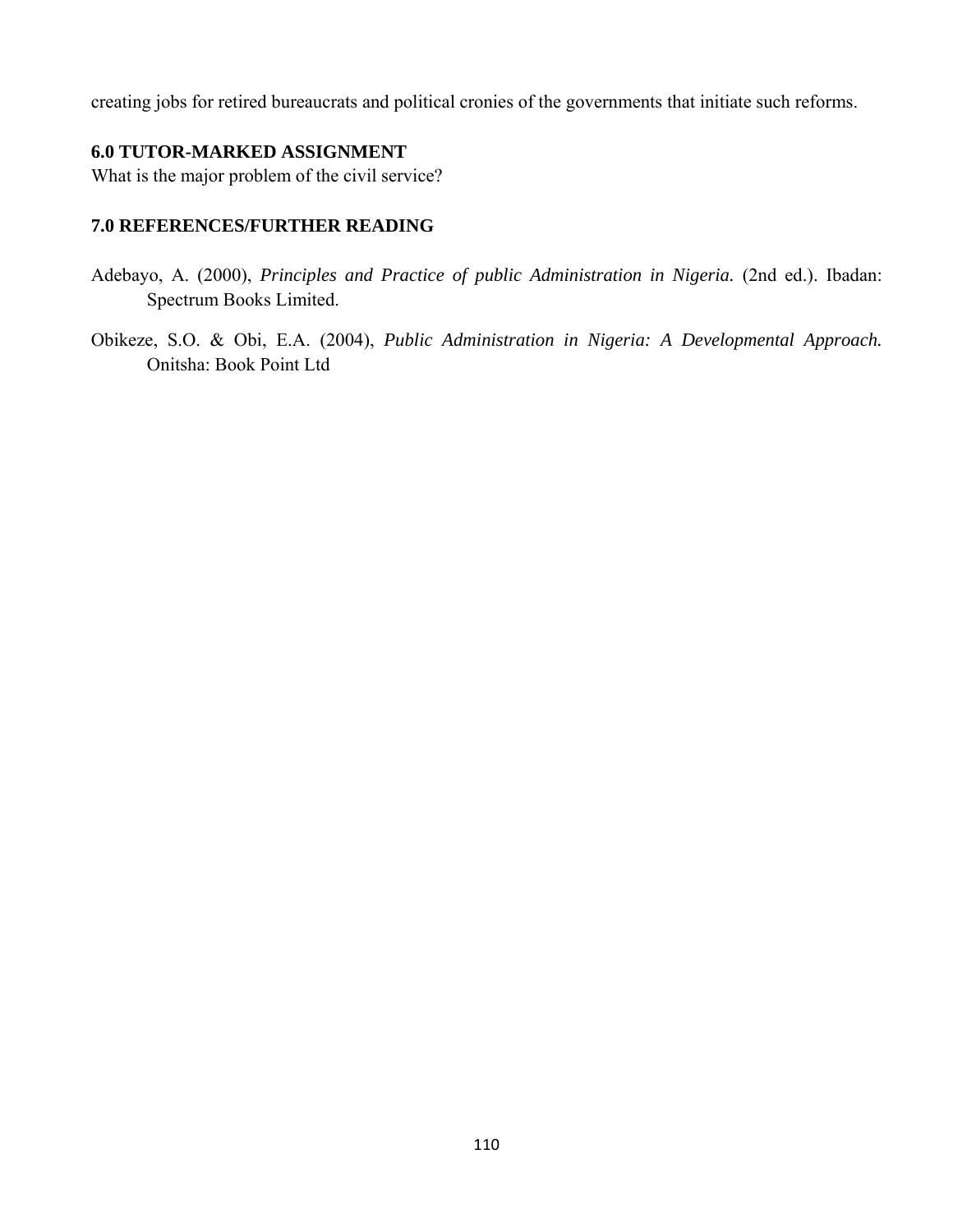creating jobs for retired bureaucrats and political cronies of the governments that initiate such reforms.

## 6.0 TUTOR-MARKED ASSIGNMENT

What is the major problem of the civil service?

## 7.0 REFERENCES/FURTHER READING

Adebayo, A. (2000), *Principles and Practice of public Administration in Nigeria.* (2nd ed.). Ibadan: Spectrum Books Limited.

Obikeze, S.O. & Obi, E.A. (2004), *Public Administration in Nigeria: A Developmental Approach.* Onitsha: Book Point Ltd